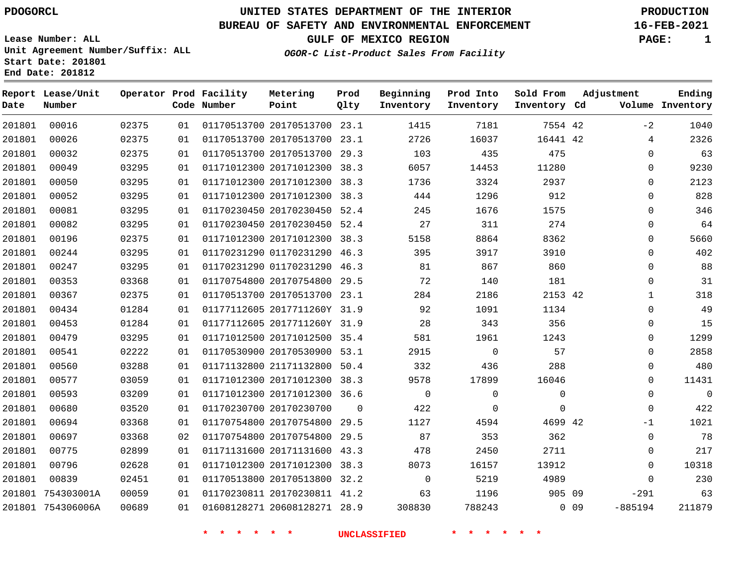PDOGORCL

**UNITED STATES DEPARTMENT OF THE INTERIOR**
**BUREAU OF SAFETY AND ENVIRONMENTAL ENFORCEMENT**
**GULF OF MEXICO REGION**
*OGOR-C List-Product Sales From Facility*

PRODUCTION
16-FEB-2021

Lease Number: ALL
Unit Agreement Number/Suffix: ALL
Start Date: 201801
End Date: 201812

| Report Date | Lease/Unit Number | Operator | Prod Code | Facility Number | Metering Point | Prod Qlty | Beginning Inventory | Prod Into Inventory | Sold From Inventory | Adjustment Cd | Adjustment Volume | Ending Inventory |
|---|---|---|---|---|---|---|---|---|---|---|---|---|
| 201801 | 00016 | 02375 | 01 | 01170513700 | 20170513700 | 23.1 | 1415 | 7181 | 7554 | 42 | -2 | 1040 |
| 201801 | 00026 | 02375 | 01 | 01170513700 | 20170513700 | 23.1 | 2726 | 16037 | 16441 | 42 | 4 | 2326 |
| 201801 | 00032 | 02375 | 01 | 01170513700 | 20170513700 | 29.3 | 103 | 435 | 475 | | 0 | 63 |
| 201801 | 00049 | 03295 | 01 | 01171012300 | 20171012300 | 38.3 | 6057 | 14453 | 11280 | | 0 | 9230 |
| 201801 | 00050 | 03295 | 01 | 01171012300 | 20171012300 | 38.3 | 1736 | 3324 | 2937 | | 0 | 2123 |
| 201801 | 00052 | 03295 | 01 | 01171012300 | 20171012300 | 38.3 | 444 | 1296 | 912 | | 0 | 828 |
| 201801 | 00081 | 03295 | 01 | 01170230450 | 20170230450 | 52.4 | 245 | 1676 | 1575 | | 0 | 346 |
| 201801 | 00082 | 03295 | 01 | 01170230450 | 20170230450 | 52.4 | 27 | 311 | 274 | | 0 | 64 |
| 201801 | 00196 | 02375 | 01 | 01171012300 | 20171012300 | 38.3 | 5158 | 8864 | 8362 | | 0 | 5660 |
| 201801 | 00244 | 03295 | 01 | 01170231290 | 01170231290 | 46.3 | 395 | 3917 | 3910 | | 0 | 402 |
| 201801 | 00247 | 03295 | 01 | 01170231290 | 01170231290 | 46.3 | 81 | 867 | 860 | | 0 | 88 |
| 201801 | 00353 | 03368 | 01 | 01170754800 | 20170754800 | 29.5 | 72 | 140 | 181 | | 0 | 31 |
| 201801 | 00367 | 02375 | 01 | 01170513700 | 20170513700 | 23.1 | 284 | 2186 | 2153 | 42 | 1 | 318 |
| 201801 | 00434 | 01284 | 01 | 01177112605 | 2017711260Y | 31.9 | 92 | 1091 | 1134 | | 0 | 49 |
| 201801 | 00453 | 01284 | 01 | 01177112605 | 2017711260Y | 31.9 | 28 | 343 | 356 | | 0 | 15 |
| 201801 | 00479 | 03295 | 01 | 01171012500 | 20171012500 | 35.4 | 581 | 1961 | 1243 | | 0 | 1299 |
| 201801 | 00541 | 02222 | 01 | 01170530900 | 20170530900 | 53.1 | 2915 | 0 | 57 | | 0 | 2858 |
| 201801 | 00560 | 03288 | 01 | 01171132800 | 21171132800 | 50.4 | 332 | 436 | 288 | | 0 | 480 |
| 201801 | 00577 | 03059 | 01 | 01171012300 | 20171012300 | 38.3 | 9578 | 17899 | 16046 | | 0 | 11431 |
| 201801 | 00593 | 03209 | 01 | 01171012300 | 20171012300 | 36.6 | 0 | 0 | 0 | | 0 | 0 |
| 201801 | 00680 | 03520 | 01 | 01170230700 | 20170230700 | 0 | 422 | 0 | 0 | | 0 | 422 |
| 201801 | 00694 | 03368 | 01 | 01170754800 | 20170754800 | 29.5 | 1127 | 4594 | 4699 | 42 | -1 | 1021 |
| 201801 | 00697 | 03368 | 02 | 01170754800 | 20170754800 | 29.5 | 87 | 353 | 362 | | 0 | 78 |
| 201801 | 00775 | 02899 | 01 | 01171131600 | 20171131600 | 43.3 | 478 | 2450 | 2711 | | 0 | 217 |
| 201801 | 00796 | 02628 | 01 | 01171012300 | 20171012300 | 38.3 | 8073 | 16157 | 13912 | | 0 | 10318 |
| 201801 | 00839 | 02451 | 01 | 01170513800 | 20170513800 | 32.2 | 0 | 5219 | 4989 | | 0 | 230 |
| 201801 | 754303001A | 00059 | 01 | 01170230811 | 20170230811 | 41.2 | 63 | 1196 | 905 | 09 | -291 | 63 |
| 201801 | 754306006A | 00689 | 01 | 01608128271 | 20608128271 | 28.9 | 308830 | 788243 | 0 | 09 | -885194 | 211879 |

\* \* \* \* \* \* UNCLASSIFIED \* \* \* \* \* \*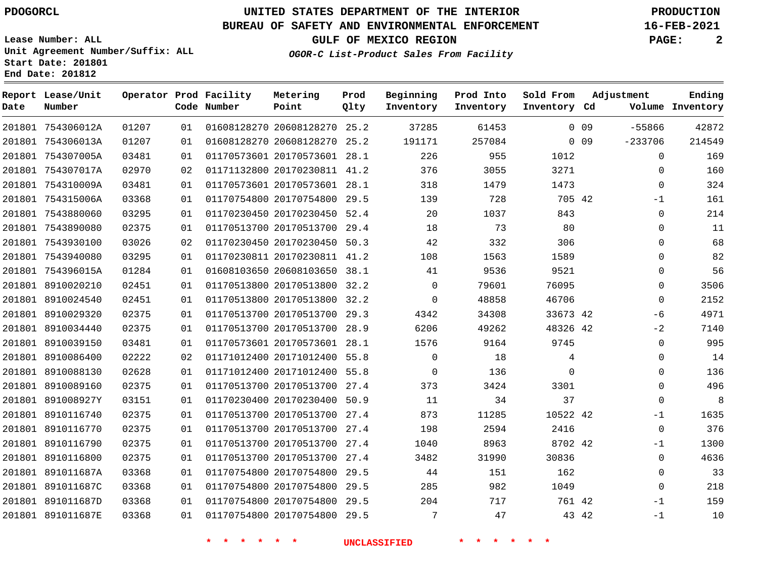# UNITED STATES DEPARTMENT OF THE INTERIOR
## BUREAU OF SAFETY AND ENVIRONMENTAL ENFORCEMENT
### GULF OF MEXICO REGION
*OGOR-C List-Product Sales From Facility*

PDOGORCL

PRODUCTION
16-FEB-2021

Lease Number: ALL
Unit Agreement Number/Suffix: ALL
Start Date: 201801
End Date: 201812

| Report Date | Lease/Unit Number | Operator | Prod Code | Facility Number | Metering Point | Prod Qlty | Beginning Inventory | Prod Into Inventory | Sold From Inventory | Adjustment Cd | Adjustment Volume | Ending Inventory |
|---|---|---|---|---|---|---|---|---|---|---|---|---|
| 201801 | 754306012A | 01207 | 01 | 01608128270 | 20608128270 | 25.2 | 37285 | 61453 | 0 | 09 | -55866 | 42872 |
| 201801 | 754306013A | 01207 | 01 | 01608128270 | 20608128270 | 25.2 | 191171 | 257084 | 0 | 09 | -233706 | 214549 |
| 201801 | 754307005A | 03481 | 01 | 01170573601 | 20170573601 | 28.1 | 226 | 955 | 1012 | | 0 | 169 |
| 201801 | 754307017A | 02970 | 02 | 01171132800 | 20170230811 | 41.2 | 376 | 3055 | 3271 | | 0 | 160 |
| 201801 | 754310009A | 03481 | 01 | 01170573601 | 20170573601 | 28.1 | 318 | 1479 | 1473 | | 0 | 324 |
| 201801 | 754315006A | 03368 | 01 | 01170754800 | 20170754800 | 29.5 | 139 | 728 | 705 | 42 | -1 | 161 |
| 201801 | 7543880060 | 03295 | 01 | 01170230450 | 20170230450 | 52.4 | 20 | 1037 | 843 | | 0 | 214 |
| 201801 | 7543890080 | 02375 | 01 | 01170513700 | 20170513700 | 29.4 | 18 | 73 | 80 | | 0 | 11 |
| 201801 | 7543930100 | 03026 | 02 | 01170230450 | 20170230450 | 50.3 | 42 | 332 | 306 | | 0 | 68 |
| 201801 | 7543940080 | 03295 | 01 | 01170230811 | 20170230811 | 41.2 | 108 | 1563 | 1589 | | 0 | 82 |
| 201801 | 754396015A | 01284 | 01 | 01608103650 | 20608103650 | 38.1 | 41 | 9536 | 9521 | | 0 | 56 |
| 201801 | 8910020210 | 02451 | 01 | 01170513800 | 20170513800 | 32.2 | 0 | 79601 | 76095 | | 0 | 3506 |
| 201801 | 8910024540 | 02451 | 01 | 01170513800 | 20170513800 | 32.2 | 0 | 48858 | 46706 | | 0 | 2152 |
| 201801 | 8910029320 | 02375 | 01 | 01170513700 | 20170513700 | 29.3 | 4342 | 34308 | 33673 | 42 | -6 | 4971 |
| 201801 | 8910034440 | 02375 | 01 | 01170513700 | 20170513700 | 28.9 | 6206 | 49262 | 48326 | 42 | -2 | 7140 |
| 201801 | 8910039150 | 03481 | 01 | 01170573601 | 20170573601 | 28.1 | 1576 | 9164 | 9745 | | 0 | 995 |
| 201801 | 8910086400 | 02222 | 02 | 01171012400 | 20171012400 | 55.8 | 0 | 18 | 4 | | 0 | 14 |
| 201801 | 8910088130 | 02628 | 01 | 01171012400 | 20171012400 | 55.8 | 0 | 136 | 0 | | 0 | 136 |
| 201801 | 8910089160 | 02375 | 01 | 01170513700 | 20170513700 | 27.4 | 373 | 3424 | 3301 | | 0 | 496 |
| 201801 | 891008927Y | 03151 | 01 | 01170230400 | 20170230400 | 50.9 | 11 | 34 | 37 | | 0 | 8 |
| 201801 | 8910116740 | 02375 | 01 | 01170513700 | 20170513700 | 27.4 | 873 | 11285 | 10522 | 42 | -1 | 1635 |
| 201801 | 8910116770 | 02375 | 01 | 01170513700 | 20170513700 | 27.4 | 198 | 2594 | 2416 | | 0 | 376 |
| 201801 | 8910116790 | 02375 | 01 | 01170513700 | 20170513700 | 27.4 | 1040 | 8963 | 8702 | 42 | -1 | 1300 |
| 201801 | 8910116800 | 02375 | 01 | 01170513700 | 20170513700 | 27.4 | 3482 | 31990 | 30836 | | 0 | 4636 |
| 201801 | 891011687A | 03368 | 01 | 01170754800 | 20170754800 | 29.5 | 44 | 151 | 162 | | 0 | 33 |
| 201801 | 891011687C | 03368 | 01 | 01170754800 | 20170754800 | 29.5 | 285 | 982 | 1049 | | 0 | 218 |
| 201801 | 891011687D | 03368 | 01 | 01170754800 | 20170754800 | 29.5 | 204 | 717 | 761 | 42 | -1 | 159 |
| 201801 | 891011687E | 03368 | 01 | 01170754800 | 20170754800 | 29.5 | 7 | 47 | 43 | 42 | -1 | 10 |

\* \* \* \* \* \* UNCLASSIFIED \* \* \* \* \* \*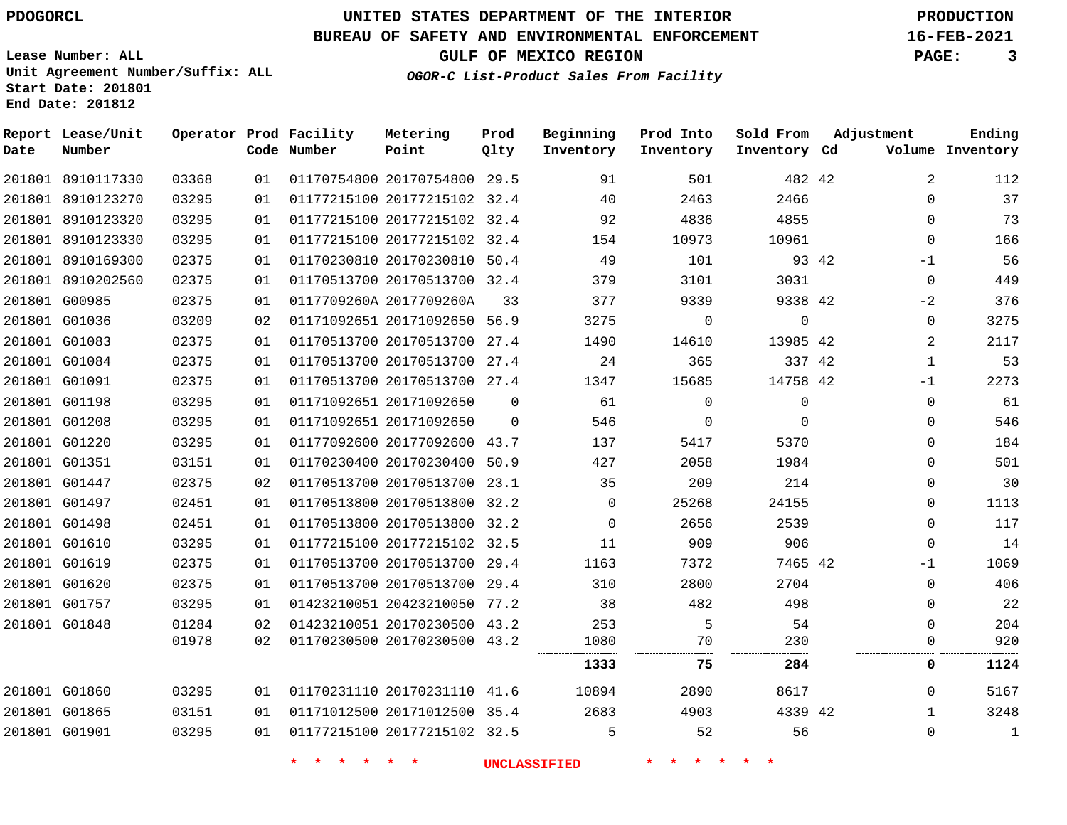PDOGORCL

# UNITED STATES DEPARTMENT OF THE INTERIOR
## BUREAU OF SAFETY AND ENVIRONMENTAL ENFORCEMENT
### GULF OF MEXICO REGION
*OGOR-C List-Product Sales From Facility*

PRODUCTION
16-FEB-2021

Lease Number: ALL
Unit Agreement Number/Suffix: ALL
Start Date: 201801
End Date: 201812

| Report Date | Lease/Unit Number | Operator | Prod Code | Facility Number | Metering Point | Prod Qlty | Beginning Inventory | Prod Into Inventory | Sold From Inventory | Adjustment Cd | Volume | Ending Inventory |
|---|---|---|---|---|---|---|---|---|---|---|---|---|
| 201801 | 8910117330 | 03368 | 01 | 01170754800 | 20170754800 | 29.5 | 91 | 501 | 482 | 42 | 2 | 112 |
| 201801 | 8910123270 | 03295 | 01 | 01177215100 | 20177215102 | 32.4 | 40 | 2463 | 2466 | | 0 | 37 |
| 201801 | 8910123320 | 03295 | 01 | 01177215100 | 20177215102 | 32.4 | 92 | 4836 | 4855 | | 0 | 73 |
| 201801 | 8910123330 | 03295 | 01 | 01177215100 | 20177215102 | 32.4 | 154 | 10973 | 10961 | | 0 | 166 |
| 201801 | 8910169300 | 02375 | 01 | 01170230810 | 20170230810 | 50.4 | 49 | 101 | 93 | 42 | -1 | 56 |
| 201801 | 8910202560 | 02375 | 01 | 01170513700 | 20170513700 | 32.4 | 379 | 3101 | 3031 | | 0 | 449 |
| 201801 | G00985 | 02375 | 01 | 0117709260A | 2017709260A | 33 | 377 | 9339 | 9338 | 42 | -2 | 376 |
| 201801 | G01036 | 03209 | 02 | 01171092651 | 20171092650 | 56.9 | 3275 | 0 | 0 | | 0 | 3275 |
| 201801 | G01083 | 02375 | 01 | 01170513700 | 20170513700 | 27.4 | 1490 | 14610 | 13985 | 42 | 2 | 2117 |
| 201801 | G01084 | 02375 | 01 | 01170513700 | 20170513700 | 27.4 | 24 | 365 | 337 | 42 | 1 | 53 |
| 201801 | G01091 | 02375 | 01 | 01170513700 | 20170513700 | 27.4 | 1347 | 15685 | 14758 | 42 | -1 | 2273 |
| 201801 | G01198 | 03295 | 01 | 01171092651 | 20171092650 | 0 | 61 | 0 | 0 | | 0 | 61 |
| 201801 | G01208 | 03295 | 01 | 01171092651 | 20171092650 | 0 | 546 | 0 | 0 | | 0 | 546 |
| 201801 | G01220 | 03295 | 01 | 01177092600 | 20177092600 | 43.7 | 137 | 5417 | 5370 | | 0 | 184 |
| 201801 | G01351 | 03151 | 01 | 01170230400 | 20170230400 | 50.9 | 427 | 2058 | 1984 | | 0 | 501 |
| 201801 | G01447 | 02375 | 02 | 01170513700 | 20170513700 | 23.1 | 35 | 209 | 214 | | 0 | 30 |
| 201801 | G01497 | 02451 | 01 | 01170513800 | 20170513800 | 32.2 | 0 | 25268 | 24155 | | 0 | 1113 |
| 201801 | G01498 | 02451 | 01 | 01170513800 | 20170513800 | 32.2 | 0 | 2656 | 2539 | | 0 | 117 |
| 201801 | G01610 | 03295 | 01 | 01177215100 | 20177215102 | 32.5 | 11 | 909 | 906 | | 0 | 14 |
| 201801 | G01619 | 02375 | 01 | 01170513700 | 20170513700 | 29.4 | 1163 | 7372 | 7465 | 42 | -1 | 1069 |
| 201801 | G01620 | 02375 | 01 | 01170513700 | 20170513700 | 29.4 | 310 | 2800 | 2704 | | 0 | 406 |
| 201801 | G01757 | 03295 | 01 | 01423210051 | 20423210050 | 77.2 | 38 | 482 | 498 | | 0 | 22 |
| 201801 | G01848 | 01284 | 02 | 01423210051 | 20170230500 | 43.2 | 253 | 5 | 54 | | 0 | 204 |
| | | 01978 | 02 | 01170230500 | 20170230500 | 43.2 | 1080 | 70 | 230 | | 0 | 920 |
| | | | | | | | **1333** | **75** | **284** | | **0** | **1124** |
| 201801 | G01860 | 03295 | 01 | 01170231110 | 20170231110 | 41.6 | 10894 | 2890 | 8617 | | 0 | 5167 |
| 201801 | G01865 | 03151 | 01 | 01171012500 | 20171012500 | 35.4 | 2683 | 4903 | 4339 | 42 | 1 | 3248 |
| 201801 | G01901 | 03295 | 01 | 01177215100 | 20177215102 | 32.5 | 5 | 52 | 56 | | 0 | 1 |

* * * * * * UNCLASSIFIED * * * * * *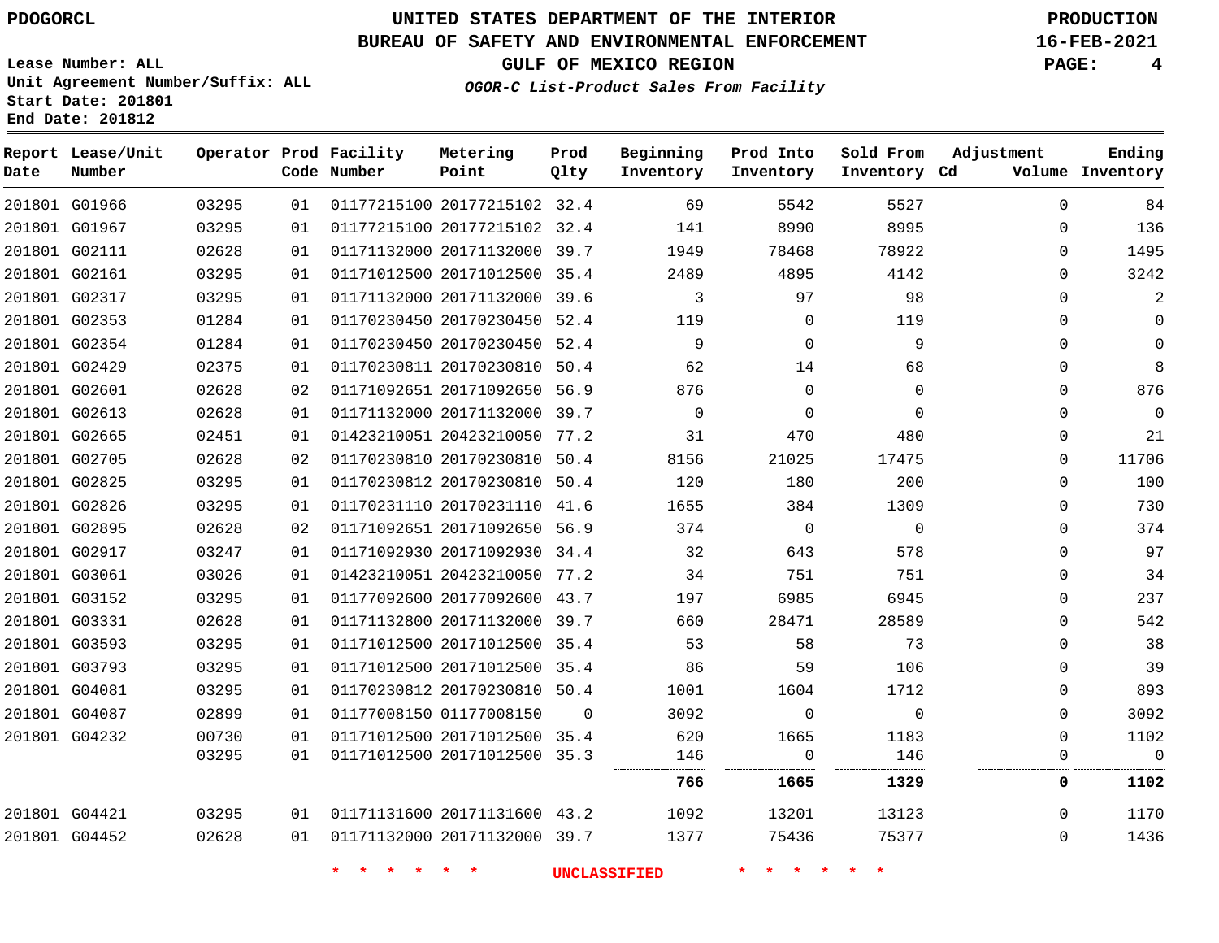PDOGORCL

**UNITED STATES DEPARTMENT OF THE INTERIOR**
**BUREAU OF SAFETY AND ENVIRONMENTAL ENFORCEMENT**
**GULF OF MEXICO REGION**
*OGOR-C List-Product Sales From Facility*

**PRODUCTION**
**16-FEB-2021**

Lease Number: ALL
Unit Agreement Number/Suffix: ALL
Start Date: 201801
End Date: 201812

| Report Date | Lease/Unit Number | Operator | Prod Code | Facility Number | Metering Point | Prod Qlty | Beginning Inventory | Prod Into Inventory | Sold From Inventory | Adjustment Cd | Volume | Ending Inventory |
|---|---|---|---|---|---|---|---|---|---|---|---|---|
| 201801 | G01966 | 03295 | 01 | 01177215100 | 20177215102 | 32.4 | 69 | 5542 | 5527 | | 0 | 84 |
| 201801 | G01967 | 03295 | 01 | 01177215100 | 20177215102 | 32.4 | 141 | 8990 | 8995 | | 0 | 136 |
| 201801 | G02111 | 02628 | 01 | 01171132000 | 20171132000 | 39.7 | 1949 | 78468 | 78922 | | 0 | 1495 |
| 201801 | G02161 | 03295 | 01 | 01171012500 | 20171012500 | 35.4 | 2489 | 4895 | 4142 | | 0 | 3242 |
| 201801 | G02317 | 03295 | 01 | 01171132000 | 20171132000 | 39.6 | 3 | 97 | 98 | | 0 | 2 |
| 201801 | G02353 | 01284 | 01 | 01170230450 | 20170230450 | 52.4 | 119 | 0 | 119 | | 0 | 0 |
| 201801 | G02354 | 01284 | 01 | 01170230450 | 20170230450 | 52.4 | 9 | 0 | 9 | | 0 | 0 |
| 201801 | G02429 | 02375 | 01 | 01170230811 | 20170230810 | 50.4 | 62 | 14 | 68 | | 0 | 8 |
| 201801 | G02601 | 02628 | 02 | 01171092651 | 20171092650 | 56.9 | 876 | 0 | 0 | | 0 | 876 |
| 201801 | G02613 | 02628 | 01 | 01171132000 | 20171132000 | 39.7 | 0 | 0 | 0 | | 0 | 0 |
| 201801 | G02665 | 02451 | 01 | 01423210051 | 20423210050 | 77.2 | 31 | 470 | 480 | | 0 | 21 |
| 201801 | G02705 | 02628 | 02 | 01170230810 | 20170230810 | 50.4 | 8156 | 21025 | 17475 | | 0 | 11706 |
| 201801 | G02825 | 03295 | 01 | 01170230812 | 20170230810 | 50.4 | 120 | 180 | 200 | | 0 | 100 |
| 201801 | G02826 | 03295 | 01 | 01170231110 | 20170231110 | 41.6 | 1655 | 384 | 1309 | | 0 | 730 |
| 201801 | G02895 | 02628 | 02 | 01171092651 | 20171092650 | 56.9 | 374 | 0 | 0 | | 0 | 374 |
| 201801 | G02917 | 03247 | 01 | 01171092930 | 20171092930 | 34.4 | 32 | 643 | 578 | | 0 | 97 |
| 201801 | G03061 | 03026 | 01 | 01423210051 | 20423210050 | 77.2 | 34 | 751 | 751 | | 0 | 34 |
| 201801 | G03152 | 03295 | 01 | 01177092600 | 20177092600 | 43.7 | 197 | 6985 | 6945 | | 0 | 237 |
| 201801 | G03331 | 02628 | 01 | 01171132800 | 20171132000 | 39.7 | 660 | 28471 | 28589 | | 0 | 542 |
| 201801 | G03593 | 03295 | 01 | 01171012500 | 20171012500 | 35.4 | 53 | 58 | 73 | | 0 | 38 |
| 201801 | G03793 | 03295 | 01 | 01171012500 | 20171012500 | 35.4 | 86 | 59 | 106 | | 0 | 39 |
| 201801 | G04081 | 03295 | 01 | 01170230812 | 20170230810 | 50.4 | 1001 | 1604 | 1712 | | 0 | 893 |
| 201801 | G04087 | 02899 | 01 | 01177008150 | 01177008150 | 0 | 3092 | 0 | 0 | | 0 | 3092 |
| 201801 | G04232 | 00730 | 01 | 01171012500 | 20171012500 | 35.4 | 620 | 1665 | 1183 | | 0 | 1102 |
| | | 03295 | 01 | 01171012500 | 20171012500 | 35.3 | 146 | 0 | 146 | | 0 | 0 |
| | | | | | | | **766** | **1665** | **1329** | | **0** | **1102** |
| 201801 | G04421 | 03295 | 01 | 01171131600 | 20171131600 | 43.2 | 1092 | 13201 | 13123 | | 0 | 1170 |
| 201801 | G04452 | 02628 | 01 | 01171132000 | 20171132000 | 39.7 | 1377 | 75436 | 75377 | | 0 | 1436 |

* * * * * * UNCLASSIFIED * * * * * *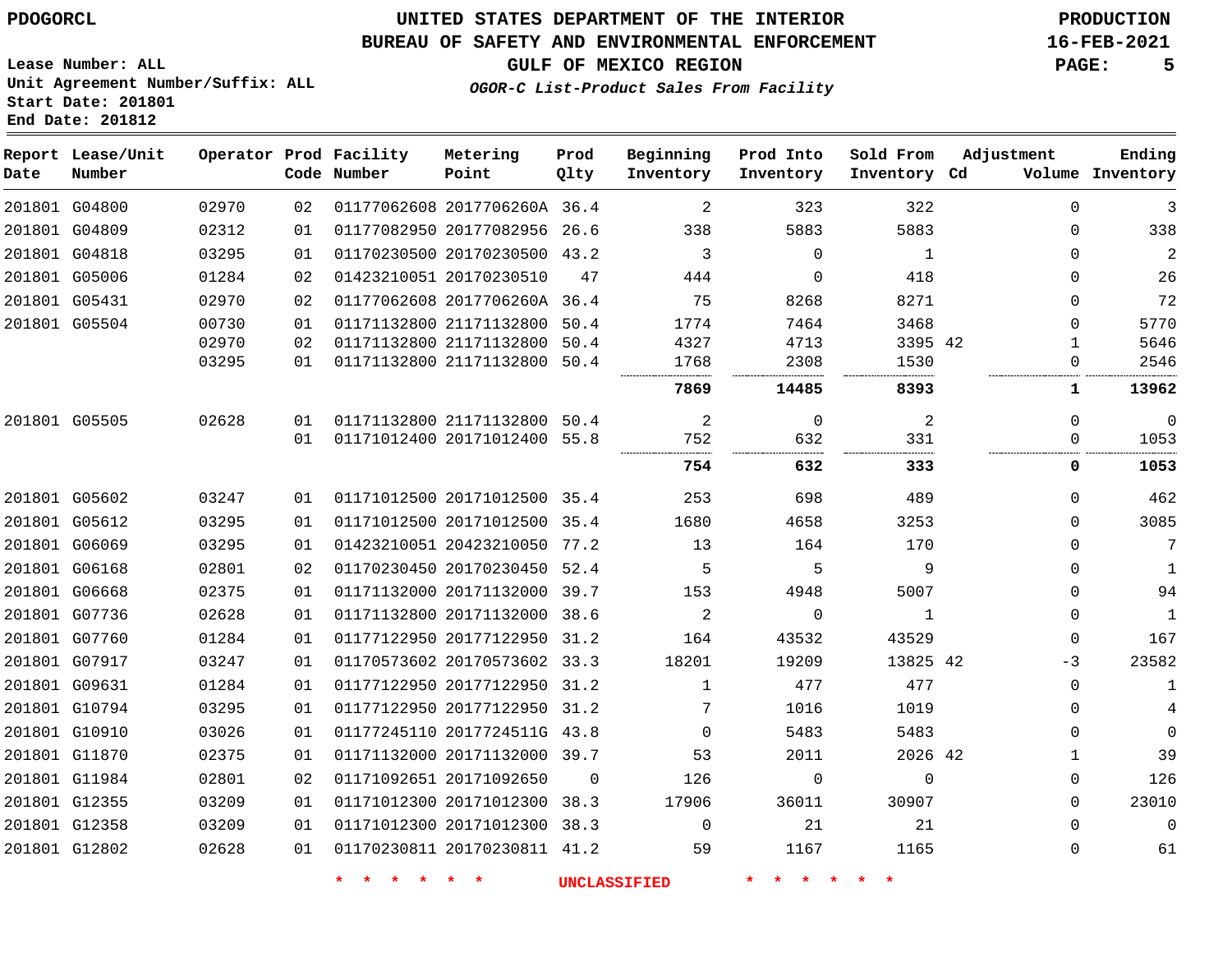PDOGORCL

Lease Number: ALL
Unit Agreement Number/Suffix: ALL
Start Date: 201801
End Date: 201812

# UNITED STATES DEPARTMENT OF THE INTERIOR
## BUREAU OF SAFETY AND ENVIRONMENTAL ENFORCEMENT
### GULF OF MEXICO REGION
*OGOR-C List-Product Sales From Facility*

PRODUCTION
16-FEB-2021

| Report Date | Lease/Unit Number | Operator | Prod Code | Facility Number | Metering Point | Prod Qlty | Beginning Inventory | Prod Into Inventory | Sold From Inventory | Adjustment Cd | Adjustment Volume | Ending Inventory |
|---|---|---|---|---|---|---|---|---|---|---|---|---|
| 201801 | G04800 | 02970 | 02 | 01177062608 | 2017706260A | 36.4 | 2 | 323 | 322 | | 0 | 3 |
| 201801 | G04809 | 02312 | 01 | 01177082950 | 20177082956 | 26.6 | 338 | 5883 | 5883 | | 0 | 338 |
| 201801 | G04818 | 03295 | 01 | 01170230500 | 20170230500 | 43.2 | 3 | 0 | 1 | | 0 | 2 |
| 201801 | G05006 | 01284 | 02 | 01423210051 | 20170230510 | 47 | 444 | 0 | 418 | | 0 | 26 |
| 201801 | G05431 | 02970 | 02 | 01177062608 | 2017706260A | 36.4 | 75 | 8268 | 8271 | | 0 | 72 |
| 201801 | G05504 | 00730 | 01 | 01171132800 | 21171132800 | 50.4 | 1774 | 7464 | 3468 | | 0 | 5770 |
| | | 02970 | 02 | 01171132800 | 21171132800 | 50.4 | 4327 | 4713 | 3395 | 42 | 1 | 5646 |
| | | 03295 | 01 | 01171132800 | 21171132800 | 50.4 | 1768 | 2308 | 1530 | | 0 | 2546 |
| | | | | | | | **7869** | **14485** | **8393** | | **1** | **13962** |
| 201801 | G05505 | 02628 | 01 | 01171132800 | 21171132800 | 50.4 | 2 | 0 | 2 | | 0 | 0 |
| | | | 01 | 01171012400 | 20171012400 | 55.8 | 752 | 632 | 331 | | 0 | 1053 |
| | | | | | | | **754** | **632** | **333** | | **0** | **1053** |
| 201801 | G05602 | 03247 | 01 | 01171012500 | 20171012500 | 35.4 | 253 | 698 | 489 | | 0 | 462 |
| 201801 | G05612 | 03295 | 01 | 01171012500 | 20171012500 | 35.4 | 1680 | 4658 | 3253 | | 0 | 3085 |
| 201801 | G06069 | 03295 | 01 | 01423210051 | 20423210050 | 77.2 | 13 | 164 | 170 | | 0 | 7 |
| 201801 | G06168 | 02801 | 02 | 01170230450 | 20170230450 | 52.4 | 5 | 5 | 9 | | 0 | 1 |
| 201801 | G06668 | 02375 | 01 | 01171132000 | 20171132000 | 39.7 | 153 | 4948 | 5007 | | 0 | 94 |
| 201801 | G07736 | 02628 | 01 | 01171132800 | 20171132000 | 38.6 | 2 | 0 | 1 | | 0 | 1 |
| 201801 | G07760 | 01284 | 01 | 01177122950 | 20177122950 | 31.2 | 164 | 43532 | 43529 | | 0 | 167 |
| 201801 | G07917 | 03247 | 01 | 01170573602 | 20170573602 | 33.3 | 18201 | 19209 | 13825 | 42 | -3 | 23582 |
| 201801 | G09631 | 01284 | 01 | 01177122950 | 20177122950 | 31.2 | 1 | 477 | 477 | | 0 | 1 |
| 201801 | G10794 | 03295 | 01 | 01177122950 | 20177122950 | 31.2 | 7 | 1016 | 1019 | | 0 | 4 |
| 201801 | G10910 | 03026 | 01 | 01177245110 | 2017724511G | 43.8 | 0 | 5483 | 5483 | | 0 | 0 |
| 201801 | G11870 | 02375 | 01 | 01171132000 | 20171132000 | 39.7 | 53 | 2011 | 2026 | 42 | 1 | 39 |
| 201801 | G11984 | 02801 | 02 | 01171092651 | 20171092650 | 0 | 126 | 0 | 0 | | 0 | 126 |
| 201801 | G12355 | 03209 | 01 | 01171012300 | 20171012300 | 38.3 | 17906 | 36011 | 30907 | | 0 | 23010 |
| 201801 | G12358 | 03209 | 01 | 01171012300 | 20171012300 | 38.3 | 0 | 21 | 21 | | 0 | 0 |
| 201801 | G12802 | 02628 | 01 | 01170230811 | 20170230811 | 41.2 | 59 | 1167 | 1165 | | 0 | 61 |

* * * * * * UNCLASSIFIED * * * * * *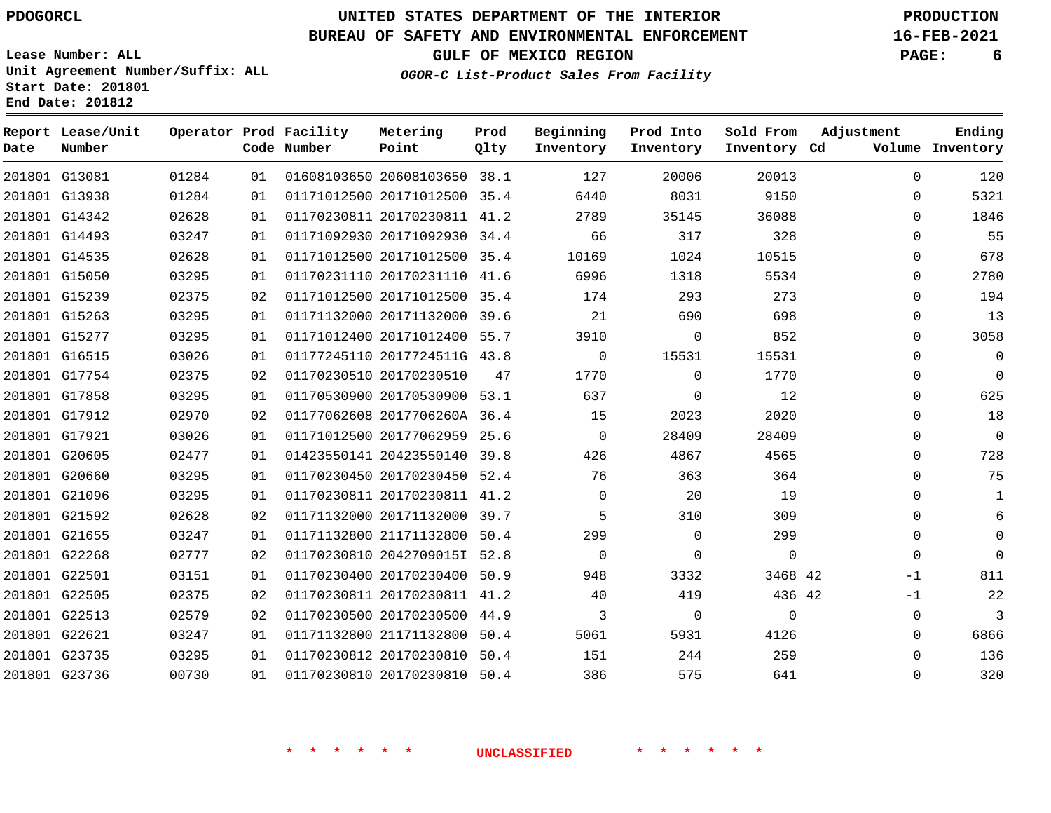PDOGORCL

# UNITED STATES DEPARTMENT OF THE INTERIOR
## BUREAU OF SAFETY AND ENVIRONMENTAL ENFORCEMENT
### GULF OF MEXICO REGION

PRODUCTION
16-FEB-2021

Lease Number: ALL
Unit Agreement Number/Suffix: ALL
Start Date: 201801
End Date: 201812

*OGOR-C List-Product Sales From Facility*

| Report Date | Lease/Unit Number | Operator | Prod Code | Facility Number | Metering Point | Prod Qlty | Beginning Inventory | Prod Into Inventory | Sold From Inventory | Adjustment Cd | Adjustment Volume | Ending Inventory |
|---|---|---|---|---|---|---|---|---|---|---|---|---|
| 201801 | G13081 | 01284 | 01 | 01608103650 | 20608103650 | 38.1 | 127 | 20006 | 20013 | | 0 | 120 |
| 201801 | G13938 | 01284 | 01 | 01171012500 | 20171012500 | 35.4 | 6440 | 8031 | 9150 | | 0 | 5321 |
| 201801 | G14342 | 02628 | 01 | 01170230811 | 20170230811 | 41.2 | 2789 | 35145 | 36088 | | 0 | 1846 |
| 201801 | G14493 | 03247 | 01 | 01171092930 | 20171092930 | 34.4 | 66 | 317 | 328 | | 0 | 55 |
| 201801 | G14535 | 02628 | 01 | 01171012500 | 20171012500 | 35.4 | 10169 | 1024 | 10515 | | 0 | 678 |
| 201801 | G15050 | 03295 | 01 | 01170231110 | 20170231110 | 41.6 | 6996 | 1318 | 5534 | | 0 | 2780 |
| 201801 | G15239 | 02375 | 02 | 01171012500 | 20171012500 | 35.4 | 174 | 293 | 273 | | 0 | 194 |
| 201801 | G15263 | 03295 | 01 | 01171132000 | 20171132000 | 39.6 | 21 | 690 | 698 | | 0 | 13 |
| 201801 | G15277 | 03295 | 01 | 01171012400 | 20171012400 | 55.7 | 3910 | 0 | 852 | | 0 | 3058 |
| 201801 | G16515 | 03026 | 01 | 01177245110 | 2017724511G | 43.8 | 0 | 15531 | 15531 | | 0 | 0 |
| 201801 | G17754 | 02375 | 02 | 01170230510 | 20170230510 | 47 | 1770 | 0 | 1770 | | 0 | 0 |
| 201801 | G17858 | 03295 | 01 | 01170530900 | 20170530900 | 53.1 | 637 | 0 | 12 | | 0 | 625 |
| 201801 | G17912 | 02970 | 02 | 01177062608 | 2017706260A | 36.4 | 15 | 2023 | 2020 | | 0 | 18 |
| 201801 | G17921 | 03026 | 01 | 01171012500 | 20177062959 | 25.6 | 0 | 28409 | 28409 | | 0 | 0 |
| 201801 | G20605 | 02477 | 01 | 01423550141 | 20423550140 | 39.8 | 426 | 4867 | 4565 | | 0 | 728 |
| 201801 | G20660 | 03295 | 01 | 01170230450 | 20170230450 | 52.4 | 76 | 363 | 364 | | 0 | 75 |
| 201801 | G21096 | 03295 | 01 | 01170230811 | 20170230811 | 41.2 | 0 | 20 | 19 | | 0 | 1 |
| 201801 | G21592 | 02628 | 02 | 01171132000 | 20171132000 | 39.7 | 5 | 310 | 309 | | 0 | 6 |
| 201801 | G21655 | 03247 | 01 | 01171132800 | 21171132800 | 50.4 | 299 | 0 | 299 | | 0 | 0 |
| 201801 | G22268 | 02777 | 02 | 01170230810 | 2042709015I | 52.8 | 0 | 0 | 0 | | 0 | 0 |
| 201801 | G22501 | 03151 | 01 | 01170230400 | 20170230400 | 50.9 | 948 | 3332 | 3468 | 42 | -1 | 811 |
| 201801 | G22505 | 02375 | 02 | 01170230811 | 20170230811 | 41.2 | 40 | 419 | 436 | 42 | -1 | 22 |
| 201801 | G22513 | 02579 | 02 | 01170230500 | 20170230500 | 44.9 | 3 | 0 | 0 | | 0 | 3 |
| 201801 | G22621 | 03247 | 01 | 01171132800 | 21171132800 | 50.4 | 5061 | 5931 | 4126 | | 0 | 6866 |
| 201801 | G23735 | 03295 | 01 | 01170230812 | 20170230810 | 50.4 | 151 | 244 | 259 | | 0 | 136 |
| 201801 | G23736 | 00730 | 01 | 01170230810 | 20170230810 | 50.4 | 386 | 575 | 641 | | 0 | 320 |

\* \* \* \* \* \* UNCLASSIFIED \* \* \* \* \* \*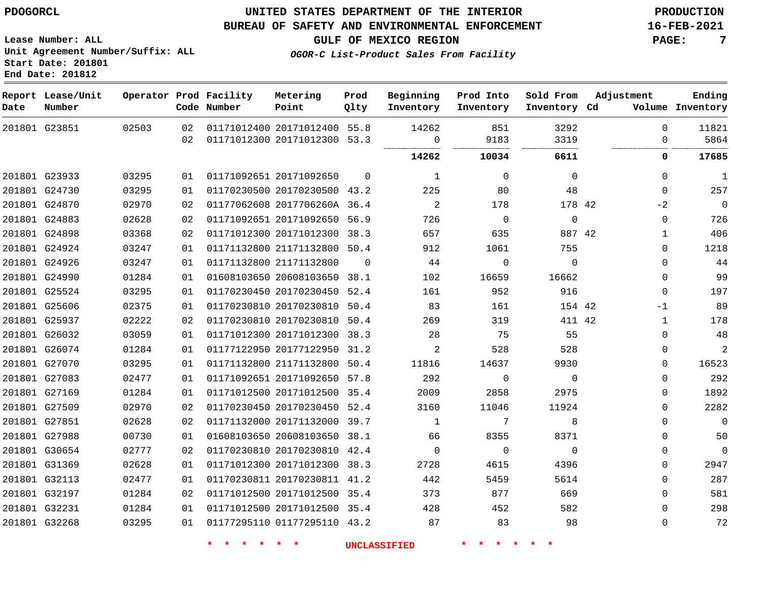PDOGORCL

# UNITED STATES DEPARTMENT OF THE INTERIOR
## BUREAU OF SAFETY AND ENVIRONMENTAL ENFORCEMENT
### GULF OF MEXICO REGION

*OGOR-C List-Product Sales From Facility*

PRODUCTION
16-FEB-2021

Lease Number: ALL
Unit Agreement Number/Suffix: ALL
Start Date: 201801
End Date: 201812

| Report Date | Lease/Unit Number | Operator | Prod Code | Facility Number | Metering Point | Prod Qlty | Beginning Inventory | Prod Into Inventory | Sold From Inventory | Adjustment Cd | Adjustment Volume | Ending Inventory |
|---|---|---|---|---|---|---|---|---|---|---|---|---|
| 201801 | G23851 | 02503 | 02 | 01171012400 | 20171012400 | 55.8 | 14262 | 851 | 3292 | | 0 | 11821 |
| | | | 02 | 01171012300 | 20171012300 | 53.3 | 0 | 9183 | 3319 | | 0 | 5864 |
| | | | | | | | **14262** | **10034** | **6611** | | **0** | **17685** |
| 201801 | G23933 | 03295 | 01 | 01171092651 | 20171092650 | 0 | 1 | 0 | 0 | | 0 | 1 |
| 201801 | G24730 | 03295 | 01 | 01170230500 | 20170230500 | 43.2 | 225 | 80 | 48 | | 0 | 257 |
| 201801 | G24870 | 02970 | 02 | 01177062608 | 2017706260A | 36.4 | 2 | 178 | 178 | 42 | -2 | 0 |
| 201801 | G24883 | 02628 | 02 | 01171092651 | 20171092650 | 56.9 | 726 | 0 | 0 | | 0 | 726 |
| 201801 | G24898 | 03368 | 02 | 01171012300 | 20171012300 | 38.3 | 657 | 635 | 887 | 42 | 1 | 406 |
| 201801 | G24924 | 03247 | 01 | 01171132800 | 21171132800 | 50.4 | 912 | 1061 | 755 | | 0 | 1218 |
| 201801 | G24926 | 03247 | 01 | 01171132800 | 21171132800 | 0 | 44 | 0 | 0 | | 0 | 44 |
| 201801 | G24990 | 01284 | 01 | 01608103650 | 20608103650 | 38.1 | 102 | 16659 | 16662 | | 0 | 99 |
| 201801 | G25524 | 03295 | 01 | 01170230450 | 20170230450 | 52.4 | 161 | 952 | 916 | | 0 | 197 |
| 201801 | G25606 | 02375 | 01 | 01170230810 | 20170230810 | 50.4 | 83 | 161 | 154 | 42 | -1 | 89 |
| 201801 | G25937 | 02222 | 02 | 01170230810 | 20170230810 | 50.4 | 269 | 319 | 411 | 42 | 1 | 178 |
| 201801 | G26032 | 03059 | 01 | 01171012300 | 20171012300 | 38.3 | 28 | 75 | 55 | | 0 | 48 |
| 201801 | G26074 | 01284 | 01 | 01177122950 | 20177122950 | 31.2 | 2 | 528 | 528 | | 0 | 2 |
| 201801 | G27070 | 03295 | 01 | 01171132800 | 21171132800 | 50.4 | 11816 | 14637 | 9930 | | 0 | 16523 |
| 201801 | G27083 | 02477 | 01 | 01171092651 | 20171092650 | 57.8 | 292 | 0 | 0 | | 0 | 292 |
| 201801 | G27169 | 01284 | 01 | 01171012500 | 20171012500 | 35.4 | 2009 | 2858 | 2975 | | 0 | 1892 |
| 201801 | G27509 | 02970 | 02 | 01170230450 | 20170230450 | 52.4 | 3160 | 11046 | 11924 | | 0 | 2282 |
| 201801 | G27851 | 02628 | 02 | 01171132000 | 20171132000 | 39.7 | 1 | 7 | 8 | | 0 | 0 |
| 201801 | G27988 | 00730 | 01 | 01608103650 | 20608103650 | 38.1 | 66 | 8355 | 8371 | | 0 | 50 |
| 201801 | G30654 | 02777 | 02 | 01170230810 | 20170230810 | 42.4 | 0 | 0 | 0 | | 0 | 0 |
| 201801 | G31369 | 02628 | 01 | 01171012300 | 20171012300 | 38.3 | 2728 | 4615 | 4396 | | 0 | 2947 |
| 201801 | G32113 | 02477 | 01 | 01170230811 | 20170230811 | 41.2 | 442 | 5459 | 5614 | | 0 | 287 |
| 201801 | G32197 | 01284 | 02 | 01171012500 | 20171012500 | 35.4 | 373 | 877 | 669 | | 0 | 581 |
| 201801 | G32231 | 01284 | 01 | 01171012500 | 20171012500 | 35.4 | 428 | 452 | 582 | | 0 | 298 |
| 201801 | G32268 | 03295 | 01 | 01177295110 | 01177295110 | 43.2 | 87 | 83 | 98 | | 0 | 72 |

\* \* \* \* \* \* UNCLASSIFIED \* \* \* \* \* \*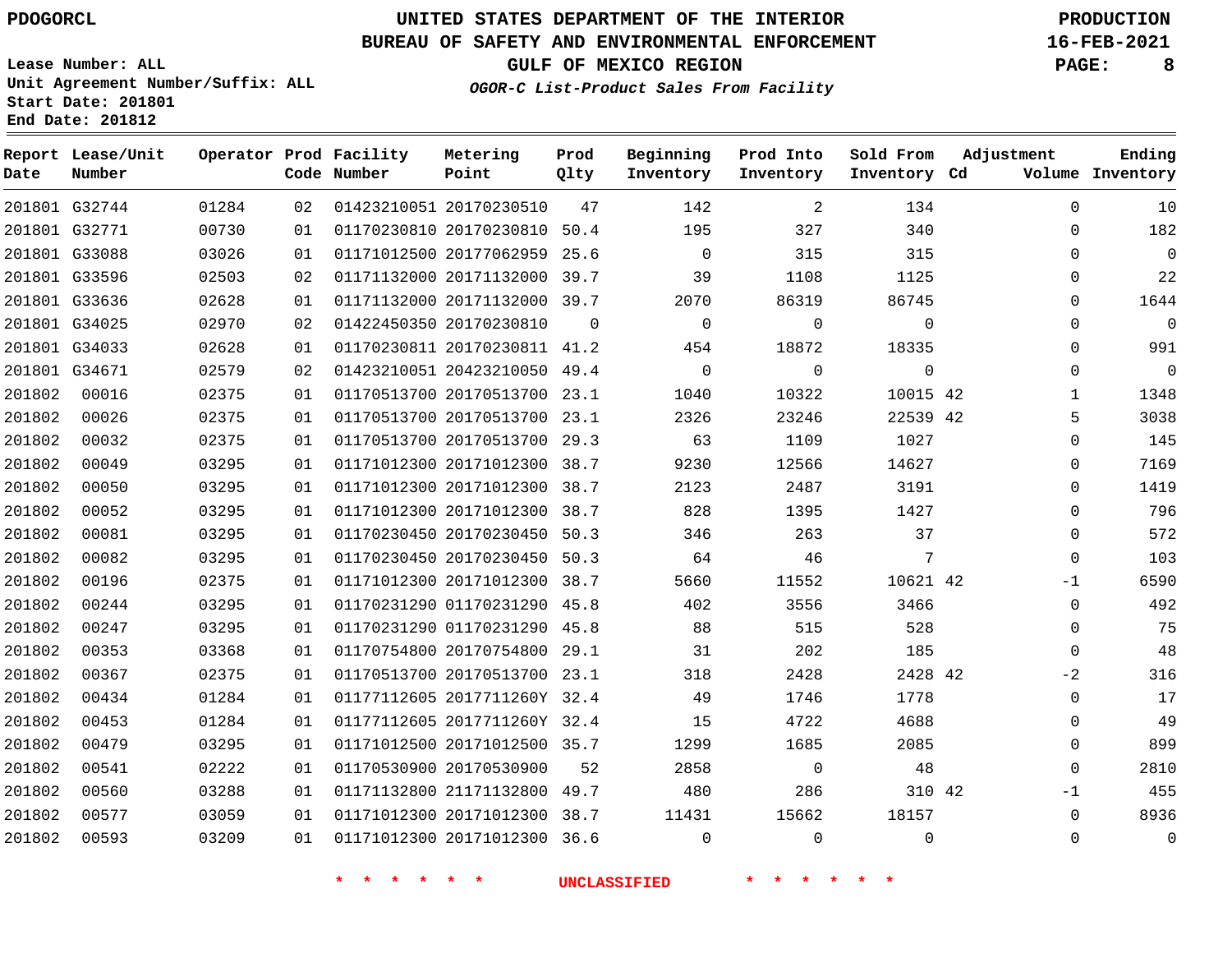PDOGORCL

# UNITED STATES DEPARTMENT OF THE INTERIOR
## BUREAU OF SAFETY AND ENVIRONMENTAL ENFORCEMENT
### GULF OF MEXICO REGION
*OGOR-C List-Product Sales From Facility*

PRODUCTION
16-FEB-2021

Lease Number: ALL
Unit Agreement Number/Suffix: ALL
Start Date: 201801
End Date: 201812

| Report Date | Lease/Unit Number | Operator | Prod Code | Facility Number | Metering Point | Prod Qlty | Beginning Inventory | Prod Into Inventory | Sold From Inventory | Adjustment Cd | Volume | Ending Inventory |
|---|---|---|---|---|---|---|---|---|---|---|---|---|
| 201801 | G32744 | 01284 | 02 | 01423210051 | 20170230510 | 47 | 142 | 2 | 134 | | 0 | 10 |
| 201801 | G32771 | 00730 | 01 | 01170230810 | 20170230810 | 50.4 | 195 | 327 | 340 | | 0 | 182 |
| 201801 | G33088 | 03026 | 01 | 01171012500 | 20177062959 | 25.6 | 0 | 315 | 315 | | 0 | 0 |
| 201801 | G33596 | 02503 | 02 | 01171132000 | 20171132000 | 39.7 | 39 | 1108 | 1125 | | 0 | 22 |
| 201801 | G33636 | 02628 | 01 | 01171132000 | 20171132000 | 39.7 | 2070 | 86319 | 86745 | | 0 | 1644 |
| 201801 | G34025 | 02970 | 02 | 01422450350 | 20170230810 | 0 | 0 | 0 | 0 | | 0 | 0 |
| 201801 | G34033 | 02628 | 01 | 01170230811 | 20170230811 | 41.2 | 454 | 18872 | 18335 | | 0 | 991 |
| 201801 | G34671 | 02579 | 02 | 01423210051 | 20423210050 | 49.4 | 0 | 0 | 0 | | 0 | 0 |
| 201802 | 00016 | 02375 | 01 | 01170513700 | 20170513700 | 23.1 | 1040 | 10322 | 10015 | 42 | 1 | 1348 |
| 201802 | 00026 | 02375 | 01 | 01170513700 | 20170513700 | 23.1 | 2326 | 23246 | 22539 | 42 | 5 | 3038 |
| 201802 | 00032 | 02375 | 01 | 01170513700 | 20170513700 | 29.3 | 63 | 1109 | 1027 | | 0 | 145 |
| 201802 | 00049 | 03295 | 01 | 01171012300 | 20171012300 | 38.7 | 9230 | 12566 | 14627 | | 0 | 7169 |
| 201802 | 00050 | 03295 | 01 | 01171012300 | 20171012300 | 38.7 | 2123 | 2487 | 3191 | | 0 | 1419 |
| 201802 | 00052 | 03295 | 01 | 01171012300 | 20171012300 | 38.7 | 828 | 1395 | 1427 | | 0 | 796 |
| 201802 | 00081 | 03295 | 01 | 01170230450 | 20170230450 | 50.3 | 346 | 263 | 37 | | 0 | 572 |
| 201802 | 00082 | 03295 | 01 | 01170230450 | 20170230450 | 50.3 | 64 | 46 | 7 | | 0 | 103 |
| 201802 | 00196 | 02375 | 01 | 01171012300 | 20171012300 | 38.7 | 5660 | 11552 | 10621 | 42 | -1 | 6590 |
| 201802 | 00244 | 03295 | 01 | 01170231290 | 01170231290 | 45.8 | 402 | 3556 | 3466 | | 0 | 492 |
| 201802 | 00247 | 03295 | 01 | 01170231290 | 01170231290 | 45.8 | 88 | 515 | 528 | | 0 | 75 |
| 201802 | 00353 | 03368 | 01 | 01170754800 | 20170754800 | 29.1 | 31 | 202 | 185 | | 0 | 48 |
| 201802 | 00367 | 02375 | 01 | 01170513700 | 20170513700 | 23.1 | 318 | 2428 | 2428 | 42 | -2 | 316 |
| 201802 | 00434 | 01284 | 01 | 01177112605 | 2017711260Y | 32.4 | 49 | 1746 | 1778 | | 0 | 17 |
| 201802 | 00453 | 01284 | 01 | 01177112605 | 2017711260Y | 32.4 | 15 | 4722 | 4688 | | 0 | 49 |
| 201802 | 00479 | 03295 | 01 | 01171012500 | 20171012500 | 35.7 | 1299 | 1685 | 2085 | | 0 | 899 |
| 201802 | 00541 | 02222 | 01 | 01170530900 | 20170530900 | 52 | 2858 | 0 | 48 | | 0 | 2810 |
| 201802 | 00560 | 03288 | 01 | 01171132800 | 21171132800 | 49.7 | 480 | 286 | 310 | 42 | -1 | 455 |
| 201802 | 00577 | 03059 | 01 | 01171012300 | 20171012300 | 38.7 | 11431 | 15662 | 18157 | | 0 | 8936 |
| 201802 | 00593 | 03209 | 01 | 01171012300 | 20171012300 | 36.6 | 0 | 0 | 0 | | 0 | 0 |

* * * * * * UNCLASSIFIED * * * * * *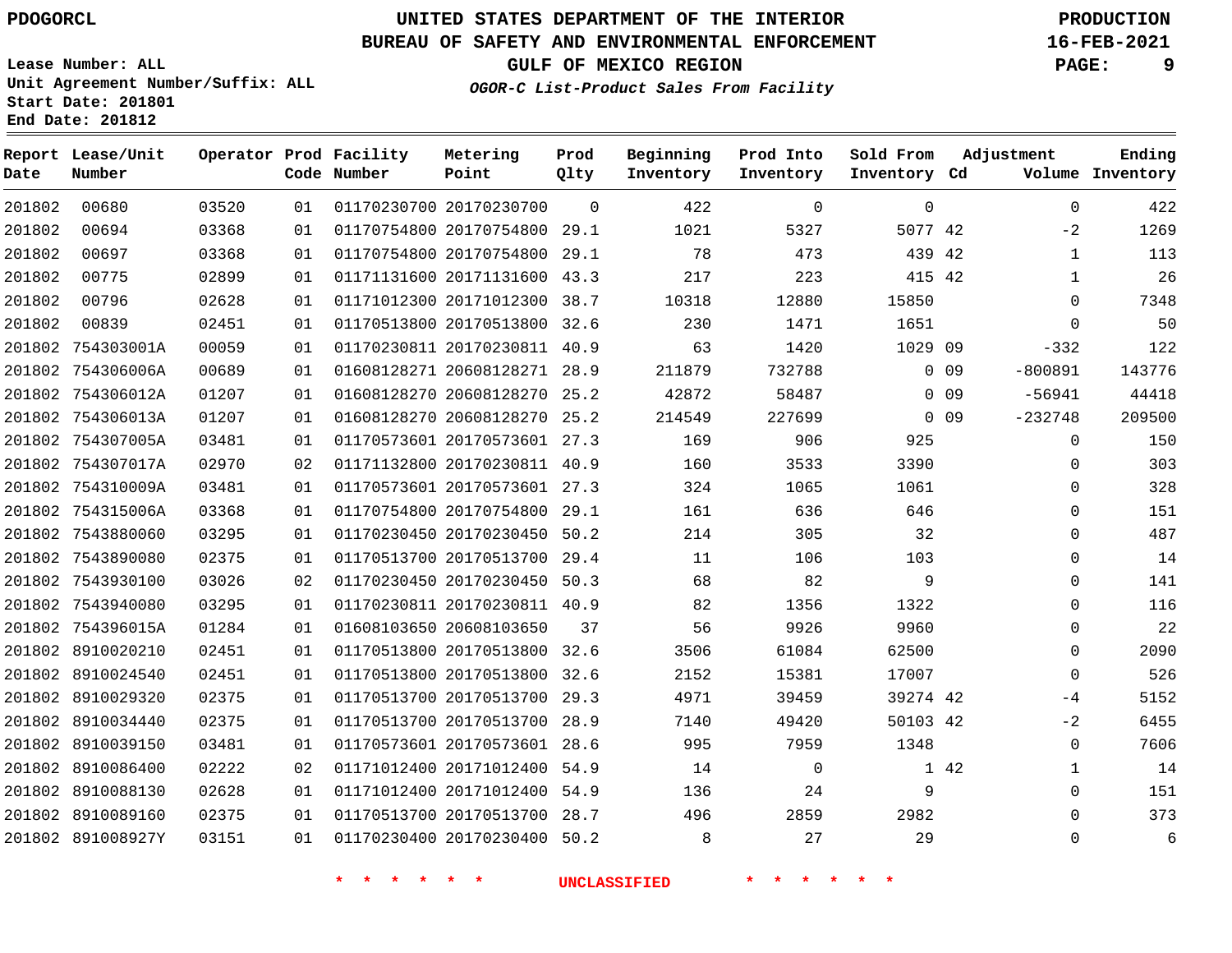PDOGORCL

# UNITED STATES DEPARTMENT OF THE INTERIOR
## BUREAU OF SAFETY AND ENVIRONMENTAL ENFORCEMENT
### GULF OF MEXICO REGION
*OGOR-C List-Product Sales From Facility*

PRODUCTION
16-FEB-2021

Lease Number: ALL
Unit Agreement Number/Suffix: ALL
Start Date: 201801
End Date: 201812

| Report Date | Lease/Unit Number | Operator | Prod Code | Facility Number | Metering Point | Prod Qlty | Beginning Inventory | Prod Into Inventory | Sold From Inventory | Adjustment Cd | Volume | Ending Inventory |
|---|---|---|---|---|---|---|---|---|---|---|---|---|
| 201802 | 00680 | 03520 | 01 | 01170230700 | 20170230700 | 0 | 422 | 0 | 0 | | 0 | 422 |
| 201802 | 00694 | 03368 | 01 | 01170754800 | 20170754800 | 29.1 | 1021 | 5327 | 5077 | 42 | -2 | 1269 |
| 201802 | 00697 | 03368 | 01 | 01170754800 | 20170754800 | 29.1 | 78 | 473 | 439 | 42 | 1 | 113 |
| 201802 | 00775 | 02899 | 01 | 01171131600 | 20171131600 | 43.3 | 217 | 223 | 415 | 42 | 1 | 26 |
| 201802 | 00796 | 02628 | 01 | 01171012300 | 20171012300 | 38.7 | 10318 | 12880 | 15850 | | 0 | 7348 |
| 201802 | 00839 | 02451 | 01 | 01170513800 | 20170513800 | 32.6 | 230 | 1471 | 1651 | | 0 | 50 |
| 201802 | 754303001A | 00059 | 01 | 01170230811 | 20170230811 | 40.9 | 63 | 1420 | 1029 | 09 | -332 | 122 |
| 201802 | 754306006A | 00689 | 01 | 01608128271 | 20608128271 | 28.9 | 211879 | 732788 | 0 | 09 | -800891 | 143776 |
| 201802 | 754306012A | 01207 | 01 | 01608128270 | 20608128270 | 25.2 | 42872 | 58487 | 0 | 09 | -56941 | 44418 |
| 201802 | 754306013A | 01207 | 01 | 01608128270 | 20608128270 | 25.2 | 214549 | 227699 | 0 | 09 | -232748 | 209500 |
| 201802 | 754307005A | 03481 | 01 | 01170573601 | 20170573601 | 27.3 | 169 | 906 | 925 | | 0 | 150 |
| 201802 | 754307017A | 02970 | 02 | 01171132800 | 20170230811 | 40.9 | 160 | 3533 | 3390 | | 0 | 303 |
| 201802 | 754310009A | 03481 | 01 | 01170573601 | 20170573601 | 27.3 | 324 | 1065 | 1061 | | 0 | 328 |
| 201802 | 754315006A | 03368 | 01 | 01170754800 | 20170754800 | 29.1 | 161 | 636 | 646 | | 0 | 151 |
| 201802 | 7543880060 | 03295 | 01 | 01170230450 | 20170230450 | 50.2 | 214 | 305 | 32 | | 0 | 487 |
| 201802 | 7543890080 | 02375 | 01 | 01170513700 | 20170513700 | 29.4 | 11 | 106 | 103 | | 0 | 14 |
| 201802 | 7543930100 | 03026 | 02 | 01170230450 | 20170230450 | 50.3 | 68 | 82 | 9 | | 0 | 141 |
| 201802 | 7543940080 | 03295 | 01 | 01170230811 | 20170230811 | 40.9 | 82 | 1356 | 1322 | | 0 | 116 |
| 201802 | 754396015A | 01284 | 01 | 01608103650 | 20608103650 | 37 | 56 | 9926 | 9960 | | 0 | 22 |
| 201802 | 8910020210 | 02451 | 01 | 01170513800 | 20170513800 | 32.6 | 3506 | 61084 | 62500 | | 0 | 2090 |
| 201802 | 8910024540 | 02451 | 01 | 01170513800 | 20170513800 | 32.6 | 2152 | 15381 | 17007 | | 0 | 526 |
| 201802 | 8910029320 | 02375 | 01 | 01170513700 | 20170513700 | 29.3 | 4971 | 39459 | 39274 | 42 | -4 | 5152 |
| 201802 | 8910034440 | 02375 | 01 | 01170513700 | 20170513700 | 28.9 | 7140 | 49420 | 50103 | 42 | -2 | 6455 |
| 201802 | 8910039150 | 03481 | 01 | 01170573601 | 20170573601 | 28.6 | 995 | 7959 | 1348 | | 0 | 7606 |
| 201802 | 8910086400 | 02222 | 02 | 01171012400 | 20171012400 | 54.9 | 14 | 0 | 1 | 42 | 1 | 14 |
| 201802 | 8910088130 | 02628 | 01 | 01171012400 | 20171012400 | 54.9 | 136 | 24 | 9 | | 0 | 151 |
| 201802 | 8910089160 | 02375 | 01 | 01170513700 | 20170513700 | 28.7 | 496 | 2859 | 2982 | | 0 | 373 |
| 201802 | 891008927Y | 03151 | 01 | 01170230400 | 20170230400 | 50.2 | 8 | 27 | 29 | | 0 | 6 |

* * * * * * UNCLASSIFIED * * * * * *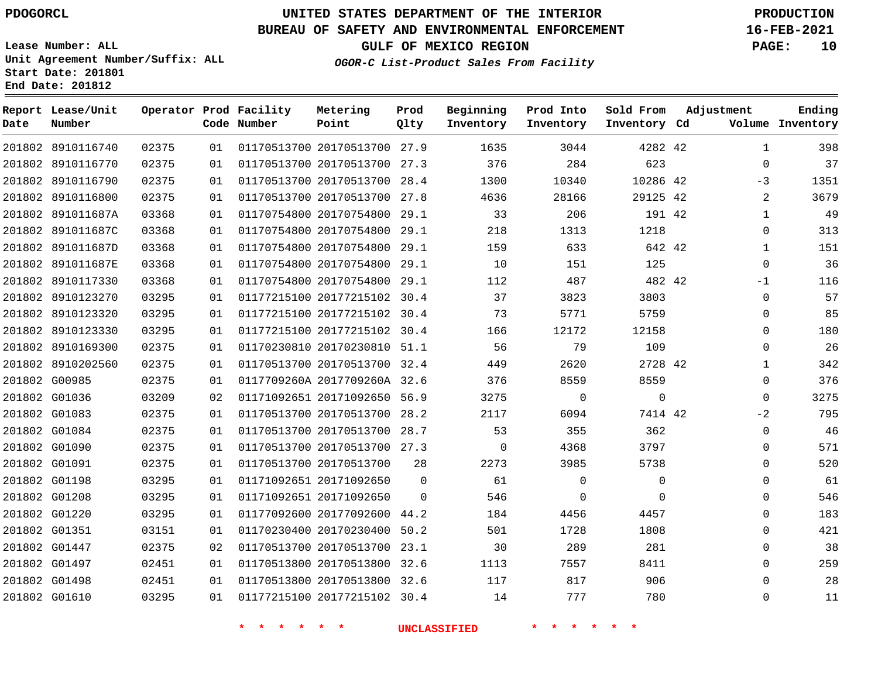PDOGORCL

**UNITED STATES DEPARTMENT OF THE INTERIOR**
**BUREAU OF SAFETY AND ENVIRONMENTAL ENFORCEMENT**
**GULF OF MEXICO REGION**
*OGOR-C List-Product Sales From Facility*

PRODUCTION
16-FEB-2021

Lease Number: ALL
Unit Agreement Number/Suffix: ALL
Start Date: 201801
End Date: 201812

| Report Date | Lease/Unit Number | Operator | Prod Code | Facility Number | Metering Point | Prod Qlty | Beginning Inventory | Prod Into Inventory | Sold From Inventory | Adjustment Cd | Adjustment Volume | Ending Inventory |
|---|---|---|---|---|---|---|---|---|---|---|---|---|
| 201802 | 8910116740 | 02375 | 01 | 01170513700 | 20170513700 | 27.9 | 1635 | 3044 | 4282 | 42 | 1 | 398 |
| 201802 | 8910116770 | 02375 | 01 | 01170513700 | 20170513700 | 27.3 | 376 | 284 | 623 | | 0 | 37 |
| 201802 | 8910116790 | 02375 | 01 | 01170513700 | 20170513700 | 28.4 | 1300 | 10340 | 10286 | 42 | -3 | 1351 |
| 201802 | 8910116800 | 02375 | 01 | 01170513700 | 20170513700 | 27.8 | 4636 | 28166 | 29125 | 42 | 2 | 3679 |
| 201802 | 891011687A | 03368 | 01 | 01170754800 | 20170754800 | 29.1 | 33 | 206 | 191 | 42 | 1 | 49 |
| 201802 | 891011687C | 03368 | 01 | 01170754800 | 20170754800 | 29.1 | 218 | 1313 | 1218 | | 0 | 313 |
| 201802 | 891011687D | 03368 | 01 | 01170754800 | 20170754800 | 29.1 | 159 | 633 | 642 | 42 | 1 | 151 |
| 201802 | 891011687E | 03368 | 01 | 01170754800 | 20170754800 | 29.1 | 10 | 151 | 125 | | 0 | 36 |
| 201802 | 8910117330 | 03368 | 01 | 01170754800 | 20170754800 | 29.1 | 112 | 487 | 482 | 42 | -1 | 116 |
| 201802 | 8910123270 | 03295 | 01 | 01177215100 | 20177215102 | 30.4 | 37 | 3823 | 3803 | | 0 | 57 |
| 201802 | 8910123320 | 03295 | 01 | 01177215100 | 20177215102 | 30.4 | 73 | 5771 | 5759 | | 0 | 85 |
| 201802 | 8910123330 | 03295 | 01 | 01177215100 | 20177215102 | 30.4 | 166 | 12172 | 12158 | | 0 | 180 |
| 201802 | 8910169300 | 02375 | 01 | 01170230810 | 20170230810 | 51.1 | 56 | 79 | 109 | | 0 | 26 |
| 201802 | 8910202560 | 02375 | 01 | 01170513700 | 20170513700 | 32.4 | 449 | 2620 | 2728 | 42 | 1 | 342 |
| 201802 | G00985 | 02375 | 01 | 0117709260A | 2017709260A | 32.6 | 376 | 8559 | 8559 | | 0 | 376 |
| 201802 | G01036 | 03209 | 02 | 01171092651 | 20171092650 | 56.9 | 3275 | 0 | 0 | | 0 | 3275 |
| 201802 | G01083 | 02375 | 01 | 01170513700 | 20170513700 | 28.2 | 2117 | 6094 | 7414 | 42 | -2 | 795 |
| 201802 | G01084 | 02375 | 01 | 01170513700 | 20170513700 | 28.7 | 53 | 355 | 362 | | 0 | 46 |
| 201802 | G01090 | 02375 | 01 | 01170513700 | 20170513700 | 27.3 | 0 | 4368 | 3797 | | 0 | 571 |
| 201802 | G01091 | 02375 | 01 | 01170513700 | 20170513700 | 28 | 2273 | 3985 | 5738 | | 0 | 520 |
| 201802 | G01198 | 03295 | 01 | 01171092651 | 20171092650 | 0 | 61 | 0 | 0 | | 0 | 61 |
| 201802 | G01208 | 03295 | 01 | 01171092651 | 20171092650 | 0 | 546 | 0 | 0 | | 0 | 546 |
| 201802 | G01220 | 03295 | 01 | 01177092600 | 20177092600 | 44.2 | 184 | 4456 | 4457 | | 0 | 183 |
| 201802 | G01351 | 03151 | 01 | 01170230400 | 20170230400 | 50.2 | 501 | 1728 | 1808 | | 0 | 421 |
| 201802 | G01447 | 02375 | 02 | 01170513700 | 20170513700 | 23.1 | 30 | 289 | 281 | | 0 | 38 |
| 201802 | G01497 | 02451 | 01 | 01170513800 | 20170513800 | 32.6 | 1113 | 7557 | 8411 | | 0 | 259 |
| 201802 | G01498 | 02451 | 01 | 01170513800 | 20170513800 | 32.6 | 117 | 817 | 906 | | 0 | 28 |
| 201802 | G01610 | 03295 | 01 | 01177215100 | 20177215102 | 30.4 | 14 | 777 | 780 | | 0 | 11 |

* * * * * * UNCLASSIFIED * * * * * *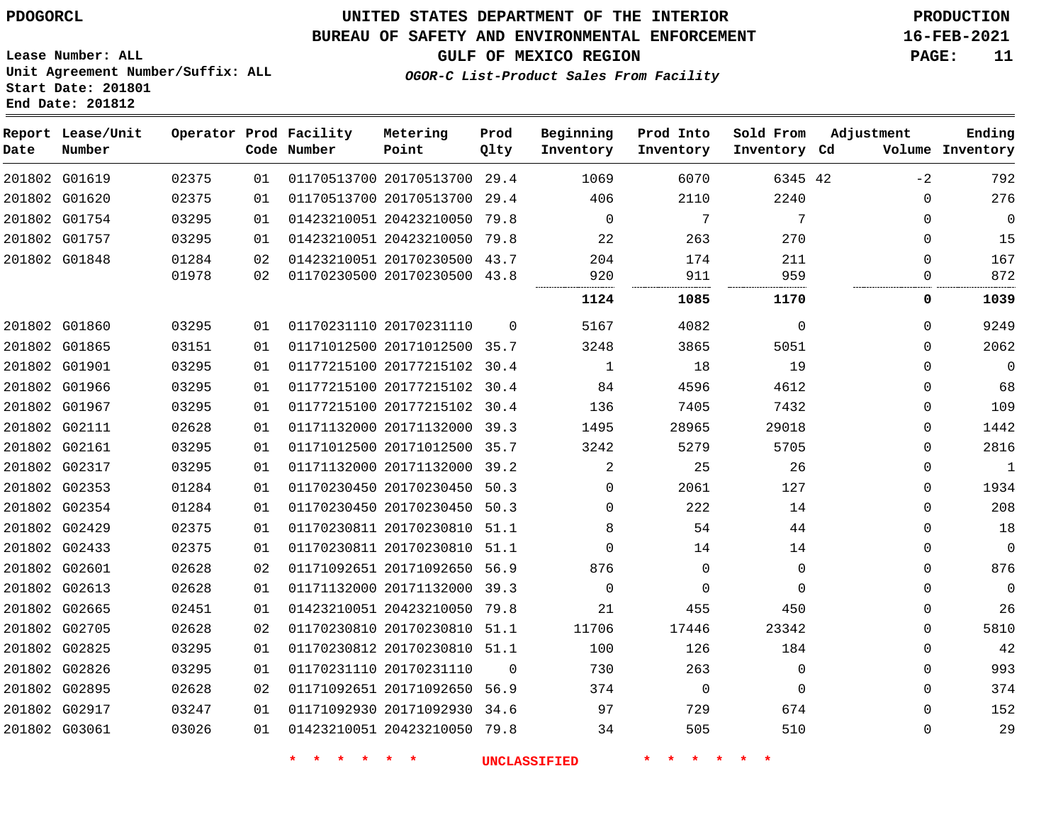PDOGORCL

# UNITED STATES DEPARTMENT OF THE INTERIOR
## BUREAU OF SAFETY AND ENVIRONMENTAL ENFORCEMENT
### GULF OF MEXICO REGION
*OGOR-C List-Product Sales From Facility*

PRODUCTION
16-FEB-2021

Lease Number: ALL
Unit Agreement Number/Suffix: ALL
Start Date: 201801
End Date: 201812

| Report Date | Lease/Unit Number | Operator | Prod Code | Facility Number | Metering Point | Prod Qlty | Beginning Inventory | Prod Into Inventory | Sold From Inventory | Adjustment Cd | Adjustment Volume | Ending Inventory |
|---|---|---|---|---|---|---|---|---|---|---|---|---|
| 201802 | G01619 | 02375 | 01 | 01170513700 | 20170513700 | 29.4 | 1069 | 6070 | 6345 | 42 | -2 | 792 |
| 201802 | G01620 | 02375 | 01 | 01170513700 | 20170513700 | 29.4 | 406 | 2110 | 2240 | | 0 | 276 |
| 201802 | G01754 | 03295 | 01 | 01423210051 | 20423210050 | 79.8 | 0 | 7 | 7 | | 0 | 0 |
| 201802 | G01757 | 03295 | 01 | 01423210051 | 20423210050 | 79.8 | 22 | 263 | 270 | | 0 | 15 |
| 201802 | G01848 | 01284 | 02 | 01423210051 | 20170230500 | 43.7 | 204 | 174 | 211 | | 0 | 167 |
| | | 01978 | 02 | 01170230500 | 20170230500 | 43.8 | 920 | 911 | 959 | | 0 | 872 |
| | | | | | | | **1124** | **1085** | **1170** | | **0** | **1039** |
| 201802 | G01860 | 03295 | 01 | 01170231110 | 20170231110 | 0 | 5167 | 4082 | 0 | | 0 | 9249 |
| 201802 | G01865 | 03151 | 01 | 01171012500 | 20171012500 | 35.7 | 3248 | 3865 | 5051 | | 0 | 2062 |
| 201802 | G01901 | 03295 | 01 | 01177215100 | 20177215102 | 30.4 | 1 | 18 | 19 | | 0 | 0 |
| 201802 | G01966 | 03295 | 01 | 01177215100 | 20177215102 | 30.4 | 84 | 4596 | 4612 | | 0 | 68 |
| 201802 | G01967 | 03295 | 01 | 01177215100 | 20177215102 | 30.4 | 136 | 7405 | 7432 | | 0 | 109 |
| 201802 | G02111 | 02628 | 01 | 01171132000 | 20171132000 | 39.3 | 1495 | 28965 | 29018 | | 0 | 1442 |
| 201802 | G02161 | 03295 | 01 | 01171012500 | 20171012500 | 35.7 | 3242 | 5279 | 5705 | | 0 | 2816 |
| 201802 | G02317 | 03295 | 01 | 01171132000 | 20171132000 | 39.2 | 2 | 25 | 26 | | 0 | 1 |
| 201802 | G02353 | 01284 | 01 | 01170230450 | 20170230450 | 50.3 | 0 | 2061 | 127 | | 0 | 1934 |
| 201802 | G02354 | 01284 | 01 | 01170230450 | 20170230450 | 50.3 | 0 | 222 | 14 | | 0 | 208 |
| 201802 | G02429 | 02375 | 01 | 01170230811 | 20170230810 | 51.1 | 8 | 54 | 44 | | 0 | 18 |
| 201802 | G02433 | 02375 | 01 | 01170230811 | 20170230810 | 51.1 | 0 | 14 | 14 | | 0 | 0 |
| 201802 | G02601 | 02628 | 02 | 01171092651 | 20171092650 | 56.9 | 876 | 0 | 0 | | 0 | 876 |
| 201802 | G02613 | 02628 | 01 | 01171132000 | 20171132000 | 39.3 | 0 | 0 | 0 | | 0 | 0 |
| 201802 | G02665 | 02451 | 01 | 01423210051 | 20423210050 | 79.8 | 21 | 455 | 450 | | 0 | 26 |
| 201802 | G02705 | 02628 | 02 | 01170230810 | 20170230810 | 51.1 | 11706 | 17446 | 23342 | | 0 | 5810 |
| 201802 | G02825 | 03295 | 01 | 01170230812 | 20170230810 | 51.1 | 100 | 126 | 184 | | 0 | 42 |
| 201802 | G02826 | 03295 | 01 | 01170231110 | 20170231110 | 0 | 730 | 263 | 0 | | 0 | 993 |
| 201802 | G02895 | 02628 | 02 | 01171092651 | 20171092650 | 56.9 | 374 | 0 | 0 | | 0 | 374 |
| 201802 | G02917 | 03247 | 01 | 01171092930 | 20171092930 | 34.6 | 97 | 729 | 674 | | 0 | 152 |
| 201802 | G03061 | 03026 | 01 | 01423210051 | 20423210050 | 79.8 | 34 | 505 | 510 | | 0 | 29 |

* * * * * * UNCLASSIFIED * * * * * *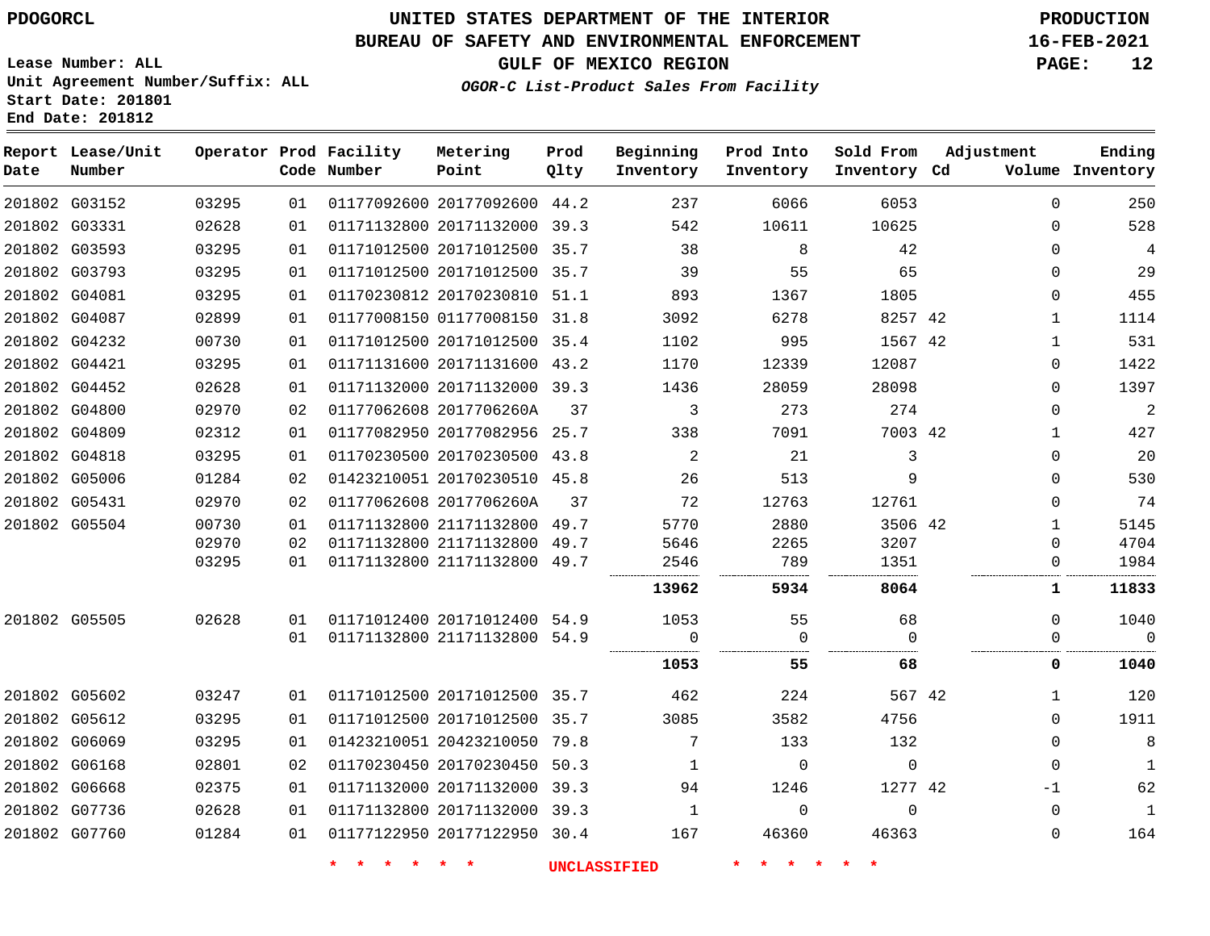PDOGORCL

# UNITED STATES DEPARTMENT OF THE INTERIOR
## BUREAU OF SAFETY AND ENVIRONMENTAL ENFORCEMENT
### GULF OF MEXICO REGION

*OGOR-C List-Product Sales From Facility*

PRODUCTION
16-FEB-2021

Lease Number: ALL
Unit Agreement Number/Suffix: ALL
Start Date: 201801
End Date: 201812

| Report Date | Lease/Unit Number | Operator | Prod Code | Facility Number | Metering Point | Prod Qlty | Beginning Inventory | Prod Into Inventory | Sold From Inventory | Adjustment Cd | Adjustment Volume | Ending Inventory |
|---|---|---|---|---|---|---|---|---|---|---|---|---|
| 201802 | G03152 | 03295 | 01 | 01177092600 | 20177092600 | 44.2 | 237 | 6066 | 6053 | | 0 | 250 |
| 201802 | G03331 | 02628 | 01 | 01171132800 | 20171132000 | 39.3 | 542 | 10611 | 10625 | | 0 | 528 |
| 201802 | G03593 | 03295 | 01 | 01171012500 | 20171012500 | 35.7 | 38 | 8 | 42 | | 0 | 4 |
| 201802 | G03793 | 03295 | 01 | 01171012500 | 20171012500 | 35.7 | 39 | 55 | 65 | | 0 | 29 |
| 201802 | G04081 | 03295 | 01 | 01170230812 | 20170230810 | 51.1 | 893 | 1367 | 1805 | | 0 | 455 |
| 201802 | G04087 | 02899 | 01 | 01177008150 | 01177008150 | 31.8 | 3092 | 6278 | 8257 | 42 | 1 | 1114 |
| 201802 | G04232 | 00730 | 01 | 01171012500 | 20171012500 | 35.4 | 1102 | 995 | 1567 | 42 | 1 | 531 |
| 201802 | G04421 | 03295 | 01 | 01171131600 | 20171131600 | 43.2 | 1170 | 12339 | 12087 | | 0 | 1422 |
| 201802 | G04452 | 02628 | 01 | 01171132000 | 20171132000 | 39.3 | 1436 | 28059 | 28098 | | 0 | 1397 |
| 201802 | G04800 | 02970 | 02 | 01177062608 | 2017706260A | 37 | 3 | 273 | 274 | | 0 | 2 |
| 201802 | G04809 | 02312 | 01 | 01177082950 | 20177082956 | 25.7 | 338 | 7091 | 7003 | 42 | 1 | 427 |
| 201802 | G04818 | 03295 | 01 | 01170230500 | 20170230500 | 43.8 | 2 | 21 | 3 | | 0 | 20 |
| 201802 | G05006 | 01284 | 02 | 01423210051 | 20170230510 | 45.8 | 26 | 513 | 9 | | 0 | 530 |
| 201802 | G05431 | 02970 | 02 | 01177062608 | 2017706260A | 37 | 72 | 12763 | 12761 | | 0 | 74 |
| 201802 | G05504 | 00730 | 01 | 01171132800 | 21171132800 | 49.7 | 5770 | 2880 | 3506 | 42 | 1 | 5145 |
| | | 02970 | 02 | 01171132800 | 21171132800 | 49.7 | 5646 | 2265 | 3207 | | 0 | 4704 |
| | | 03295 | 01 | 01171132800 | 21171132800 | 49.7 | 2546 | 789 | 1351 | | 0 | 1984 |
| | | | | | | | **13962** | **5934** | **8064** | | **1** | **11833** |
| 201802 | G05505 | 02628 | 01 | 01171012400 | 20171012400 | 54.9 | 1053 | 55 | 68 | | 0 | 1040 |
| | | | 01 | 01171132800 | 21171132800 | 54.9 | 0 | 0 | 0 | | 0 | 0 |
| | | | | | | | **1053** | **55** | **68** | | **0** | **1040** |
| 201802 | G05602 | 03247 | 01 | 01171012500 | 20171012500 | 35.7 | 462 | 224 | 567 | 42 | 1 | 120 |
| 201802 | G05612 | 03295 | 01 | 01171012500 | 20171012500 | 35.7 | 3085 | 3582 | 4756 | | 0 | 1911 |
| 201802 | G06069 | 03295 | 01 | 01423210051 | 20423210050 | 79.8 | 7 | 133 | 132 | | 0 | 8 |
| 201802 | G06168 | 02801 | 02 | 01170230450 | 20170230450 | 50.3 | 1 | 0 | 0 | | 0 | 1 |
| 201802 | G06668 | 02375 | 01 | 01171132000 | 20171132000 | 39.3 | 94 | 1246 | 1277 | 42 | -1 | 62 |
| 201802 | G07736 | 02628 | 01 | 01171132800 | 20171132000 | 39.3 | 1 | 0 | 0 | | 0 | 1 |
| 201802 | G07760 | 01284 | 01 | 01177122950 | 20177122950 | 30.4 | 167 | 46360 | 46363 | | 0 | 164 |

* * * * * * UNCLASSIFIED * * * * * *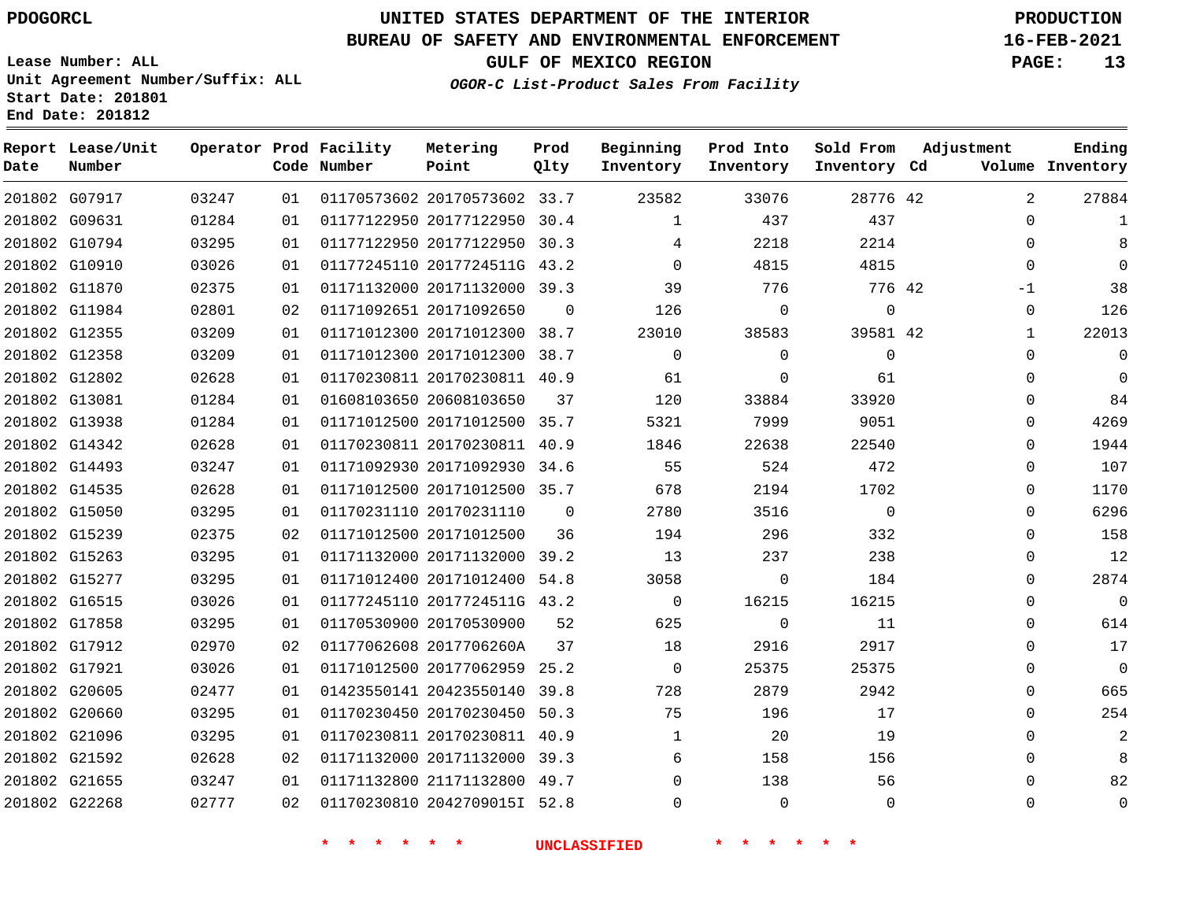PDOGORCL

# UNITED STATES DEPARTMENT OF THE INTERIOR
## BUREAU OF SAFETY AND ENVIRONMENTAL ENFORCEMENT
### GULF OF MEXICO REGION
*OGOR-C List-Product Sales From Facility*

PRODUCTION
16-FEB-2021

Lease Number: ALL
Unit Agreement Number/Suffix: ALL
Start Date: 201801
End Date: 201812

| Report Date | Lease/Unit Number | Operator | Prod Code | Facility Number | Metering Point | Prod Qlty | Beginning Inventory | Prod Into Inventory | Sold From Inventory | Adjustment Cd | Adjustment Volume | Ending Inventory |
|---|---|---|---|---|---|---|---|---|---|---|---|---|
| 201802 | G07917 | 03247 | 01 | 01170573602 | 20170573602 | 33.7 | 23582 | 33076 | 28776 | 42 | 2 | 27884 |
| 201802 | G09631 | 01284 | 01 | 01177122950 | 20177122950 | 30.4 | 1 | 437 | 437 | | 0 | 1 |
| 201802 | G10794 | 03295 | 01 | 01177122950 | 20177122950 | 30.3 | 4 | 2218 | 2214 | | 0 | 8 |
| 201802 | G10910 | 03026 | 01 | 01177245110 | 2017724511G | 43.2 | 0 | 4815 | 4815 | | 0 | 0 |
| 201802 | G11870 | 02375 | 01 | 01171132000 | 20171132000 | 39.3 | 39 | 776 | 776 | 42 | -1 | 38 |
| 201802 | G11984 | 02801 | 02 | 01171092651 | 20171092650 | 0 | 126 | 0 | 0 | | 0 | 126 |
| 201802 | G12355 | 03209 | 01 | 01171012300 | 20171012300 | 38.7 | 23010 | 38583 | 39581 | 42 | 1 | 22013 |
| 201802 | G12358 | 03209 | 01 | 01171012300 | 20171012300 | 38.7 | 0 | 0 | 0 | | 0 | 0 |
| 201802 | G12802 | 02628 | 01 | 01170230811 | 20170230811 | 40.9 | 61 | 0 | 61 | | 0 | 0 |
| 201802 | G13081 | 01284 | 01 | 01608103650 | 20608103650 | 37 | 120 | 33884 | 33920 | | 0 | 84 |
| 201802 | G13938 | 01284 | 01 | 01171012500 | 20171012500 | 35.7 | 5321 | 7999 | 9051 | | 0 | 4269 |
| 201802 | G14342 | 02628 | 01 | 01170230811 | 20170230811 | 40.9 | 1846 | 22638 | 22540 | | 0 | 1944 |
| 201802 | G14493 | 03247 | 01 | 01171092930 | 20171092930 | 34.6 | 55 | 524 | 472 | | 0 | 107 |
| 201802 | G14535 | 02628 | 01 | 01171012500 | 20171012500 | 35.7 | 678 | 2194 | 1702 | | 0 | 1170 |
| 201802 | G15050 | 03295 | 01 | 01170231110 | 20170231110 | 0 | 2780 | 3516 | 0 | | 0 | 6296 |
| 201802 | G15239 | 02375 | 02 | 01171012500 | 20171012500 | 36 | 194 | 296 | 332 | | 0 | 158 |
| 201802 | G15263 | 03295 | 01 | 01171132000 | 20171132000 | 39.2 | 13 | 237 | 238 | | 0 | 12 |
| 201802 | G15277 | 03295 | 01 | 01171012400 | 20171012400 | 54.8 | 3058 | 0 | 184 | | 0 | 2874 |
| 201802 | G16515 | 03026 | 01 | 01177245110 | 2017724511G | 43.2 | 0 | 16215 | 16215 | | 0 | 0 |
| 201802 | G17858 | 03295 | 01 | 01170530900 | 20170530900 | 52 | 625 | 0 | 11 | | 0 | 614 |
| 201802 | G17912 | 02970 | 02 | 01177062608 | 2017706260A | 37 | 18 | 2916 | 2917 | | 0 | 17 |
| 201802 | G17921 | 03026 | 01 | 01171012500 | 20177062959 | 25.2 | 0 | 25375 | 25375 | | 0 | 0 |
| 201802 | G20605 | 02477 | 01 | 01423550141 | 20423550140 | 39.8 | 728 | 2879 | 2942 | | 0 | 665 |
| 201802 | G20660 | 03295 | 01 | 01170230450 | 20170230450 | 50.3 | 75 | 196 | 17 | | 0 | 254 |
| 201802 | G21096 | 03295 | 01 | 01170230811 | 20170230811 | 40.9 | 1 | 20 | 19 | | 0 | 2 |
| 201802 | G21592 | 02628 | 02 | 01171132000 | 20171132000 | 39.3 | 6 | 158 | 156 | | 0 | 8 |
| 201802 | G21655 | 03247 | 01 | 01171132800 | 21171132800 | 49.7 | 0 | 138 | 56 | | 0 | 82 |
| 201802 | G22268 | 02777 | 02 | 01170230810 | 2042709015I | 52.8 | 0 | 0 | 0 | | 0 | 0 |

\* \* \* \* \* \* UNCLASSIFIED \* \* \* \* \* \*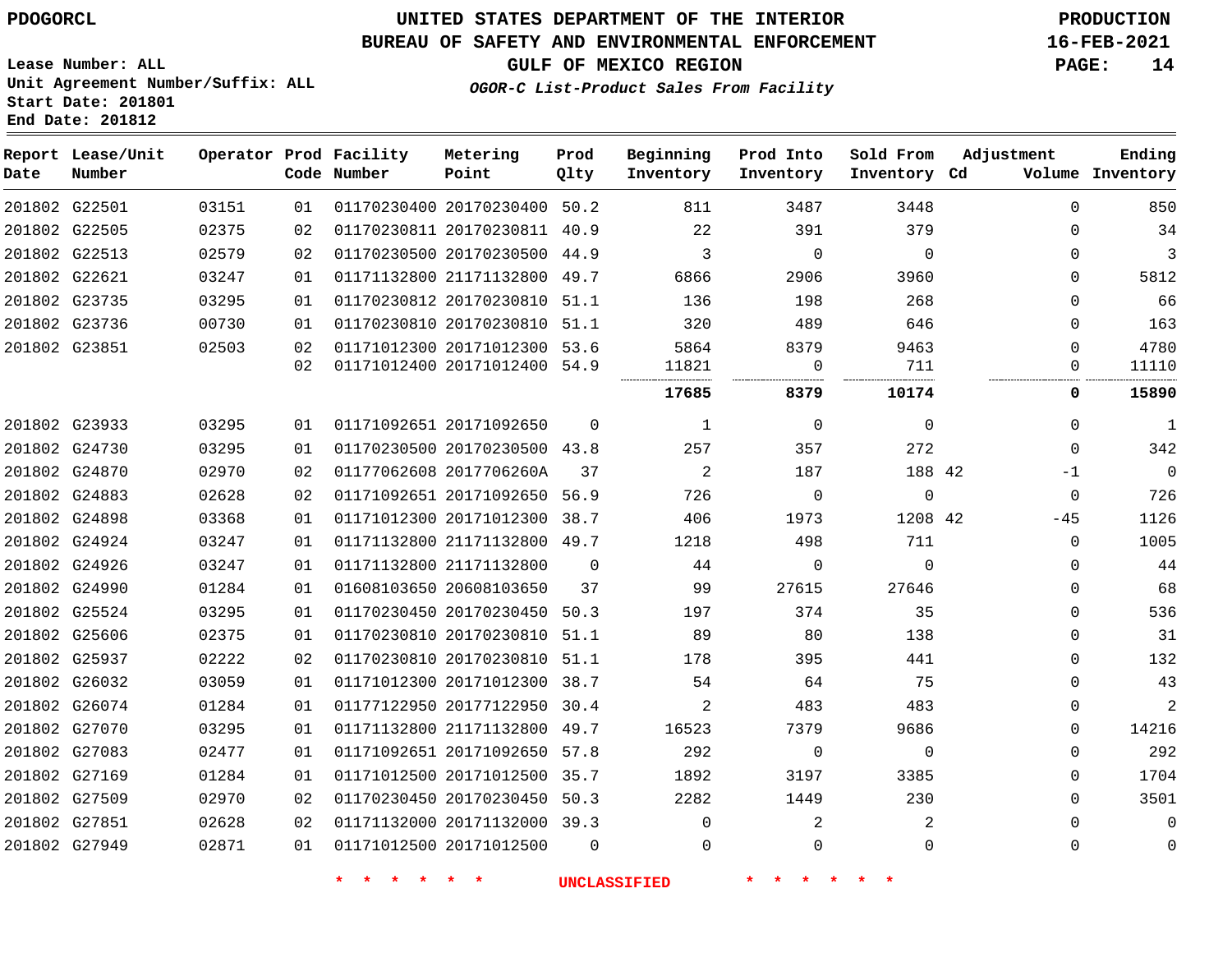PDOGORCL

# UNITED STATES DEPARTMENT OF THE INTERIOR
## BUREAU OF SAFETY AND ENVIRONMENTAL ENFORCEMENT
### GULF OF MEXICO REGION
*OGOR-C List-Product Sales From Facility*

PRODUCTION
16-FEB-2021

Lease Number: ALL
Unit Agreement Number/Suffix: ALL
Start Date: 201801
End Date: 201812

| Report Date | Lease/Unit Number | Operator | Prod Code | Facility Number | Metering Point | Prod Qlty | Beginning Inventory | Prod Into Inventory | Sold From Inventory | Adjustment Cd | Volume | Ending Inventory |
|---|---|---|---|---|---|---|---|---|---|---|---|---|
| 201802 | G22501 | 03151 | 01 | 01170230400 | 20170230400 | 50.2 | 811 | 3487 | 3448 | | 0 | 850 |
| 201802 | G22505 | 02375 | 02 | 01170230811 | 20170230811 | 40.9 | 22 | 391 | 379 | | 0 | 34 |
| 201802 | G22513 | 02579 | 02 | 01170230500 | 20170230500 | 44.9 | 3 | 0 | 0 | | 0 | 3 |
| 201802 | G22621 | 03247 | 01 | 01171132800 | 21171132800 | 49.7 | 6866 | 2906 | 3960 | | 0 | 5812 |
| 201802 | G23735 | 03295 | 01 | 01170230812 | 20170230810 | 51.1 | 136 | 198 | 268 | | 0 | 66 |
| 201802 | G23736 | 00730 | 01 | 01170230810 | 20170230810 | 51.1 | 320 | 489 | 646 | | 0 | 163 |
| 201802 | G23851 | 02503 | 02 | 01171012300 | 20171012300 | 53.6 | 5864 | 8379 | 9463 | | 0 | 4780 |
| | | | 02 | 01171012400 | 20171012400 | 54.9 | 11821 | 0 | 711 | | 0 | 11110 |
| | | | | | | | **17685** | **8379** | **10174** | | **0** | **15890** |
| 201802 | G23933 | 03295 | 01 | 01171092651 | 20171092650 | 0 | 1 | 0 | 0 | | 0 | 1 |
| 201802 | G24730 | 03295 | 01 | 01170230500 | 20170230500 | 43.8 | 257 | 357 | 272 | | 0 | 342 |
| 201802 | G24870 | 02970 | 02 | 01177062608 | 2017706260A | 37 | 2 | 187 | 188 | 42 | -1 | 0 |
| 201802 | G24883 | 02628 | 02 | 01171092651 | 20171092650 | 56.9 | 726 | 0 | 0 | | 0 | 726 |
| 201802 | G24898 | 03368 | 01 | 01171012300 | 20171012300 | 38.7 | 406 | 1973 | 1208 | 42 | -45 | 1126 |
| 201802 | G24924 | 03247 | 01 | 01171132800 | 21171132800 | 49.7 | 1218 | 498 | 711 | | 0 | 1005 |
| 201802 | G24926 | 03247 | 01 | 01171132800 | 21171132800 | 0 | 44 | 0 | 0 | | 0 | 44 |
| 201802 | G24990 | 01284 | 01 | 01608103650 | 20608103650 | 37 | 99 | 27615 | 27646 | | 0 | 68 |
| 201802 | G25524 | 03295 | 01 | 01170230450 | 20170230450 | 50.3 | 197 | 374 | 35 | | 0 | 536 |
| 201802 | G25606 | 02375 | 01 | 01170230810 | 20170230810 | 51.1 | 89 | 80 | 138 | | 0 | 31 |
| 201802 | G25937 | 02222 | 02 | 01170230810 | 20170230810 | 51.1 | 178 | 395 | 441 | | 0 | 132 |
| 201802 | G26032 | 03059 | 01 | 01171012300 | 20171012300 | 38.7 | 54 | 64 | 75 | | 0 | 43 |
| 201802 | G26074 | 01284 | 01 | 01177122950 | 20177122950 | 30.4 | 2 | 483 | 483 | | 0 | 2 |
| 201802 | G27070 | 03295 | 01 | 01171132800 | 21171132800 | 49.7 | 16523 | 7379 | 9686 | | 0 | 14216 |
| 201802 | G27083 | 02477 | 01 | 01171092651 | 20171092650 | 57.8 | 292 | 0 | 0 | | 0 | 292 |
| 201802 | G27169 | 01284 | 01 | 01171012500 | 20171012500 | 35.7 | 1892 | 3197 | 3385 | | 0 | 1704 |
| 201802 | G27509 | 02970 | 02 | 01170230450 | 20170230450 | 50.3 | 2282 | 1449 | 230 | | 0 | 3501 |
| 201802 | G27851 | 02628 | 02 | 01171132000 | 20171132000 | 39.3 | 0 | 2 | 2 | | 0 | 0 |
| 201802 | G27949 | 02871 | 01 | 01171012500 | 20171012500 | 0 | 0 | 0 | 0 | | 0 | 0 |

* * * * * * UNCLASSIFIED * * * * * *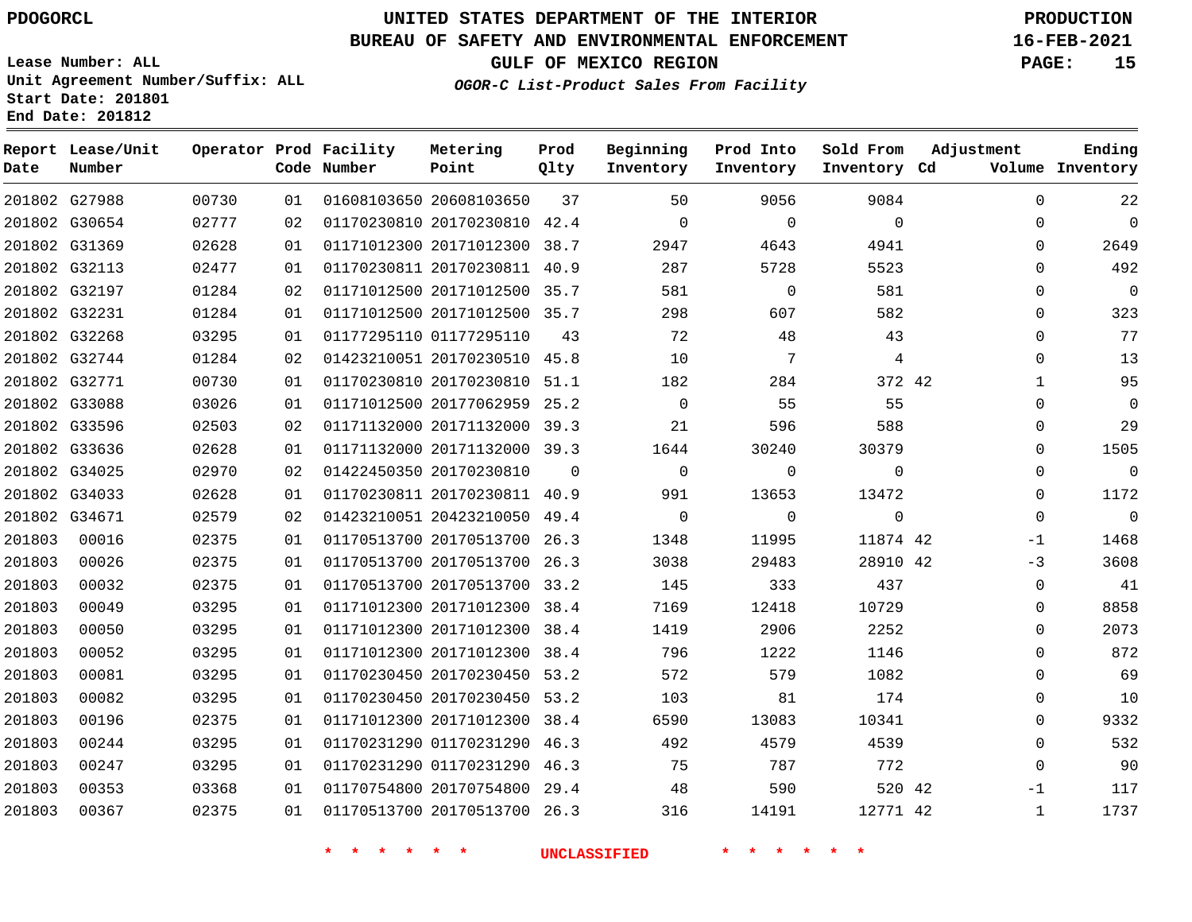PDOGORCL

Lease Number: ALL
Unit Agreement Number/Suffix: ALL
Start Date: 201801
End Date: 201812

# UNITED STATES DEPARTMENT OF THE INTERIOR
## BUREAU OF SAFETY AND ENVIRONMENTAL ENFORCEMENT
### GULF OF MEXICO REGION
*OGOR-C List-Product Sales From Facility*

PRODUCTION
16-FEB-2021

| Report Date | Lease/Unit Number | Operator | Prod Code | Facility Number | Metering Point | Prod Qlty | Beginning Inventory | Prod Into Inventory | Sold From Inventory | Adjustment Cd | Adjustment Volume | Ending Inventory |
|---|---|---|---|---|---|---|---|---|---|---|---|---|
| 201802 | G27988 | 00730 | 01 | 01608103650 | 20608103650 | 37 | 50 | 9056 | 9084 | | 0 | 22 |
| 201802 | G30654 | 02777 | 02 | 01170230810 | 20170230810 | 42.4 | 0 | 0 | 0 | | 0 | 0 |
| 201802 | G31369 | 02628 | 01 | 01171012300 | 20171012300 | 38.7 | 2947 | 4643 | 4941 | | 0 | 2649 |
| 201802 | G32113 | 02477 | 01 | 01170230811 | 20170230811 | 40.9 | 287 | 5728 | 5523 | | 0 | 492 |
| 201802 | G32197 | 01284 | 02 | 01171012500 | 20171012500 | 35.7 | 581 | 0 | 581 | | 0 | 0 |
| 201802 | G32231 | 01284 | 01 | 01171012500 | 20171012500 | 35.7 | 298 | 607 | 582 | | 0 | 323 |
| 201802 | G32268 | 03295 | 01 | 01177295110 | 01177295110 | 43 | 72 | 48 | 43 | | 0 | 77 |
| 201802 | G32744 | 01284 | 02 | 01423210051 | 20170230510 | 45.8 | 10 | 7 | 4 | | 0 | 13 |
| 201802 | G32771 | 00730 | 01 | 01170230810 | 20170230810 | 51.1 | 182 | 284 | 372 | 42 | 1 | 95 |
| 201802 | G33088 | 03026 | 01 | 01171012500 | 20177062959 | 25.2 | 0 | 55 | 55 | | 0 | 0 |
| 201802 | G33596 | 02503 | 02 | 01171132000 | 20171132000 | 39.3 | 21 | 596 | 588 | | 0 | 29 |
| 201802 | G33636 | 02628 | 01 | 01171132000 | 20171132000 | 39.3 | 1644 | 30240 | 30379 | | 0 | 1505 |
| 201802 | G34025 | 02970 | 02 | 01422450350 | 20170230810 | 0 | 0 | 0 | 0 | | 0 | 0 |
| 201802 | G34033 | 02628 | 01 | 01170230811 | 20170230811 | 40.9 | 991 | 13653 | 13472 | | 0 | 1172 |
| 201802 | G34671 | 02579 | 02 | 01423210051 | 20423210050 | 49.4 | 0 | 0 | 0 | | 0 | 0 |
| 201803 | 00016 | 02375 | 01 | 01170513700 | 20170513700 | 26.3 | 1348 | 11995 | 11874 | 42 | -1 | 1468 |
| 201803 | 00026 | 02375 | 01 | 01170513700 | 20170513700 | 26.3 | 3038 | 29483 | 28910 | 42 | -3 | 3608 |
| 201803 | 00032 | 02375 | 01 | 01170513700 | 20170513700 | 33.2 | 145 | 333 | 437 | | 0 | 41 |
| 201803 | 00049 | 03295 | 01 | 01171012300 | 20171012300 | 38.4 | 7169 | 12418 | 10729 | | 0 | 8858 |
| 201803 | 00050 | 03295 | 01 | 01171012300 | 20171012300 | 38.4 | 1419 | 2906 | 2252 | | 0 | 2073 |
| 201803 | 00052 | 03295 | 01 | 01171012300 | 20171012300 | 38.4 | 796 | 1222 | 1146 | | 0 | 872 |
| 201803 | 00081 | 03295 | 01 | 01170230450 | 20170230450 | 53.2 | 572 | 579 | 1082 | | 0 | 69 |
| 201803 | 00082 | 03295 | 01 | 01170230450 | 20170230450 | 53.2 | 103 | 81 | 174 | | 0 | 10 |
| 201803 | 00196 | 02375 | 01 | 01171012300 | 20171012300 | 38.4 | 6590 | 13083 | 10341 | | 0 | 9332 |
| 201803 | 00244 | 03295 | 01 | 01170231290 | 01170231290 | 46.3 | 492 | 4579 | 4539 | | 0 | 532 |
| 201803 | 00247 | 03295 | 01 | 01170231290 | 01170231290 | 46.3 | 75 | 787 | 772 | | 0 | 90 |
| 201803 | 00353 | 03368 | 01 | 01170754800 | 20170754800 | 29.4 | 48 | 590 | 520 | 42 | -1 | 117 |
| 201803 | 00367 | 02375 | 01 | 01170513700 | 20170513700 | 26.3 | 316 | 14191 | 12771 | 42 | 1 | 1737 |

* * * * * * UNCLASSIFIED * * * * * *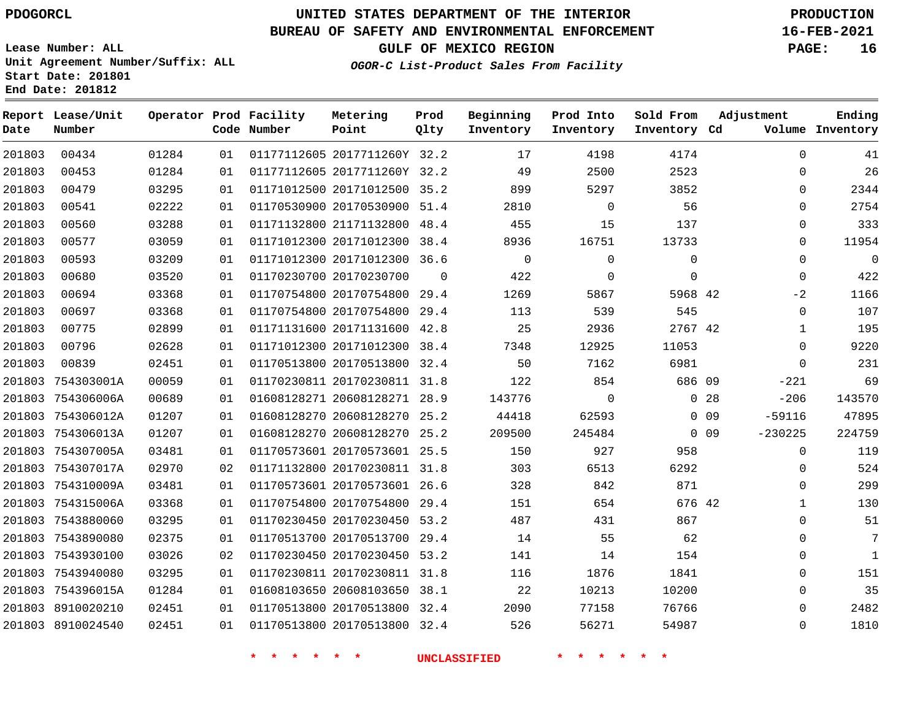PDOGORCL

**UNITED STATES DEPARTMENT OF THE INTERIOR**
**BUREAU OF SAFETY AND ENVIRONMENTAL ENFORCEMENT**
**GULF OF MEXICO REGION**
*OGOR-C List-Product Sales From Facility*

**PRODUCTION**
**16-FEB-2021**

Lease Number: ALL
Unit Agreement Number/Suffix: ALL
Start Date: 201801
End Date: 201812

| Report Date | Lease/Unit Number | Operator | Prod Code | Facility Number | Metering Point | Prod Qlty | Beginning Inventory | Prod Into Inventory | Sold From Inventory | Adjustment Cd | Volume | Ending Inventory |
|---|---|---|---|---|---|---|---|---|---|---|---|---|
| 201803 | 00434 | 01284 | 01 | 01177112605 | 2017711260Y | 32.2 | 17 | 4198 | 4174 | | 0 | 41 |
| 201803 | 00453 | 01284 | 01 | 01177112605 | 2017711260Y | 32.2 | 49 | 2500 | 2523 | | 0 | 26 |
| 201803 | 00479 | 03295 | 01 | 01171012500 | 20171012500 | 35.2 | 899 | 5297 | 3852 | | 0 | 2344 |
| 201803 | 00541 | 02222 | 01 | 01170530900 | 20170530900 | 51.4 | 2810 | 0 | 56 | | 0 | 2754 |
| 201803 | 00560 | 03288 | 01 | 01171132800 | 21171132800 | 48.4 | 455 | 15 | 137 | | 0 | 333 |
| 201803 | 00577 | 03059 | 01 | 01171012300 | 20171012300 | 38.4 | 8936 | 16751 | 13733 | | 0 | 11954 |
| 201803 | 00593 | 03209 | 01 | 01171012300 | 20171012300 | 36.6 | 0 | 0 | 0 | | 0 | 0 |
| 201803 | 00680 | 03520 | 01 | 01170230700 | 20170230700 | 0 | 422 | 0 | 0 | | 0 | 422 |
| 201803 | 00694 | 03368 | 01 | 01170754800 | 20170754800 | 29.4 | 1269 | 5867 | 5968 | 42 | -2 | 1166 |
| 201803 | 00697 | 03368 | 01 | 01170754800 | 20170754800 | 29.4 | 113 | 539 | 545 | | 0 | 107 |
| 201803 | 00775 | 02899 | 01 | 01171131600 | 20171131600 | 42.8 | 25 | 2936 | 2767 | 42 | 1 | 195 |
| 201803 | 00796 | 02628 | 01 | 01171012300 | 20171012300 | 38.4 | 7348 | 12925 | 11053 | | 0 | 9220 |
| 201803 | 00839 | 02451 | 01 | 01170513800 | 20170513800 | 32.4 | 50 | 7162 | 6981 | | 0 | 231 |
| 201803 | 754303001A | 00059 | 01 | 01170230811 | 20170230811 | 31.8 | 122 | 854 | 686 | 09 | -221 | 69 |
| 201803 | 754306006A | 00689 | 01 | 01608128271 | 20608128271 | 28.9 | 143776 | 0 | 0 | 28 | -206 | 143570 |
| 201803 | 754306012A | 01207 | 01 | 01608128270 | 20608128270 | 25.2 | 44418 | 62593 | 0 | 09 | -59116 | 47895 |
| 201803 | 754306013A | 01207 | 01 | 01608128270 | 20608128270 | 25.2 | 209500 | 245484 | 0 | 09 | -230225 | 224759 |
| 201803 | 754307005A | 03481 | 01 | 01170573601 | 20170573601 | 25.5 | 150 | 927 | 958 | | 0 | 119 |
| 201803 | 754307017A | 02970 | 02 | 01171132800 | 20170230811 | 31.8 | 303 | 6513 | 6292 | | 0 | 524 |
| 201803 | 754310009A | 03481 | 01 | 01170573601 | 20170573601 | 26.6 | 328 | 842 | 871 | | 0 | 299 |
| 201803 | 754315006A | 03368 | 01 | 01170754800 | 20170754800 | 29.4 | 151 | 654 | 676 | 42 | 1 | 130 |
| 201803 | 7543880060 | 03295 | 01 | 01170230450 | 20170230450 | 53.2 | 487 | 431 | 867 | | 0 | 51 |
| 201803 | 7543890080 | 02375 | 01 | 01170513700 | 20170513700 | 29.4 | 14 | 55 | 62 | | 0 | 7 |
| 201803 | 7543930100 | 03026 | 02 | 01170230450 | 20170230450 | 53.2 | 141 | 14 | 154 | | 0 | 1 |
| 201803 | 7543940080 | 03295 | 01 | 01170230811 | 20170230811 | 31.8 | 116 | 1876 | 1841 | | 0 | 151 |
| 201803 | 754396015A | 01284 | 01 | 01608103650 | 20608103650 | 38.1 | 22 | 10213 | 10200 | | 0 | 35 |
| 201803 | 8910020210 | 02451 | 01 | 01170513800 | 20170513800 | 32.4 | 2090 | 77158 | 76766 | | 0 | 2482 |
| 201803 | 8910024540 | 02451 | 01 | 01170513800 | 20170513800 | 32.4 | 526 | 56271 | 54987 | | 0 | 1810 |

* * * * * * UNCLASSIFIED * * * * * *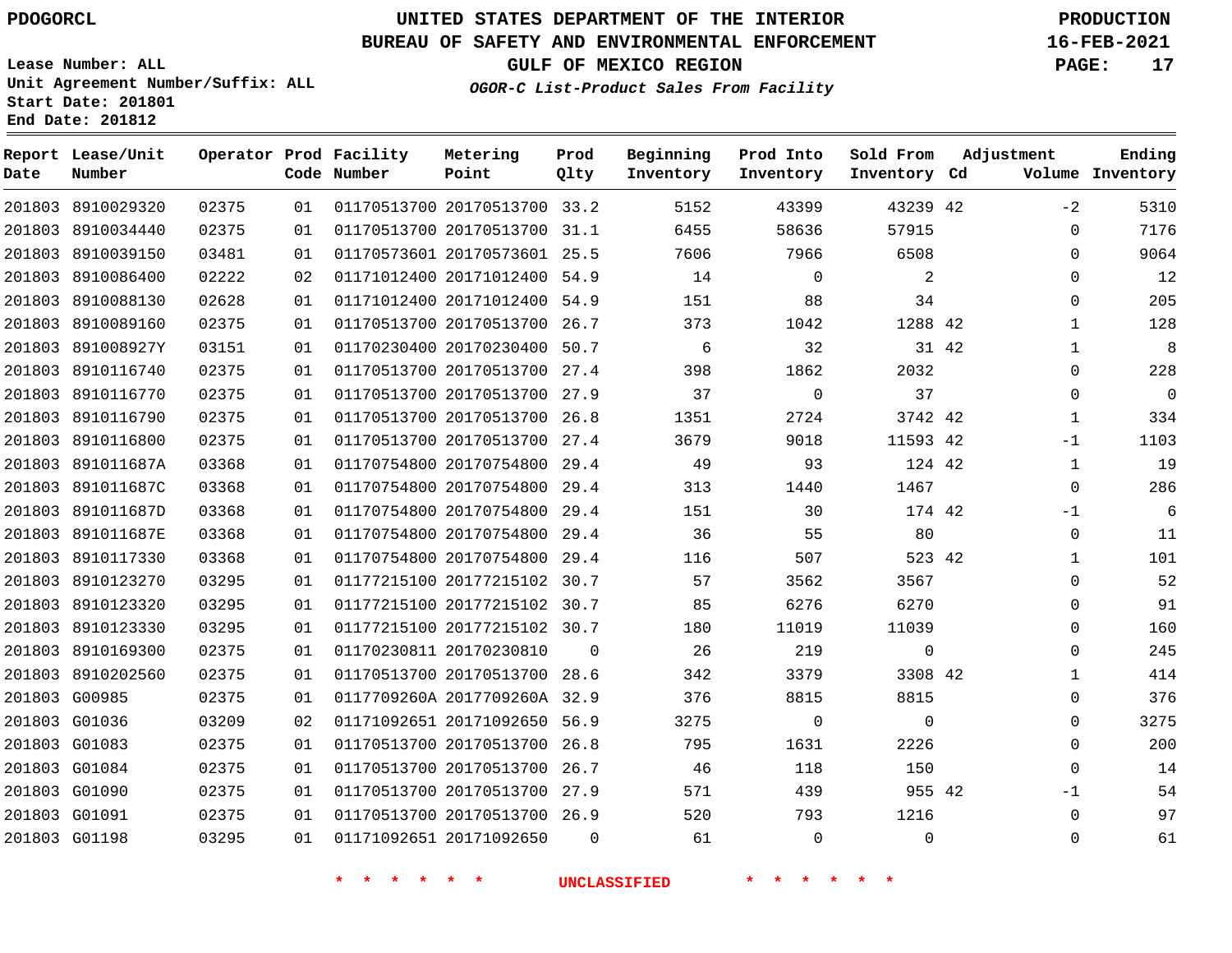PDOGORCL

# UNITED STATES DEPARTMENT OF THE INTERIOR
## BUREAU OF SAFETY AND ENVIRONMENTAL ENFORCEMENT
### GULF OF MEXICO REGION
*OGOR-C List-Product Sales From Facility*

PRODUCTION
16-FEB-2021

Lease Number: ALL
Unit Agreement Number/Suffix: ALL
Start Date: 201801
End Date: 201812

| Report Date | Lease/Unit Number | Operator | Prod Code | Facility Number | Metering Point | Prod Qlty | Beginning Inventory | Prod Into Inventory | Sold From Inventory | Adjustment Cd | Volume | Ending Inventory |
|---|---|---|---|---|---|---|---|---|---|---|---|---|
| 201803 | 8910029320 | 02375 | 01 | 01170513700 | 20170513700 | 33.2 | 5152 | 43399 | 43239 | 42 | -2 | 5310 |
| 201803 | 8910034440 | 02375 | 01 | 01170513700 | 20170513700 | 31.1 | 6455 | 58636 | 57915 | | 0 | 7176 |
| 201803 | 8910039150 | 03481 | 01 | 01170573601 | 20170573601 | 25.5 | 7606 | 7966 | 6508 | | 0 | 9064 |
| 201803 | 8910086400 | 02222 | 02 | 01171012400 | 20171012400 | 54.9 | 14 | 0 | 2 | | 0 | 12 |
| 201803 | 8910088130 | 02628 | 01 | 01171012400 | 20171012400 | 54.9 | 151 | 88 | 34 | | 0 | 205 |
| 201803 | 8910089160 | 02375 | 01 | 01170513700 | 20170513700 | 26.7 | 373 | 1042 | 1288 | 42 | 1 | 128 |
| 201803 | 891008927Y | 03151 | 01 | 01170230400 | 20170230400 | 50.7 | 6 | 32 | 31 | 42 | 1 | 8 |
| 201803 | 8910116740 | 02375 | 01 | 01170513700 | 20170513700 | 27.4 | 398 | 1862 | 2032 | | 0 | 228 |
| 201803 | 8910116770 | 02375 | 01 | 01170513700 | 20170513700 | 27.9 | 37 | 0 | 37 | | 0 | 0 |
| 201803 | 8910116790 | 02375 | 01 | 01170513700 | 20170513700 | 26.8 | 1351 | 2724 | 3742 | 42 | 1 | 334 |
| 201803 | 8910116800 | 02375 | 01 | 01170513700 | 20170513700 | 27.4 | 3679 | 9018 | 11593 | 42 | -1 | 1103 |
| 201803 | 891011687A | 03368 | 01 | 01170754800 | 20170754800 | 29.4 | 49 | 93 | 124 | 42 | 1 | 19 |
| 201803 | 891011687C | 03368 | 01 | 01170754800 | 20170754800 | 29.4 | 313 | 1440 | 1467 | | 0 | 286 |
| 201803 | 891011687D | 03368 | 01 | 01170754800 | 20170754800 | 29.4 | 151 | 30 | 174 | 42 | -1 | 6 |
| 201803 | 891011687E | 03368 | 01 | 01170754800 | 20170754800 | 29.4 | 36 | 55 | 80 | | 0 | 11 |
| 201803 | 8910117330 | 03368 | 01 | 01170754800 | 20170754800 | 29.4 | 116 | 507 | 523 | 42 | 1 | 101 |
| 201803 | 8910123270 | 03295 | 01 | 01177215100 | 20177215102 | 30.7 | 57 | 3562 | 3567 | | 0 | 52 |
| 201803 | 8910123320 | 03295 | 01 | 01177215100 | 20177215102 | 30.7 | 85 | 6276 | 6270 | | 0 | 91 |
| 201803 | 8910123330 | 03295 | 01 | 01177215100 | 20177215102 | 30.7 | 180 | 11019 | 11039 | | 0 | 160 |
| 201803 | 8910169300 | 02375 | 01 | 01170230811 | 20170230810 | 0 | 26 | 219 | 0 | | 0 | 245 |
| 201803 | 8910202560 | 02375 | 01 | 01170513700 | 20170513700 | 28.6 | 342 | 3379 | 3308 | 42 | 1 | 414 |
| 201803 | G00985 | 02375 | 01 | 0117709260A | 2017709260A | 32.9 | 376 | 8815 | 8815 | | 0 | 376 |
| 201803 | G01036 | 03209 | 02 | 01171092651 | 20171092650 | 56.9 | 3275 | 0 | 0 | | 0 | 3275 |
| 201803 | G01083 | 02375 | 01 | 01170513700 | 20170513700 | 26.8 | 795 | 1631 | 2226 | | 0 | 200 |
| 201803 | G01084 | 02375 | 01 | 01170513700 | 20170513700 | 26.7 | 46 | 118 | 150 | | 0 | 14 |
| 201803 | G01090 | 02375 | 01 | 01170513700 | 20170513700 | 27.9 | 571 | 439 | 955 | 42 | -1 | 54 |
| 201803 | G01091 | 02375 | 01 | 01170513700 | 20170513700 | 26.9 | 520 | 793 | 1216 | | 0 | 97 |
| 201803 | G01198 | 03295 | 01 | 01171092651 | 20171092650 | 0 | 61 | 0 | 0 | | 0 | 61 |

* * * * * * UNCLASSIFIED * * * * * *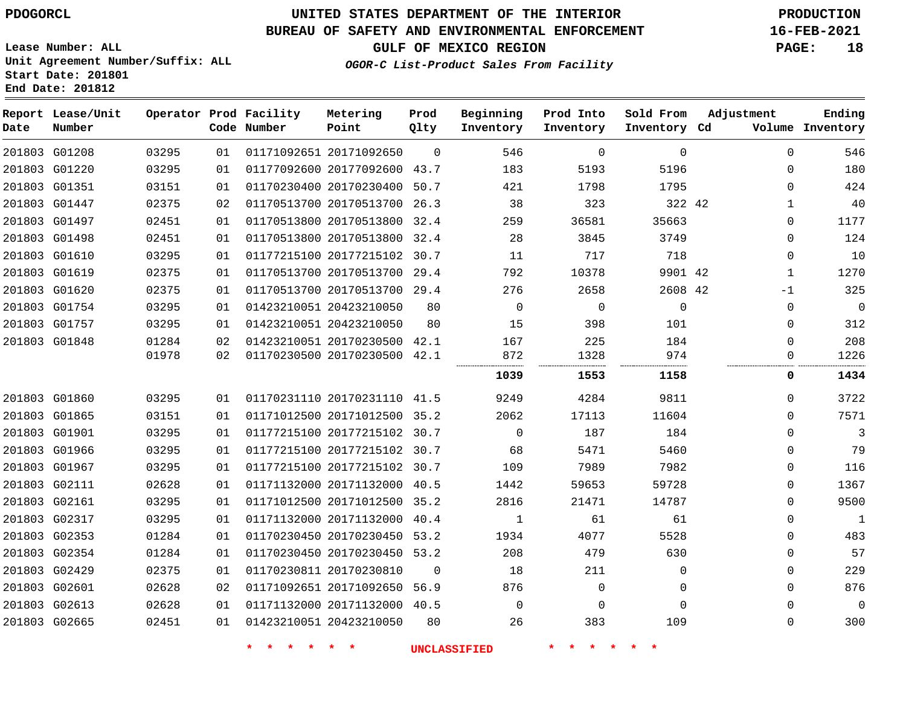PDOGORCL

# UNITED STATES DEPARTMENT OF THE INTERIOR
## BUREAU OF SAFETY AND ENVIRONMENTAL ENFORCEMENT
### GULF OF MEXICO REGION
*OGOR-C List-Product Sales From Facility*

PRODUCTION
16-FEB-2021

Lease Number: ALL
Unit Agreement Number/Suffix: ALL
Start Date: 201801
End Date: 201812

| Report Date | Lease/Unit Number | Operator | Prod Code | Facility Number | Metering Point | Prod Qlty | Beginning Inventory | Prod Into Inventory | Sold From Inventory | Adjustment Cd | Volume | Ending Inventory |
|---|---|---|---|---|---|---|---|---|---|---|---|---|
| 201803 | G01208 | 03295 | 01 | 01171092651 | 20171092650 | 0 | 546 | 0 | 0 | | 0 | 546 |
| 201803 | G01220 | 03295 | 01 | 01177092600 | 20177092600 | 43.7 | 183 | 5193 | 5196 | | 0 | 180 |
| 201803 | G01351 | 03151 | 01 | 01170230400 | 20170230400 | 50.7 | 421 | 1798 | 1795 | | 0 | 424 |
| 201803 | G01447 | 02375 | 02 | 01170513700 | 20170513700 | 26.3 | 38 | 323 | 322 | 42 | 1 | 40 |
| 201803 | G01497 | 02451 | 01 | 01170513800 | 20170513800 | 32.4 | 259 | 36581 | 35663 | | 0 | 1177 |
| 201803 | G01498 | 02451 | 01 | 01170513800 | 20170513800 | 32.4 | 28 | 3845 | 3749 | | 0 | 124 |
| 201803 | G01610 | 03295 | 01 | 01177215100 | 20177215102 | 30.7 | 11 | 717 | 718 | | 0 | 10 |
| 201803 | G01619 | 02375 | 01 | 01170513700 | 20170513700 | 29.4 | 792 | 10378 | 9901 | 42 | 1 | 1270 |
| 201803 | G01620 | 02375 | 01 | 01170513700 | 20170513700 | 29.4 | 276 | 2658 | 2608 | 42 | -1 | 325 |
| 201803 | G01754 | 03295 | 01 | 01423210051 | 20423210050 | 80 | 0 | 0 | 0 | | 0 | 0 |
| 201803 | G01757 | 03295 | 01 | 01423210051 | 20423210050 | 80 | 15 | 398 | 101 | | 0 | 312 |
| 201803 | G01848 | 01284 | 02 | 01423210051 | 20170230500 | 42.1 | 167 | 225 | 184 | | 0 | 208 |
| | | 01978 | 02 | 01170230500 | 20170230500 | 42.1 | 872 | 1328 | 974 | | 0 | 1226 |
| | | | | | | | **1039** | **1553** | **1158** | | **0** | **1434** |
| 201803 | G01860 | 03295 | 01 | 01170231110 | 20170231110 | 41.5 | 9249 | 4284 | 9811 | | 0 | 3722 |
| 201803 | G01865 | 03151 | 01 | 01171012500 | 20171012500 | 35.2 | 2062 | 17113 | 11604 | | 0 | 7571 |
| 201803 | G01901 | 03295 | 01 | 01177215100 | 20177215102 | 30.7 | 0 | 187 | 184 | | 0 | 3 |
| 201803 | G01966 | 03295 | 01 | 01177215100 | 20177215102 | 30.7 | 68 | 5471 | 5460 | | 0 | 79 |
| 201803 | G01967 | 03295 | 01 | 01177215100 | 20177215102 | 30.7 | 109 | 7989 | 7982 | | 0 | 116 |
| 201803 | G02111 | 02628 | 01 | 01171132000 | 20171132000 | 40.5 | 1442 | 59653 | 59728 | | 0 | 1367 |
| 201803 | G02161 | 03295 | 01 | 01171012500 | 20171012500 | 35.2 | 2816 | 21471 | 14787 | | 0 | 9500 |
| 201803 | G02317 | 03295 | 01 | 01171132000 | 20171132000 | 40.4 | 1 | 61 | 61 | | 0 | 1 |
| 201803 | G02353 | 01284 | 01 | 01170230450 | 20170230450 | 53.2 | 1934 | 4077 | 5528 | | 0 | 483 |
| 201803 | G02354 | 01284 | 01 | 01170230450 | 20170230450 | 53.2 | 208 | 479 | 630 | | 0 | 57 |
| 201803 | G02429 | 02375 | 01 | 01170230811 | 20170230810 | 0 | 18 | 211 | 0 | | 0 | 229 |
| 201803 | G02601 | 02628 | 02 | 01171092651 | 20171092650 | 56.9 | 876 | 0 | 0 | | 0 | 876 |
| 201803 | G02613 | 02628 | 01 | 01171132000 | 20171132000 | 40.5 | 0 | 0 | 0 | | 0 | 0 |
| 201803 | G02665 | 02451 | 01 | 01423210051 | 20423210050 | 80 | 26 | 383 | 109 | | 0 | 300 |

* * * * * * UNCLASSIFIED * * * * * *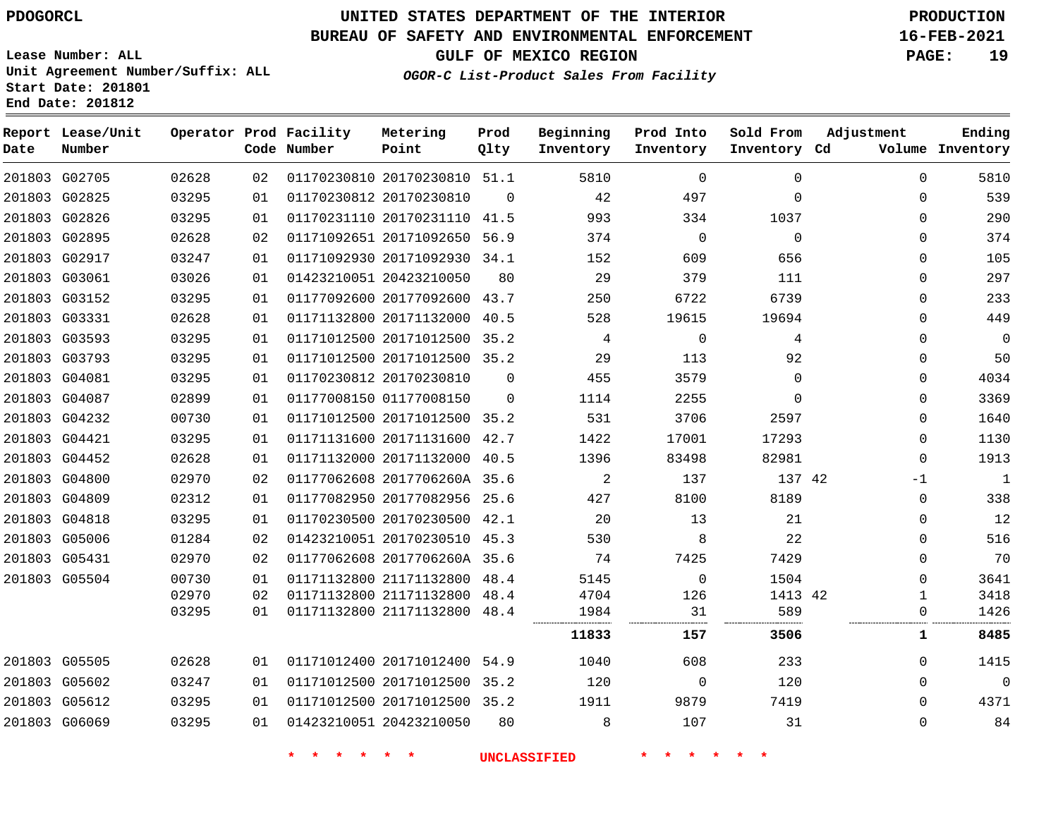PDOGORCL

# UNITED STATES DEPARTMENT OF THE INTERIOR
## BUREAU OF SAFETY AND ENVIRONMENTAL ENFORCEMENT
### GULF OF MEXICO REGION
*OGOR-C List-Product Sales From Facility*

PRODUCTION
16-FEB-2021

Lease Number: ALL
Unit Agreement Number/Suffix: ALL
Start Date: 201801
End Date: 201812

| Report Date | Lease/Unit Number | Operator | Prod Code | Facility Number | Metering Point | Prod Qlty | Beginning Inventory | Prod Into Inventory | Sold From Inventory | Adjustment Cd | Volume | Ending Inventory |
|---|---|---|---|---|---|---|---|---|---|---|---|---|
| 201803 | G02705 | 02628 | 02 | 01170230810 | 20170230810 | 51.1 | 5810 | 0 | 0 | | 0 | 5810 |
| 201803 | G02825 | 03295 | 01 | 01170230812 | 20170230810 | 0 | 42 | 497 | 0 | | 0 | 539 |
| 201803 | G02826 | 03295 | 01 | 01170231110 | 20170231110 | 41.5 | 993 | 334 | 1037 | | 0 | 290 |
| 201803 | G02895 | 02628 | 02 | 01171092651 | 20171092650 | 56.9 | 374 | 0 | 0 | | 0 | 374 |
| 201803 | G02917 | 03247 | 01 | 01171092930 | 20171092930 | 34.1 | 152 | 609 | 656 | | 0 | 105 |
| 201803 | G03061 | 03026 | 01 | 01423210051 | 20423210050 | 80 | 29 | 379 | 111 | | 0 | 297 |
| 201803 | G03152 | 03295 | 01 | 01177092600 | 20177092600 | 43.7 | 250 | 6722 | 6739 | | 0 | 233 |
| 201803 | G03331 | 02628 | 01 | 01171132800 | 20171132000 | 40.5 | 528 | 19615 | 19694 | | 0 | 449 |
| 201803 | G03593 | 03295 | 01 | 01171012500 | 20171012500 | 35.2 | 4 | 0 | 4 | | 0 | 0 |
| 201803 | G03793 | 03295 | 01 | 01171012500 | 20171012500 | 35.2 | 29 | 113 | 92 | | 0 | 50 |
| 201803 | G04081 | 03295 | 01 | 01170230812 | 20170230810 | 0 | 455 | 3579 | 0 | | 0 | 4034 |
| 201803 | G04087 | 02899 | 01 | 01177008150 | 01177008150 | 0 | 1114 | 2255 | 0 | | 0 | 3369 |
| 201803 | G04232 | 00730 | 01 | 01171012500 | 20171012500 | 35.2 | 531 | 3706 | 2597 | | 0 | 1640 |
| 201803 | G04421 | 03295 | 01 | 01171131600 | 20171131600 | 42.7 | 1422 | 17001 | 17293 | | 0 | 1130 |
| 201803 | G04452 | 02628 | 01 | 01171132000 | 20171132000 | 40.5 | 1396 | 83498 | 82981 | | 0 | 1913 |
| 201803 | G04800 | 02970 | 02 | 01177062608 | 2017706260A | 35.6 | 2 | 137 | 137 | 42 | -1 | 1 |
| 201803 | G04809 | 02312 | 01 | 01177082950 | 20177082956 | 25.6 | 427 | 8100 | 8189 | | 0 | 338 |
| 201803 | G04818 | 03295 | 01 | 01170230500 | 20170230500 | 42.1 | 20 | 13 | 21 | | 0 | 12 |
| 201803 | G05006 | 01284 | 02 | 01423210051 | 20170230510 | 45.3 | 530 | 8 | 22 | | 0 | 516 |
| 201803 | G05431 | 02970 | 02 | 01177062608 | 2017706260A | 35.6 | 74 | 7425 | 7429 | | 0 | 70 |
| 201803 | G05504 | 00730 | 01 | 01171132800 | 21171132800 | 48.4 | 5145 | 0 | 1504 | | 0 | 3641 |
| | | 02970 | 02 | 01171132800 | 21171132800 | 48.4 | 4704 | 126 | 1413 | 42 | 1 | 3418 |
| | | 03295 | 01 | 01171132800 | 21171132800 | 48.4 | 1984 | 31 | 589 | | 0 | 1426 |
| | | | | | | | **11833** | **157** | **3506** | | **1** | **8485** |
| 201803 | G05505 | 02628 | 01 | 01171012400 | 20171012400 | 54.9 | 1040 | 608 | 233 | | 0 | 1415 |
| 201803 | G05602 | 03247 | 01 | 01171012500 | 20171012500 | 35.2 | 120 | 0 | 120 | | 0 | 0 |
| 201803 | G05612 | 03295 | 01 | 01171012500 | 20171012500 | 35.2 | 1911 | 9879 | 7419 | | 0 | 4371 |
| 201803 | G06069 | 03295 | 01 | 01423210051 | 20423210050 | 80 | 8 | 107 | 31 | | 0 | 84 |

* * * * * * UNCLASSIFIED * * * * * *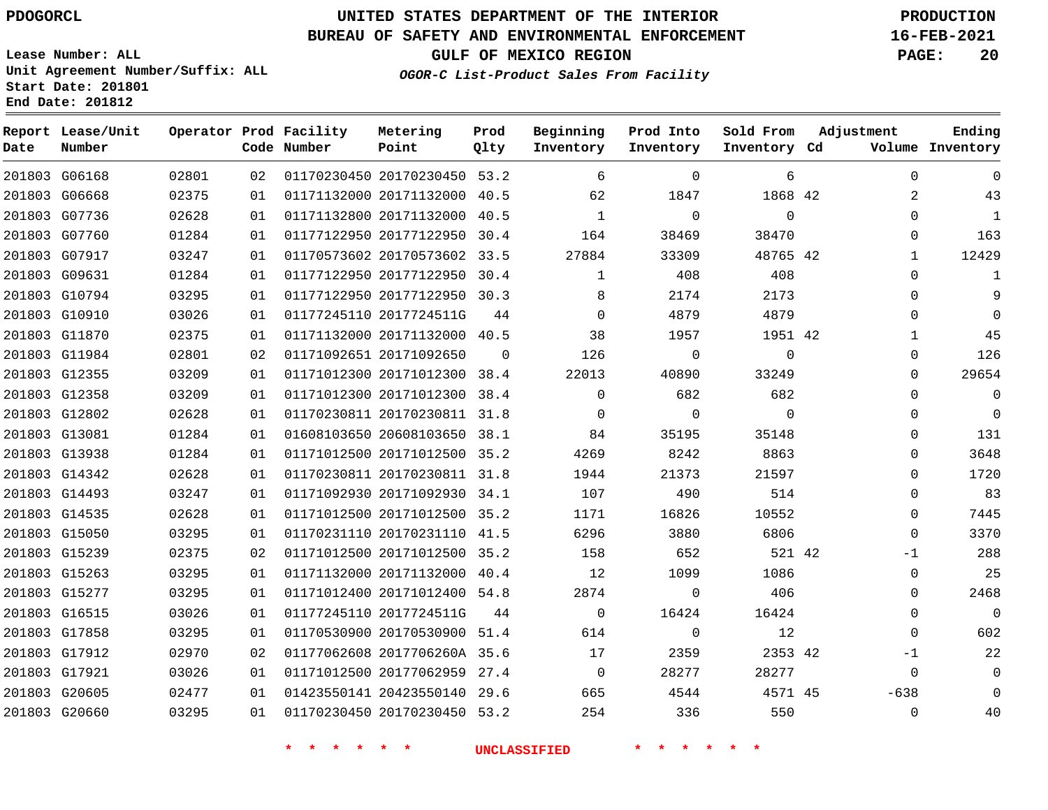PDOGORCL

# UNITED STATES DEPARTMENT OF THE INTERIOR
## BUREAU OF SAFETY AND ENVIRONMENTAL ENFORCEMENT
### GULF OF MEXICO REGION
*OGOR-C List-Product Sales From Facility*

PRODUCTION
16-FEB-2021

Lease Number: ALL
Unit Agreement Number/Suffix: ALL
Start Date: 201801
End Date: 201812

| Report Date | Lease/Unit Number | Operator | Prod Code | Facility Number | Metering Point | Prod Qlty | Beginning Inventory | Prod Into Inventory | Sold From Inventory | Adjustment Cd | Volume | Ending Inventory |
|---|---|---|---|---|---|---|---|---|---|---|---|---|
| 201803 | G06168 | 02801 | 02 | 01170230450 | 20170230450 | 53.2 | 6 | 0 | 6 | | 0 | 0 |
| 201803 | G06668 | 02375 | 01 | 01171132000 | 20171132000 | 40.5 | 62 | 1847 | 1868 | 42 | 2 | 43 |
| 201803 | G07736 | 02628 | 01 | 01171132800 | 20171132000 | 40.5 | 1 | 0 | 0 | | 0 | 1 |
| 201803 | G07760 | 01284 | 01 | 01177122950 | 20177122950 | 30.4 | 164 | 38469 | 38470 | | 0 | 163 |
| 201803 | G07917 | 03247 | 01 | 01170573602 | 20170573602 | 33.5 | 27884 | 33309 | 48765 | 42 | 1 | 12429 |
| 201803 | G09631 | 01284 | 01 | 01177122950 | 20177122950 | 30.4 | 1 | 408 | 408 | | 0 | 1 |
| 201803 | G10794 | 03295 | 01 | 01177122950 | 20177122950 | 30.3 | 8 | 2174 | 2173 | | 0 | 9 |
| 201803 | G10910 | 03026 | 01 | 01177245110 | 2017724511G | 44 | 0 | 4879 | 4879 | | 0 | 0 |
| 201803 | G11870 | 02375 | 01 | 01171132000 | 20171132000 | 40.5 | 38 | 1957 | 1951 | 42 | 1 | 45 |
| 201803 | G11984 | 02801 | 02 | 01171092651 | 20171092650 | 0 | 126 | 0 | 0 | | 0 | 126 |
| 201803 | G12355 | 03209 | 01 | 01171012300 | 20171012300 | 38.4 | 22013 | 40890 | 33249 | | 0 | 29654 |
| 201803 | G12358 | 03209 | 01 | 01171012300 | 20171012300 | 38.4 | 0 | 682 | 682 | | 0 | 0 |
| 201803 | G12802 | 02628 | 01 | 01170230811 | 20170230811 | 31.8 | 0 | 0 | 0 | | 0 | 0 |
| 201803 | G13081 | 01284 | 01 | 01608103650 | 20608103650 | 38.1 | 84 | 35195 | 35148 | | 0 | 131 |
| 201803 | G13938 | 01284 | 01 | 01171012500 | 20171012500 | 35.2 | 4269 | 8242 | 8863 | | 0 | 3648 |
| 201803 | G14342 | 02628 | 01 | 01170230811 | 20170230811 | 31.8 | 1944 | 21373 | 21597 | | 0 | 1720 |
| 201803 | G14493 | 03247 | 01 | 01171092930 | 20171092930 | 34.1 | 107 | 490 | 514 | | 0 | 83 |
| 201803 | G14535 | 02628 | 01 | 01171012500 | 20171012500 | 35.2 | 1171 | 16826 | 10552 | | 0 | 7445 |
| 201803 | G15050 | 03295 | 01 | 01170231110 | 20170231110 | 41.5 | 6296 | 3880 | 6806 | | 0 | 3370 |
| 201803 | G15239 | 02375 | 02 | 01171012500 | 20171012500 | 35.2 | 158 | 652 | 521 | 42 | -1 | 288 |
| 201803 | G15263 | 03295 | 01 | 01171132000 | 20171132000 | 40.4 | 12 | 1099 | 1086 | | 0 | 25 |
| 201803 | G15277 | 03295 | 01 | 01171012400 | 20171012400 | 54.8 | 2874 | 0 | 406 | | 0 | 2468 |
| 201803 | G16515 | 03026 | 01 | 01177245110 | 2017724511G | 44 | 0 | 16424 | 16424 | | 0 | 0 |
| 201803 | G17858 | 03295 | 01 | 01170530900 | 20170530900 | 51.4 | 614 | 0 | 12 | | 0 | 602 |
| 201803 | G17912 | 02970 | 02 | 01177062608 | 2017706260A | 35.6 | 17 | 2359 | 2353 | 42 | -1 | 22 |
| 201803 | G17921 | 03026 | 01 | 01171012500 | 20177062959 | 27.4 | 0 | 28277 | 28277 | | 0 | 0 |
| 201803 | G20605 | 02477 | 01 | 01423550141 | 20423550140 | 29.6 | 665 | 4544 | 4571 | 45 | -638 | 0 |
| 201803 | G20660 | 03295 | 01 | 01170230450 | 20170230450 | 53.2 | 254 | 336 | 550 | | 0 | 40 |

* * * * * * UNCLASSIFIED * * * * * *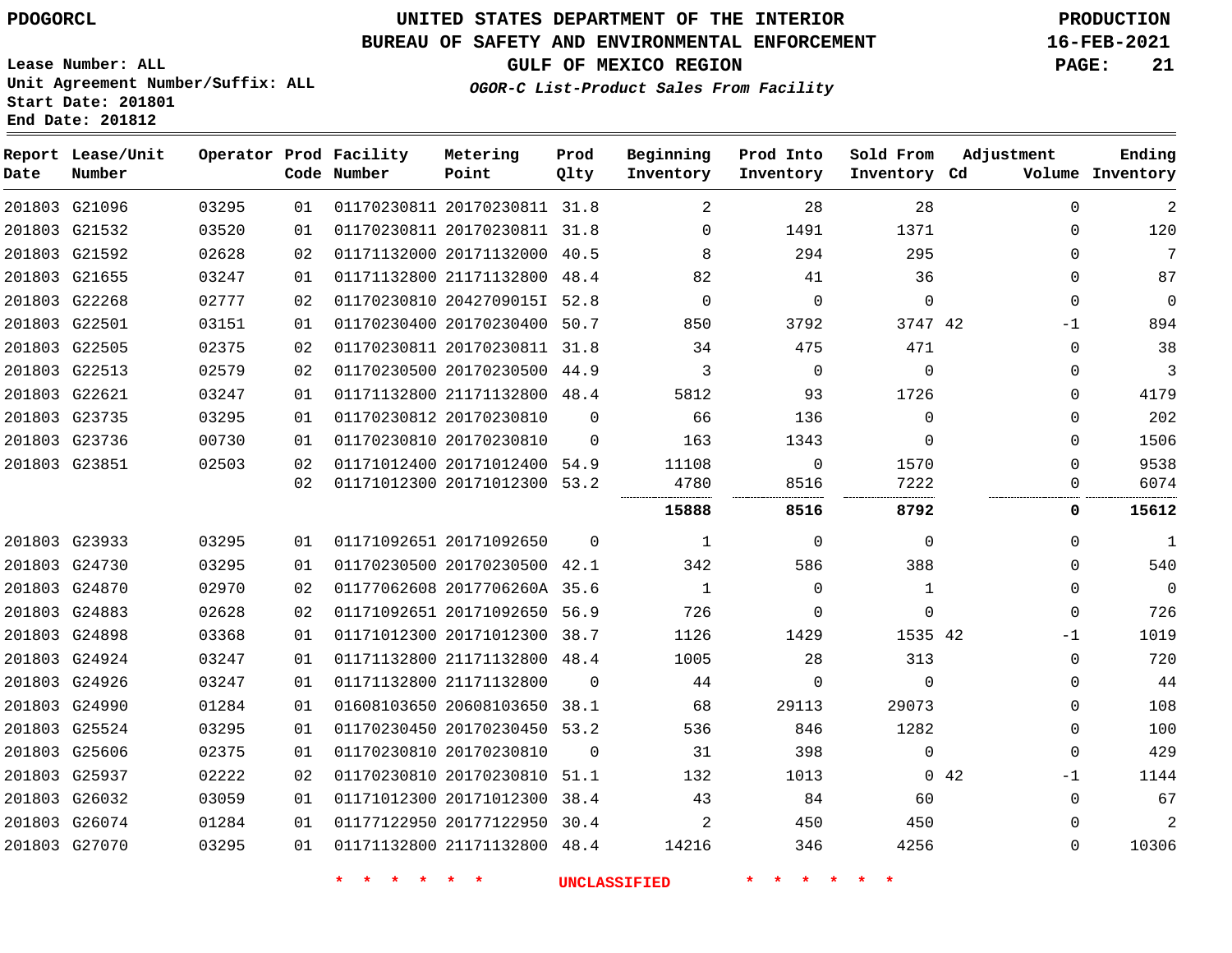PDOGORCL

# UNITED STATES DEPARTMENT OF THE INTERIOR
## BUREAU OF SAFETY AND ENVIRONMENTAL ENFORCEMENT
### GULF OF MEXICO REGION

*OGOR-C List-Product Sales From Facility*

PRODUCTION
16-FEB-2021

Lease Number: ALL
Unit Agreement Number/Suffix: ALL
Start Date: 201801
End Date: 201812

| Report Date | Lease/Unit Number | Operator | Prod Code | Facility Number | Metering Point | Prod Qlty | Beginning Inventory | Prod Into Inventory | Sold From Inventory | Adjustment Cd | Adjustment Volume | Ending Inventory |
|---|---|---|---|---|---|---|---|---|---|---|---|---|
| 201803 | G21096 | 03295 | 01 | 01170230811 | 20170230811 | 31.8 | 2 | 28 | 28 | | 0 | 2 |
| 201803 | G21532 | 03520 | 01 | 01170230811 | 20170230811 | 31.8 | 0 | 1491 | 1371 | | 0 | 120 |
| 201803 | G21592 | 02628 | 02 | 01171132000 | 20171132000 | 40.5 | 8 | 294 | 295 | | 0 | 7 |
| 201803 | G21655 | 03247 | 01 | 01171132800 | 21171132800 | 48.4 | 82 | 41 | 36 | | 0 | 87 |
| 201803 | G22268 | 02777 | 02 | 01170230810 | 2042709015I | 52.8 | 0 | 0 | 0 | | 0 | 0 |
| 201803 | G22501 | 03151 | 01 | 01170230400 | 20170230400 | 50.7 | 850 | 3792 | 3747 | 42 | -1 | 894 |
| 201803 | G22505 | 02375 | 02 | 01170230811 | 20170230811 | 31.8 | 34 | 475 | 471 | | 0 | 38 |
| 201803 | G22513 | 02579 | 02 | 01170230500 | 20170230500 | 44.9 | 3 | 0 | 0 | | 0 | 3 |
| 201803 | G22621 | 03247 | 01 | 01171132800 | 21171132800 | 48.4 | 5812 | 93 | 1726 | | 0 | 4179 |
| 201803 | G23735 | 03295 | 01 | 01170230812 | 20170230810 | 0 | 66 | 136 | 0 | | 0 | 202 |
| 201803 | G23736 | 00730 | 01 | 01170230810 | 20170230810 | 0 | 163 | 1343 | 0 | | 0 | 1506 |
| 201803 | G23851 | 02503 | 02 | 01171012400 | 20171012400 | 54.9 | 11108 | 0 | 1570 | | 0 | 9538 |
| | | | 02 | 01171012300 | 20171012300 | 53.2 | 4780 | 8516 | 7222 | | 0 | 6074 |
| | | | | | | | **15888** | **8516** | **8792** | | **0** | **15612** |
| 201803 | G23933 | 03295 | 01 | 01171092651 | 20171092650 | 0 | 1 | 0 | 0 | | 0 | 1 |
| 201803 | G24730 | 03295 | 01 | 01170230500 | 20170230500 | 42.1 | 342 | 586 | 388 | | 0 | 540 |
| 201803 | G24870 | 02970 | 02 | 01177062608 | 2017706260A | 35.6 | 1 | 0 | 1 | | 0 | 0 |
| 201803 | G24883 | 02628 | 02 | 01171092651 | 20171092650 | 56.9 | 726 | 0 | 0 | | 0 | 726 |
| 201803 | G24898 | 03368 | 01 | 01171012300 | 20171012300 | 38.7 | 1126 | 1429 | 1535 | 42 | -1 | 1019 |
| 201803 | G24924 | 03247 | 01 | 01171132800 | 21171132800 | 48.4 | 1005 | 28 | 313 | | 0 | 720 |
| 201803 | G24926 | 03247 | 01 | 01171132800 | 21171132800 | 0 | 44 | 0 | 0 | | 0 | 44 |
| 201803 | G24990 | 01284 | 01 | 01608103650 | 20608103650 | 38.1 | 68 | 29113 | 29073 | | 0 | 108 |
| 201803 | G25524 | 03295 | 01 | 01170230450 | 20170230450 | 53.2 | 536 | 846 | 1282 | | 0 | 100 |
| 201803 | G25606 | 02375 | 01 | 01170230810 | 20170230810 | 0 | 31 | 398 | 0 | | 0 | 429 |
| 201803 | G25937 | 02222 | 02 | 01170230810 | 20170230810 | 51.1 | 132 | 1013 | 0 | 42 | -1 | 1144 |
| 201803 | G26032 | 03059 | 01 | 01171012300 | 20171012300 | 38.4 | 43 | 84 | 60 | | 0 | 67 |
| 201803 | G26074 | 01284 | 01 | 01177122950 | 20177122950 | 30.4 | 2 | 450 | 450 | | 0 | 2 |
| 201803 | G27070 | 03295 | 01 | 01171132800 | 21171132800 | 48.4 | 14216 | 346 | 4256 | | 0 | 10306 |

* * * * * * UNCLASSIFIED * * * * * *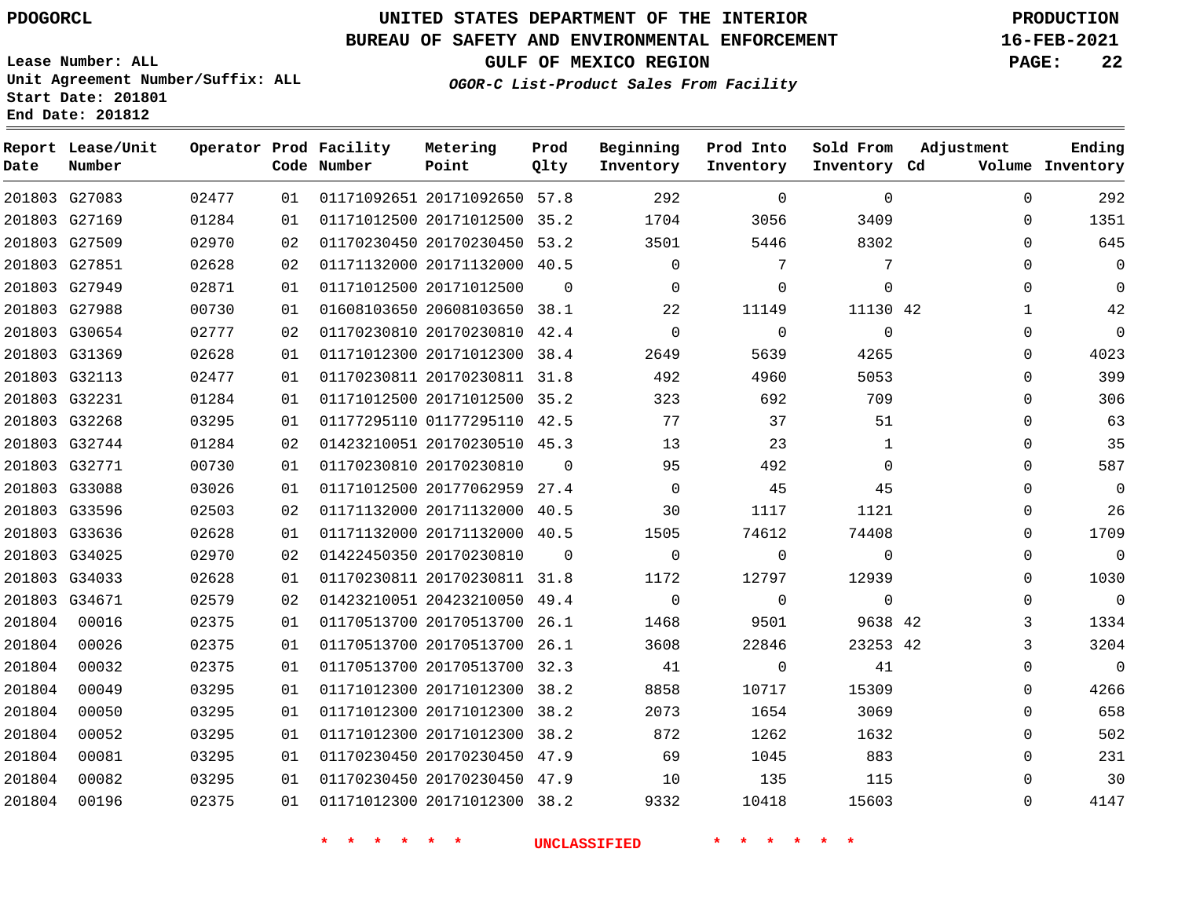PDOGORCL

# UNITED STATES DEPARTMENT OF THE INTERIOR
## BUREAU OF SAFETY AND ENVIRONMENTAL ENFORCEMENT
### GULF OF MEXICO REGION
*OGOR-C List-Product Sales From Facility*

PRODUCTION
16-FEB-2021

Lease Number: ALL
Unit Agreement Number/Suffix: ALL
Start Date: 201801
End Date: 201812

| Report Date | Lease/Unit Number | Operator | Prod Code | Facility Number | Metering Point | Prod Qlty | Beginning Inventory | Prod Into Inventory | Sold From Inventory | Adjustment Cd | Adjustment Volume | Ending Inventory |
|---|---|---|---|---|---|---|---|---|---|---|---|---|
| 201803 | G27083 | 02477 | 01 | 01171092651 | 20171092650 | 57.8 | 292 | 0 | 0 | | 0 | 292 |
| 201803 | G27169 | 01284 | 01 | 01171012500 | 20171012500 | 35.2 | 1704 | 3056 | 3409 | | 0 | 1351 |
| 201803 | G27509 | 02970 | 02 | 01170230450 | 20170230450 | 53.2 | 3501 | 5446 | 8302 | | 0 | 645 |
| 201803 | G27851 | 02628 | 02 | 01171132000 | 20171132000 | 40.5 | 0 | 7 | 7 | | 0 | 0 |
| 201803 | G27949 | 02871 | 01 | 01171012500 | 20171012500 | 0 | 0 | 0 | 0 | | 0 | 0 |
| 201803 | G27988 | 00730 | 01 | 01608103650 | 20608103650 | 38.1 | 22 | 11149 | 11130 | 42 | 1 | 42 |
| 201803 | G30654 | 02777 | 02 | 01170230810 | 20170230810 | 42.4 | 0 | 0 | 0 | | 0 | 0 |
| 201803 | G31369 | 02628 | 01 | 01171012300 | 20171012300 | 38.4 | 2649 | 5639 | 4265 | | 0 | 4023 |
| 201803 | G32113 | 02477 | 01 | 01170230811 | 20170230811 | 31.8 | 492 | 4960 | 5053 | | 0 | 399 |
| 201803 | G32231 | 01284 | 01 | 01171012500 | 20171012500 | 35.2 | 323 | 692 | 709 | | 0 | 306 |
| 201803 | G32268 | 03295 | 01 | 01177295110 | 01177295110 | 42.5 | 77 | 37 | 51 | | 0 | 63 |
| 201803 | G32744 | 01284 | 02 | 01423210051 | 20170230510 | 45.3 | 13 | 23 | 1 | | 0 | 35 |
| 201803 | G32771 | 00730 | 01 | 01170230810 | 20170230810 | 0 | 95 | 492 | 0 | | 0 | 587 |
| 201803 | G33088 | 03026 | 01 | 01171012500 | 20177062959 | 27.4 | 0 | 45 | 45 | | 0 | 0 |
| 201803 | G33596 | 02503 | 02 | 01171132000 | 20171132000 | 40.5 | 30 | 1117 | 1121 | | 0 | 26 |
| 201803 | G33636 | 02628 | 01 | 01171132000 | 20171132000 | 40.5 | 1505 | 74612 | 74408 | | 0 | 1709 |
| 201803 | G34025 | 02970 | 02 | 01422450350 | 20170230810 | 0 | 0 | 0 | 0 | | 0 | 0 |
| 201803 | G34033 | 02628 | 01 | 01170230811 | 20170230811 | 31.8 | 1172 | 12797 | 12939 | | 0 | 1030 |
| 201803 | G34671 | 02579 | 02 | 01423210051 | 20423210050 | 49.4 | 0 | 0 | 0 | | 0 | 0 |
| 201804 | 00016 | 02375 | 01 | 01170513700 | 20170513700 | 26.1 | 1468 | 9501 | 9638 | 42 | 3 | 1334 |
| 201804 | 00026 | 02375 | 01 | 01170513700 | 20170513700 | 26.1 | 3608 | 22846 | 23253 | 42 | 3 | 3204 |
| 201804 | 00032 | 02375 | 01 | 01170513700 | 20170513700 | 32.3 | 41 | 0 | 41 | | 0 | 0 |
| 201804 | 00049 | 03295 | 01 | 01171012300 | 20171012300 | 38.2 | 8858 | 10717 | 15309 | | 0 | 4266 |
| 201804 | 00050 | 03295 | 01 | 01171012300 | 20171012300 | 38.2 | 2073 | 1654 | 3069 | | 0 | 658 |
| 201804 | 00052 | 03295 | 01 | 01171012300 | 20171012300 | 38.2 | 872 | 1262 | 1632 | | 0 | 502 |
| 201804 | 00081 | 03295 | 01 | 01170230450 | 20170230450 | 47.9 | 69 | 1045 | 883 | | 0 | 231 |
| 201804 | 00082 | 03295 | 01 | 01170230450 | 20170230450 | 47.9 | 10 | 135 | 115 | | 0 | 30 |
| 201804 | 00196 | 02375 | 01 | 01171012300 | 20171012300 | 38.2 | 9332 | 10418 | 15603 | | 0 | 4147 |

\* \* \* \* \* \* UNCLASSIFIED \* \* \* \* \* \*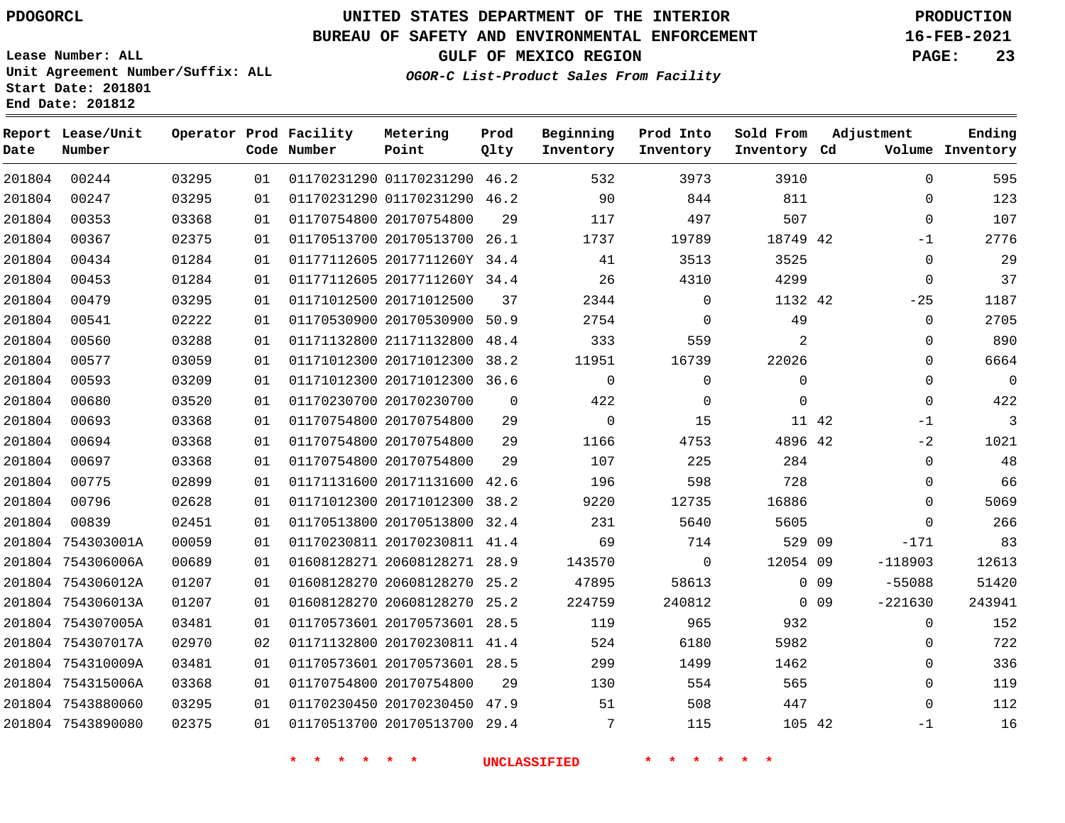PDOGORCL

# UNITED STATES DEPARTMENT OF THE INTERIOR
## BUREAU OF SAFETY AND ENVIRONMENTAL ENFORCEMENT
### GULF OF MEXICO REGION

*OGOR-C List-Product Sales From Facility*

PRODUCTION
16-FEB-2021

Lease Number: ALL
Unit Agreement Number/Suffix: ALL
Start Date: 201801
End Date: 201812

| Report Date | Lease/Unit Number | Operator | Prod Code | Facility Number | Metering Point | Prod Qlty | Beginning Inventory | Prod Into Inventory | Sold From Inventory | Adjustment Cd | Volume | Ending Inventory |
|---|---|---|---|---|---|---|---|---|---|---|---|---|
| 201804 | 00244 | 03295 | 01 | 01170231290 | 01170231290 | 46.2 | 532 | 3973 | 3910 | | 0 | 595 |
| 201804 | 00247 | 03295 | 01 | 01170231290 | 01170231290 | 46.2 | 90 | 844 | 811 | | 0 | 123 |
| 201804 | 00353 | 03368 | 01 | 01170754800 | 20170754800 | 29 | 117 | 497 | 507 | | 0 | 107 |
| 201804 | 00367 | 02375 | 01 | 01170513700 | 20170513700 | 26.1 | 1737 | 19789 | 18749 | 42 | -1 | 2776 |
| 201804 | 00434 | 01284 | 01 | 01177112605 | 2017711260Y | 34.4 | 41 | 3513 | 3525 | | 0 | 29 |
| 201804 | 00453 | 01284 | 01 | 01177112605 | 2017711260Y | 34.4 | 26 | 4310 | 4299 | | 0 | 37 |
| 201804 | 00479 | 03295 | 01 | 01171012500 | 20171012500 | 37 | 2344 | 0 | 1132 | 42 | -25 | 1187 |
| 201804 | 00541 | 02222 | 01 | 01170530900 | 20170530900 | 50.9 | 2754 | 0 | 49 | | 0 | 2705 |
| 201804 | 00560 | 03288 | 01 | 01171132800 | 21171132800 | 48.4 | 333 | 559 | 2 | | 0 | 890 |
| 201804 | 00577 | 03059 | 01 | 01171012300 | 20171012300 | 38.2 | 11951 | 16739 | 22026 | | 0 | 6664 |
| 201804 | 00593 | 03209 | 01 | 01171012300 | 20171012300 | 36.6 | 0 | 0 | 0 | | 0 | 0 |
| 201804 | 00680 | 03520 | 01 | 01170230700 | 20170230700 | 0 | 422 | 0 | 0 | | 0 | 422 |
| 201804 | 00693 | 03368 | 01 | 01170754800 | 20170754800 | 29 | 0 | 15 | 11 | 42 | -1 | 3 |
| 201804 | 00694 | 03368 | 01 | 01170754800 | 20170754800 | 29 | 1166 | 4753 | 4896 | 42 | -2 | 1021 |
| 201804 | 00697 | 03368 | 01 | 01170754800 | 20170754800 | 29 | 107 | 225 | 284 | | 0 | 48 |
| 201804 | 00775 | 02899 | 01 | 01171131600 | 20171131600 | 42.6 | 196 | 598 | 728 | | 0 | 66 |
| 201804 | 00796 | 02628 | 01 | 01171012300 | 20171012300 | 38.2 | 9220 | 12735 | 16886 | | 0 | 5069 |
| 201804 | 00839 | 02451 | 01 | 01170513800 | 20170513800 | 32.4 | 231 | 5640 | 5605 | | 0 | 266 |
| 201804 | 754303001A | 00059 | 01 | 01170230811 | 20170230811 | 41.4 | 69 | 714 | 529 | 09 | -171 | 83 |
| 201804 | 754306006A | 00689 | 01 | 01608128271 | 20608128271 | 28.9 | 143570 | 0 | 12054 | 09 | -118903 | 12613 |
| 201804 | 754306012A | 01207 | 01 | 01608128270 | 20608128270 | 25.2 | 47895 | 58613 | 0 | 09 | -55088 | 51420 |
| 201804 | 754306013A | 01207 | 01 | 01608128270 | 20608128270 | 25.2 | 224759 | 240812 | 0 | 09 | -221630 | 243941 |
| 201804 | 754307005A | 03481 | 01 | 01170573601 | 20170573601 | 28.5 | 119 | 965 | 932 | | 0 | 152 |
| 201804 | 754307017A | 02970 | 02 | 01171132800 | 20170230811 | 41.4 | 524 | 6180 | 5982 | | 0 | 722 |
| 201804 | 754310009A | 03481 | 01 | 01170573601 | 20170573601 | 28.5 | 299 | 1499 | 1462 | | 0 | 336 |
| 201804 | 754315006A | 03368 | 01 | 01170754800 | 20170754800 | 29 | 130 | 554 | 565 | | 0 | 119 |
| 201804 | 7543880060 | 03295 | 01 | 01170230450 | 20170230450 | 47.9 | 51 | 508 | 447 | | 0 | 112 |
| 201804 | 7543890080 | 02375 | 01 | 01170513700 | 20170513700 | 29.4 | 7 | 115 | 105 | 42 | -1 | 16 |

* * * * * * UNCLASSIFIED * * * * * *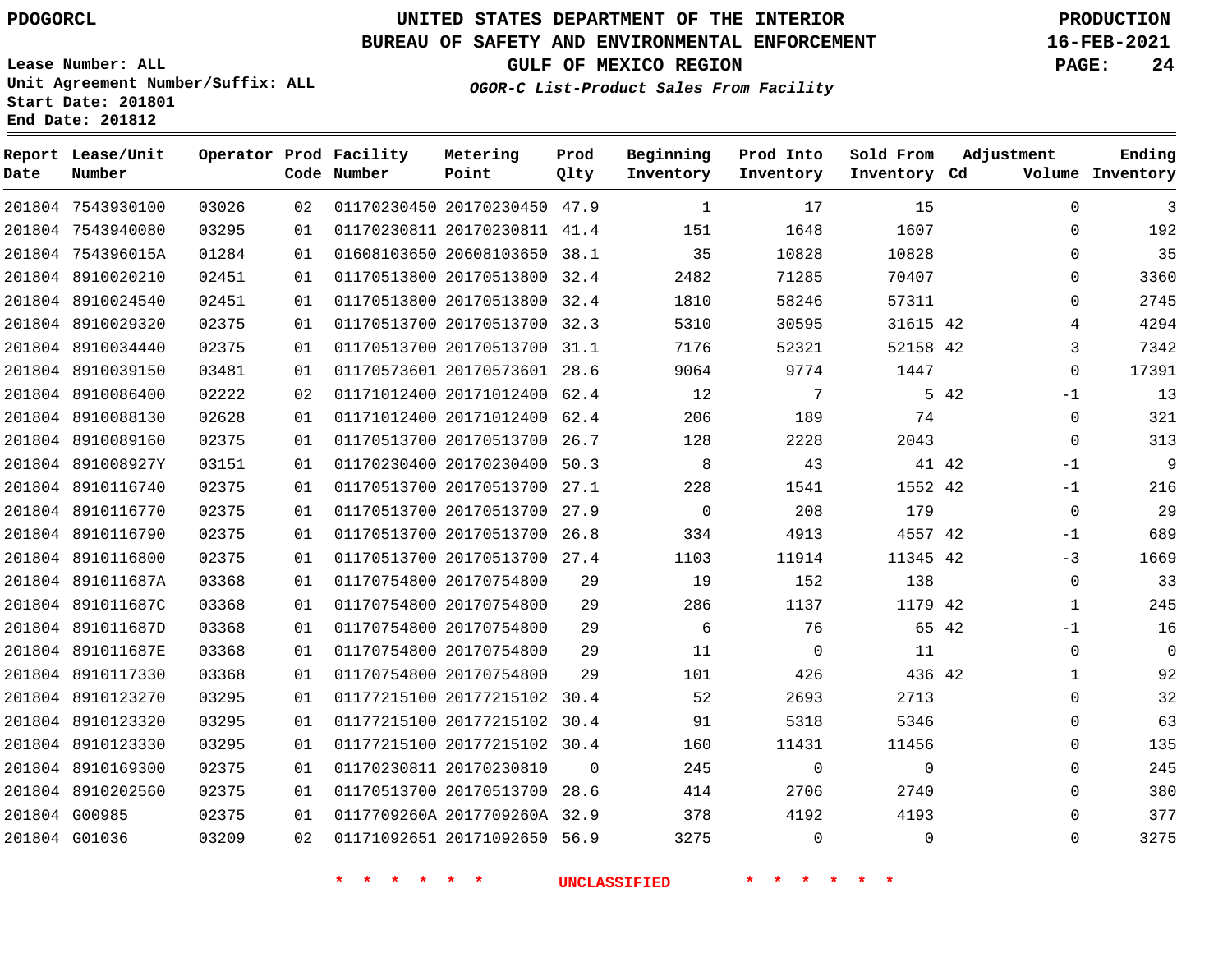PDOGORCL

# UNITED STATES DEPARTMENT OF THE INTERIOR
## BUREAU OF SAFETY AND ENVIRONMENTAL ENFORCEMENT
## GULF OF MEXICO REGION
### *OGOR-C List-Product Sales From Facility*

PRODUCTION
16-FEB-2021

Lease Number: ALL
Unit Agreement Number/Suffix: ALL
Start Date: 201801
End Date: 201812

| Report Date | Lease/Unit Number | Operator | Prod Code | Facility Number | Metering Point | Prod Qlty | Beginning Inventory | Prod Into Inventory | Sold From Inventory | Adjustment Cd | Adjustment Volume | Ending Inventory |
|---|---|---|---|---|---|---|---|---|---|---|---|---|
| 201804 | 7543930100 | 03026 | 02 | 01170230450 | 20170230450 | 47.9 | 1 | 17 | 15 | | 0 | 3 |
| 201804 | 7543940080 | 03295 | 01 | 01170230811 | 20170230811 | 41.4 | 151 | 1648 | 1607 | | 0 | 192 |
| 201804 | 754396015A | 01284 | 01 | 01608103650 | 20608103650 | 38.1 | 35 | 10828 | 10828 | | 0 | 35 |
| 201804 | 8910020210 | 02451 | 01 | 01170513800 | 20170513800 | 32.4 | 2482 | 71285 | 70407 | | 0 | 3360 |
| 201804 | 8910024540 | 02451 | 01 | 01170513800 | 20170513800 | 32.4 | 1810 | 58246 | 57311 | | 0 | 2745 |
| 201804 | 8910029320 | 02375 | 01 | 01170513700 | 20170513700 | 32.3 | 5310 | 30595 | 31615 | 42 | 4 | 4294 |
| 201804 | 8910034440 | 02375 | 01 | 01170513700 | 20170513700 | 31.1 | 7176 | 52321 | 52158 | 42 | 3 | 7342 |
| 201804 | 8910039150 | 03481 | 01 | 01170573601 | 20170573601 | 28.6 | 9064 | 9774 | 1447 | | 0 | 17391 |
| 201804 | 8910086400 | 02222 | 02 | 01171012400 | 20171012400 | 62.4 | 12 | 7 | 5 | 42 | -1 | 13 |
| 201804 | 8910088130 | 02628 | 01 | 01171012400 | 20171012400 | 62.4 | 206 | 189 | 74 | | 0 | 321 |
| 201804 | 8910089160 | 02375 | 01 | 01170513700 | 20170513700 | 26.7 | 128 | 2228 | 2043 | | 0 | 313 |
| 201804 | 891008927Y | 03151 | 01 | 01170230400 | 20170230400 | 50.3 | 8 | 43 | 41 | 42 | -1 | 9 |
| 201804 | 8910116740 | 02375 | 01 | 01170513700 | 20170513700 | 27.1 | 228 | 1541 | 1552 | 42 | -1 | 216 |
| 201804 | 8910116770 | 02375 | 01 | 01170513700 | 20170513700 | 27.9 | 0 | 208 | 179 | | 0 | 29 |
| 201804 | 8910116790 | 02375 | 01 | 01170513700 | 20170513700 | 26.8 | 334 | 4913 | 4557 | 42 | -1 | 689 |
| 201804 | 8910116800 | 02375 | 01 | 01170513700 | 20170513700 | 27.4 | 1103 | 11914 | 11345 | 42 | -3 | 1669 |
| 201804 | 891011687A | 03368 | 01 | 01170754800 | 20170754800 | 29 | 19 | 152 | 138 | | 0 | 33 |
| 201804 | 891011687C | 03368 | 01 | 01170754800 | 20170754800 | 29 | 286 | 1137 | 1179 | 42 | 1 | 245 |
| 201804 | 891011687D | 03368 | 01 | 01170754800 | 20170754800 | 29 | 6 | 76 | 65 | 42 | -1 | 16 |
| 201804 | 891011687E | 03368 | 01 | 01170754800 | 20170754800 | 29 | 11 | 0 | 11 | | 0 | 0 |
| 201804 | 8910117330 | 03368 | 01 | 01170754800 | 20170754800 | 29 | 101 | 426 | 436 | 42 | 1 | 92 |
| 201804 | 8910123270 | 03295 | 01 | 01177215100 | 20177215102 | 30.4 | 52 | 2693 | 2713 | | 0 | 32 |
| 201804 | 8910123320 | 03295 | 01 | 01177215100 | 20177215102 | 30.4 | 91 | 5318 | 5346 | | 0 | 63 |
| 201804 | 8910123330 | 03295 | 01 | 01177215100 | 20177215102 | 30.4 | 160 | 11431 | 11456 | | 0 | 135 |
| 201804 | 8910169300 | 02375 | 01 | 01170230811 | 20170230810 | 0 | 245 | 0 | 0 | | 0 | 245 |
| 201804 | 8910202560 | 02375 | 01 | 01170513700 | 20170513700 | 28.6 | 414 | 2706 | 2740 | | 0 | 380 |
| 201804 | G00985 | 02375 | 01 | 0117709260A | 2017709260A | 32.9 | 378 | 4192 | 4193 | | 0 | 377 |
| 201804 | G01036 | 03209 | 02 | 01171092651 | 20171092650 | 56.9 | 3275 | 0 | 0 | | 0 | 3275 |

\* \* \* \* \* \* UNCLASSIFIED \* \* \* \* \* \*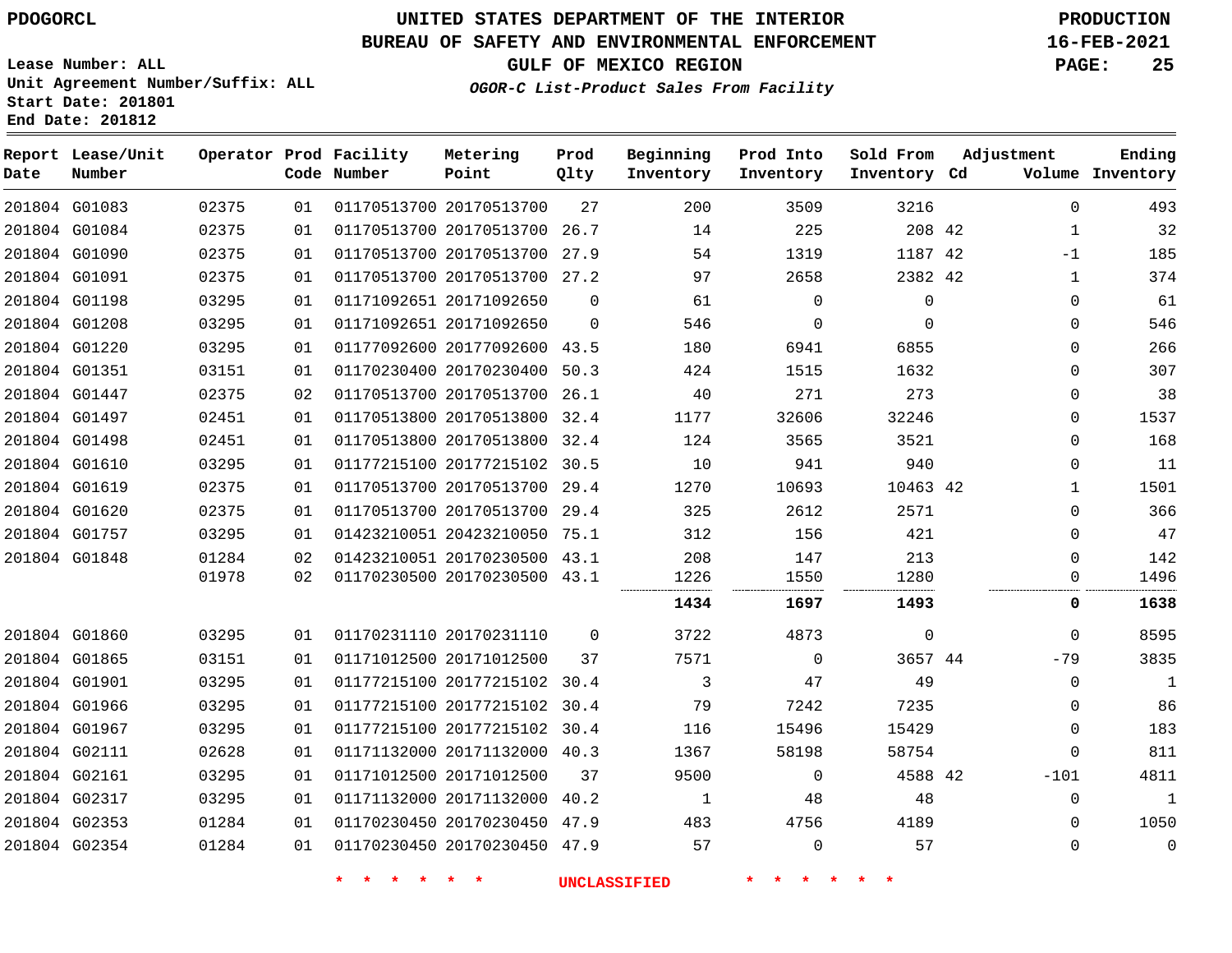PDOGORCL

# UNITED STATES DEPARTMENT OF THE INTERIOR
## BUREAU OF SAFETY AND ENVIRONMENTAL ENFORCEMENT
### GULF OF MEXICO REGION

*OGOR-C List-Product Sales From Facility*

PRODUCTION
16-FEB-2021

Lease Number: ALL
Unit Agreement Number/Suffix: ALL
Start Date: 201801
End Date: 201812

| Report Date | Lease/Unit Number | Operator | Prod Code | Facility Number | Metering Point | Prod Qlty | Beginning Inventory | Prod Into Inventory | Sold From Inventory | Adjustment Cd | Volume | Ending Inventory |
|---|---|---|---|---|---|---|---|---|---|---|---|---|
| 201804 | G01083 | 02375 | 01 | 01170513700 | 20170513700 | 27 | 200 | 3509 | 3216 | | 0 | 493 |
| 201804 | G01084 | 02375 | 01 | 01170513700 | 20170513700 | 26.7 | 14 | 225 | 208 | 42 | 1 | 32 |
| 201804 | G01090 | 02375 | 01 | 01170513700 | 20170513700 | 27.9 | 54 | 1319 | 1187 | 42 | -1 | 185 |
| 201804 | G01091 | 02375 | 01 | 01170513700 | 20170513700 | 27.2 | 97 | 2658 | 2382 | 42 | 1 | 374 |
| 201804 | G01198 | 03295 | 01 | 01171092651 | 20171092650 | 0 | 61 | 0 | 0 | | 0 | 61 |
| 201804 | G01208 | 03295 | 01 | 01171092651 | 20171092650 | 0 | 546 | 0 | 0 | | 0 | 546 |
| 201804 | G01220 | 03295 | 01 | 01177092600 | 20177092600 | 43.5 | 180 | 6941 | 6855 | | 0 | 266 |
| 201804 | G01351 | 03151 | 01 | 01170230400 | 20170230400 | 50.3 | 424 | 1515 | 1632 | | 0 | 307 |
| 201804 | G01447 | 02375 | 02 | 01170513700 | 20170513700 | 26.1 | 40 | 271 | 273 | | 0 | 38 |
| 201804 | G01497 | 02451 | 01 | 01170513800 | 20170513800 | 32.4 | 1177 | 32606 | 32246 | | 0 | 1537 |
| 201804 | G01498 | 02451 | 01 | 01170513800 | 20170513800 | 32.4 | 124 | 3565 | 3521 | | 0 | 168 |
| 201804 | G01610 | 03295 | 01 | 01177215100 | 20177215102 | 30.5 | 10 | 941 | 940 | | 0 | 11 |
| 201804 | G01619 | 02375 | 01 | 01170513700 | 20170513700 | 29.4 | 1270 | 10693 | 10463 | 42 | 1 | 1501 |
| 201804 | G01620 | 02375 | 01 | 01170513700 | 20170513700 | 29.4 | 325 | 2612 | 2571 | | 0 | 366 |
| 201804 | G01757 | 03295 | 01 | 01423210051 | 20423210050 | 75.1 | 312 | 156 | 421 | | 0 | 47 |
| 201804 | G01848 | 01284 | 02 | 01423210051 | 20170230500 | 43.1 | 208 | 147 | 213 | | 0 | 142 |
| | | 01978 | 02 | 01170230500 | 20170230500 | 43.1 | 1226 | 1550 | 1280 | | 0 | 1496 |
| | | | | | | | **1434** | **1697** | **1493** | | **0** | **1638** |
| 201804 | G01860 | 03295 | 01 | 01170231110 | 20170231110 | 0 | 3722 | 4873 | 0 | | 0 | 8595 |
| 201804 | G01865 | 03151 | 01 | 01171012500 | 20171012500 | 37 | 7571 | 0 | 3657 | 44 | -79 | 3835 |
| 201804 | G01901 | 03295 | 01 | 01177215100 | 20177215102 | 30.4 | 3 | 47 | 49 | | 0 | 1 |
| 201804 | G01966 | 03295 | 01 | 01177215100 | 20177215102 | 30.4 | 79 | 7242 | 7235 | | 0 | 86 |
| 201804 | G01967 | 03295 | 01 | 01177215100 | 20177215102 | 30.4 | 116 | 15496 | 15429 | | 0 | 183 |
| 201804 | G02111 | 02628 | 01 | 01171132000 | 20171132000 | 40.3 | 1367 | 58198 | 58754 | | 0 | 811 |
| 201804 | G02161 | 03295 | 01 | 01171012500 | 20171012500 | 37 | 9500 | 0 | 4588 | 42 | -101 | 4811 |
| 201804 | G02317 | 03295 | 01 | 01171132000 | 20171132000 | 40.2 | 1 | 48 | 48 | | 0 | 1 |
| 201804 | G02353 | 01284 | 01 | 01170230450 | 20170230450 | 47.9 | 483 | 4756 | 4189 | | 0 | 1050 |
| 201804 | G02354 | 01284 | 01 | 01170230450 | 20170230450 | 47.9 | 57 | 0 | 57 | | 0 | 0 |

* * * * * * UNCLASSIFIED * * * * * *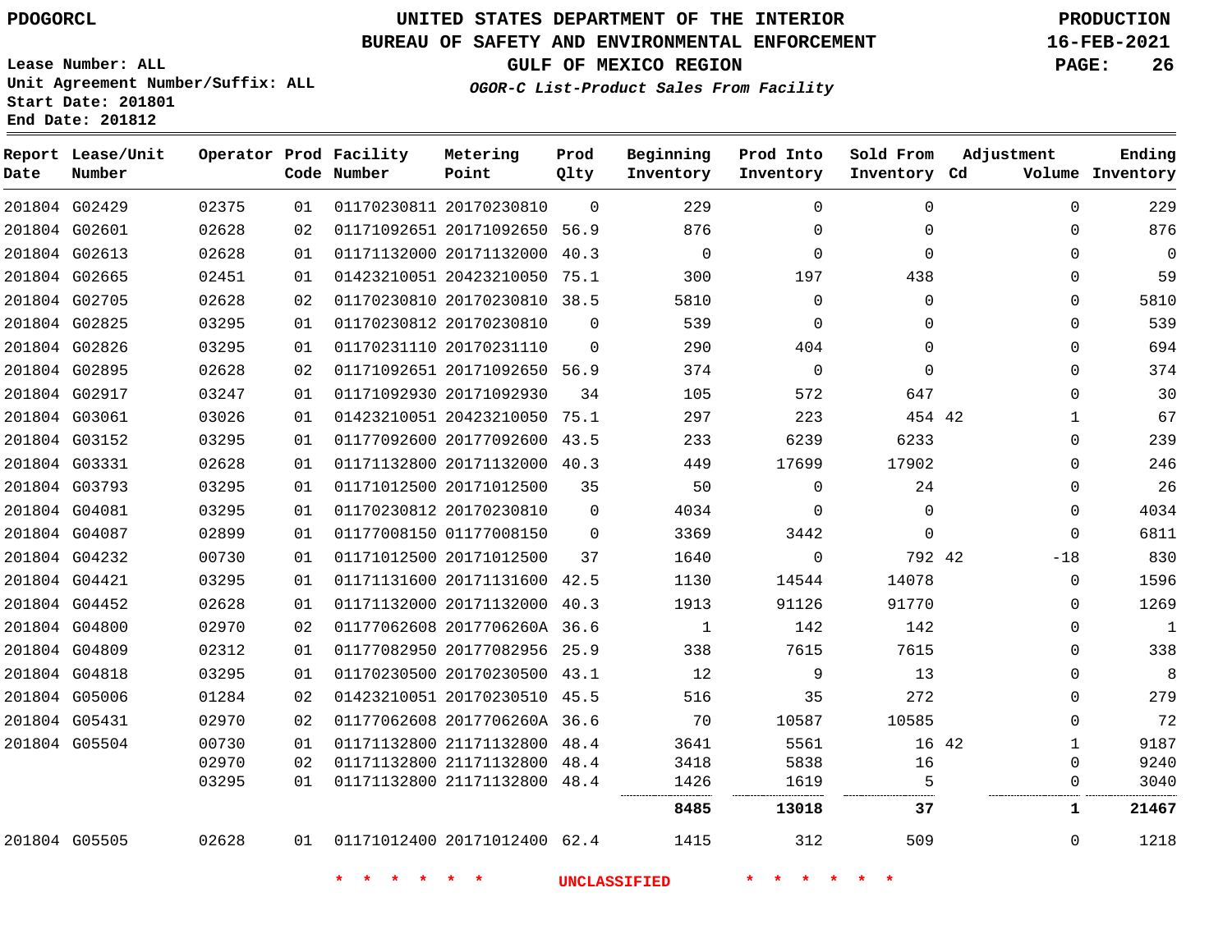PDOGORCL

# UNITED STATES DEPARTMENT OF THE INTERIOR
## BUREAU OF SAFETY AND ENVIRONMENTAL ENFORCEMENT
### GULF OF MEXICO REGION

PRODUCTION
16-FEB-2021

Lease Number: ALL
Unit Agreement Number/Suffix: ALL
Start Date: 201801
End Date: 201812

*OGOR-C List-Product Sales From Facility*

| Report Date | Lease/Unit Number | Operator | Prod Code | Facility Number | Metering Point | Prod Qlty | Beginning Inventory | Prod Into Inventory | Sold From Inventory | Adjustment Cd | Adjustment Volume | Ending Inventory |
|---|---|---|---|---|---|---|---|---|---|---|---|---|
| 201804 | G02429 | 02375 | 01 | 01170230811 | 20170230810 | 0 | 229 | 0 | 0 | | 0 | 229 |
| 201804 | G02601 | 02628 | 02 | 01171092651 | 20171092650 | 56.9 | 876 | 0 | 0 | | 0 | 876 |
| 201804 | G02613 | 02628 | 01 | 01171132000 | 20171132000 | 40.3 | 0 | 0 | 0 | | 0 | 0 |
| 201804 | G02665 | 02451 | 01 | 01423210051 | 20423210050 | 75.1 | 300 | 197 | 438 | | 0 | 59 |
| 201804 | G02705 | 02628 | 02 | 01170230810 | 20170230810 | 38.5 | 5810 | 0 | 0 | | 0 | 5810 |
| 201804 | G02825 | 03295 | 01 | 01170230812 | 20170230810 | 0 | 539 | 0 | 0 | | 0 | 539 |
| 201804 | G02826 | 03295 | 01 | 01170231110 | 20170231110 | 0 | 290 | 404 | 0 | | 0 | 694 |
| 201804 | G02895 | 02628 | 02 | 01171092651 | 20171092650 | 56.9 | 374 | 0 | 0 | | 0 | 374 |
| 201804 | G02917 | 03247 | 01 | 01171092930 | 20171092930 | 34 | 105 | 572 | 647 | | 0 | 30 |
| 201804 | G03061 | 03026 | 01 | 01423210051 | 20423210050 | 75.1 | 297 | 223 | 454 | 42 | 1 | 67 |
| 201804 | G03152 | 03295 | 01 | 01177092600 | 20177092600 | 43.5 | 233 | 6239 | 6233 | | 0 | 239 |
| 201804 | G03331 | 02628 | 01 | 01171132800 | 20171132000 | 40.3 | 449 | 17699 | 17902 | | 0 | 246 |
| 201804 | G03793 | 03295 | 01 | 01171012500 | 20171012500 | 35 | 50 | 0 | 24 | | 0 | 26 |
| 201804 | G04081 | 03295 | 01 | 01170230812 | 20170230810 | 0 | 4034 | 0 | 0 | | 0 | 4034 |
| 201804 | G04087 | 02899 | 01 | 01177008150 | 01177008150 | 0 | 3369 | 3442 | 0 | | 0 | 6811 |
| 201804 | G04232 | 00730 | 01 | 01171012500 | 20171012500 | 37 | 1640 | 0 | 792 | 42 | -18 | 830 |
| 201804 | G04421 | 03295 | 01 | 01171131600 | 20171131600 | 42.5 | 1130 | 14544 | 14078 | | 0 | 1596 |
| 201804 | G04452 | 02628 | 01 | 01171132000 | 20171132000 | 40.3 | 1913 | 91126 | 91770 | | 0 | 1269 |
| 201804 | G04800 | 02970 | 02 | 01177062608 | 2017706260A | 36.6 | 1 | 142 | 142 | | 0 | 1 |
| 201804 | G04809 | 02312 | 01 | 01177082950 | 20177082956 | 25.9 | 338 | 7615 | 7615 | | 0 | 338 |
| 201804 | G04818 | 03295 | 01 | 01170230500 | 20170230500 | 43.1 | 12 | 9 | 13 | | 0 | 8 |
| 201804 | G05006 | 01284 | 02 | 01423210051 | 20170230510 | 45.5 | 516 | 35 | 272 | | 0 | 279 |
| 201804 | G05431 | 02970 | 02 | 01177062608 | 2017706260A | 36.6 | 70 | 10587 | 10585 | | 0 | 72 |
| 201804 | G05504 | 00730 | 01 | 01171132800 | 21171132800 | 48.4 | 3641 | 5561 | 16 | 42 | 1 | 9187 |
| | | 02970 | 02 | 01171132800 | 21171132800 | 48.4 | 3418 | 5838 | 16 | | 0 | 9240 |
| | | 03295 | 01 | 01171132800 | 21171132800 | 48.4 | 1426 | 1619 | 5 | | 0 | 3040 |
| | | | | | | | **8485** | **13018** | **37** | | **1** | **21467** |
| 201804 | G05505 | 02628 | 01 | 01171012400 | 20171012400 | 62.4 | 1415 | 312 | 509 | | 0 | 1218 |

\* \* \* \* \* \* UNCLASSIFIED \* \* \* \* \* \*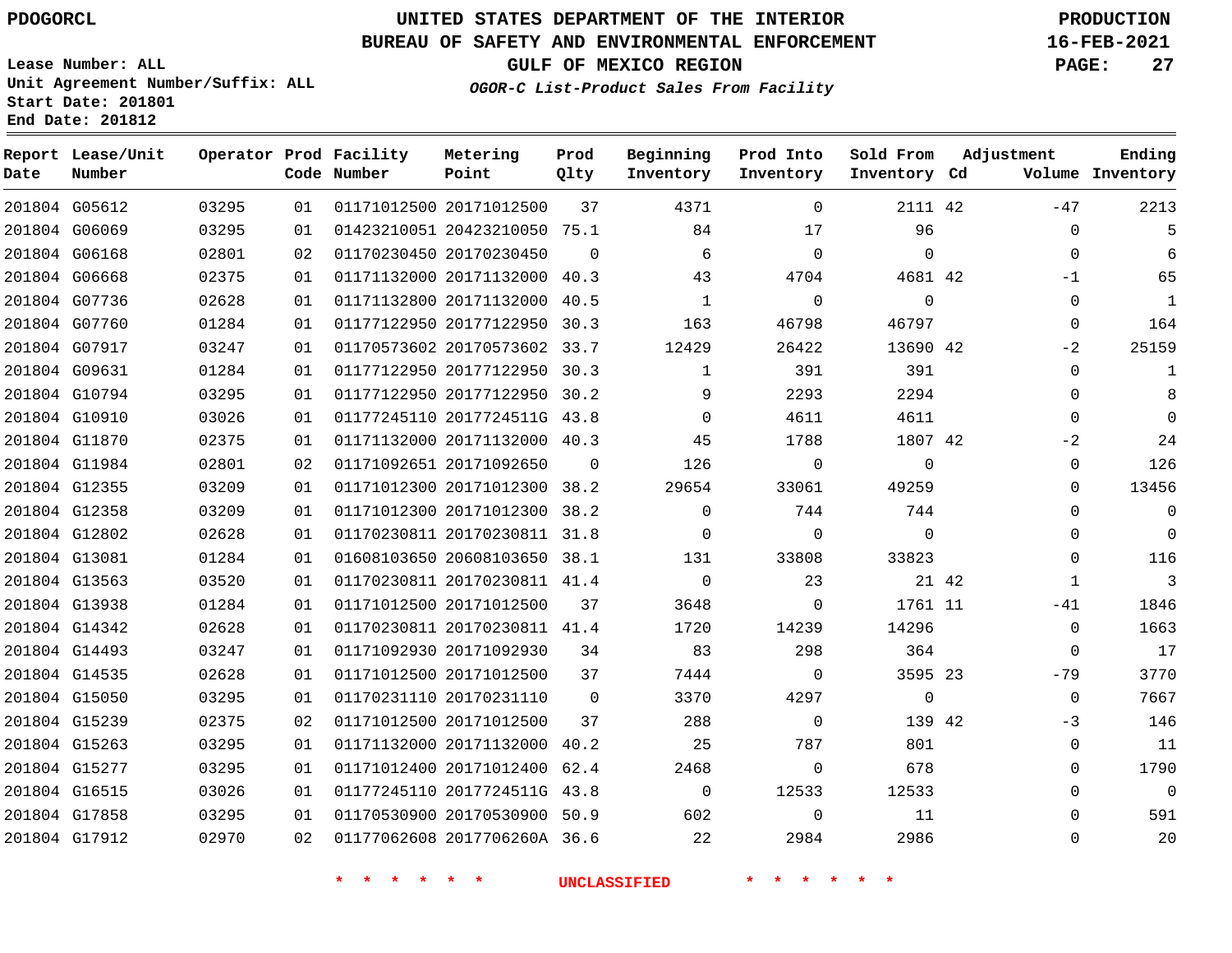PDOGORCL

# UNITED STATES DEPARTMENT OF THE INTERIOR
## BUREAU OF SAFETY AND ENVIRONMENTAL ENFORCEMENT
### GULF OF MEXICO REGION
*OGOR-C List-Product Sales From Facility*

PRODUCTION
16-FEB-2021

Lease Number: ALL
Unit Agreement Number/Suffix: ALL
Start Date: 201801
End Date: 201812

| Report Date | Lease/Unit Number | Operator | Prod Code | Facility Number | Metering Point | Prod Qlty | Beginning Inventory | Prod Into Inventory | Sold From Inventory | Adjustment Cd | Adjustment Volume | Ending Inventory |
|---|---|---|---|---|---|---|---|---|---|---|---|---|
| 201804 | G05612 | 03295 | 01 | 01171012500 | 20171012500 | 37 | 4371 | 0 | 2111 | 42 | -47 | 2213 |
| 201804 | G06069 | 03295 | 01 | 01423210051 | 20423210050 | 75.1 | 84 | 17 | 96 | | 0 | 5 |
| 201804 | G06168 | 02801 | 02 | 01170230450 | 20170230450 | 0 | 6 | 0 | 0 | | 0 | 6 |
| 201804 | G06668 | 02375 | 01 | 01171132000 | 20171132000 | 40.3 | 43 | 4704 | 4681 | 42 | -1 | 65 |
| 201804 | G07736 | 02628 | 01 | 01171132800 | 20171132000 | 40.5 | 1 | 0 | 0 | | 0 | 1 |
| 201804 | G07760 | 01284 | 01 | 01177122950 | 20177122950 | 30.3 | 163 | 46798 | 46797 | | 0 | 164 |
| 201804 | G07917 | 03247 | 01 | 01170573602 | 20170573602 | 33.7 | 12429 | 26422 | 13690 | 42 | -2 | 25159 |
| 201804 | G09631 | 01284 | 01 | 01177122950 | 20177122950 | 30.3 | 1 | 391 | 391 | | 0 | 1 |
| 201804 | G10794 | 03295 | 01 | 01177122950 | 20177122950 | 30.2 | 9 | 2293 | 2294 | | 0 | 8 |
| 201804 | G10910 | 03026 | 01 | 01177245110 | 2017724511G | 43.8 | 0 | 4611 | 4611 | | 0 | 0 |
| 201804 | G11870 | 02375 | 01 | 01171132000 | 20171132000 | 40.3 | 45 | 1788 | 1807 | 42 | -2 | 24 |
| 201804 | G11984 | 02801 | 02 | 01171092651 | 20171092650 | 0 | 126 | 0 | 0 | | 0 | 126 |
| 201804 | G12355 | 03209 | 01 | 01171012300 | 20171012300 | 38.2 | 29654 | 33061 | 49259 | | 0 | 13456 |
| 201804 | G12358 | 03209 | 01 | 01171012300 | 20171012300 | 38.2 | 0 | 744 | 744 | | 0 | 0 |
| 201804 | G12802 | 02628 | 01 | 01170230811 | 20170230811 | 31.8 | 0 | 0 | 0 | | 0 | 0 |
| 201804 | G13081 | 01284 | 01 | 01608103650 | 20608103650 | 38.1 | 131 | 33808 | 33823 | | 0 | 116 |
| 201804 | G13563 | 03520 | 01 | 01170230811 | 20170230811 | 41.4 | 0 | 23 | 21 | 42 | 1 | 3 |
| 201804 | G13938 | 01284 | 01 | 01171012500 | 20171012500 | 37 | 3648 | 0 | 1761 | 11 | -41 | 1846 |
| 201804 | G14342 | 02628 | 01 | 01170230811 | 20170230811 | 41.4 | 1720 | 14239 | 14296 | | 0 | 1663 |
| 201804 | G14493 | 03247 | 01 | 01171092930 | 20171092930 | 34 | 83 | 298 | 364 | | 0 | 17 |
| 201804 | G14535 | 02628 | 01 | 01171012500 | 20171012500 | 37 | 7444 | 0 | 3595 | 23 | -79 | 3770 |
| 201804 | G15050 | 03295 | 01 | 01170231110 | 20170231110 | 0 | 3370 | 4297 | 0 | | 0 | 7667 |
| 201804 | G15239 | 02375 | 02 | 01171012500 | 20171012500 | 37 | 288 | 0 | 139 | 42 | -3 | 146 |
| 201804 | G15263 | 03295 | 01 | 01171132000 | 20171132000 | 40.2 | 25 | 787 | 801 | | 0 | 11 |
| 201804 | G15277 | 03295 | 01 | 01171012400 | 20171012400 | 62.4 | 2468 | 0 | 678 | | 0 | 1790 |
| 201804 | G16515 | 03026 | 01 | 01177245110 | 2017724511G | 43.8 | 0 | 12533 | 12533 | | 0 | 0 |
| 201804 | G17858 | 03295 | 01 | 01170530900 | 20170530900 | 50.9 | 602 | 0 | 11 | | 0 | 591 |
| 201804 | G17912 | 02970 | 02 | 01177062608 | 2017706260A | 36.6 | 22 | 2984 | 2986 | | 0 | 20 |

* * * * * * UNCLASSIFIED * * * * * *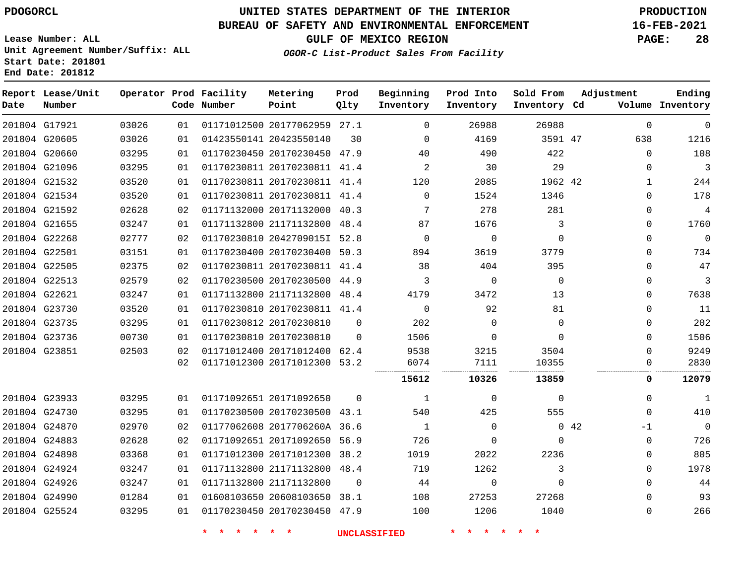PDOGORCL

# UNITED STATES DEPARTMENT OF THE INTERIOR
## BUREAU OF SAFETY AND ENVIRONMENTAL ENFORCEMENT
### GULF OF MEXICO REGION
*OGOR-C List-Product Sales From Facility*

PRODUCTION
16-FEB-2021

Lease Number: ALL
Unit Agreement Number/Suffix: ALL
Start Date: 201801
End Date: 201812

| Report Date | Lease/Unit Number | Operator | Prod Code | Facility Number | Metering Point | Prod Qlty | Beginning Inventory | Prod Into Inventory | Sold From Inventory | Adjustment Cd | Adjustment Volume | Ending Inventory |
|---|---|---|---|---|---|---|---|---|---|---|---|---|
| 201804 | G17921 | 03026 | 01 | 01171012500 | 20177062959 | 27.1 | 0 | 26988 | 26988 | | 0 | 0 |
| 201804 | G20605 | 03026 | 01 | 01423550141 | 20423550140 | 30 | 0 | 4169 | 3591 | 47 | 638 | 1216 |
| 201804 | G20660 | 03295 | 01 | 01170230450 | 20170230450 | 47.9 | 40 | 490 | 422 | | 0 | 108 |
| 201804 | G21096 | 03295 | 01 | 01170230811 | 20170230811 | 41.4 | 2 | 30 | 29 | | 0 | 3 |
| 201804 | G21532 | 03520 | 01 | 01170230811 | 20170230811 | 41.4 | 120 | 2085 | 1962 | 42 | 1 | 244 |
| 201804 | G21534 | 03520 | 01 | 01170230811 | 20170230811 | 41.4 | 0 | 1524 | 1346 | | 0 | 178 |
| 201804 | G21592 | 02628 | 02 | 01171132000 | 20171132000 | 40.3 | 7 | 278 | 281 | | 0 | 4 |
| 201804 | G21655 | 03247 | 01 | 01171132800 | 21171132800 | 48.4 | 87 | 1676 | 3 | | 0 | 1760 |
| 201804 | G22268 | 02777 | 02 | 01170230810 | 2042709015I | 52.8 | 0 | 0 | 0 | | 0 | 0 |
| 201804 | G22501 | 03151 | 01 | 01170230400 | 20170230400 | 50.3 | 894 | 3619 | 3779 | | 0 | 734 |
| 201804 | G22505 | 02375 | 02 | 01170230811 | 20170230811 | 41.4 | 38 | 404 | 395 | | 0 | 47 |
| 201804 | G22513 | 02579 | 02 | 01170230500 | 20170230500 | 44.9 | 3 | 0 | 0 | | 0 | 3 |
| 201804 | G22621 | 03247 | 01 | 01171132800 | 21171132800 | 48.4 | 4179 | 3472 | 13 | | 0 | 7638 |
| 201804 | G23730 | 03520 | 01 | 01170230810 | 20170230811 | 41.4 | 0 | 92 | 81 | | 0 | 11 |
| 201804 | G23735 | 03295 | 01 | 01170230812 | 20170230810 | 0 | 202 | 0 | 0 | | 0 | 202 |
| 201804 | G23736 | 00730 | 01 | 01170230810 | 20170230810 | 0 | 1506 | 0 | 0 | | 0 | 1506 |
| 201804 | G23851 | 02503 | 02 | 01171012400 | 20171012400 | 62.4 | 9538 | 3215 | 3504 | | 0 | 9249 |
| | | | 02 | 01171012300 | 20171012300 | 53.2 | 6074 | 7111 | 10355 | | 0 | 2830 |
| | | | | | | | **15612** | **10326** | **13859** | | **0** | **12079** |
| 201804 | G23933 | 03295 | 01 | 01171092651 | 20171092650 | 0 | 1 | 0 | 0 | | 0 | 1 |
| 201804 | G24730 | 03295 | 01 | 01170230500 | 20170230500 | 43.1 | 540 | 425 | 555 | | 0 | 410 |
| 201804 | G24870 | 02970 | 02 | 01177062608 | 2017706260A | 36.6 | 1 | 0 | 0 | 42 | -1 | 0 |
| 201804 | G24883 | 02628 | 02 | 01171092651 | 20171092650 | 56.9 | 726 | 0 | 0 | | 0 | 726 |
| 201804 | G24898 | 03368 | 01 | 01171012300 | 20171012300 | 38.2 | 1019 | 2022 | 2236 | | 0 | 805 |
| 201804 | G24924 | 03247 | 01 | 01171132800 | 21171132800 | 48.4 | 719 | 1262 | 3 | | 0 | 1978 |
| 201804 | G24926 | 03247 | 01 | 01171132800 | 21171132800 | 0 | 44 | 0 | 0 | | 0 | 44 |
| 201804 | G24990 | 01284 | 01 | 01608103650 | 20608103650 | 38.1 | 108 | 27253 | 27268 | | 0 | 93 |
| 201804 | G25524 | 03295 | 01 | 01170230450 | 20170230450 | 47.9 | 100 | 1206 | 1040 | | 0 | 266 |

* * * * * * UNCLASSIFIED * * * * * *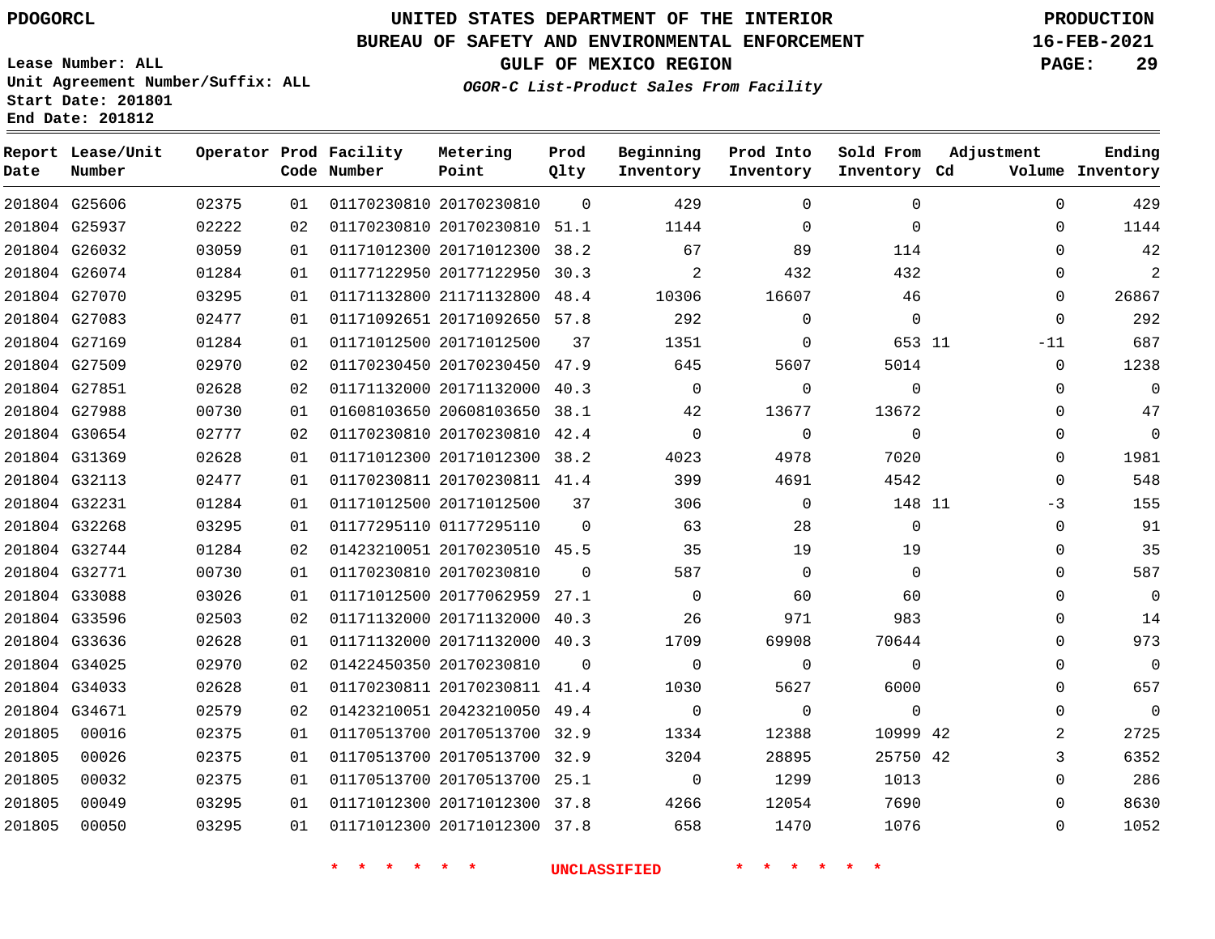PDOGORCL

UNITED STATES DEPARTMENT OF THE INTERIOR
BUREAU OF SAFETY AND ENVIRONMENTAL ENFORCEMENT
GULF OF MEXICO REGION
*OGOR-C List-Product Sales From Facility*

PRODUCTION
16-FEB-2021

Lease Number: ALL
Unit Agreement Number/Suffix: ALL
Start Date: 201801
End Date: 201812

| Report Date | Lease/Unit Number | Operator | Prod Code | Facility Number | Metering Point | Prod Qlty | Beginning Inventory | Prod Into Inventory | Sold From Inventory | Adjustment Cd | Volume | Ending Inventory |
|---|---|---|---|---|---|---|---|---|---|---|---|---|
| 201804 | G25606 | 02375 | 01 | 01170230810 | 20170230810 | 0 | 429 | 0 | 0 | | 0 | 429 |
| 201804 | G25937 | 02222 | 02 | 01170230810 | 20170230810 | 51.1 | 1144 | 0 | 0 | | 0 | 1144 |
| 201804 | G26032 | 03059 | 01 | 01171012300 | 20171012300 | 38.2 | 67 | 89 | 114 | | 0 | 42 |
| 201804 | G26074 | 01284 | 01 | 01177122950 | 20177122950 | 30.3 | 2 | 432 | 432 | | 0 | 2 |
| 201804 | G27070 | 03295 | 01 | 01171132800 | 21171132800 | 48.4 | 10306 | 16607 | 46 | | 0 | 26867 |
| 201804 | G27083 | 02477 | 01 | 01171092651 | 20171092650 | 57.8 | 292 | 0 | 0 | | 0 | 292 |
| 201804 | G27169 | 01284 | 01 | 01171012500 | 20171012500 | 37 | 1351 | 0 | 653 | 11 | -11 | 687 |
| 201804 | G27509 | 02970 | 02 | 01170230450 | 20170230450 | 47.9 | 645 | 5607 | 5014 | | 0 | 1238 |
| 201804 | G27851 | 02628 | 02 | 01171132000 | 20171132000 | 40.3 | 0 | 0 | 0 | | 0 | 0 |
| 201804 | G27988 | 00730 | 01 | 01608103650 | 20608103650 | 38.1 | 42 | 13677 | 13672 | | 0 | 47 |
| 201804 | G30654 | 02777 | 02 | 01170230810 | 20170230810 | 42.4 | 0 | 0 | 0 | | 0 | 0 |
| 201804 | G31369 | 02628 | 01 | 01171012300 | 20171012300 | 38.2 | 4023 | 4978 | 7020 | | 0 | 1981 |
| 201804 | G32113 | 02477 | 01 | 01170230811 | 20170230811 | 41.4 | 399 | 4691 | 4542 | | 0 | 548 |
| 201804 | G32231 | 01284 | 01 | 01171012500 | 20171012500 | 37 | 306 | 0 | 148 | 11 | -3 | 155 |
| 201804 | G32268 | 03295 | 01 | 01177295110 | 01177295110 | 0 | 63 | 28 | 0 | | 0 | 91 |
| 201804 | G32744 | 01284 | 02 | 01423210051 | 20170230510 | 45.5 | 35 | 19 | 19 | | 0 | 35 |
| 201804 | G32771 | 00730 | 01 | 01170230810 | 20170230810 | 0 | 587 | 0 | 0 | | 0 | 587 |
| 201804 | G33088 | 03026 | 01 | 01171012500 | 20177062959 | 27.1 | 0 | 60 | 60 | | 0 | 0 |
| 201804 | G33596 | 02503 | 02 | 01171132000 | 20171132000 | 40.3 | 26 | 971 | 983 | | 0 | 14 |
| 201804 | G33636 | 02628 | 01 | 01171132000 | 20171132000 | 40.3 | 1709 | 69908 | 70644 | | 0 | 973 |
| 201804 | G34025 | 02970 | 02 | 01422450350 | 20170230810 | 0 | 0 | 0 | 0 | | 0 | 0 |
| 201804 | G34033 | 02628 | 01 | 01170230811 | 20170230811 | 41.4 | 1030 | 5627 | 6000 | | 0 | 657 |
| 201804 | G34671 | 02579 | 02 | 01423210051 | 20423210050 | 49.4 | 0 | 0 | 0 | | 0 | 0 |
| 201805 | 00016 | 02375 | 01 | 01170513700 | 20170513700 | 32.9 | 1334 | 12388 | 10999 | 42 | 2 | 2725 |
| 201805 | 00026 | 02375 | 01 | 01170513700 | 20170513700 | 32.9 | 3204 | 28895 | 25750 | 42 | 3 | 6352 |
| 201805 | 00032 | 02375 | 01 | 01170513700 | 20170513700 | 25.1 | 0 | 1299 | 1013 | | 0 | 286 |
| 201805 | 00049 | 03295 | 01 | 01171012300 | 20171012300 | 37.8 | 4266 | 12054 | 7690 | | 0 | 8630 |
| 201805 | 00050 | 03295 | 01 | 01171012300 | 20171012300 | 37.8 | 658 | 1470 | 1076 | | 0 | 1052 |

* * * * * * UNCLASSIFIED * * * * * *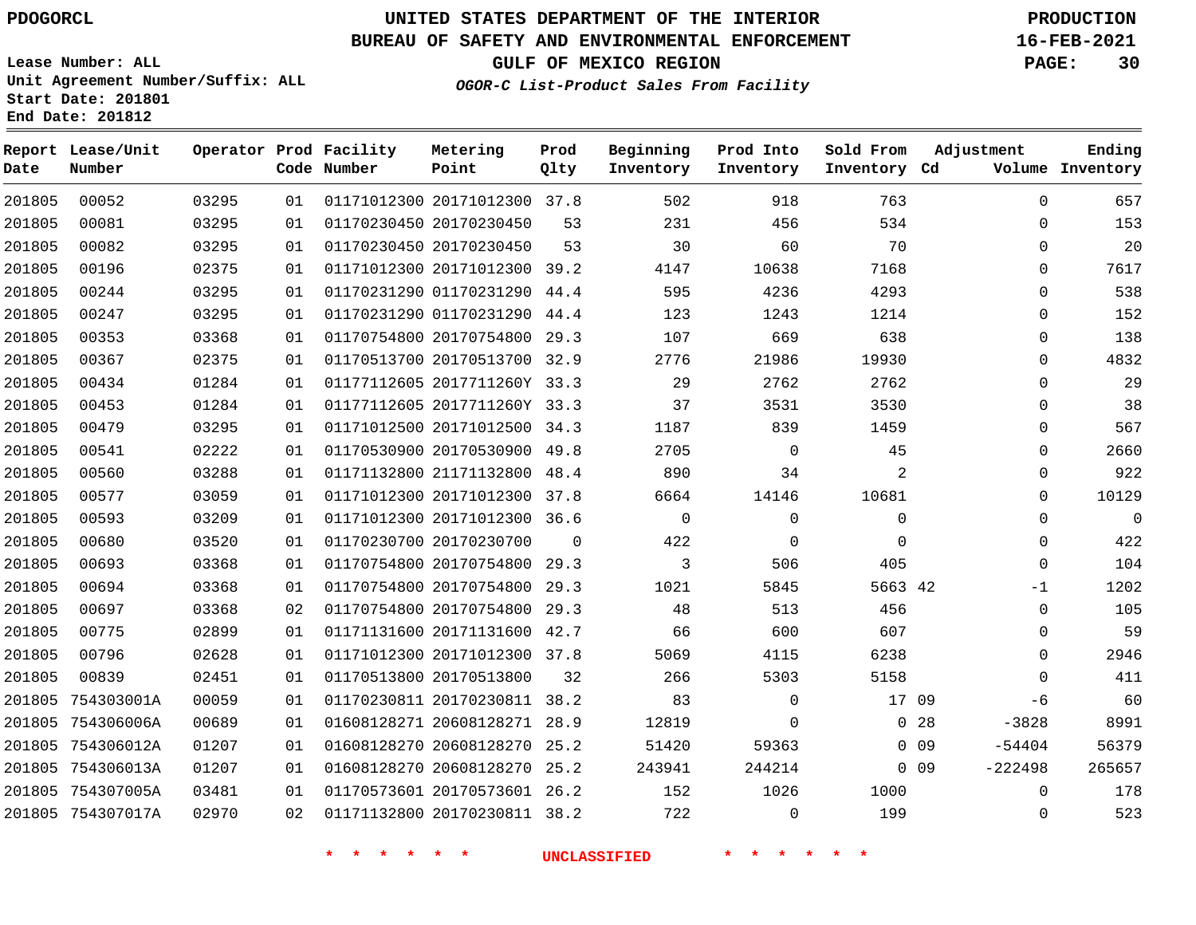PDOGORCL

# UNITED STATES DEPARTMENT OF THE INTERIOR
## BUREAU OF SAFETY AND ENVIRONMENTAL ENFORCEMENT
### GULF OF MEXICO REGION
*OGOR-C List-Product Sales From Facility*

PRODUCTION
16-FEB-2021

Lease Number: ALL
Unit Agreement Number/Suffix: ALL
Start Date: 201801
End Date: 201812

| Report Date | Lease/Unit Number | Operator | Prod Code | Facility Number | Metering Point | Prod Qlty | Beginning Inventory | Prod Into Inventory | Sold From Inventory | Adjustment Cd | Volume | Ending Inventory |
|---|---|---|---|---|---|---|---|---|---|---|---|---|
| 201805 | 00052 | 03295 | 01 | 01171012300 | 20171012300 | 37.8 | 502 | 918 | 763 | | 0 | 657 |
| 201805 | 00081 | 03295 | 01 | 01170230450 | 20170230450 | 53 | 231 | 456 | 534 | | 0 | 153 |
| 201805 | 00082 | 03295 | 01 | 01170230450 | 20170230450 | 53 | 30 | 60 | 70 | | 0 | 20 |
| 201805 | 00196 | 02375 | 01 | 01171012300 | 20171012300 | 39.2 | 4147 | 10638 | 7168 | | 0 | 7617 |
| 201805 | 00244 | 03295 | 01 | 01170231290 | 01170231290 | 44.4 | 595 | 4236 | 4293 | | 0 | 538 |
| 201805 | 00247 | 03295 | 01 | 01170231290 | 01170231290 | 44.4 | 123 | 1243 | 1214 | | 0 | 152 |
| 201805 | 00353 | 03368 | 01 | 01170754800 | 20170754800 | 29.3 | 107 | 669 | 638 | | 0 | 138 |
| 201805 | 00367 | 02375 | 01 | 01170513700 | 20170513700 | 32.9 | 2776 | 21986 | 19930 | | 0 | 4832 |
| 201805 | 00434 | 01284 | 01 | 01177112605 | 2017711260Y | 33.3 | 29 | 2762 | 2762 | | 0 | 29 |
| 201805 | 00453 | 01284 | 01 | 01177112605 | 2017711260Y | 33.3 | 37 | 3531 | 3530 | | 0 | 38 |
| 201805 | 00479 | 03295 | 01 | 01171012500 | 20171012500 | 34.3 | 1187 | 839 | 1459 | | 0 | 567 |
| 201805 | 00541 | 02222 | 01 | 01170530900 | 20170530900 | 49.8 | 2705 | 0 | 45 | | 0 | 2660 |
| 201805 | 00560 | 03288 | 01 | 01171132800 | 21171132800 | 48.4 | 890 | 34 | 2 | | 0 | 922 |
| 201805 | 00577 | 03059 | 01 | 01171012300 | 20171012300 | 37.8 | 6664 | 14146 | 10681 | | 0 | 10129 |
| 201805 | 00593 | 03209 | 01 | 01171012300 | 20171012300 | 36.6 | 0 | 0 | 0 | | 0 | 0 |
| 201805 | 00680 | 03520 | 01 | 01170230700 | 20170230700 | 0 | 422 | 0 | 0 | | 0 | 422 |
| 201805 | 00693 | 03368 | 01 | 01170754800 | 20170754800 | 29.3 | 3 | 506 | 405 | | 0 | 104 |
| 201805 | 00694 | 03368 | 01 | 01170754800 | 20170754800 | 29.3 | 1021 | 5845 | 5663 | 42 | -1 | 1202 |
| 201805 | 00697 | 03368 | 02 | 01170754800 | 20170754800 | 29.3 | 48 | 513 | 456 | | 0 | 105 |
| 201805 | 00775 | 02899 | 01 | 01171131600 | 20171131600 | 42.7 | 66 | 600 | 607 | | 0 | 59 |
| 201805 | 00796 | 02628 | 01 | 01171012300 | 20171012300 | 37.8 | 5069 | 4115 | 6238 | | 0 | 2946 |
| 201805 | 00839 | 02451 | 01 | 01170513800 | 20170513800 | 32 | 266 | 5303 | 5158 | | 0 | 411 |
| 201805 | 754303001A | 00059 | 01 | 01170230811 | 20170230811 | 38.2 | 83 | 0 | 17 | 09 | -6 | 60 |
| 201805 | 754306006A | 00689 | 01 | 01608128271 | 20608128271 | 28.9 | 12819 | 0 | 0 | 28 | -3828 | 8991 |
| 201805 | 754306012A | 01207 | 01 | 01608128270 | 20608128270 | 25.2 | 51420 | 59363 | 0 | 09 | -54404 | 56379 |
| 201805 | 754306013A | 01207 | 01 | 01608128270 | 20608128270 | 25.2 | 243941 | 244214 | 0 | 09 | -222498 | 265657 |
| 201805 | 754307005A | 03481 | 01 | 01170573601 | 20170573601 | 26.2 | 152 | 1026 | 1000 | | 0 | 178 |
| 201805 | 754307017A | 02970 | 02 | 01171132800 | 20170230811 | 38.2 | 722 | 0 | 199 | | 0 | 523 |

\* \* \* \* \* \* UNCLASSIFIED \* \* \* \* \* \*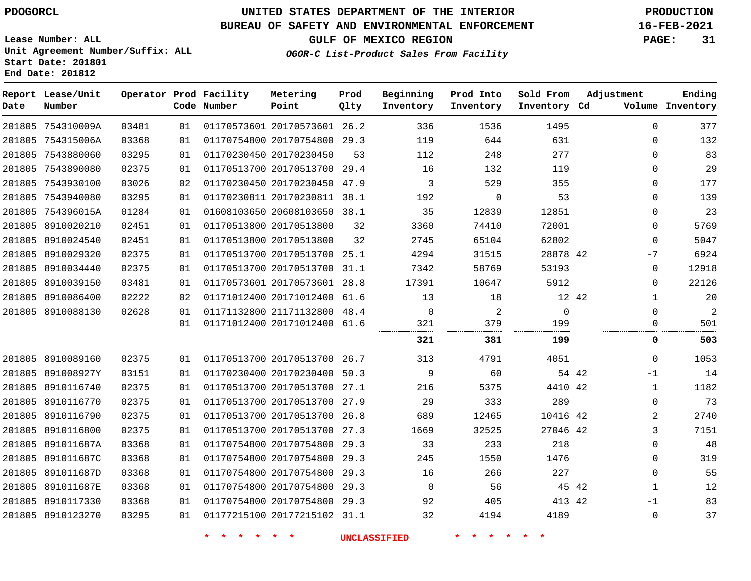PDOGORCL

# UNITED STATES DEPARTMENT OF THE INTERIOR
## BUREAU OF SAFETY AND ENVIRONMENTAL ENFORCEMENT
### GULF OF MEXICO REGION
*OGOR-C List-Product Sales From Facility*

PRODUCTION
16-FEB-2021

Lease Number: ALL
Unit Agreement Number/Suffix: ALL
Start Date: 201801
End Date: 201812

| Report Date | Lease/Unit Number | Operator | Prod Code | Facility Number | Metering Point | Prod Qlty | Beginning Inventory | Prod Into Inventory | Sold From Inventory | Adjustment Cd | Volume | Ending Inventory |
|---|---|---|---|---|---|---|---|---|---|---|---|---|
| 201805 | 754310009A | 03481 | 01 | 01170573601 | 20170573601 | 26.2 | 336 | 1536 | 1495 | | 0 | 377 |
| 201805 | 754315006A | 03368 | 01 | 01170754800 | 20170754800 | 29.3 | 119 | 644 | 631 | | 0 | 132 |
| 201805 | 7543880060 | 03295 | 01 | 01170230450 | 20170230450 | 53 | 112 | 248 | 277 | | 0 | 83 |
| 201805 | 7543890080 | 02375 | 01 | 01170513700 | 20170513700 | 29.4 | 16 | 132 | 119 | | 0 | 29 |
| 201805 | 7543930100 | 03026 | 02 | 01170230450 | 20170230450 | 47.9 | 3 | 529 | 355 | | 0 | 177 |
| 201805 | 7543940080 | 03295 | 01 | 01170230811 | 20170230811 | 38.1 | 192 | 0 | 53 | | 0 | 139 |
| 201805 | 754396015A | 01284 | 01 | 01608103650 | 20608103650 | 38.1 | 35 | 12839 | 12851 | | 0 | 23 |
| 201805 | 8910020210 | 02451 | 01 | 01170513800 | 20170513800 | 32 | 3360 | 74410 | 72001 | | 0 | 5769 |
| 201805 | 8910024540 | 02451 | 01 | 01170513800 | 20170513800 | 32 | 2745 | 65104 | 62802 | | 0 | 5047 |
| 201805 | 8910029320 | 02375 | 01 | 01170513700 | 20170513700 | 25.1 | 4294 | 31515 | 28878 | 42 | -7 | 6924 |
| 201805 | 8910034440 | 02375 | 01 | 01170513700 | 20170513700 | 31.1 | 7342 | 58769 | 53193 | | 0 | 12918 |
| 201805 | 8910039150 | 03481 | 01 | 01170573601 | 20170573601 | 28.8 | 17391 | 10647 | 5912 | | 0 | 22126 |
| 201805 | 8910086400 | 02222 | 02 | 01171012400 | 20171012400 | 61.6 | 13 | 18 | 12 | 42 | 1 | 20 |
| 201805 | 8910088130 | 02628 | 01 | 01171132800 | 21171132800 | 48.4 | 0 | 2 | 0 | | 0 | 2 |
| | | | 01 | 01171012400 | 20171012400 | 61.6 | 321 | 379 | 199 | | 0 | 501 |
| | | | | | | | **321** | **381** | **199** | | **0** | **503** |
| 201805 | 8910089160 | 02375 | 01 | 01170513700 | 20170513700 | 26.7 | 313 | 4791 | 4051 | | 0 | 1053 |
| 201805 | 891008927Y | 03151 | 01 | 01170230400 | 20170230400 | 50.3 | 9 | 60 | 54 | 42 | -1 | 14 |
| 201805 | 8910116740 | 02375 | 01 | 01170513700 | 20170513700 | 27.1 | 216 | 5375 | 4410 | 42 | 1 | 1182 |
| 201805 | 8910116770 | 02375 | 01 | 01170513700 | 20170513700 | 27.9 | 29 | 333 | 289 | | 0 | 73 |
| 201805 | 8910116790 | 02375 | 01 | 01170513700 | 20170513700 | 26.8 | 689 | 12465 | 10416 | 42 | 2 | 2740 |
| 201805 | 8910116800 | 02375 | 01 | 01170513700 | 20170513700 | 27.3 | 1669 | 32525 | 27046 | 42 | 3 | 7151 |
| 201805 | 891011687A | 03368 | 01 | 01170754800 | 20170754800 | 29.3 | 33 | 233 | 218 | | 0 | 48 |
| 201805 | 891011687C | 03368 | 01 | 01170754800 | 20170754800 | 29.3 | 245 | 1550 | 1476 | | 0 | 319 |
| 201805 | 891011687D | 03368 | 01 | 01170754800 | 20170754800 | 29.3 | 16 | 266 | 227 | | 0 | 55 |
| 201805 | 891011687E | 03368 | 01 | 01170754800 | 20170754800 | 29.3 | 0 | 56 | 45 | 42 | 1 | 12 |
| 201805 | 8910117330 | 03368 | 01 | 01170754800 | 20170754800 | 29.3 | 92 | 405 | 413 | 42 | -1 | 83 |
| 201805 | 8910123270 | 03295 | 01 | 01177215100 | 20177215102 | 31.1 | 32 | 4194 | 4189 | | 0 | 37 |

* * * * * * UNCLASSIFIED * * * * * *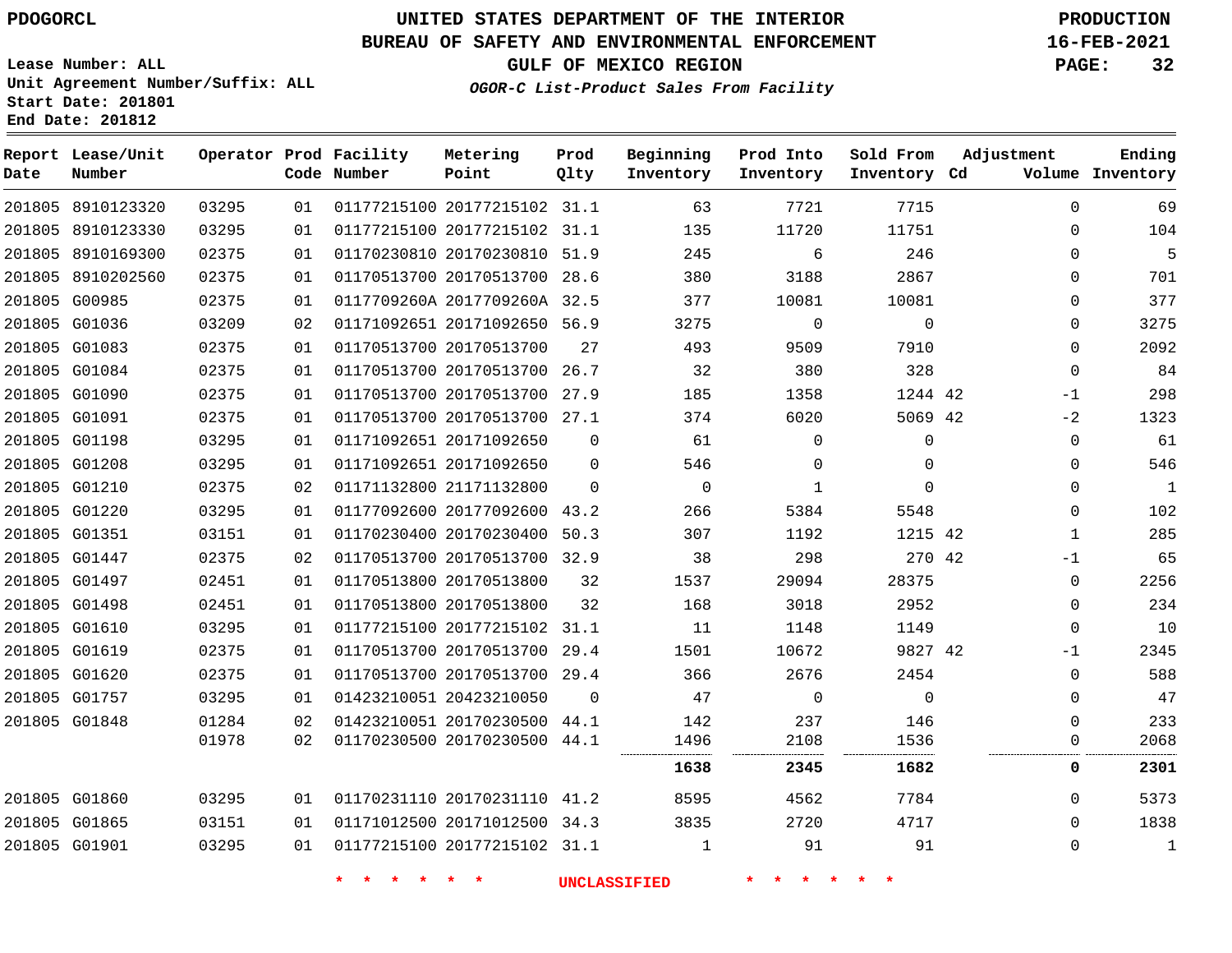PDOGORCL

# UNITED STATES DEPARTMENT OF THE INTERIOR
## BUREAU OF SAFETY AND ENVIRONMENTAL ENFORCEMENT
### GULF OF MEXICO REGION
*OGOR-C List-Product Sales From Facility*

PRODUCTION
16-FEB-2021

Lease Number: ALL
Unit Agreement Number/Suffix: ALL
Start Date: 201801
End Date: 201812

| Report Date | Lease/Unit Number | Operator | Prod Code | Facility Number | Metering Point | Prod Qlty | Beginning Inventory | Prod Into Inventory | Sold From Inventory | Adjustment Cd | Adjustment Volume | Ending Inventory |
|---|---|---|---|---|---|---|---|---|---|---|---|---|
| 201805 | 8910123320 | 03295 | 01 | 01177215100 | 20177215102 | 31.1 | 63 | 7721 | 7715 | | 0 | 69 |
| 201805 | 8910123330 | 03295 | 01 | 01177215100 | 20177215102 | 31.1 | 135 | 11720 | 11751 | | 0 | 104 |
| 201805 | 8910169300 | 02375 | 01 | 01170230810 | 20170230810 | 51.9 | 245 | 6 | 246 | | 0 | 5 |
| 201805 | 8910202560 | 02375 | 01 | 01170513700 | 20170513700 | 28.6 | 380 | 3188 | 2867 | | 0 | 701 |
| 201805 | G00985 | 02375 | 01 | 0117709260A | 2017709260A | 32.5 | 377 | 10081 | 10081 | | 0 | 377 |
| 201805 | G01036 | 03209 | 02 | 01171092651 | 20171092650 | 56.9 | 3275 | 0 | 0 | | 0 | 3275 |
| 201805 | G01083 | 02375 | 01 | 01170513700 | 20170513700 | 27 | 493 | 9509 | 7910 | | 0 | 2092 |
| 201805 | G01084 | 02375 | 01 | 01170513700 | 20170513700 | 26.7 | 32 | 380 | 328 | | 0 | 84 |
| 201805 | G01090 | 02375 | 01 | 01170513700 | 20170513700 | 27.9 | 185 | 1358 | 1244 | 42 | -1 | 298 |
| 201805 | G01091 | 02375 | 01 | 01170513700 | 20170513700 | 27.1 | 374 | 6020 | 5069 | 42 | -2 | 1323 |
| 201805 | G01198 | 03295 | 01 | 01171092651 | 20171092650 | 0 | 61 | 0 | 0 | | 0 | 61 |
| 201805 | G01208 | 03295 | 01 | 01171092651 | 20171092650 | 0 | 546 | 0 | 0 | | 0 | 546 |
| 201805 | G01210 | 02375 | 02 | 01171132800 | 21171132800 | 0 | 0 | 1 | 0 | | 0 | 1 |
| 201805 | G01220 | 03295 | 01 | 01177092600 | 20177092600 | 43.2 | 266 | 5384 | 5548 | | 0 | 102 |
| 201805 | G01351 | 03151 | 01 | 01170230400 | 20170230400 | 50.3 | 307 | 1192 | 1215 | 42 | 1 | 285 |
| 201805 | G01447 | 02375 | 02 | 01170513700 | 20170513700 | 32.9 | 38 | 298 | 270 | 42 | -1 | 65 |
| 201805 | G01497 | 02451 | 01 | 01170513800 | 20170513800 | 32 | 1537 | 29094 | 28375 | | 0 | 2256 |
| 201805 | G01498 | 02451 | 01 | 01170513800 | 20170513800 | 32 | 168 | 3018 | 2952 | | 0 | 234 |
| 201805 | G01610 | 03295 | 01 | 01177215100 | 20177215102 | 31.1 | 11 | 1148 | 1149 | | 0 | 10 |
| 201805 | G01619 | 02375 | 01 | 01170513700 | 20170513700 | 29.4 | 1501 | 10672 | 9827 | 42 | -1 | 2345 |
| 201805 | G01620 | 02375 | 01 | 01170513700 | 20170513700 | 29.4 | 366 | 2676 | 2454 | | 0 | 588 |
| 201805 | G01757 | 03295 | 01 | 01423210051 | 20423210050 | 0 | 47 | 0 | 0 | | 0 | 47 |
| 201805 | G01848 | 01284 | 02 | 01423210051 | 20170230500 | 44.1 | 142 | 237 | 146 | | 0 | 233 |
| | | 01978 | 02 | 01170230500 | 20170230500 | 44.1 | 1496 | 2108 | 1536 | | 0 | 2068 |
| | | | | | | | **1638** | **2345** | **1682** | | **0** | **2301** |
| 201805 | G01860 | 03295 | 01 | 01170231110 | 20170231110 | 41.2 | 8595 | 4562 | 7784 | | 0 | 5373 |
| 201805 | G01865 | 03151 | 01 | 01171012500 | 20171012500 | 34.3 | 3835 | 2720 | 4717 | | 0 | 1838 |
| 201805 | G01901 | 03295 | 01 | 01177215100 | 20177215102 | 31.1 | 1 | 91 | 91 | | 0 | 1 |

\* \* \* \* \* \* UNCLASSIFIED \* \* \* \* \* \*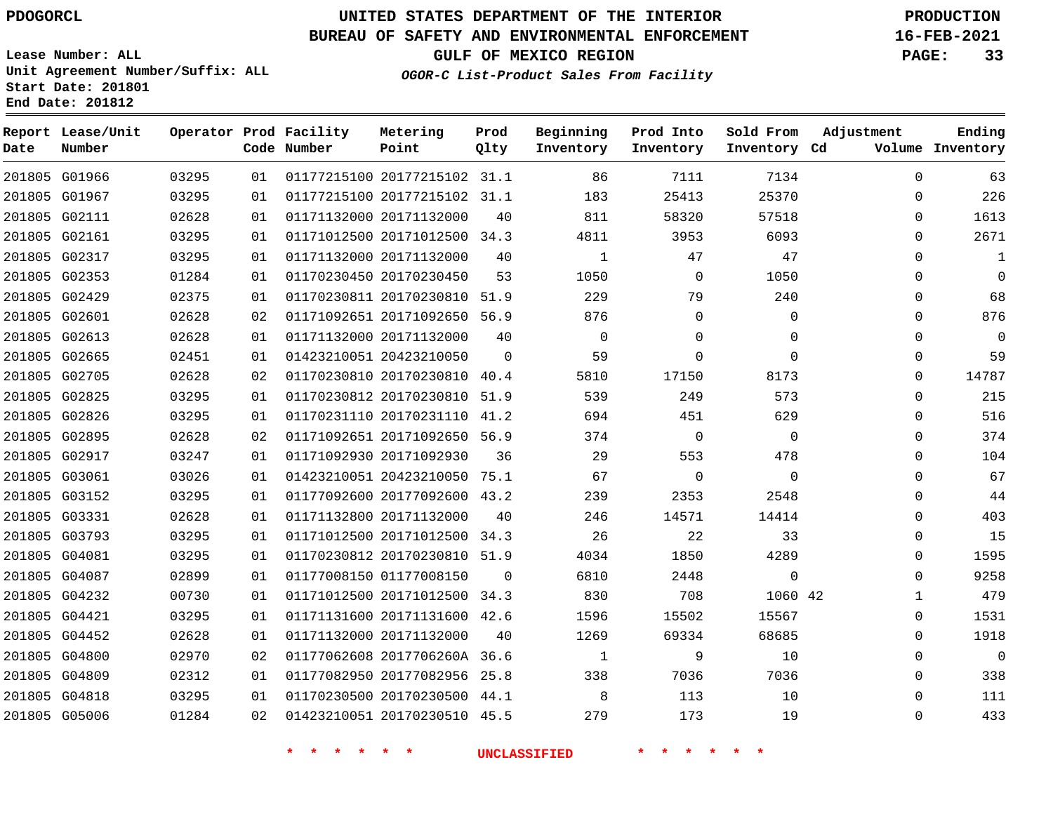PDOGORCL

# UNITED STATES DEPARTMENT OF THE INTERIOR
## BUREAU OF SAFETY AND ENVIRONMENTAL ENFORCEMENT
### GULF OF MEXICO REGION
*OGOR-C List-Product Sales From Facility*

PRODUCTION
16-FEB-2021

Lease Number: ALL
Unit Agreement Number/Suffix: ALL
Start Date: 201801
End Date: 201812

| Report Date | Lease/Unit Number | Operator | Prod Code | Facility Number | Metering Point | Prod Qlty | Beginning Inventory | Prod Into Inventory | Sold From Inventory | Adjustment Cd | Adjustment Volume | Ending Inventory |
|---|---|---|---|---|---|---|---|---|---|---|---|---|
| 201805 | G01966 | 03295 | 01 | 01177215100 | 20177215102 | 31.1 | 86 | 7111 | 7134 | | 0 | 63 |
| 201805 | G01967 | 03295 | 01 | 01177215100 | 20177215102 | 31.1 | 183 | 25413 | 25370 | | 0 | 226 |
| 201805 | G02111 | 02628 | 01 | 01171132000 | 20171132000 | 40 | 811 | 58320 | 57518 | | 0 | 1613 |
| 201805 | G02161 | 03295 | 01 | 01171012500 | 20171012500 | 34.3 | 4811 | 3953 | 6093 | | 0 | 2671 |
| 201805 | G02317 | 03295 | 01 | 01171132000 | 20171132000 | 40 | 1 | 47 | 47 | | 0 | 1 |
| 201805 | G02353 | 01284 | 01 | 01170230450 | 20170230450 | 53 | 1050 | 0 | 1050 | | 0 | 0 |
| 201805 | G02429 | 02375 | 01 | 01170230811 | 20170230810 | 51.9 | 229 | 79 | 240 | | 0 | 68 |
| 201805 | G02601 | 02628 | 02 | 01171092651 | 20171092650 | 56.9 | 876 | 0 | 0 | | 0 | 876 |
| 201805 | G02613 | 02628 | 01 | 01171132000 | 20171132000 | 40 | 0 | 0 | 0 | | 0 | 0 |
| 201805 | G02665 | 02451 | 01 | 01423210051 | 20423210050 | 0 | 59 | 0 | 0 | | 0 | 59 |
| 201805 | G02705 | 02628 | 02 | 01170230810 | 20170230810 | 40.4 | 5810 | 17150 | 8173 | | 0 | 14787 |
| 201805 | G02825 | 03295 | 01 | 01170230812 | 20170230810 | 51.9 | 539 | 249 | 573 | | 0 | 215 |
| 201805 | G02826 | 03295 | 01 | 01170231110 | 20170231110 | 41.2 | 694 | 451 | 629 | | 0 | 516 |
| 201805 | G02895 | 02628 | 02 | 01171092651 | 20171092650 | 56.9 | 374 | 0 | 0 | | 0 | 374 |
| 201805 | G02917 | 03247 | 01 | 01171092930 | 20171092930 | 36 | 29 | 553 | 478 | | 0 | 104 |
| 201805 | G03061 | 03026 | 01 | 01423210051 | 20423210050 | 75.1 | 67 | 0 | 0 | | 0 | 67 |
| 201805 | G03152 | 03295 | 01 | 01177092600 | 20177092600 | 43.2 | 239 | 2353 | 2548 | | 0 | 44 |
| 201805 | G03331 | 02628 | 01 | 01171132800 | 20171132000 | 40 | 246 | 14571 | 14414 | | 0 | 403 |
| 201805 | G03793 | 03295 | 01 | 01171012500 | 20171012500 | 34.3 | 26 | 22 | 33 | | 0 | 15 |
| 201805 | G04081 | 03295 | 01 | 01170230812 | 20170230810 | 51.9 | 4034 | 1850 | 4289 | | 0 | 1595 |
| 201805 | G04087 | 02899 | 01 | 01177008150 | 01177008150 | 0 | 6810 | 2448 | 0 | | 0 | 9258 |
| 201805 | G04232 | 00730 | 01 | 01171012500 | 20171012500 | 34.3 | 830 | 708 | 1060 | 42 | 1 | 479 |
| 201805 | G04421 | 03295 | 01 | 01171131600 | 20171131600 | 42.6 | 1596 | 15502 | 15567 | | 0 | 1531 |
| 201805 | G04452 | 02628 | 01 | 01171132000 | 20171132000 | 40 | 1269 | 69334 | 68685 | | 0 | 1918 |
| 201805 | G04800 | 02970 | 02 | 01177062608 | 2017706260A | 36.6 | 1 | 9 | 10 | | 0 | 0 |
| 201805 | G04809 | 02312 | 01 | 01177082950 | 20177082956 | 25.8 | 338 | 7036 | 7036 | | 0 | 338 |
| 201805 | G04818 | 03295 | 01 | 01170230500 | 20170230500 | 44.1 | 8 | 113 | 10 | | 0 | 111 |
| 201805 | G05006 | 01284 | 02 | 01423210051 | 20170230510 | 45.5 | 279 | 173 | 19 | | 0 | 433 |

* * * * * * UNCLASSIFIED * * * * * *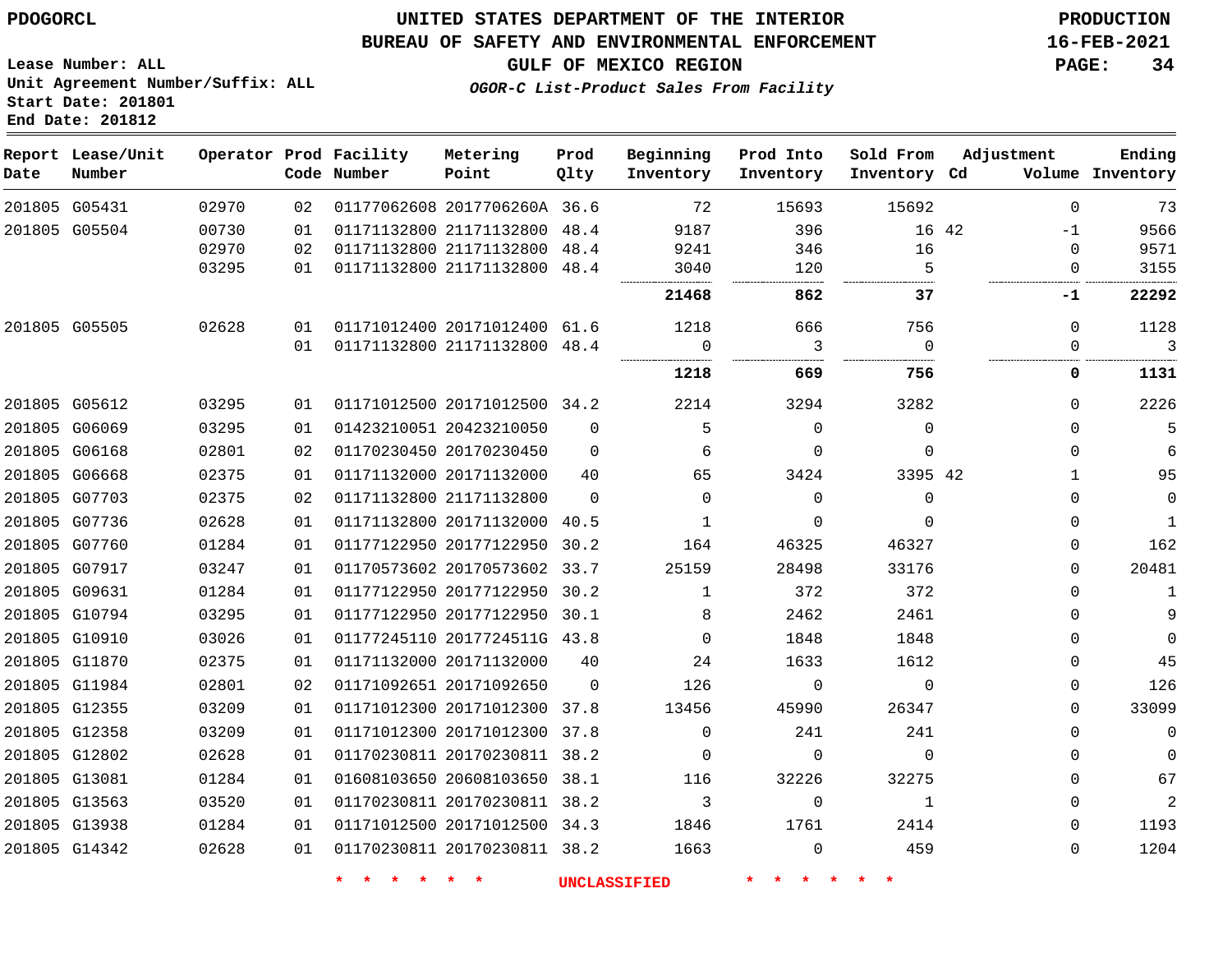PDOGORCL

**UNITED STATES DEPARTMENT OF THE INTERIOR**
**BUREAU OF SAFETY AND ENVIRONMENTAL ENFORCEMENT**
**GULF OF MEXICO REGION**
*OGOR-C List-Product Sales From Facility*

PRODUCTION
16-FEB-2021

Lease Number: ALL
Unit Agreement Number/Suffix: ALL
Start Date: 201801
End Date: 201812

| Report Date | Lease/Unit Number | Operator | Prod Code | Facility Number | Metering Point | Prod Qlty | Beginning Inventory | Prod Into Inventory | Sold From Inventory | Adjustment Cd | Adjustment Volume | Ending Inventory |
|---|---|---|---|---|---|---|---|---|---|---|---|---|
| 201805 | G05431 | 02970 | 02 | 01177062608 | 2017706260A | 36.6 | 72 | 15693 | 15692 | | 0 | 73 |
| 201805 | G05504 | 00730 | 01 | 01171132800 | 21171132800 | 48.4 | 9187 | 396 | 16 | 42 | -1 | 9566 |
| | | 02970 | 02 | 01171132800 | 21171132800 | 48.4 | 9241 | 346 | 16 | | 0 | 9571 |
| | | 03295 | 01 | 01171132800 | 21171132800 | 48.4 | 3040 | 120 | 5 | | 0 | 3155 |
| | | | | | | | **21468** | **862** | **37** | | **-1** | **22292** |
| 201805 | G05505 | 02628 | 01 | 01171012400 | 20171012400 | 61.6 | 1218 | 666 | 756 | | 0 | 1128 |
| | | | 01 | 01171132800 | 21171132800 | 48.4 | 0 | 3 | 0 | | 0 | 3 |
| | | | | | | | **1218** | **669** | **756** | | **0** | **1131** |
| 201805 | G05612 | 03295 | 01 | 01171012500 | 20171012500 | 34.2 | 2214 | 3294 | 3282 | | 0 | 2226 |
| 201805 | G06069 | 03295 | 01 | 01423210051 | 20423210050 | 0 | 5 | 0 | 0 | | 0 | 5 |
| 201805 | G06168 | 02801 | 02 | 01170230450 | 20170230450 | 0 | 6 | 0 | 0 | | 0 | 6 |
| 201805 | G06668 | 02375 | 01 | 01171132000 | 20171132000 | 40 | 65 | 3424 | 3395 | 42 | 1 | 95 |
| 201805 | G07703 | 02375 | 02 | 01171132800 | 21171132800 | 0 | 0 | 0 | 0 | | 0 | 0 |
| 201805 | G07736 | 02628 | 01 | 01171132800 | 20171132000 | 40.5 | 1 | 0 | 0 | | 0 | 1 |
| 201805 | G07760 | 01284 | 01 | 01177122950 | 20177122950 | 30.2 | 164 | 46325 | 46327 | | 0 | 162 |
| 201805 | G07917 | 03247 | 01 | 01170573602 | 20170573602 | 33.7 | 25159 | 28498 | 33176 | | 0 | 20481 |
| 201805 | G09631 | 01284 | 01 | 01177122950 | 20177122950 | 30.2 | 1 | 372 | 372 | | 0 | 1 |
| 201805 | G10794 | 03295 | 01 | 01177122950 | 20177122950 | 30.1 | 8 | 2462 | 2461 | | 0 | 9 |
| 201805 | G10910 | 03026 | 01 | 01177245110 | 2017724511G | 43.8 | 0 | 1848 | 1848 | | 0 | 0 |
| 201805 | G11870 | 02375 | 01 | 01171132000 | 20171132000 | 40 | 24 | 1633 | 1612 | | 0 | 45 |
| 201805 | G11984 | 02801 | 02 | 01171092651 | 20171092650 | 0 | 126 | 0 | 0 | | 0 | 126 |
| 201805 | G12355 | 03209 | 01 | 01171012300 | 20171012300 | 37.8 | 13456 | 45990 | 26347 | | 0 | 33099 |
| 201805 | G12358 | 03209 | 01 | 01171012300 | 20171012300 | 37.8 | 0 | 241 | 241 | | 0 | 0 |
| 201805 | G12802 | 02628 | 01 | 01170230811 | 20170230811 | 38.2 | 0 | 0 | 0 | | 0 | 0 |
| 201805 | G13081 | 01284 | 01 | 01608103650 | 20608103650 | 38.1 | 116 | 32226 | 32275 | | 0 | 67 |
| 201805 | G13563 | 03520 | 01 | 01170230811 | 20170230811 | 38.2 | 3 | 0 | 1 | | 0 | 2 |
| 201805 | G13938 | 01284 | 01 | 01171012500 | 20171012500 | 34.3 | 1846 | 1761 | 2414 | | 0 | 1193 |
| 201805 | G14342 | 02628 | 01 | 01170230811 | 20170230811 | 38.2 | 1663 | 0 | 459 | | 0 | 1204 |

* * * * * * UNCLASSIFIED * * * * * *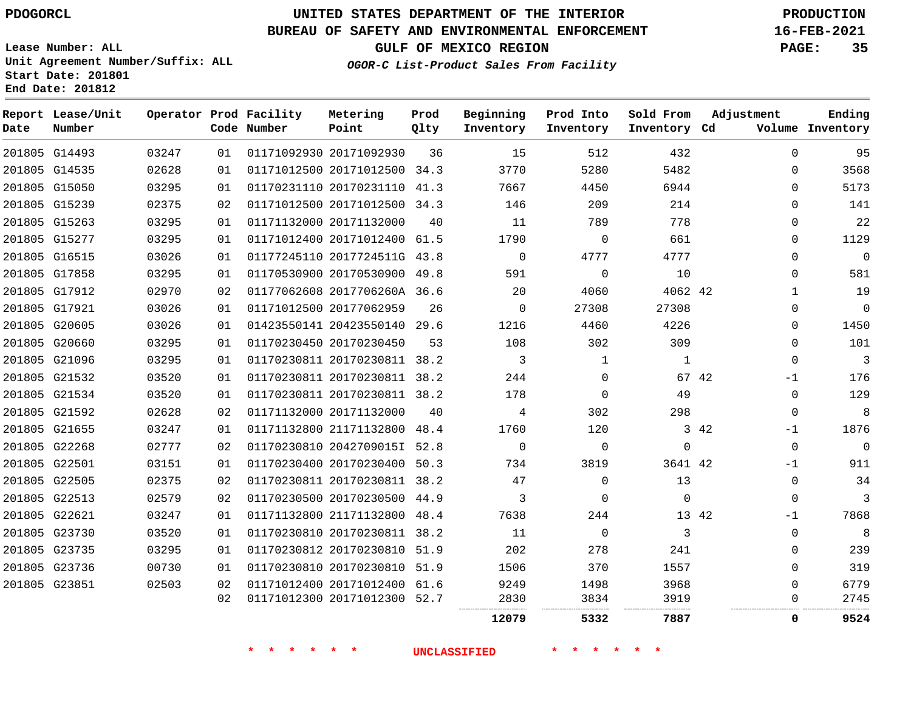PDOGORCL

# UNITED STATES DEPARTMENT OF THE INTERIOR
## BUREAU OF SAFETY AND ENVIRONMENTAL ENFORCEMENT
### GULF OF MEXICO REGION
*OGOR-C List-Product Sales From Facility*

PRODUCTION
16-FEB-2021

Lease Number: ALL
Unit Agreement Number/Suffix: ALL
Start Date: 201801
End Date: 201812

| Report Date | Lease/Unit Number | Operator | Prod Code | Facility Number | Metering Point | Prod Qlty | Beginning Inventory | Prod Into Inventory | Sold From Inventory | Adjustment Cd | Volume | Ending Inventory |
|---|---|---|---|---|---|---|---|---|---|---|---|---|
| 201805 | G14493 | 03247 | 01 | 01171092930 | 20171092930 | 36 | 15 | 512 | 432 | | 0 | 95 |
| 201805 | G14535 | 02628 | 01 | 01171012500 | 20171012500 | 34.3 | 3770 | 5280 | 5482 | | 0 | 3568 |
| 201805 | G15050 | 03295 | 01 | 01170231110 | 20170231110 | 41.3 | 7667 | 4450 | 6944 | | 0 | 5173 |
| 201805 | G15239 | 02375 | 02 | 01171012500 | 20171012500 | 34.3 | 146 | 209 | 214 | | 0 | 141 |
| 201805 | G15263 | 03295 | 01 | 01171132000 | 20171132000 | 40 | 11 | 789 | 778 | | 0 | 22 |
| 201805 | G15277 | 03295 | 01 | 01171012400 | 20171012400 | 61.5 | 1790 | 0 | 661 | | 0 | 1129 |
| 201805 | G16515 | 03026 | 01 | 01177245110 | 2017724511G | 43.8 | 0 | 4777 | 4777 | | 0 | 0 |
| 201805 | G17858 | 03295 | 01 | 01170530900 | 20170530900 | 49.8 | 591 | 0 | 10 | | 0 | 581 |
| 201805 | G17912 | 02970 | 02 | 01177062608 | 2017706260A | 36.6 | 20 | 4060 | 4062 | 42 | 1 | 19 |
| 201805 | G17921 | 03026 | 01 | 01171012500 | 20177062959 | 26 | 0 | 27308 | 27308 | | 0 | 0 |
| 201805 | G20605 | 03026 | 01 | 01423550141 | 20423550140 | 29.6 | 1216 | 4460 | 4226 | | 0 | 1450 |
| 201805 | G20660 | 03295 | 01 | 01170230450 | 20170230450 | 53 | 108 | 302 | 309 | | 0 | 101 |
| 201805 | G21096 | 03295 | 01 | 01170230811 | 20170230811 | 38.2 | 3 | 1 | 1 | | 0 | 3 |
| 201805 | G21532 | 03520 | 01 | 01170230811 | 20170230811 | 38.2 | 244 | 0 | 67 | 42 | -1 | 176 |
| 201805 | G21534 | 03520 | 01 | 01170230811 | 20170230811 | 38.2 | 178 | 0 | 49 | | 0 | 129 |
| 201805 | G21592 | 02628 | 02 | 01171132000 | 20171132000 | 40 | 4 | 302 | 298 | | 0 | 8 |
| 201805 | G21655 | 03247 | 01 | 01171132800 | 21171132800 | 48.4 | 1760 | 120 | 3 | 42 | -1 | 1876 |
| 201805 | G22268 | 02777 | 02 | 01170230810 | 2042709015I | 52.8 | 0 | 0 | 0 | | 0 | 0 |
| 201805 | G22501 | 03151 | 01 | 01170230400 | 20170230400 | 50.3 | 734 | 3819 | 3641 | 42 | -1 | 911 |
| 201805 | G22505 | 02375 | 02 | 01170230811 | 20170230811 | 38.2 | 47 | 0 | 13 | | 0 | 34 |
| 201805 | G22513 | 02579 | 02 | 01170230500 | 20170230500 | 44.9 | 3 | 0 | 0 | | 0 | 3 |
| 201805 | G22621 | 03247 | 01 | 01171132800 | 21171132800 | 48.4 | 7638 | 244 | 13 | 42 | -1 | 7868 |
| 201805 | G23730 | 03520 | 01 | 01170230810 | 20170230811 | 38.2 | 11 | 0 | 3 | | 0 | 8 |
| 201805 | G23735 | 03295 | 01 | 01170230812 | 20170230810 | 51.9 | 202 | 278 | 241 | | 0 | 239 |
| 201805 | G23736 | 00730 | 01 | 01170230810 | 20170230810 | 51.9 | 1506 | 370 | 1557 | | 0 | 319 |
| 201805 | G23851 | 02503 | 02 | 01171012400 | 20171012400 | 61.6 | 9249 | 1498 | 3968 | | 0 | 6779 |
| | | | 02 | 01171012300 | 20171012300 | 52.7 | 2830 | 3834 | 3919 | | 0 | 2745 |
| | | | | | | | **12079** | **5332** | **7887** | | **0** | **9524** |

\* \* \* \* \* \* UNCLASSIFIED \* \* \* \* \* \*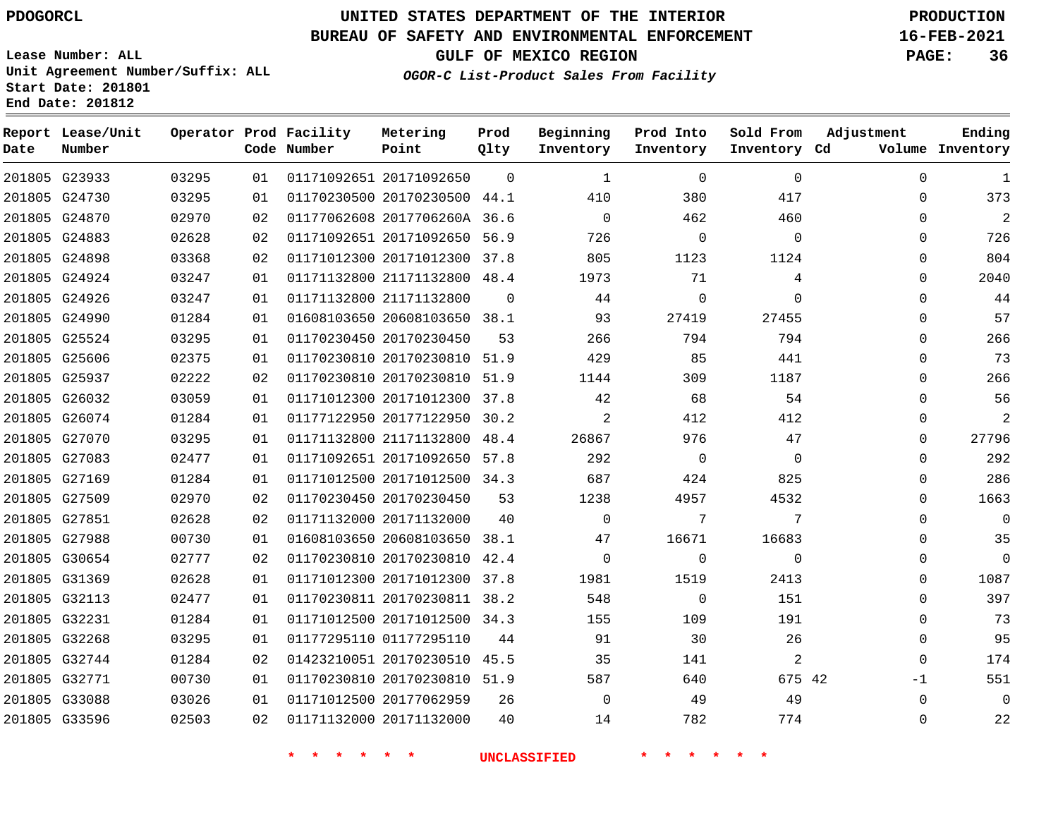PDOGORCL

UNITED STATES DEPARTMENT OF THE INTERIOR
BUREAU OF SAFETY AND ENVIRONMENTAL ENFORCEMENT
GULF OF MEXICO REGION
*OGOR-C List-Product Sales From Facility*

PRODUCTION
16-FEB-2021

Lease Number: ALL
Unit Agreement Number/Suffix: ALL
Start Date: 201801
End Date: 201812

| Report Date | Lease/Unit Number | Operator | Prod Code | Facility Number | Metering Point | Prod Qlty | Beginning Inventory | Prod Into Inventory | Sold From Inventory | Adjustment Cd | Adjustment Volume | Ending Inventory |
|---|---|---|---|---|---|---|---|---|---|---|---|---|
| 201805 | G23933 | 03295 | 01 | 01171092651 | 20171092650 | 0 | 1 | 0 | 0 | | 0 | 1 |
| 201805 | G24730 | 03295 | 01 | 01170230500 | 20170230500 | 44.1 | 410 | 380 | 417 | | 0 | 373 |
| 201805 | G24870 | 02970 | 02 | 01177062608 | 2017706260A | 36.6 | 0 | 462 | 460 | | 0 | 2 |
| 201805 | G24883 | 02628 | 02 | 01171092651 | 20171092650 | 56.9 | 726 | 0 | 0 | | 0 | 726 |
| 201805 | G24898 | 03368 | 02 | 01171012300 | 20171012300 | 37.8 | 805 | 1123 | 1124 | | 0 | 804 |
| 201805 | G24924 | 03247 | 01 | 01171132800 | 21171132800 | 48.4 | 1973 | 71 | 4 | | 0 | 2040 |
| 201805 | G24926 | 03247 | 01 | 01171132800 | 21171132800 | 0 | 44 | 0 | 0 | | 0 | 44 |
| 201805 | G24990 | 01284 | 01 | 01608103650 | 20608103650 | 38.1 | 93 | 27419 | 27455 | | 0 | 57 |
| 201805 | G25524 | 03295 | 01 | 01170230450 | 20170230450 | 53 | 266 | 794 | 794 | | 0 | 266 |
| 201805 | G25606 | 02375 | 01 | 01170230810 | 20170230810 | 51.9 | 429 | 85 | 441 | | 0 | 73 |
| 201805 | G25937 | 02222 | 02 | 01170230810 | 20170230810 | 51.9 | 1144 | 309 | 1187 | | 0 | 266 |
| 201805 | G26032 | 03059 | 01 | 01171012300 | 20171012300 | 37.8 | 42 | 68 | 54 | | 0 | 56 |
| 201805 | G26074 | 01284 | 01 | 01177122950 | 20177122950 | 30.2 | 2 | 412 | 412 | | 0 | 2 |
| 201805 | G27070 | 03295 | 01 | 01171132800 | 21171132800 | 48.4 | 26867 | 976 | 47 | | 0 | 27796 |
| 201805 | G27083 | 02477 | 01 | 01171092651 | 20171092650 | 57.8 | 292 | 0 | 0 | | 0 | 292 |
| 201805 | G27169 | 01284 | 01 | 01171012500 | 20171012500 | 34.3 | 687 | 424 | 825 | | 0 | 286 |
| 201805 | G27509 | 02970 | 02 | 01170230450 | 20170230450 | 53 | 1238 | 4957 | 4532 | | 0 | 1663 |
| 201805 | G27851 | 02628 | 02 | 01171132000 | 20171132000 | 40 | 0 | 7 | 7 | | 0 | 0 |
| 201805 | G27988 | 00730 | 01 | 01608103650 | 20608103650 | 38.1 | 47 | 16671 | 16683 | | 0 | 35 |
| 201805 | G30654 | 02777 | 02 | 01170230810 | 20170230810 | 42.4 | 0 | 0 | 0 | | 0 | 0 |
| 201805 | G31369 | 02628 | 01 | 01171012300 | 20171012300 | 37.8 | 1981 | 1519 | 2413 | | 0 | 1087 |
| 201805 | G32113 | 02477 | 01 | 01170230811 | 20170230811 | 38.2 | 548 | 0 | 151 | | 0 | 397 |
| 201805 | G32231 | 01284 | 01 | 01171012500 | 20171012500 | 34.3 | 155 | 109 | 191 | | 0 | 73 |
| 201805 | G32268 | 03295 | 01 | 01177295110 | 01177295110 | 44 | 91 | 30 | 26 | | 0 | 95 |
| 201805 | G32744 | 01284 | 02 | 01423210051 | 20170230510 | 45.5 | 35 | 141 | 2 | | 0 | 174 |
| 201805 | G32771 | 00730 | 01 | 01170230810 | 20170230810 | 51.9 | 587 | 640 | 675 | 42 | -1 | 551 |
| 201805 | G33088 | 03026 | 01 | 01171012500 | 20177062959 | 26 | 0 | 49 | 49 | | 0 | 0 |
| 201805 | G33596 | 02503 | 02 | 01171132000 | 20171132000 | 40 | 14 | 782 | 774 | | 0 | 22 |

\* \* \* \* \* \* UNCLASSIFIED \* \* \* \* \* \*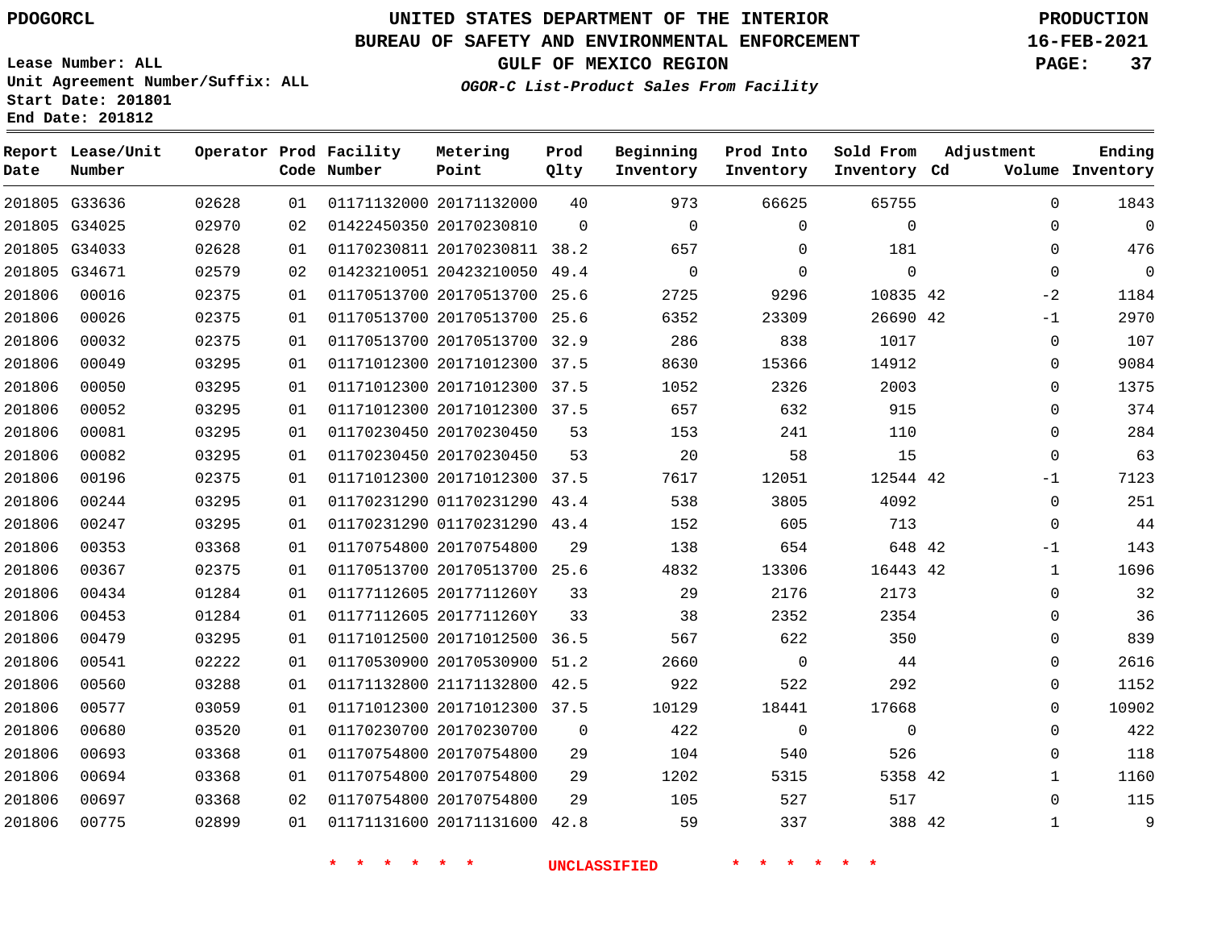PDOGORCL

# UNITED STATES DEPARTMENT OF THE INTERIOR
## BUREAU OF SAFETY AND ENVIRONMENTAL ENFORCEMENT
### GULF OF MEXICO REGION
*OGOR-C List-Product Sales From Facility*

PRODUCTION
16-FEB-2021

Lease Number: ALL
Unit Agreement Number/Suffix: ALL
Start Date: 201801
End Date: 201812

| Report Date | Lease/Unit Number | Operator | Prod Code | Facility Number | Metering Point | Prod Qlty | Beginning Inventory | Prod Into Inventory | Sold From Inventory | Adjustment Cd | Adjustment Volume | Ending Inventory |
|---|---|---|---|---|---|---|---|---|---|---|---|---|
| 201805 | G33636 | 02628 | 01 | 01171132000 | 20171132000 | 40 | 973 | 66625 | 65755 | | 0 | 1843 |
| 201805 | G34025 | 02970 | 02 | 01422450350 | 20170230810 | 0 | 0 | 0 | 0 | | 0 | 0 |
| 201805 | G34033 | 02628 | 01 | 01170230811 | 20170230811 | 38.2 | 657 | 0 | 181 | | 0 | 476 |
| 201805 | G34671 | 02579 | 02 | 01423210051 | 20423210050 | 49.4 | 0 | 0 | 0 | | 0 | 0 |
| 201806 | 00016 | 02375 | 01 | 01170513700 | 20170513700 | 25.6 | 2725 | 9296 | 10835 | 42 | -2 | 1184 |
| 201806 | 00026 | 02375 | 01 | 01170513700 | 20170513700 | 25.6 | 6352 | 23309 | 26690 | 42 | -1 | 2970 |
| 201806 | 00032 | 02375 | 01 | 01170513700 | 20170513700 | 32.9 | 286 | 838 | 1017 | | 0 | 107 |
| 201806 | 00049 | 03295 | 01 | 01171012300 | 20171012300 | 37.5 | 8630 | 15366 | 14912 | | 0 | 9084 |
| 201806 | 00050 | 03295 | 01 | 01171012300 | 20171012300 | 37.5 | 1052 | 2326 | 2003 | | 0 | 1375 |
| 201806 | 00052 | 03295 | 01 | 01171012300 | 20171012300 | 37.5 | 657 | 632 | 915 | | 0 | 374 |
| 201806 | 00081 | 03295 | 01 | 01170230450 | 20170230450 | 53 | 153 | 241 | 110 | | 0 | 284 |
| 201806 | 00082 | 03295 | 01 | 01170230450 | 20170230450 | 53 | 20 | 58 | 15 | | 0 | 63 |
| 201806 | 00196 | 02375 | 01 | 01171012300 | 20171012300 | 37.5 | 7617 | 12051 | 12544 | 42 | -1 | 7123 |
| 201806 | 00244 | 03295 | 01 | 01170231290 | 01170231290 | 43.4 | 538 | 3805 | 4092 | | 0 | 251 |
| 201806 | 00247 | 03295 | 01 | 01170231290 | 01170231290 | 43.4 | 152 | 605 | 713 | | 0 | 44 |
| 201806 | 00353 | 03368 | 01 | 01170754800 | 20170754800 | 29 | 138 | 654 | 648 | 42 | -1 | 143 |
| 201806 | 00367 | 02375 | 01 | 01170513700 | 20170513700 | 25.6 | 4832 | 13306 | 16443 | 42 | 1 | 1696 |
| 201806 | 00434 | 01284 | 01 | 01177112605 | 2017711260Y | 33 | 29 | 2176 | 2173 | | 0 | 32 |
| 201806 | 00453 | 01284 | 01 | 01177112605 | 2017711260Y | 33 | 38 | 2352 | 2354 | | 0 | 36 |
| 201806 | 00479 | 03295 | 01 | 01171012500 | 20171012500 | 36.5 | 567 | 622 | 350 | | 0 | 839 |
| 201806 | 00541 | 02222 | 01 | 01170530900 | 20170530900 | 51.2 | 2660 | 0 | 44 | | 0 | 2616 |
| 201806 | 00560 | 03288 | 01 | 01171132800 | 21171132800 | 42.5 | 922 | 522 | 292 | | 0 | 1152 |
| 201806 | 00577 | 03059 | 01 | 01171012300 | 20171012300 | 37.5 | 10129 | 18441 | 17668 | | 0 | 10902 |
| 201806 | 00680 | 03520 | 01 | 01170230700 | 20170230700 | 0 | 422 | 0 | 0 | | 0 | 422 |
| 201806 | 00693 | 03368 | 01 | 01170754800 | 20170754800 | 29 | 104 | 540 | 526 | | 0 | 118 |
| 201806 | 00694 | 03368 | 01 | 01170754800 | 20170754800 | 29 | 1202 | 5315 | 5358 | 42 | 1 | 1160 |
| 201806 | 00697 | 03368 | 02 | 01170754800 | 20170754800 | 29 | 105 | 527 | 517 | | 0 | 115 |
| 201806 | 00775 | 02899 | 01 | 01171131600 | 20171131600 | 42.8 | 59 | 337 | 388 | 42 | 1 | 9 |

* * * * * * UNCLASSIFIED * * * * * *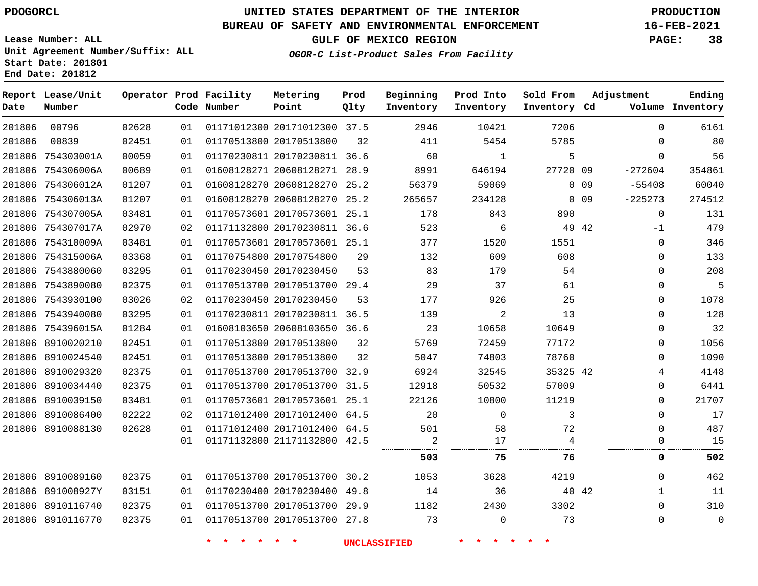PDOGORCL

# UNITED STATES DEPARTMENT OF THE INTERIOR
## BUREAU OF SAFETY AND ENVIRONMENTAL ENFORCEMENT
### GULF OF MEXICO REGION
*OGOR-C List-Product Sales From Facility*

PRODUCTION
16-FEB-2021

Lease Number: ALL
Unit Agreement Number/Suffix: ALL
Start Date: 201801
End Date: 201812

| Report Date | Lease/Unit Number | Operator | Prod Code | Facility Number | Metering Point | Prod Qlty | Beginning Inventory | Prod Into Inventory | Sold From Inventory | Adjustment Cd | Adjustment Volume | Ending Inventory |
|---|---|---|---|---|---|---|---|---|---|---|---|---|
| 201806 | 00796 | 02628 | 01 | 01171012300 | 20171012300 | 37.5 | 2946 | 10421 | 7206 | | 0 | 6161 |
| 201806 | 00839 | 02451 | 01 | 01170513800 | 20170513800 | 32 | 411 | 5454 | 5785 | | 0 | 80 |
| 201806 | 754303001A | 00059 | 01 | 01170230811 | 20170230811 | 36.6 | 60 | 1 | 5 | | 0 | 56 |
| 201806 | 754306006A | 00689 | 01 | 01608128271 | 20608128271 | 28.9 | 8991 | 646194 | 27720 | 09 | -272604 | 354861 |
| 201806 | 754306012A | 01207 | 01 | 01608128270 | 20608128270 | 25.2 | 56379 | 59069 | 0 | 09 | -55408 | 60040 |
| 201806 | 754306013A | 01207 | 01 | 01608128270 | 20608128270 | 25.2 | 265657 | 234128 | 0 | 09 | -225273 | 274512 |
| 201806 | 754307005A | 03481 | 01 | 01170573601 | 20170573601 | 25.1 | 178 | 843 | 890 | | 0 | 131 |
| 201806 | 754307017A | 02970 | 02 | 01171132800 | 20170230811 | 36.6 | 523 | 6 | 49 | 42 | -1 | 479 |
| 201806 | 754310009A | 03481 | 01 | 01170573601 | 20170573601 | 25.1 | 377 | 1520 | 1551 | | 0 | 346 |
| 201806 | 754315006A | 03368 | 01 | 01170754800 | 20170754800 | 29 | 132 | 609 | 608 | | 0 | 133 |
| 201806 | 7543880060 | 03295 | 01 | 01170230450 | 20170230450 | 53 | 83 | 179 | 54 | | 0 | 208 |
| 201806 | 7543890080 | 02375 | 01 | 01170513700 | 20170513700 | 29.4 | 29 | 37 | 61 | | 0 | 5 |
| 201806 | 7543930100 | 03026 | 02 | 01170230450 | 20170230450 | 53 | 177 | 926 | 25 | | 0 | 1078 |
| 201806 | 7543940080 | 03295 | 01 | 01170230811 | 20170230811 | 36.5 | 139 | 2 | 13 | | 0 | 128 |
| 201806 | 754396015A | 01284 | 01 | 01608103650 | 20608103650 | 36.6 | 23 | 10658 | 10649 | | 0 | 32 |
| 201806 | 8910020210 | 02451 | 01 | 01170513800 | 20170513800 | 32 | 5769 | 72459 | 77172 | | 0 | 1056 |
| 201806 | 8910024540 | 02451 | 01 | 01170513800 | 20170513800 | 32 | 5047 | 74803 | 78760 | | 0 | 1090 |
| 201806 | 8910029320 | 02375 | 01 | 01170513700 | 20170513700 | 32.9 | 6924 | 32545 | 35325 | 42 | 4 | 4148 |
| 201806 | 8910034440 | 02375 | 01 | 01170513700 | 20170513700 | 31.5 | 12918 | 50532 | 57009 | | 0 | 6441 |
| 201806 | 8910039150 | 03481 | 01 | 01170573601 | 20170573601 | 25.1 | 22126 | 10800 | 11219 | | 0 | 21707 |
| 201806 | 8910086400 | 02222 | 02 | 01171012400 | 20171012400 | 64.5 | 20 | 0 | 3 | | 0 | 17 |
| 201806 | 8910088130 | 02628 | 01 | 01171012400 | 20171012400 | 64.5 | 501 | 58 | 72 | | 0 | 487 |
| | | | 01 | 01171132800 | 21171132800 | 42.5 | 2 | 17 | 4 | | 0 | 15 |
| | | | | | | | **503** | **75** | **76** | | **0** | **502** |
| 201806 | 8910089160 | 02375 | 01 | 01170513700 | 20170513700 | 30.2 | 1053 | 3628 | 4219 | | 0 | 462 |
| 201806 | 891008927Y | 03151 | 01 | 01170230400 | 20170230400 | 49.8 | 14 | 36 | 40 | 42 | 1 | 11 |
| 201806 | 8910116740 | 02375 | 01 | 01170513700 | 20170513700 | 29.9 | 1182 | 2430 | 3302 | | 0 | 310 |
| 201806 | 8910116770 | 02375 | 01 | 01170513700 | 20170513700 | 27.8 | 73 | 0 | 73 | | 0 | 0 |

* * * * * * UNCLASSIFIED * * * * * *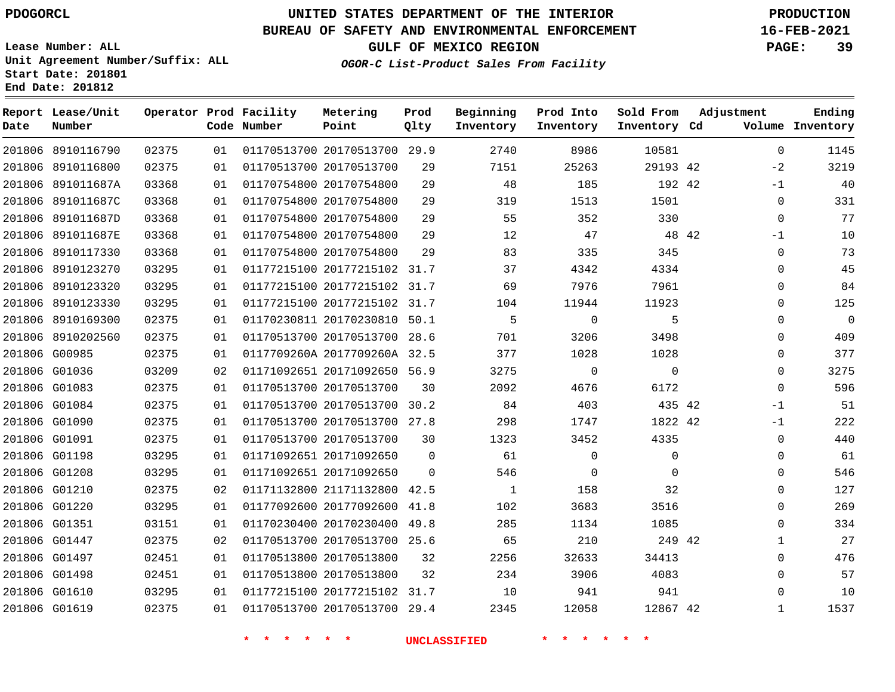PDOGORCL

# UNITED STATES DEPARTMENT OF THE INTERIOR
## BUREAU OF SAFETY AND ENVIRONMENTAL ENFORCEMENT
### GULF OF MEXICO REGION
*OGOR-C List-Product Sales From Facility*

PRODUCTION
16-FEB-2021

Lease Number: ALL
Unit Agreement Number/Suffix: ALL
Start Date: 201801
End Date: 201812

| Report Date | Lease/Unit Number | Operator | Prod Code | Facility Number | Metering Point | Prod Qlty | Beginning Inventory | Prod Into Inventory | Sold From Inventory | Adjustment Cd | Adjustment Volume | Ending Inventory |
|---|---|---|---|---|---|---|---|---|---|---|---|---|
| 201806 | 8910116790 | 02375 | 01 | 01170513700 | 20170513700 | 29.9 | 2740 | 8986 | 10581 | | 0 | 1145 |
| 201806 | 8910116800 | 02375 | 01 | 01170513700 | 20170513700 | 29 | 7151 | 25263 | 29193 | 42 | -2 | 3219 |
| 201806 | 891011687A | 03368 | 01 | 01170754800 | 20170754800 | 29 | 48 | 185 | 192 | 42 | -1 | 40 |
| 201806 | 891011687C | 03368 | 01 | 01170754800 | 20170754800 | 29 | 319 | 1513 | 1501 | | 0 | 331 |
| 201806 | 891011687D | 03368 | 01 | 01170754800 | 20170754800 | 29 | 55 | 352 | 330 | | 0 | 77 |
| 201806 | 891011687E | 03368 | 01 | 01170754800 | 20170754800 | 29 | 12 | 47 | 48 | 42 | -1 | 10 |
| 201806 | 8910117330 | 03368 | 01 | 01170754800 | 20170754800 | 29 | 83 | 335 | 345 | | 0 | 73 |
| 201806 | 8910123270 | 03295 | 01 | 01177215100 | 20177215102 | 31.7 | 37 | 4342 | 4334 | | 0 | 45 |
| 201806 | 8910123320 | 03295 | 01 | 01177215100 | 20177215102 | 31.7 | 69 | 7976 | 7961 | | 0 | 84 |
| 201806 | 8910123330 | 03295 | 01 | 01177215100 | 20177215102 | 31.7 | 104 | 11944 | 11923 | | 0 | 125 |
| 201806 | 8910169300 | 02375 | 01 | 01170230811 | 20170230810 | 50.1 | 5 | 0 | 5 | | 0 | 0 |
| 201806 | 8910202560 | 02375 | 01 | 01170513700 | 20170513700 | 28.6 | 701 | 3206 | 3498 | | 0 | 409 |
| 201806 | G00985 | 02375 | 01 | 0117709260A | 2017709260A | 32.5 | 377 | 1028 | 1028 | | 0 | 377 |
| 201806 | G01036 | 03209 | 02 | 01171092651 | 20171092650 | 56.9 | 3275 | 0 | 0 | | 0 | 3275 |
| 201806 | G01083 | 02375 | 01 | 01170513700 | 20170513700 | 30 | 2092 | 4676 | 6172 | | 0 | 596 |
| 201806 | G01084 | 02375 | 01 | 01170513700 | 20170513700 | 30.2 | 84 | 403 | 435 | 42 | -1 | 51 |
| 201806 | G01090 | 02375 | 01 | 01170513700 | 20170513700 | 27.8 | 298 | 1747 | 1822 | 42 | -1 | 222 |
| 201806 | G01091 | 02375 | 01 | 01170513700 | 20170513700 | 30 | 1323 | 3452 | 4335 | | 0 | 440 |
| 201806 | G01198 | 03295 | 01 | 01171092651 | 20171092650 | 0 | 61 | 0 | 0 | | 0 | 61 |
| 201806 | G01208 | 03295 | 01 | 01171092651 | 20171092650 | 0 | 546 | 0 | 0 | | 0 | 546 |
| 201806 | G01210 | 02375 | 02 | 01171132800 | 21171132800 | 42.5 | 1 | 158 | 32 | | 0 | 127 |
| 201806 | G01220 | 03295 | 01 | 01177092600 | 20177092600 | 41.8 | 102 | 3683 | 3516 | | 0 | 269 |
| 201806 | G01351 | 03151 | 01 | 01170230400 | 20170230400 | 49.8 | 285 | 1134 | 1085 | | 0 | 334 |
| 201806 | G01447 | 02375 | 02 | 01170513700 | 20170513700 | 25.6 | 65 | 210 | 249 | 42 | 1 | 27 |
| 201806 | G01497 | 02451 | 01 | 01170513800 | 20170513800 | 32 | 2256 | 32633 | 34413 | | 0 | 476 |
| 201806 | G01498 | 02451 | 01 | 01170513800 | 20170513800 | 32 | 234 | 3906 | 4083 | | 0 | 57 |
| 201806 | G01610 | 03295 | 01 | 01177215100 | 20177215102 | 31.7 | 10 | 941 | 941 | | 0 | 10 |
| 201806 | G01619 | 02375 | 01 | 01170513700 | 20170513700 | 29.4 | 2345 | 12058 | 12867 | 42 | 1 | 1537 |

\* \* \* \* \* \* UNCLASSIFIED \* \* \* \* \* \*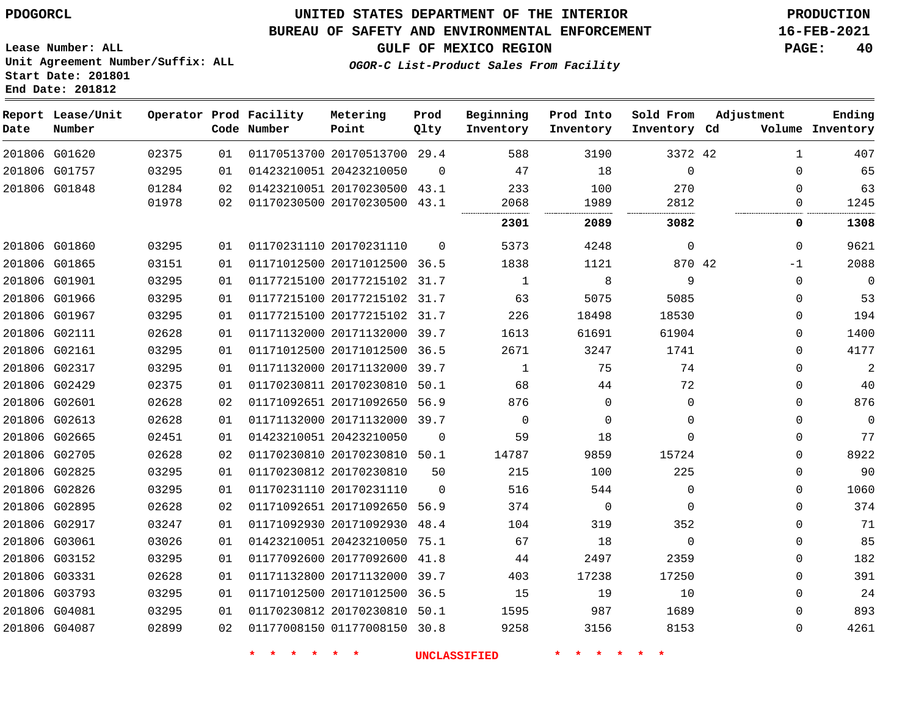PDOGORCL

# UNITED STATES DEPARTMENT OF THE INTERIOR
## BUREAU OF SAFETY AND ENVIRONMENTAL ENFORCEMENT
### GULF OF MEXICO REGION

*OGOR-C List-Product Sales From Facility*

PRODUCTION
16-FEB-2021

Lease Number: ALL
Unit Agreement Number/Suffix: ALL
Start Date: 201801
End Date: 201812

| Report Date | Lease/Unit Number | Operator | Prod Code | Facility Number | Metering Point | Prod Qlty | Beginning Inventory | Prod Into Inventory | Sold From Inventory | Adjustment Cd | Adjustment Volume | Ending Inventory |
|---|---|---|---|---|---|---|---|---|---|---|---|---|
| 201806 | G01620 | 02375 | 01 | 01170513700 | 20170513700 | 29.4 | 588 | 3190 | 3372 | 42 | 1 | 407 |
| 201806 | G01757 | 03295 | 01 | 01423210051 | 20423210050 | 0 | 47 | 18 | 0 | | 0 | 65 |
| 201806 | G01848 | 01284 | 02 | 01423210051 | 20170230500 | 43.1 | 233 | 100 | 270 | | 0 | 63 |
| | | 01978 | 02 | 01170230500 | 20170230500 | 43.1 | 2068 | 1989 | 2812 | | 0 | 1245 |
| | | | | | | | **2301** | **2089** | **3082** | | **0** | **1308** |
| 201806 | G01860 | 03295 | 01 | 01170231110 | 20170231110 | 0 | 5373 | 4248 | 0 | | 0 | 9621 |
| 201806 | G01865 | 03151 | 01 | 01171012500 | 20171012500 | 36.5 | 1838 | 1121 | 870 | 42 | -1 | 2088 |
| 201806 | G01901 | 03295 | 01 | 01177215100 | 20177215102 | 31.7 | 1 | 8 | 9 | | 0 | 0 |
| 201806 | G01966 | 03295 | 01 | 01177215100 | 20177215102 | 31.7 | 63 | 5075 | 5085 | | 0 | 53 |
| 201806 | G01967 | 03295 | 01 | 01177215100 | 20177215102 | 31.7 | 226 | 18498 | 18530 | | 0 | 194 |
| 201806 | G02111 | 02628 | 01 | 01171132000 | 20171132000 | 39.7 | 1613 | 61691 | 61904 | | 0 | 1400 |
| 201806 | G02161 | 03295 | 01 | 01171012500 | 20171012500 | 36.5 | 2671 | 3247 | 1741 | | 0 | 4177 |
| 201806 | G02317 | 03295 | 01 | 01171132000 | 20171132000 | 39.7 | 1 | 75 | 74 | | 0 | 2 |
| 201806 | G02429 | 02375 | 01 | 01170230811 | 20170230810 | 50.1 | 68 | 44 | 72 | | 0 | 40 |
| 201806 | G02601 | 02628 | 02 | 01171092651 | 20171092650 | 56.9 | 876 | 0 | 0 | | 0 | 876 |
| 201806 | G02613 | 02628 | 01 | 01171132000 | 20171132000 | 39.7 | 0 | 0 | 0 | | 0 | 0 |
| 201806 | G02665 | 02451 | 01 | 01423210051 | 20423210050 | 0 | 59 | 18 | 0 | | 0 | 77 |
| 201806 | G02705 | 02628 | 02 | 01170230810 | 20170230810 | 50.1 | 14787 | 9859 | 15724 | | 0 | 8922 |
| 201806 | G02825 | 03295 | 01 | 01170230812 | 20170230810 | 50 | 215 | 100 | 225 | | 0 | 90 |
| 201806 | G02826 | 03295 | 01 | 01170231110 | 20170231110 | 0 | 516 | 544 | 0 | | 0 | 1060 |
| 201806 | G02895 | 02628 | 02 | 01171092651 | 20171092650 | 56.9 | 374 | 0 | 0 | | 0 | 374 |
| 201806 | G02917 | 03247 | 01 | 01171092930 | 20171092930 | 48.4 | 104 | 319 | 352 | | 0 | 71 |
| 201806 | G03061 | 03026 | 01 | 01423210051 | 20423210050 | 75.1 | 67 | 18 | 0 | | 0 | 85 |
| 201806 | G03152 | 03295 | 01 | 01177092600 | 20177092600 | 41.8 | 44 | 2497 | 2359 | | 0 | 182 |
| 201806 | G03331 | 02628 | 01 | 01171132800 | 20171132000 | 39.7 | 403 | 17238 | 17250 | | 0 | 391 |
| 201806 | G03793 | 03295 | 01 | 01171012500 | 20171012500 | 36.5 | 15 | 19 | 10 | | 0 | 24 |
| 201806 | G04081 | 03295 | 01 | 01170230812 | 20170230810 | 50.1 | 1595 | 987 | 1689 | | 0 | 893 |
| 201806 | G04087 | 02899 | 02 | 01177008150 | 01177008150 | 30.8 | 9258 | 3156 | 8153 | | 0 | 4261 |

* * * * * * UNCLASSIFIED * * * * * *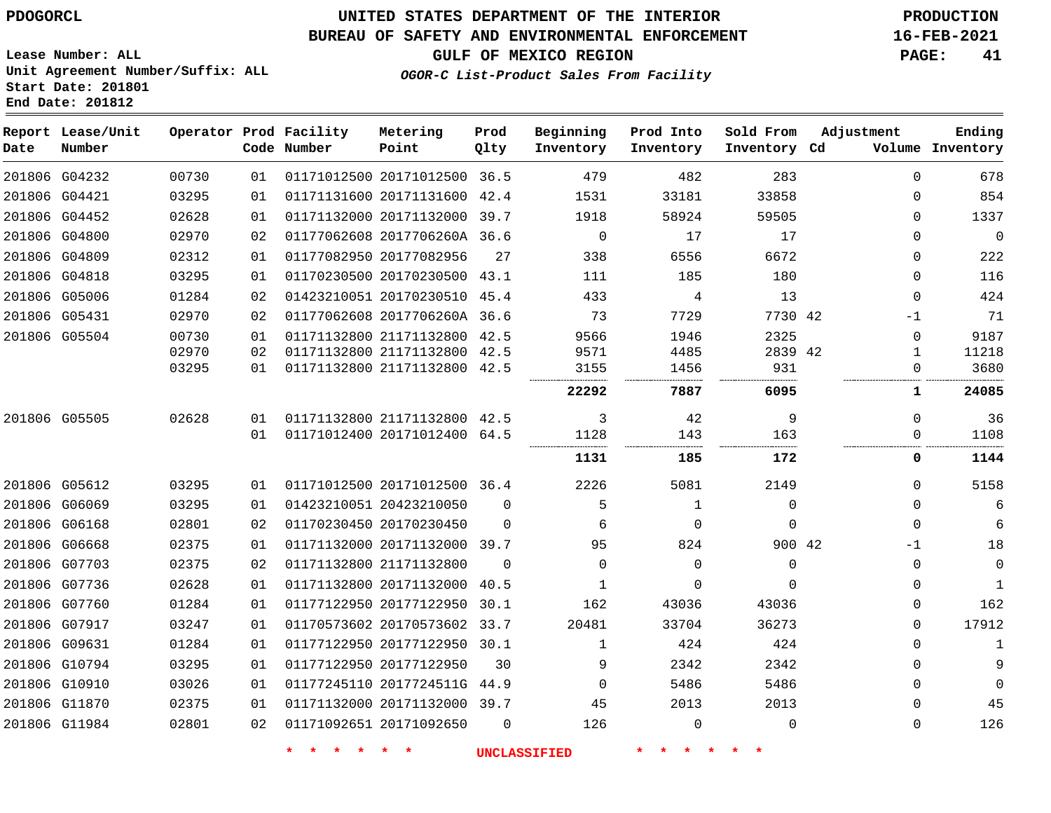PDOGORCL

# UNITED STATES DEPARTMENT OF THE INTERIOR
## BUREAU OF SAFETY AND ENVIRONMENTAL ENFORCEMENT
### GULF OF MEXICO REGION

*OGOR-C List-Product Sales From Facility*

PRODUCTION
16-FEB-2021

Lease Number: ALL
Unit Agreement Number/Suffix: ALL
Start Date: 201801
End Date: 201812

| Report Date | Lease/Unit Number | Operator | Prod Code | Facility Number | Metering Point | Prod Qlty | Beginning Inventory | Prod Into Inventory | Sold From Inventory | Adjustment Cd | Adjustment Volume | Ending Inventory |
|---|---|---|---|---|---|---|---|---|---|---|---|---|
| 201806 | G04232 | 00730 | 01 | 01171012500 | 20171012500 | 36.5 | 479 | 482 | 283 | | 0 | 678 |
| 201806 | G04421 | 03295 | 01 | 01171131600 | 20171131600 | 42.4 | 1531 | 33181 | 33858 | | 0 | 854 |
| 201806 | G04452 | 02628 | 01 | 01171132000 | 20171132000 | 39.7 | 1918 | 58924 | 59505 | | 0 | 1337 |
| 201806 | G04800 | 02970 | 02 | 01177062608 | 2017706260A | 36.6 | 0 | 17 | 17 | | 0 | 0 |
| 201806 | G04809 | 02312 | 01 | 01177082950 | 20177082956 | 27 | 338 | 6556 | 6672 | | 0 | 222 |
| 201806 | G04818 | 03295 | 01 | 01170230500 | 20170230500 | 43.1 | 111 | 185 | 180 | | 0 | 116 |
| 201806 | G05006 | 01284 | 02 | 01423210051 | 20170230510 | 45.4 | 433 | 4 | 13 | | 0 | 424 |
| 201806 | G05431 | 02970 | 02 | 01177062608 | 2017706260A | 36.6 | 73 | 7729 | 7730 | 42 | -1 | 71 |
| 201806 | G05504 | 00730 | 01 | 01171132800 | 21171132800 | 42.5 | 9566 | 1946 | 2325 | | 0 | 9187 |
| | | 02970 | 02 | 01171132800 | 21171132800 | 42.5 | 9571 | 4485 | 2839 | 42 | 1 | 11218 |
| | | 03295 | 01 | 01171132800 | 21171132800 | 42.5 | 3155 | 1456 | 931 | | 0 | 3680 |
| | | | | | | | **22292** | **7887** | **6095** | | **1** | **24085** |
| 201806 | G05505 | 02628 | 01 | 01171132800 | 21171132800 | 42.5 | 3 | 42 | 9 | | 0 | 36 |
| | | | 01 | 01171012400 | 20171012400 | 64.5 | 1128 | 143 | 163 | | 0 | 1108 |
| | | | | | | | **1131** | **185** | **172** | | **0** | **1144** |
| 201806 | G05612 | 03295 | 01 | 01171012500 | 20171012500 | 36.4 | 2226 | 5081 | 2149 | | 0 | 5158 |
| 201806 | G06069 | 03295 | 01 | 01423210051 | 20423210050 | 0 | 5 | 1 | 0 | | 0 | 6 |
| 201806 | G06168 | 02801 | 02 | 01170230450 | 20170230450 | 0 | 6 | 0 | 0 | | 0 | 6 |
| 201806 | G06668 | 02375 | 01 | 01171132000 | 20171132000 | 39.7 | 95 | 824 | 900 | 42 | -1 | 18 |
| 201806 | G07703 | 02375 | 02 | 01171132800 | 21171132800 | 0 | 0 | 0 | 0 | | 0 | 0 |
| 201806 | G07736 | 02628 | 01 | 01171132800 | 20171132000 | 40.5 | 1 | 0 | 0 | | 0 | 1 |
| 201806 | G07760 | 01284 | 01 | 01177122950 | 20177122950 | 30.1 | 162 | 43036 | 43036 | | 0 | 162 |
| 201806 | G07917 | 03247 | 01 | 01170573602 | 20170573602 | 33.7 | 20481 | 33704 | 36273 | | 0 | 17912 |
| 201806 | G09631 | 01284 | 01 | 01177122950 | 20177122950 | 30.1 | 1 | 424 | 424 | | 0 | 1 |
| 201806 | G10794 | 03295 | 01 | 01177122950 | 20177122950 | 30 | 9 | 2342 | 2342 | | 0 | 9 |
| 201806 | G10910 | 03026 | 01 | 01177245110 | 2017724511G | 44.9 | 0 | 5486 | 5486 | | 0 | 0 |
| 201806 | G11870 | 02375 | 01 | 01171132000 | 20171132000 | 39.7 | 45 | 2013 | 2013 | | 0 | 45 |
| 201806 | G11984 | 02801 | 02 | 01171092651 | 20171092650 | 0 | 126 | 0 | 0 | | 0 | 126 |

* * * * * * UNCLASSIFIED * * * * * *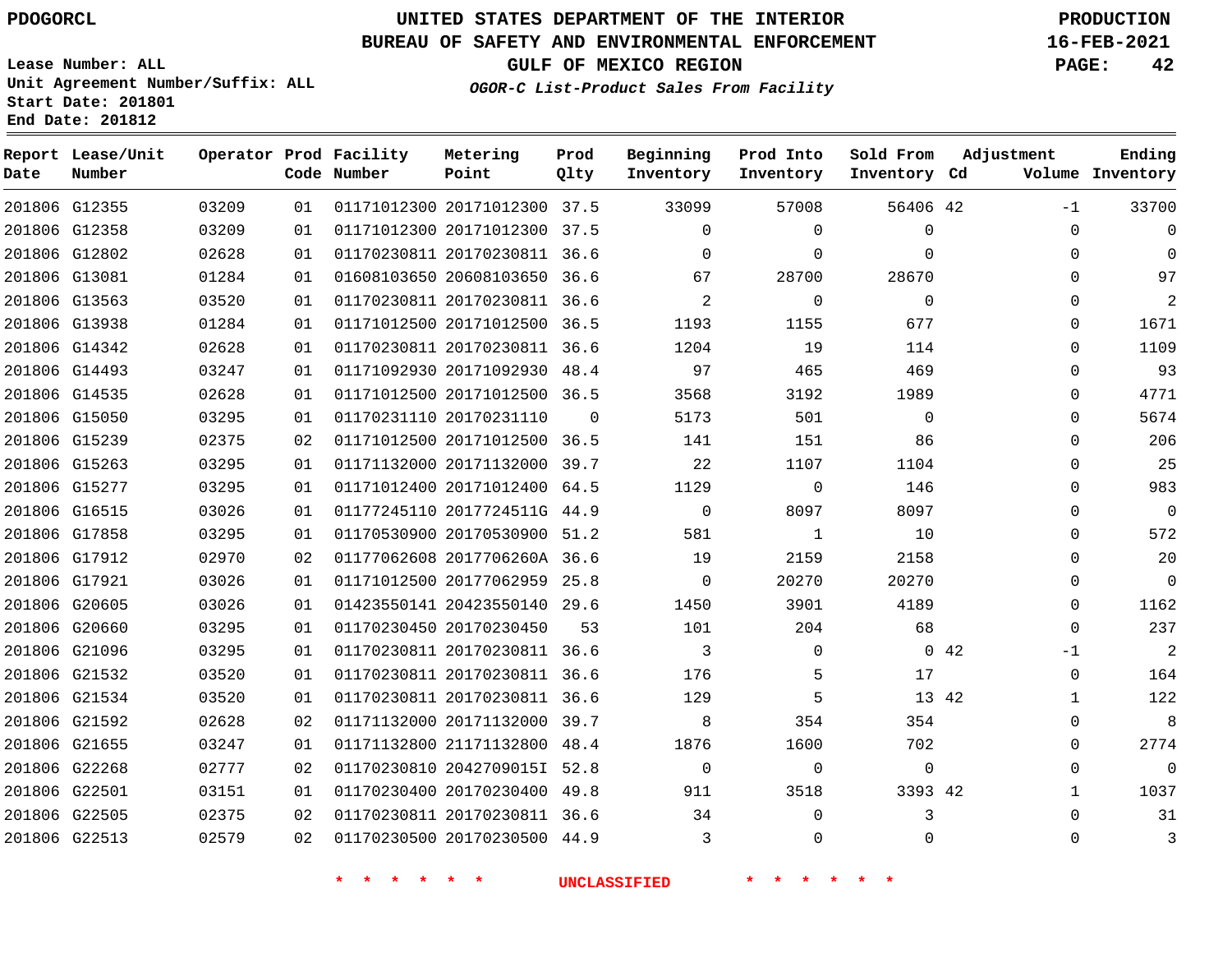PDOGORCL

# UNITED STATES DEPARTMENT OF THE INTERIOR
## BUREAU OF SAFETY AND ENVIRONMENTAL ENFORCEMENT
### GULF OF MEXICO REGION
*OGOR-C List-Product Sales From Facility*

PRODUCTION
16-FEB-2021

Lease Number: ALL
Unit Agreement Number/Suffix: ALL
Start Date: 201801
End Date: 201812

| Report Date | Lease/Unit Number | Operator | Prod Code | Facility Number | Metering Point | Prod Qlty | Beginning Inventory | Prod Into Inventory | Sold From Inventory | Adjustment Cd | Adjustment Volume | Ending Inventory |
|---|---|---|---|---|---|---|---|---|---|---|---|---|
| 201806 | G12355 | 03209 | 01 | 01171012300 | 20171012300 | 37.5 | 33099 | 57008 | 56406 | 42 | -1 | 33700 |
| 201806 | G12358 | 03209 | 01 | 01171012300 | 20171012300 | 37.5 | 0 | 0 | 0 | | 0 | 0 |
| 201806 | G12802 | 02628 | 01 | 01170230811 | 20170230811 | 36.6 | 0 | 0 | 0 | | 0 | 0 |
| 201806 | G13081 | 01284 | 01 | 01608103650 | 20608103650 | 36.6 | 67 | 28700 | 28670 | | 0 | 97 |
| 201806 | G13563 | 03520 | 01 | 01170230811 | 20170230811 | 36.6 | 2 | 0 | 0 | | 0 | 2 |
| 201806 | G13938 | 01284 | 01 | 01171012500 | 20171012500 | 36.5 | 1193 | 1155 | 677 | | 0 | 1671 |
| 201806 | G14342 | 02628 | 01 | 01170230811 | 20170230811 | 36.6 | 1204 | 19 | 114 | | 0 | 1109 |
| 201806 | G14493 | 03247 | 01 | 01171092930 | 20171092930 | 48.4 | 97 | 465 | 469 | | 0 | 93 |
| 201806 | G14535 | 02628 | 01 | 01171012500 | 20171012500 | 36.5 | 3568 | 3192 | 1989 | | 0 | 4771 |
| 201806 | G15050 | 03295 | 01 | 01170231110 | 20170231110 | 0 | 5173 | 501 | 0 | | 0 | 5674 |
| 201806 | G15239 | 02375 | 02 | 01171012500 | 20171012500 | 36.5 | 141 | 151 | 86 | | 0 | 206 |
| 201806 | G15263 | 03295 | 01 | 01171132000 | 20171132000 | 39.7 | 22 | 1107 | 1104 | | 0 | 25 |
| 201806 | G15277 | 03295 | 01 | 01171012400 | 20171012400 | 64.5 | 1129 | 0 | 146 | | 0 | 983 |
| 201806 | G16515 | 03026 | 01 | 01177245110 | 2017724511G | 44.9 | 0 | 8097 | 8097 | | 0 | 0 |
| 201806 | G17858 | 03295 | 01 | 01170530900 | 20170530900 | 51.2 | 581 | 1 | 10 | | 0 | 572 |
| 201806 | G17912 | 02970 | 02 | 01177062608 | 2017706260A | 36.6 | 19 | 2159 | 2158 | | 0 | 20 |
| 201806 | G17921 | 03026 | 01 | 01171012500 | 20177062959 | 25.8 | 0 | 20270 | 20270 | | 0 | 0 |
| 201806 | G20605 | 03026 | 01 | 01423550141 | 20423550140 | 29.6 | 1450 | 3901 | 4189 | | 0 | 1162 |
| 201806 | G20660 | 03295 | 01 | 01170230450 | 20170230450 | 53 | 101 | 204 | 68 | | 0 | 237 |
| 201806 | G21096 | 03295 | 01 | 01170230811 | 20170230811 | 36.6 | 3 | 0 | 0 | 42 | -1 | 2 |
| 201806 | G21532 | 03520 | 01 | 01170230811 | 20170230811 | 36.6 | 176 | 5 | 17 | | 0 | 164 |
| 201806 | G21534 | 03520 | 01 | 01170230811 | 20170230811 | 36.6 | 129 | 5 | 13 | 42 | 1 | 122 |
| 201806 | G21592 | 02628 | 02 | 01171132000 | 20171132000 | 39.7 | 8 | 354 | 354 | | 0 | 8 |
| 201806 | G21655 | 03247 | 01 | 01171132800 | 21171132800 | 48.4 | 1876 | 1600 | 702 | | 0 | 2774 |
| 201806 | G22268 | 02777 | 02 | 01170230810 | 2042709015I | 52.8 | 0 | 0 | 0 | | 0 | 0 |
| 201806 | G22501 | 03151 | 01 | 01170230400 | 20170230400 | 49.8 | 911 | 3518 | 3393 | 42 | 1 | 1037 |
| 201806 | G22505 | 02375 | 02 | 01170230811 | 20170230811 | 36.6 | 34 | 0 | 3 | | 0 | 31 |
| 201806 | G22513 | 02579 | 02 | 01170230500 | 20170230500 | 44.9 | 3 | 0 | 0 | | 0 | 3 |

\* \* \* \* \* \* UNCLASSIFIED \* \* \* \* \* \*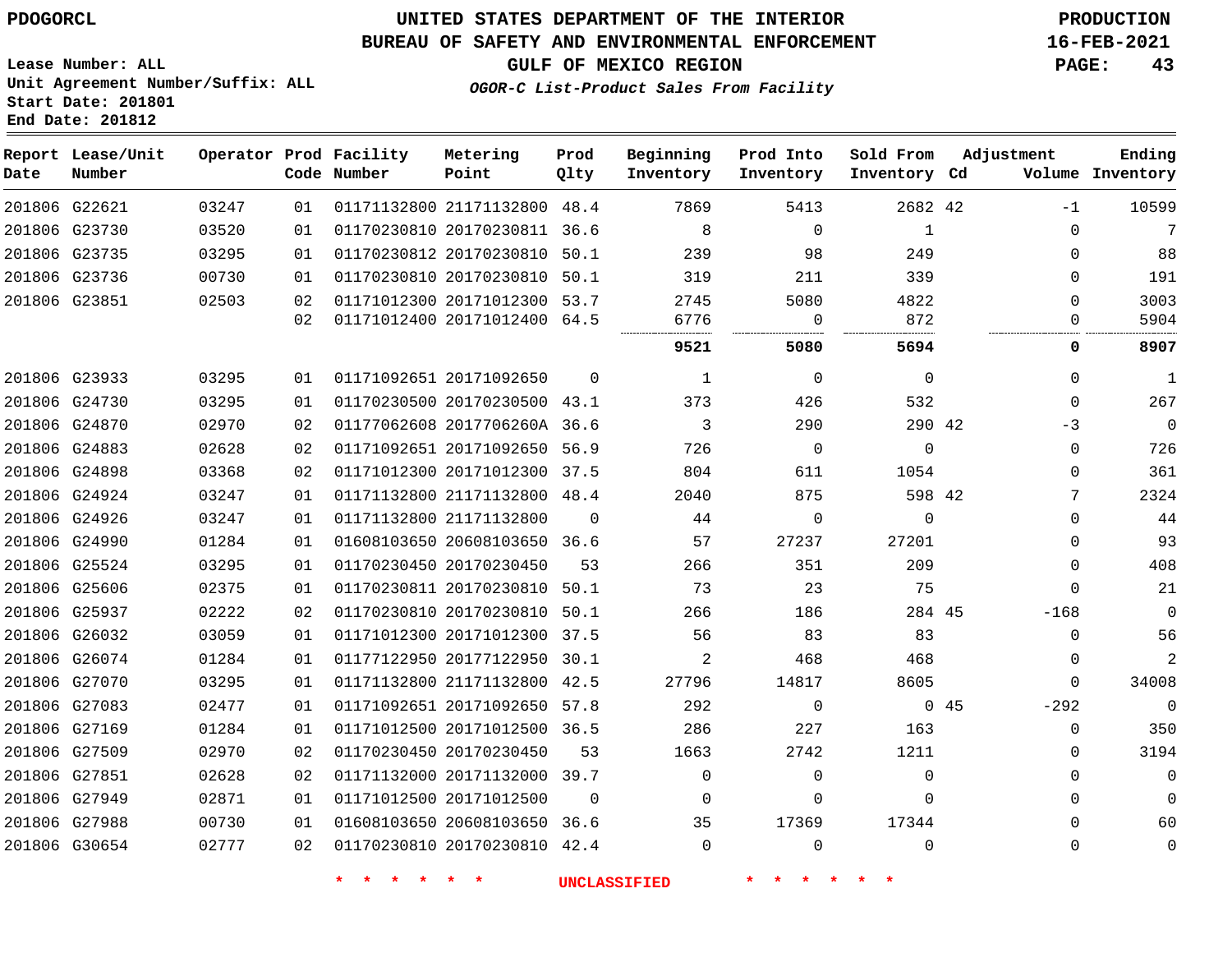PDOGORCL

# UNITED STATES DEPARTMENT OF THE INTERIOR
## BUREAU OF SAFETY AND ENVIRONMENTAL ENFORCEMENT
### GULF OF MEXICO REGION

*OGOR-C List-Product Sales From Facility*

PRODUCTION
16-FEB-2021

Lease Number: ALL
Unit Agreement Number/Suffix: ALL
Start Date: 201801
End Date: 201812

| Report Date | Lease/Unit Number | Operator | Prod Code | Facility Number | Metering Point | Prod Qlty | Beginning Inventory | Prod Into Inventory | Sold From Inventory | Adjustment Cd | Adjustment Volume | Ending Inventory |
|---|---|---|---|---|---|---|---|---|---|---|---|---|
| 201806 | G22621 | 03247 | 01 | 01171132800 | 21171132800 | 48.4 | 7869 | 5413 | 2682 | 42 | -1 | 10599 |
| 201806 | G23730 | 03520 | 01 | 01170230810 | 20170230811 | 36.6 | 8 | 0 | 1 | | 0 | 7 |
| 201806 | G23735 | 03295 | 01 | 01170230812 | 20170230810 | 50.1 | 239 | 98 | 249 | | 0 | 88 |
| 201806 | G23736 | 00730 | 01 | 01170230810 | 20170230810 | 50.1 | 319 | 211 | 339 | | 0 | 191 |
| 201806 | G23851 | 02503 | 02 | 01171012300 | 20171012300 | 53.7 | 2745 | 5080 | 4822 | | 0 | 3003 |
| | | | 02 | 01171012400 | 20171012400 | 64.5 | 6776 | 0 | 872 | | 0 | 5904 |
| | | | | | | | **9521** | **5080** | **5694** | | **0** | **8907** |
| 201806 | G23933 | 03295 | 01 | 01171092651 | 20171092650 | 0 | 1 | 0 | 0 | | 0 | 1 |
| 201806 | G24730 | 03295 | 01 | 01170230500 | 20170230500 | 43.1 | 373 | 426 | 532 | | 0 | 267 |
| 201806 | G24870 | 02970 | 02 | 01177062608 | 2017706260A | 36.6 | 3 | 290 | 290 | 42 | -3 | 0 |
| 201806 | G24883 | 02628 | 02 | 01171092651 | 20171092650 | 56.9 | 726 | 0 | 0 | | 0 | 726 |
| 201806 | G24898 | 03368 | 02 | 01171012300 | 20171012300 | 37.5 | 804 | 611 | 1054 | | 0 | 361 |
| 201806 | G24924 | 03247 | 01 | 01171132800 | 21171132800 | 48.4 | 2040 | 875 | 598 | 42 | 7 | 2324 |
| 201806 | G24926 | 03247 | 01 | 01171132800 | 21171132800 | 0 | 44 | 0 | 0 | | 0 | 44 |
| 201806 | G24990 | 01284 | 01 | 01608103650 | 20608103650 | 36.6 | 57 | 27237 | 27201 | | 0 | 93 |
| 201806 | G25524 | 03295 | 01 | 01170230450 | 20170230450 | 53 | 266 | 351 | 209 | | 0 | 408 |
| 201806 | G25606 | 02375 | 01 | 01170230811 | 20170230810 | 50.1 | 73 | 23 | 75 | | 0 | 21 |
| 201806 | G25937 | 02222 | 02 | 01170230810 | 20170230810 | 50.1 | 266 | 186 | 284 | 45 | -168 | 0 |
| 201806 | G26032 | 03059 | 01 | 01171012300 | 20171012300 | 37.5 | 56 | 83 | 83 | | 0 | 56 |
| 201806 | G26074 | 01284 | 01 | 01177122950 | 20177122950 | 30.1 | 2 | 468 | 468 | | 0 | 2 |
| 201806 | G27070 | 03295 | 01 | 01171132800 | 21171132800 | 42.5 | 27796 | 14817 | 8605 | | 0 | 34008 |
| 201806 | G27083 | 02477 | 01 | 01171092651 | 20171092650 | 57.8 | 292 | 0 | 0 | 45 | -292 | 0 |
| 201806 | G27169 | 01284 | 01 | 01171012500 | 20171012500 | 36.5 | 286 | 227 | 163 | | 0 | 350 |
| 201806 | G27509 | 02970 | 02 | 01170230450 | 20170230450 | 53 | 1663 | 2742 | 1211 | | 0 | 3194 |
| 201806 | G27851 | 02628 | 02 | 01171132000 | 20171132000 | 39.7 | 0 | 0 | 0 | | 0 | 0 |
| 201806 | G27949 | 02871 | 01 | 01171012500 | 20171012500 | 0 | 0 | 0 | 0 | | 0 | 0 |
| 201806 | G27988 | 00730 | 01 | 01608103650 | 20608103650 | 36.6 | 35 | 17369 | 17344 | | 0 | 60 |
| 201806 | G30654 | 02777 | 02 | 01170230810 | 20170230810 | 42.4 | 0 | 0 | 0 | | 0 | 0 |

* * * * * * UNCLASSIFIED * * * * * *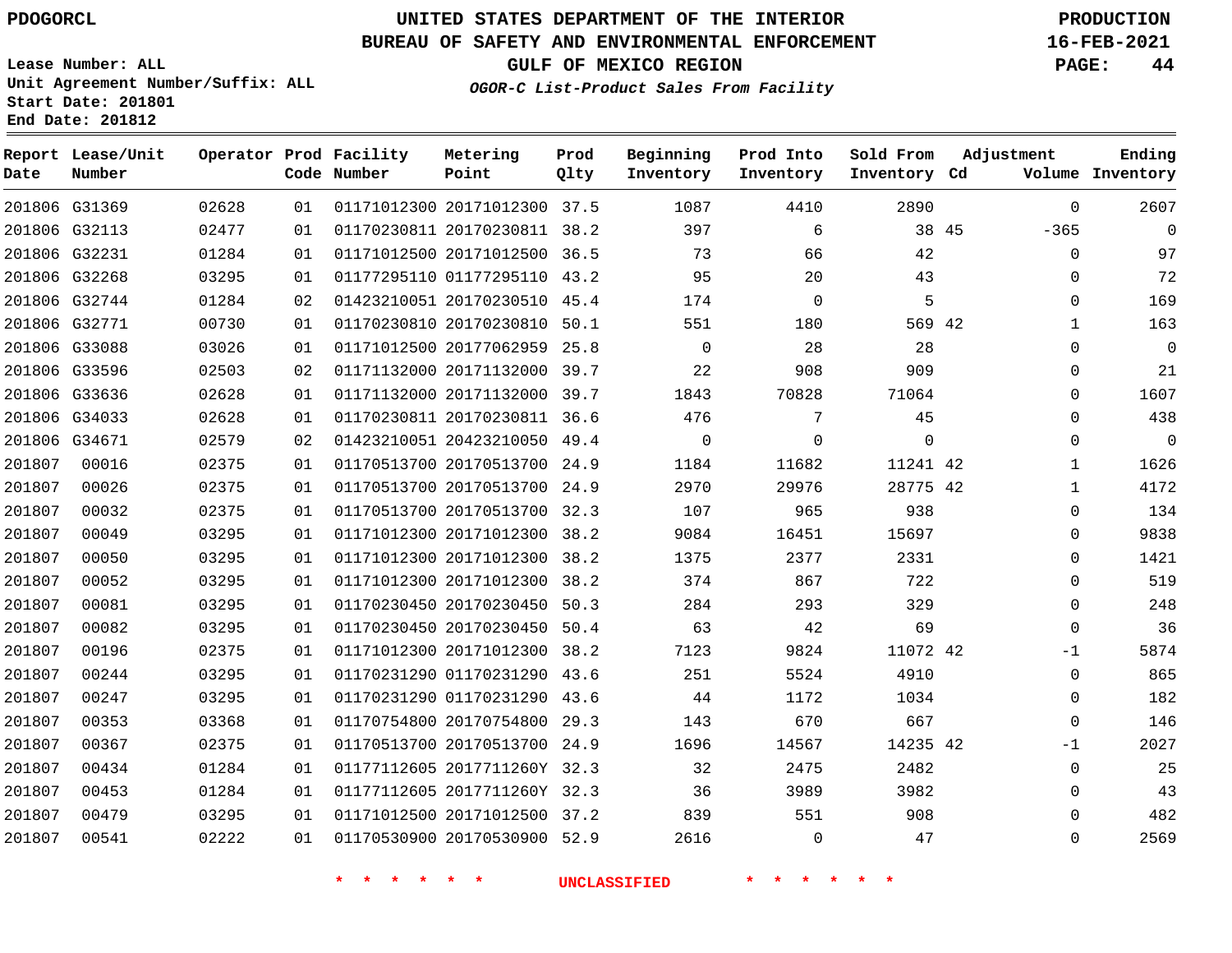PDOGORCL

# UNITED STATES DEPARTMENT OF THE INTERIOR
## BUREAU OF SAFETY AND ENVIRONMENTAL ENFORCEMENT
### GULF OF MEXICO REGION
*OGOR-C List-Product Sales From Facility*

PRODUCTION
16-FEB-2021

Lease Number: ALL
Unit Agreement Number/Suffix: ALL
Start Date: 201801
End Date: 201812

| Report Date | Lease/Unit Number | Operator | Prod Code | Facility Number | Metering Point | Prod Qlty | Beginning Inventory | Prod Into Inventory | Sold From Inventory | Adjustment Cd | Adjustment Volume | Ending Inventory |
|---|---|---|---|---|---|---|---|---|---|---|---|---|
| 201806 | G31369 | 02628 | 01 | 01171012300 | 20171012300 | 37.5 | 1087 | 4410 | 2890 | | 0 | 2607 |
| 201806 | G32113 | 02477 | 01 | 01170230811 | 20170230811 | 38.2 | 397 | 6 | 38 | 45 | -365 | 0 |
| 201806 | G32231 | 01284 | 01 | 01171012500 | 20171012500 | 36.5 | 73 | 66 | 42 | | 0 | 97 |
| 201806 | G32268 | 03295 | 01 | 01177295110 | 01177295110 | 43.2 | 95 | 20 | 43 | | 0 | 72 |
| 201806 | G32744 | 01284 | 02 | 01423210051 | 20170230510 | 45.4 | 174 | 0 | 5 | | 0 | 169 |
| 201806 | G32771 | 00730 | 01 | 01170230810 | 20170230810 | 50.1 | 551 | 180 | 569 | 42 | 1 | 163 |
| 201806 | G33088 | 03026 | 01 | 01171012500 | 20177062959 | 25.8 | 0 | 28 | 28 | | 0 | 0 |
| 201806 | G33596 | 02503 | 02 | 01171132000 | 20171132000 | 39.7 | 22 | 908 | 909 | | 0 | 21 |
| 201806 | G33636 | 02628 | 01 | 01171132000 | 20171132000 | 39.7 | 1843 | 70828 | 71064 | | 0 | 1607 |
| 201806 | G34033 | 02628 | 01 | 01170230811 | 20170230811 | 36.6 | 476 | 7 | 45 | | 0 | 438 |
| 201806 | G34671 | 02579 | 02 | 01423210051 | 20423210050 | 49.4 | 0 | 0 | 0 | | 0 | 0 |
| 201807 | 00016 | 02375 | 01 | 01170513700 | 20170513700 | 24.9 | 1184 | 11682 | 11241 | 42 | 1 | 1626 |
| 201807 | 00026 | 02375 | 01 | 01170513700 | 20170513700 | 24.9 | 2970 | 29976 | 28775 | 42 | 1 | 4172 |
| 201807 | 00032 | 02375 | 01 | 01170513700 | 20170513700 | 32.3 | 107 | 965 | 938 | | 0 | 134 |
| 201807 | 00049 | 03295 | 01 | 01171012300 | 20171012300 | 38.2 | 9084 | 16451 | 15697 | | 0 | 9838 |
| 201807 | 00050 | 03295 | 01 | 01171012300 | 20171012300 | 38.2 | 1375 | 2377 | 2331 | | 0 | 1421 |
| 201807 | 00052 | 03295 | 01 | 01171012300 | 20171012300 | 38.2 | 374 | 867 | 722 | | 0 | 519 |
| 201807 | 00081 | 03295 | 01 | 01170230450 | 20170230450 | 50.3 | 284 | 293 | 329 | | 0 | 248 |
| 201807 | 00082 | 03295 | 01 | 01170230450 | 20170230450 | 50.4 | 63 | 42 | 69 | | 0 | 36 |
| 201807 | 00196 | 02375 | 01 | 01171012300 | 20171012300 | 38.2 | 7123 | 9824 | 11072 | 42 | -1 | 5874 |
| 201807 | 00244 | 03295 | 01 | 01170231290 | 01170231290 | 43.6 | 251 | 5524 | 4910 | | 0 | 865 |
| 201807 | 00247 | 03295 | 01 | 01170231290 | 01170231290 | 43.6 | 44 | 1172 | 1034 | | 0 | 182 |
| 201807 | 00353 | 03368 | 01 | 01170754800 | 20170754800 | 29.3 | 143 | 670 | 667 | | 0 | 146 |
| 201807 | 00367 | 02375 | 01 | 01170513700 | 20170513700 | 24.9 | 1696 | 14567 | 14235 | 42 | -1 | 2027 |
| 201807 | 00434 | 01284 | 01 | 01177112605 | 2017711260Y | 32.3 | 32 | 2475 | 2482 | | 0 | 25 |
| 201807 | 00453 | 01284 | 01 | 01177112605 | 2017711260Y | 32.3 | 36 | 3989 | 3982 | | 0 | 43 |
| 201807 | 00479 | 03295 | 01 | 01171012500 | 20171012500 | 37.2 | 839 | 551 | 908 | | 0 | 482 |
| 201807 | 00541 | 02222 | 01 | 01170530900 | 20170530900 | 52.9 | 2616 | 0 | 47 | | 0 | 2569 |

\* \* \* \* \* \* UNCLASSIFIED \* \* \* \* \* \*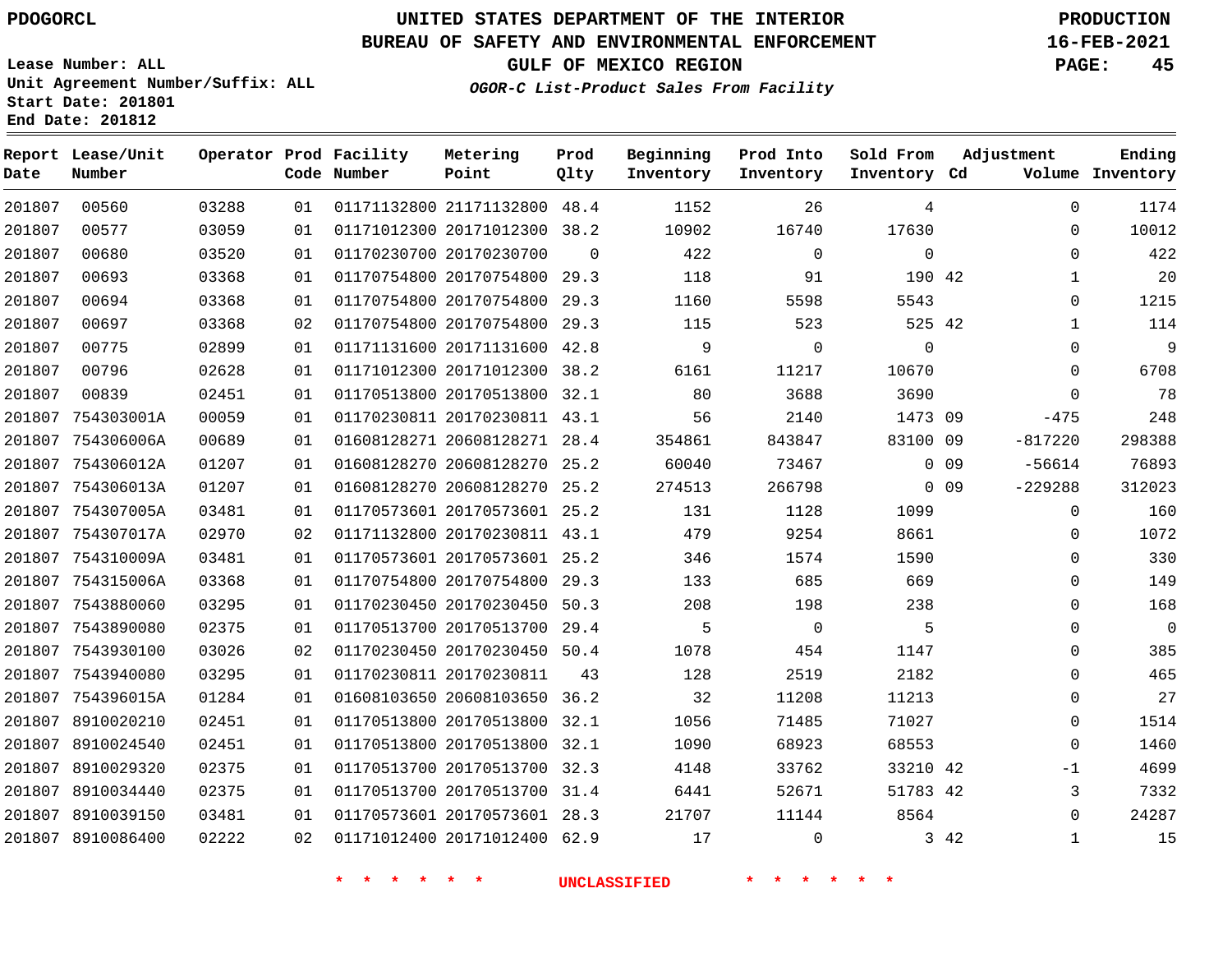PDOGORCL

# UNITED STATES DEPARTMENT OF THE INTERIOR
## BUREAU OF SAFETY AND ENVIRONMENTAL ENFORCEMENT
### GULF OF MEXICO REGION
*OGOR-C List-Product Sales From Facility*

PRODUCTION
16-FEB-2021

Lease Number: ALL
Unit Agreement Number/Suffix: ALL
Start Date: 201801
End Date: 201812

| Report Date | Lease/Unit Number | Operator | Prod Code | Facility Number | Metering Point | Prod Qlty | Beginning Inventory | Prod Into Inventory | Sold From Inventory | Adjustment Cd | Adjustment Volume | Ending Inventory |
|---|---|---|---|---|---|---|---|---|---|---|---|---|
| 201807 | 00560 | 03288 | 01 | 01171132800 | 21171132800 | 48.4 | 1152 | 26 | 4 | | 0 | 1174 |
| 201807 | 00577 | 03059 | 01 | 01171012300 | 20171012300 | 38.2 | 10902 | 16740 | 17630 | | 0 | 10012 |
| 201807 | 00680 | 03520 | 01 | 01170230700 | 20170230700 | 0 | 422 | 0 | 0 | | 0 | 422 |
| 201807 | 00693 | 03368 | 01 | 01170754800 | 20170754800 | 29.3 | 118 | 91 | 190 | 42 | 1 | 20 |
| 201807 | 00694 | 03368 | 01 | 01170754800 | 20170754800 | 29.3 | 1160 | 5598 | 5543 | | 0 | 1215 |
| 201807 | 00697 | 03368 | 02 | 01170754800 | 20170754800 | 29.3 | 115 | 523 | 525 | 42 | 1 | 114 |
| 201807 | 00775 | 02899 | 01 | 01171131600 | 20171131600 | 42.8 | 9 | 0 | 0 | | 0 | 9 |
| 201807 | 00796 | 02628 | 01 | 01171012300 | 20171012300 | 38.2 | 6161 | 11217 | 10670 | | 0 | 6708 |
| 201807 | 00839 | 02451 | 01 | 01170513800 | 20170513800 | 32.1 | 80 | 3688 | 3690 | | 0 | 78 |
| 201807 | 754303001A | 00059 | 01 | 01170230811 | 20170230811 | 43.1 | 56 | 2140 | 1473 | 09 | -475 | 248 |
| 201807 | 754306006A | 00689 | 01 | 01608128271 | 20608128271 | 28.4 | 354861 | 843847 | 83100 | 09 | -817220 | 298388 |
| 201807 | 754306012A | 01207 | 01 | 01608128270 | 20608128270 | 25.2 | 60040 | 73467 | 0 | 09 | -56614 | 76893 |
| 201807 | 754306013A | 01207 | 01 | 01608128270 | 20608128270 | 25.2 | 274513 | 266798 | 0 | 09 | -229288 | 312023 |
| 201807 | 754307005A | 03481 | 01 | 01170573601 | 20170573601 | 25.2 | 131 | 1128 | 1099 | | 0 | 160 |
| 201807 | 754307017A | 02970 | 02 | 01171132800 | 20170230811 | 43.1 | 479 | 9254 | 8661 | | 0 | 1072 |
| 201807 | 754310009A | 03481 | 01 | 01170573601 | 20170573601 | 25.2 | 346 | 1574 | 1590 | | 0 | 330 |
| 201807 | 754315006A | 03368 | 01 | 01170754800 | 20170754800 | 29.3 | 133 | 685 | 669 | | 0 | 149 |
| 201807 | 7543880060 | 03295 | 01 | 01170230450 | 20170230450 | 50.3 | 208 | 198 | 238 | | 0 | 168 |
| 201807 | 7543890080 | 02375 | 01 | 01170513700 | 20170513700 | 29.4 | 5 | 0 | 5 | | 0 | 0 |
| 201807 | 7543930100 | 03026 | 02 | 01170230450 | 20170230450 | 50.4 | 1078 | 454 | 1147 | | 0 | 385 |
| 201807 | 7543940080 | 03295 | 01 | 01170230811 | 20170230811 | 43 | 128 | 2519 | 2182 | | 0 | 465 |
| 201807 | 754396015A | 01284 | 01 | 01608103650 | 20608103650 | 36.2 | 32 | 11208 | 11213 | | 0 | 27 |
| 201807 | 8910020210 | 02451 | 01 | 01170513800 | 20170513800 | 32.1 | 1056 | 71485 | 71027 | | 0 | 1514 |
| 201807 | 8910024540 | 02451 | 01 | 01170513800 | 20170513800 | 32.1 | 1090 | 68923 | 68553 | | 0 | 1460 |
| 201807 | 8910029320 | 02375 | 01 | 01170513700 | 20170513700 | 32.3 | 4148 | 33762 | 33210 | 42 | -1 | 4699 |
| 201807 | 8910034440 | 02375 | 01 | 01170513700 | 20170513700 | 31.4 | 6441 | 52671 | 51783 | 42 | 3 | 7332 |
| 201807 | 8910039150 | 03481 | 01 | 01170573601 | 20170573601 | 28.3 | 21707 | 11144 | 8564 | | 0 | 24287 |
| 201807 | 8910086400 | 02222 | 02 | 01171012400 | 20171012400 | 62.9 | 17 | 0 | 3 | 42 | 1 | 15 |

* * * * * * UNCLASSIFIED * * * * * *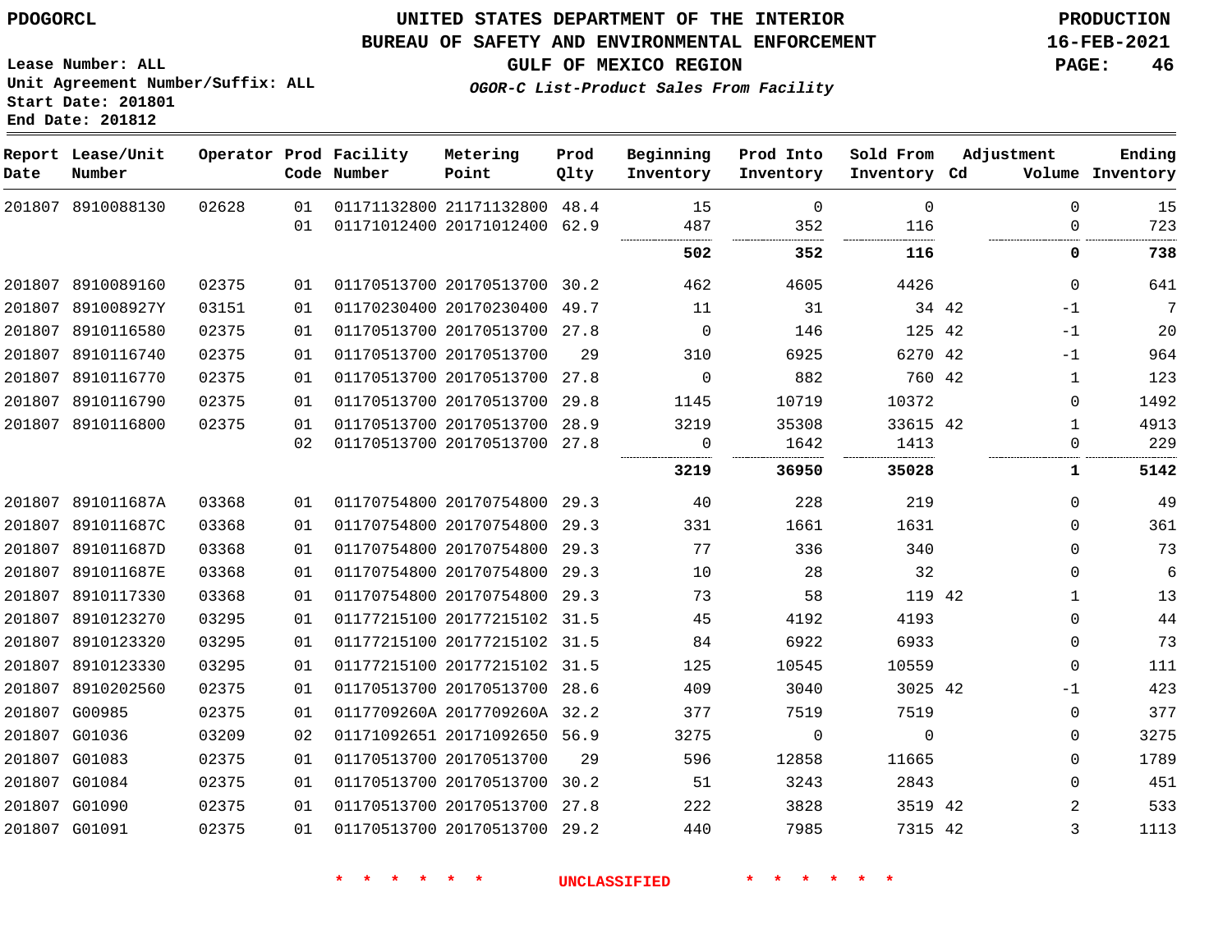PDOGORCL

# UNITED STATES DEPARTMENT OF THE INTERIOR
## BUREAU OF SAFETY AND ENVIRONMENTAL ENFORCEMENT
### GULF OF MEXICO REGION

*OGOR-C List-Product Sales From Facility*

PRODUCTION
16-FEB-2021

Lease Number: ALL
Unit Agreement Number/Suffix: ALL
Start Date: 201801
End Date: 201812

| Report Date | Lease/Unit Number | Operator | Prod Code | Facility Number | Metering Point | Prod Qlty | Beginning Inventory | Prod Into Inventory | Sold From Inventory | Adjustment Cd | Adjustment Volume | Ending Inventory |
|---|---|---|---|---|---|---|---|---|---|---|---|---|
| 201807 | 8910088130 | 02628 | 01 | 01171132800 | 21171132800 | 48.4 | 15 | 0 | 0 | | 0 | 15 |
| | | | 01 | 01171012400 | 20171012400 | 62.9 | 487 | 352 | 116 | | 0 | 723 |
| | | | | | | | **502** | **352** | **116** | | **0** | **738** |
| 201807 | 8910089160 | 02375 | 01 | 01170513700 | 20170513700 | 30.2 | 462 | 4605 | 4426 | | 0 | 641 |
| 201807 | 891008927Y | 03151 | 01 | 01170230400 | 20170230400 | 49.7 | 11 | 31 | 34 | 42 | -1 | 7 |
| 201807 | 8910116580 | 02375 | 01 | 01170513700 | 20170513700 | 27.8 | 0 | 146 | 125 | 42 | -1 | 20 |
| 201807 | 8910116740 | 02375 | 01 | 01170513700 | 20170513700 | 29 | 310 | 6925 | 6270 | 42 | -1 | 964 |
| 201807 | 8910116770 | 02375 | 01 | 01170513700 | 20170513700 | 27.8 | 0 | 882 | 760 | 42 | 1 | 123 |
| 201807 | 8910116790 | 02375 | 01 | 01170513700 | 20170513700 | 29.8 | 1145 | 10719 | 10372 | | 0 | 1492 |
| 201807 | 8910116800 | 02375 | 01 | 01170513700 | 20170513700 | 28.9 | 3219 | 35308 | 33615 | 42 | 1 | 4913 |
| | | | 02 | 01170513700 | 20170513700 | 27.8 | 0 | 1642 | 1413 | | 0 | 229 |
| | | | | | | | **3219** | **36950** | **35028** | | **1** | **5142** |
| 201807 | 891011687A | 03368 | 01 | 01170754800 | 20170754800 | 29.3 | 40 | 228 | 219 | | 0 | 49 |
| 201807 | 891011687C | 03368 | 01 | 01170754800 | 20170754800 | 29.3 | 331 | 1661 | 1631 | | 0 | 361 |
| 201807 | 891011687D | 03368 | 01 | 01170754800 | 20170754800 | 29.3 | 77 | 336 | 340 | | 0 | 73 |
| 201807 | 891011687E | 03368 | 01 | 01170754800 | 20170754800 | 29.3 | 10 | 28 | 32 | | 0 | 6 |
| 201807 | 8910117330 | 03368 | 01 | 01170754800 | 20170754800 | 29.3 | 73 | 58 | 119 | 42 | 1 | 13 |
| 201807 | 8910123270 | 03295 | 01 | 01177215100 | 20177215102 | 31.5 | 45 | 4192 | 4193 | | 0 | 44 |
| 201807 | 8910123320 | 03295 | 01 | 01177215100 | 20177215102 | 31.5 | 84 | 6922 | 6933 | | 0 | 73 |
| 201807 | 8910123330 | 03295 | 01 | 01177215100 | 20177215102 | 31.5 | 125 | 10545 | 10559 | | 0 | 111 |
| 201807 | 8910202560 | 02375 | 01 | 01170513700 | 20170513700 | 28.6 | 409 | 3040 | 3025 | 42 | -1 | 423 |
| 201807 | G00985 | 02375 | 01 | 0117709260A | 2017709260A | 32.2 | 377 | 7519 | 7519 | | 0 | 377 |
| 201807 | G01036 | 03209 | 02 | 01171092651 | 20171092650 | 56.9 | 3275 | 0 | 0 | | 0 | 3275 |
| 201807 | G01083 | 02375 | 01 | 01170513700 | 20170513700 | 29 | 596 | 12858 | 11665 | | 0 | 1789 |
| 201807 | G01084 | 02375 | 01 | 01170513700 | 20170513700 | 30.2 | 51 | 3243 | 2843 | | 0 | 451 |
| 201807 | G01090 | 02375 | 01 | 01170513700 | 20170513700 | 27.8 | 222 | 3828 | 3519 | 42 | 2 | 533 |
| 201807 | G01091 | 02375 | 01 | 01170513700 | 20170513700 | 29.2 | 440 | 7985 | 7315 | 42 | 3 | 1113 |

* * * * * * UNCLASSIFIED * * * * * *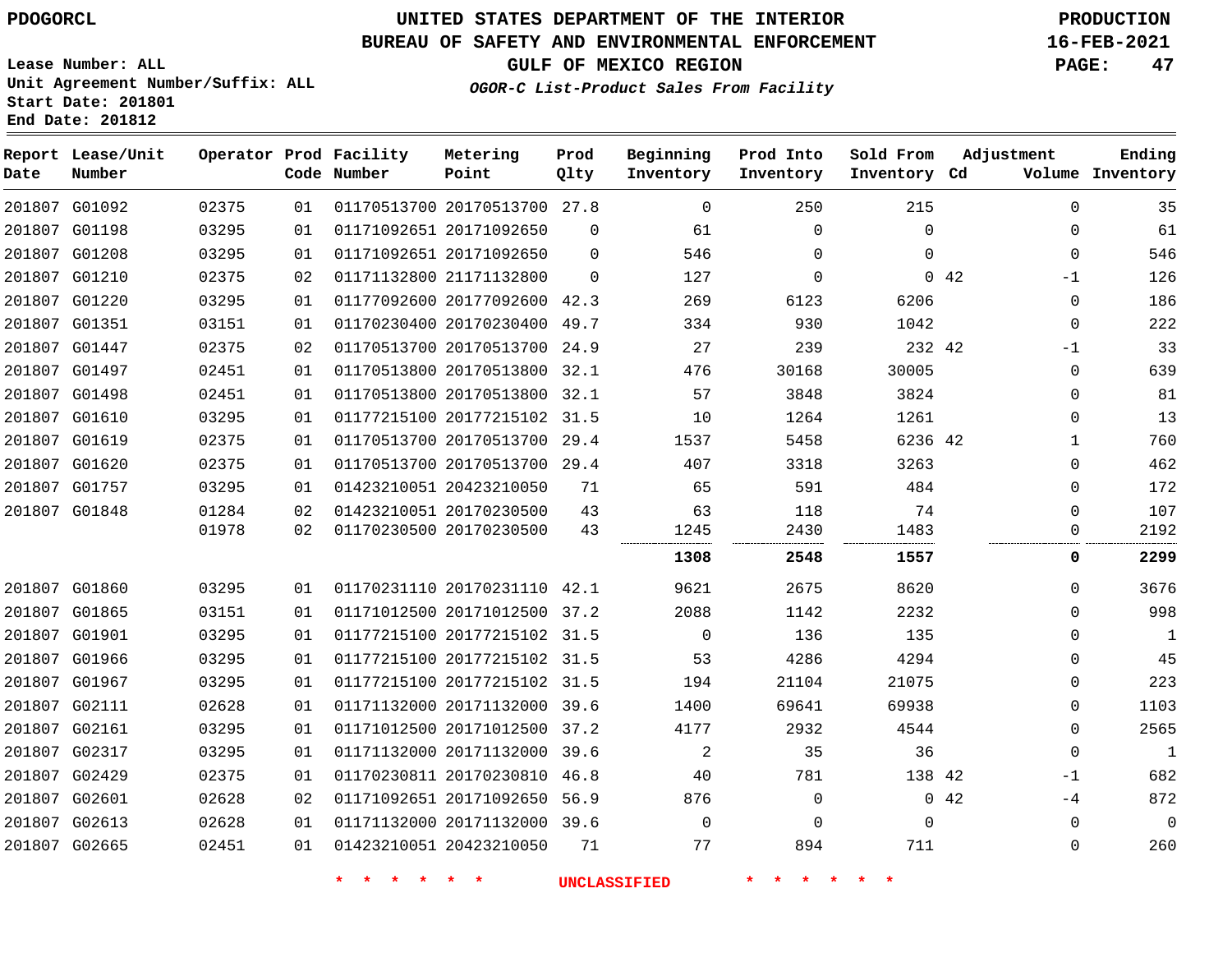PDOGORCL

# UNITED STATES DEPARTMENT OF THE INTERIOR
## BUREAU OF SAFETY AND ENVIRONMENTAL ENFORCEMENT
### GULF OF MEXICO REGION
*OGOR-C List-Product Sales From Facility*

PRODUCTION
16-FEB-2021

Lease Number: ALL
Unit Agreement Number/Suffix: ALL
Start Date: 201801
End Date: 201812

| Report Date | Lease/Unit Number | Operator | Prod Code | Facility Number | Metering Point | Prod Qlty | Beginning Inventory | Prod Into Inventory | Sold From Inventory | Adjustment Cd | Adjustment Volume | Ending Inventory |
|---|---|---|---|---|---|---|---|---|---|---|---|---|
| 201807 | G01092 | 02375 | 01 | 01170513700 | 20170513700 | 27.8 | 0 | 250 | 215 | | 0 | 35 |
| 201807 | G01198 | 03295 | 01 | 01171092651 | 20171092650 | 0 | 61 | 0 | 0 | | 0 | 61 |
| 201807 | G01208 | 03295 | 01 | 01171092651 | 20171092650 | 0 | 546 | 0 | 0 | | 0 | 546 |
| 201807 | G01210 | 02375 | 02 | 01171132800 | 21171132800 | 0 | 127 | 0 | 0 | 42 | -1 | 126 |
| 201807 | G01220 | 03295 | 01 | 01177092600 | 20177092600 | 42.3 | 269 | 6123 | 6206 | | 0 | 186 |
| 201807 | G01351 | 03151 | 01 | 01170230400 | 20170230400 | 49.7 | 334 | 930 | 1042 | | 0 | 222 |
| 201807 | G01447 | 02375 | 02 | 01170513700 | 20170513700 | 24.9 | 27 | 239 | 232 | 42 | -1 | 33 |
| 201807 | G01497 | 02451 | 01 | 01170513800 | 20170513800 | 32.1 | 476 | 30168 | 30005 | | 0 | 639 |
| 201807 | G01498 | 02451 | 01 | 01170513800 | 20170513800 | 32.1 | 57 | 3848 | 3824 | | 0 | 81 |
| 201807 | G01610 | 03295 | 01 | 01177215100 | 20177215102 | 31.5 | 10 | 1264 | 1261 | | 0 | 13 |
| 201807 | G01619 | 02375 | 01 | 01170513700 | 20170513700 | 29.4 | 1537 | 5458 | 6236 | 42 | 1 | 760 |
| 201807 | G01620 | 02375 | 01 | 01170513700 | 20170513700 | 29.4 | 407 | 3318 | 3263 | | 0 | 462 |
| 201807 | G01757 | 03295 | 01 | 01423210051 | 20423210050 | 71 | 65 | 591 | 484 | | 0 | 172 |
| 201807 | G01848 | 01284 | 02 | 01423210051 | 20170230500 | 43 | 63 | 118 | 74 | | 0 | 107 |
| | | 01978 | 02 | 01170230500 | 20170230500 | 43 | 1245 | 2430 | 1483 | | 0 | 2192 |
| | | | | | | | **1308** | **2548** | **1557** | | **0** | **2299** |
| 201807 | G01860 | 03295 | 01 | 01170231110 | 20170231110 | 42.1 | 9621 | 2675 | 8620 | | 0 | 3676 |
| 201807 | G01865 | 03151 | 01 | 01171012500 | 20171012500 | 37.2 | 2088 | 1142 | 2232 | | 0 | 998 |
| 201807 | G01901 | 03295 | 01 | 01177215100 | 20177215102 | 31.5 | 0 | 136 | 135 | | 0 | 1 |
| 201807 | G01966 | 03295 | 01 | 01177215100 | 20177215102 | 31.5 | 53 | 4286 | 4294 | | 0 | 45 |
| 201807 | G01967 | 03295 | 01 | 01177215100 | 20177215102 | 31.5 | 194 | 21104 | 21075 | | 0 | 223 |
| 201807 | G02111 | 02628 | 01 | 01171132000 | 20171132000 | 39.6 | 1400 | 69641 | 69938 | | 0 | 1103 |
| 201807 | G02161 | 03295 | 01 | 01171012500 | 20171012500 | 37.2 | 4177 | 2932 | 4544 | | 0 | 2565 |
| 201807 | G02317 | 03295 | 01 | 01171132000 | 20171132000 | 39.6 | 2 | 35 | 36 | | 0 | 1 |
| 201807 | G02429 | 02375 | 01 | 01170230811 | 20170230810 | 46.8 | 40 | 781 | 138 | 42 | -1 | 682 |
| 201807 | G02601 | 02628 | 02 | 01171092651 | 20171092650 | 56.9 | 876 | 0 | 0 | 42 | -4 | 872 |
| 201807 | G02613 | 02628 | 01 | 01171132000 | 20171132000 | 39.6 | 0 | 0 | 0 | | 0 | 0 |
| 201807 | G02665 | 02451 | 01 | 01423210051 | 20423210050 | 71 | 77 | 894 | 711 | | 0 | 260 |

\* \* \* \* \* \* UNCLASSIFIED \* \* \* \* \* \*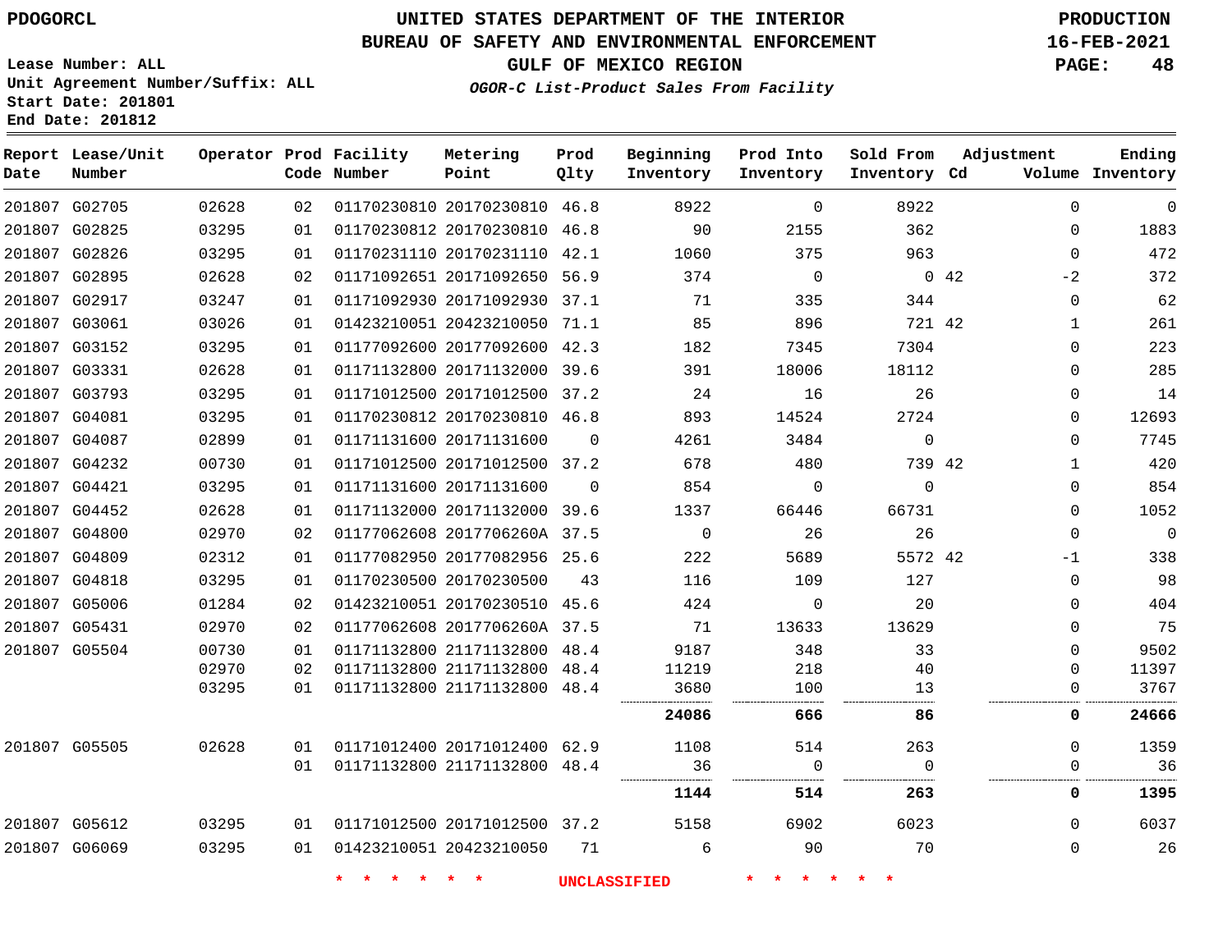PDOGORCL

# UNITED STATES DEPARTMENT OF THE INTERIOR
## BUREAU OF SAFETY AND ENVIRONMENTAL ENFORCEMENT
### GULF OF MEXICO REGION
*OGOR-C List-Product Sales From Facility*

PRODUCTION
16-FEB-2021

Lease Number: ALL
Unit Agreement Number/Suffix: ALL
Start Date: 201801
End Date: 201812

| Report Date | Lease/Unit Number | Operator | Prod Code | Facility Number | Metering Point | Prod Qlty | Beginning Inventory | Prod Into Inventory | Sold From Inventory | Adjustment Cd | Adjustment Volume | Ending Inventory |
|---|---|---|---|---|---|---|---|---|---|---|---|---|
| 201807 | G02705 | 02628 | 02 | 01170230810 | 20170230810 | 46.8 | 8922 | 0 | 8922 | | 0 | 0 |
| 201807 | G02825 | 03295 | 01 | 01170230812 | 20170230810 | 46.8 | 90 | 2155 | 362 | | 0 | 1883 |
| 201807 | G02826 | 03295 | 01 | 01170231110 | 20170231110 | 42.1 | 1060 | 375 | 963 | | 0 | 472 |
| 201807 | G02895 | 02628 | 02 | 01171092651 | 20171092650 | 56.9 | 374 | 0 | 0 | 42 | -2 | 372 |
| 201807 | G02917 | 03247 | 01 | 01171092930 | 20171092930 | 37.1 | 71 | 335 | 344 | | 0 | 62 |
| 201807 | G03061 | 03026 | 01 | 01423210051 | 20423210050 | 71.1 | 85 | 896 | 721 | 42 | 1 | 261 |
| 201807 | G03152 | 03295 | 01 | 01177092600 | 20177092600 | 42.3 | 182 | 7345 | 7304 | | 0 | 223 |
| 201807 | G03331 | 02628 | 01 | 01171132800 | 20171132000 | 39.6 | 391 | 18006 | 18112 | | 0 | 285 |
| 201807 | G03793 | 03295 | 01 | 01171012500 | 20171012500 | 37.2 | 24 | 16 | 26 | | 0 | 14 |
| 201807 | G04081 | 03295 | 01 | 01170230812 | 20170230810 | 46.8 | 893 | 14524 | 2724 | | 0 | 12693 |
| 201807 | G04087 | 02899 | 01 | 01171131600 | 20171131600 | 0 | 4261 | 3484 | 0 | | 0 | 7745 |
| 201807 | G04232 | 00730 | 01 | 01171012500 | 20171012500 | 37.2 | 678 | 480 | 739 | 42 | 1 | 420 |
| 201807 | G04421 | 03295 | 01 | 01171131600 | 20171131600 | 0 | 854 | 0 | 0 | | 0 | 854 |
| 201807 | G04452 | 02628 | 01 | 01171132000 | 20171132000 | 39.6 | 1337 | 66446 | 66731 | | 0 | 1052 |
| 201807 | G04800 | 02970 | 02 | 01177062608 | 2017706260A | 37.5 | 0 | 26 | 26 | | 0 | 0 |
| 201807 | G04809 | 02312 | 01 | 01177082950 | 20177082956 | 25.6 | 222 | 5689 | 5572 | 42 | -1 | 338 |
| 201807 | G04818 | 03295 | 01 | 01170230500 | 20170230500 | 43 | 116 | 109 | 127 | | 0 | 98 |
| 201807 | G05006 | 01284 | 02 | 01423210051 | 20170230510 | 45.6 | 424 | 0 | 20 | | 0 | 404 |
| 201807 | G05431 | 02970 | 02 | 01177062608 | 2017706260A | 37.5 | 71 | 13633 | 13629 | | 0 | 75 |
| 201807 | G05504 | 00730 | 01 | 01171132800 | 21171132800 | 48.4 | 9187 | 348 | 33 | | 0 | 9502 |
| | | 02970 | 02 | 01171132800 | 21171132800 | 48.4 | 11219 | 218 | 40 | | 0 | 11397 |
| | | 03295 | 01 | 01171132800 | 21171132800 | 48.4 | 3680 | 100 | 13 | | 0 | 3767 |
| | | | | | | | **24086** | **666** | **86** | | **0** | **24666** |
| 201807 | G05505 | 02628 | 01 | 01171012400 | 20171012400 | 62.9 | 1108 | 514 | 263 | | 0 | 1359 |
| | | | 01 | 01171132800 | 21171132800 | 48.4 | 36 | 0 | 0 | | 0 | 36 |
| | | | | | | | **1144** | **514** | **263** | | **0** | **1395** |
| 201807 | G05612 | 03295 | 01 | 01171012500 | 20171012500 | 37.2 | 5158 | 6902 | 6023 | | 0 | 6037 |
| 201807 | G06069 | 03295 | 01 | 01423210051 | 20423210050 | 71 | 6 | 90 | 70 | | 0 | 26 |

\* \* \* \* \* \* UNCLASSIFIED \* \* \* \* \* \*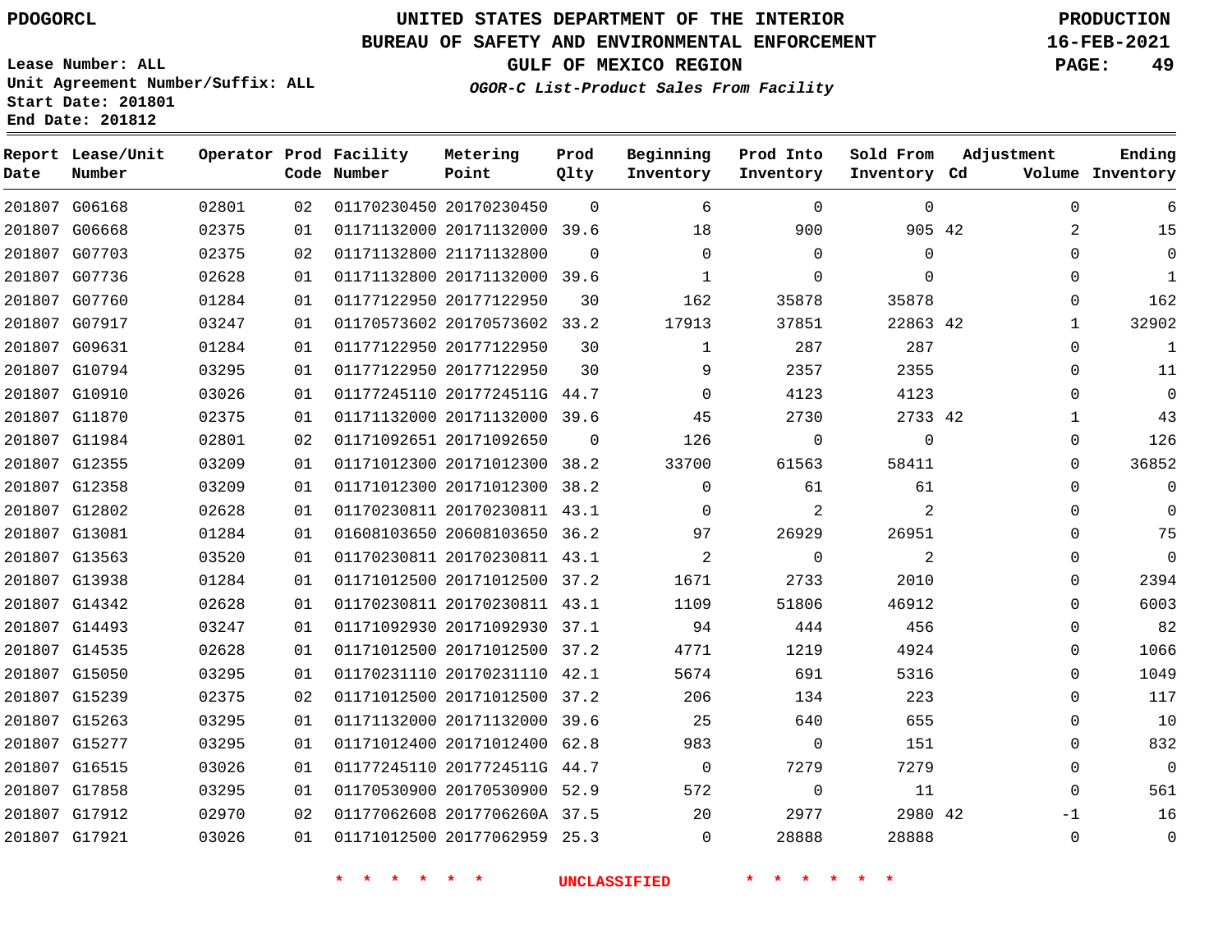PDOGORCL

# UNITED STATES DEPARTMENT OF THE INTERIOR
## BUREAU OF SAFETY AND ENVIRONMENTAL ENFORCEMENT
### GULF OF MEXICO REGION
*OGOR-C List-Product Sales From Facility*

PRODUCTION
16-FEB-2021

Lease Number: ALL
Unit Agreement Number/Suffix: ALL
Start Date: 201801
End Date: 201812

| Report Date | Lease/Unit Number | Operator | Prod Code | Facility Number | Metering Point | Prod Qlty | Beginning Inventory | Prod Into Inventory | Sold From Inventory | Adjustment Cd | Volume | Ending Inventory |
|---|---|---|---|---|---|---|---|---|---|---|---|---|
| 201807 | G06168 | 02801 | 02 | 01170230450 | 20170230450 | 0 | 6 | 0 | 0 | | 0 | 6 |
| 201807 | G06668 | 02375 | 01 | 01171132000 | 20171132000 | 39.6 | 18 | 900 | 905 | 42 | 2 | 15 |
| 201807 | G07703 | 02375 | 02 | 01171132800 | 21171132800 | 0 | 0 | 0 | 0 | | 0 | 0 |
| 201807 | G07736 | 02628 | 01 | 01171132800 | 20171132000 | 39.6 | 1 | 0 | 0 | | 0 | 1 |
| 201807 | G07760 | 01284 | 01 | 01177122950 | 20177122950 | 30 | 162 | 35878 | 35878 | | 0 | 162 |
| 201807 | G07917 | 03247 | 01 | 01170573602 | 20170573602 | 33.2 | 17913 | 37851 | 22863 | 42 | 1 | 32902 |
| 201807 | G09631 | 01284 | 01 | 01177122950 | 20177122950 | 30 | 1 | 287 | 287 | | 0 | 1 |
| 201807 | G10794 | 03295 | 01 | 01177122950 | 20177122950 | 30 | 9 | 2357 | 2355 | | 0 | 11 |
| 201807 | G10910 | 03026 | 01 | 01177245110 | 2017724511G | 44.7 | 0 | 4123 | 4123 | | 0 | 0 |
| 201807 | G11870 | 02375 | 01 | 01171132000 | 20171132000 | 39.6 | 45 | 2730 | 2733 | 42 | 1 | 43 |
| 201807 | G11984 | 02801 | 02 | 01171092651 | 20171092650 | 0 | 126 | 0 | 0 | | 0 | 126 |
| 201807 | G12355 | 03209 | 01 | 01171012300 | 20171012300 | 38.2 | 33700 | 61563 | 58411 | | 0 | 36852 |
| 201807 | G12358 | 03209 | 01 | 01171012300 | 20171012300 | 38.2 | 0 | 61 | 61 | | 0 | 0 |
| 201807 | G12802 | 02628 | 01 | 01170230811 | 20170230811 | 43.1 | 0 | 2 | 2 | | 0 | 0 |
| 201807 | G13081 | 01284 | 01 | 01608103650 | 20608103650 | 36.2 | 97 | 26929 | 26951 | | 0 | 75 |
| 201807 | G13563 | 03520 | 01 | 01170230811 | 20170230811 | 43.1 | 2 | 0 | 2 | | 0 | 0 |
| 201807 | G13938 | 01284 | 01 | 01171012500 | 20171012500 | 37.2 | 1671 | 2733 | 2010 | | 0 | 2394 |
| 201807 | G14342 | 02628 | 01 | 01170230811 | 20170230811 | 43.1 | 1109 | 51806 | 46912 | | 0 | 6003 |
| 201807 | G14493 | 03247 | 01 | 01171092930 | 20171092930 | 37.1 | 94 | 444 | 456 | | 0 | 82 |
| 201807 | G14535 | 02628 | 01 | 01171012500 | 20171012500 | 37.2 | 4771 | 1219 | 4924 | | 0 | 1066 |
| 201807 | G15050 | 03295 | 01 | 01170231110 | 20170231110 | 42.1 | 5674 | 691 | 5316 | | 0 | 1049 |
| 201807 | G15239 | 02375 | 02 | 01171012500 | 20171012500 | 37.2 | 206 | 134 | 223 | | 0 | 117 |
| 201807 | G15263 | 03295 | 01 | 01171132000 | 20171132000 | 39.6 | 25 | 640 | 655 | | 0 | 10 |
| 201807 | G15277 | 03295 | 01 | 01171012400 | 20171012400 | 62.8 | 983 | 0 | 151 | | 0 | 832 |
| 201807 | G16515 | 03026 | 01 | 01177245110 | 2017724511G | 44.7 | 0 | 7279 | 7279 | | 0 | 0 |
| 201807 | G17858 | 03295 | 01 | 01170530900 | 20170530900 | 52.9 | 572 | 0 | 11 | | 0 | 561 |
| 201807 | G17912 | 02970 | 02 | 01177062608 | 2017706260A | 37.5 | 20 | 2977 | 2980 | 42 | -1 | 16 |
| 201807 | G17921 | 03026 | 01 | 01171012500 | 20177062959 | 25.3 | 0 | 28888 | 28888 | | 0 | 0 |

\* \* \* \* \* \* UNCLASSIFIED \* \* \* \* \* \*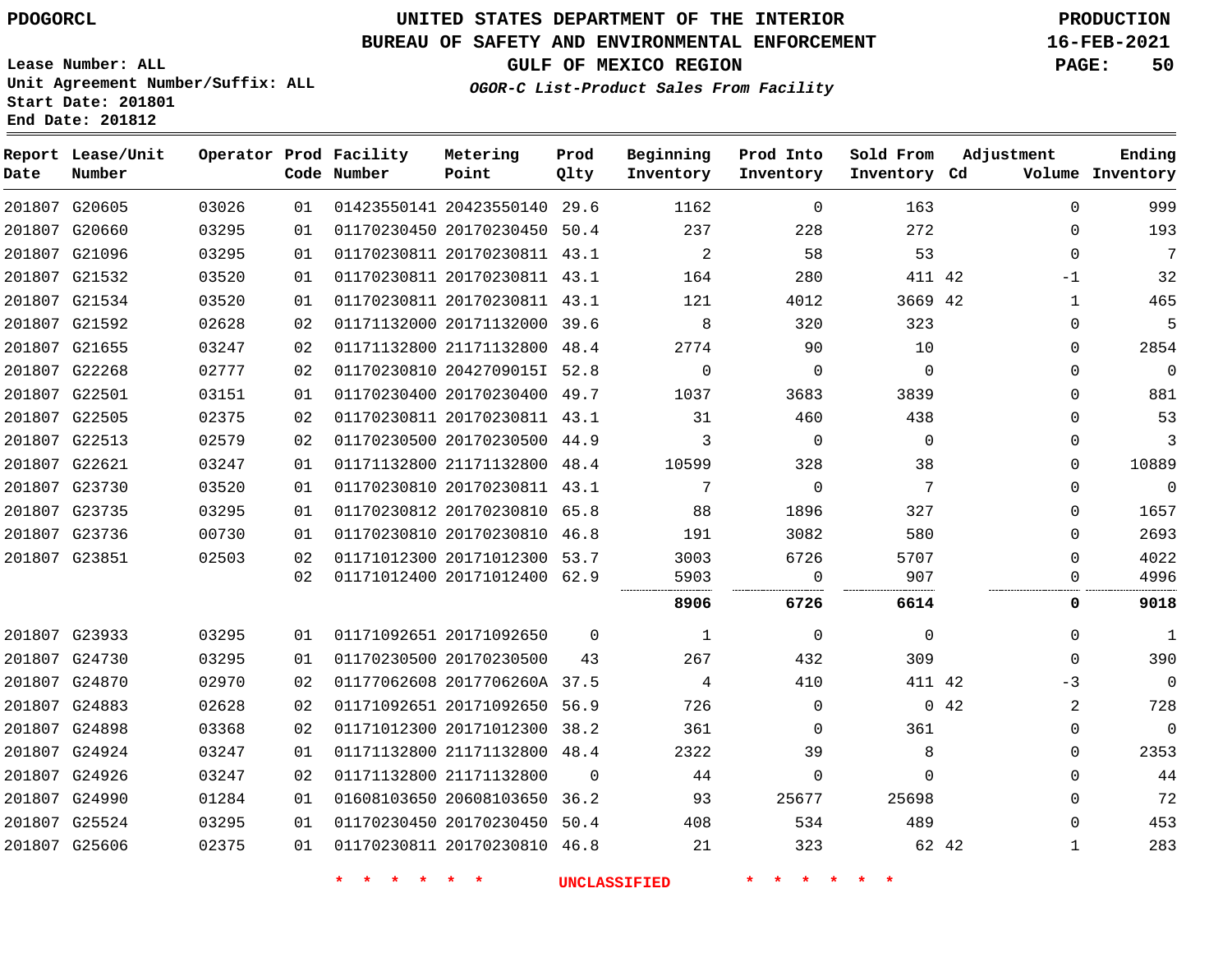PDOGORCL

Lease Number: ALL
Unit Agreement Number/Suffix: ALL
Start Date: 201801
End Date: 201812

# UNITED STATES DEPARTMENT OF THE INTERIOR
## BUREAU OF SAFETY AND ENVIRONMENTAL ENFORCEMENT
### GULF OF MEXICO REGION
*OGOR-C List-Product Sales From Facility*

PRODUCTION
16-FEB-2021

| Report Date | Lease/Unit Number | Operator | Prod Code | Facility Number | Metering Point | Prod Qlty | Beginning Inventory | Prod Into Inventory | Sold From Inventory | Adjustment Cd | Adjustment Volume | Ending Inventory |
|---|---|---|---|---|---|---|---|---|---|---|---|---|
| 201807 | G20605 | 03026 | 01 | 01423550141 | 20423550140 | 29.6 | 1162 | 0 | 163 | | 0 | 999 |
| 201807 | G20660 | 03295 | 01 | 01170230450 | 20170230450 | 50.4 | 237 | 228 | 272 | | 0 | 193 |
| 201807 | G21096 | 03295 | 01 | 01170230811 | 20170230811 | 43.1 | 2 | 58 | 53 | | 0 | 7 |
| 201807 | G21532 | 03520 | 01 | 01170230811 | 20170230811 | 43.1 | 164 | 280 | 411 | 42 | -1 | 32 |
| 201807 | G21534 | 03520 | 01 | 01170230811 | 20170230811 | 43.1 | 121 | 4012 | 3669 | 42 | 1 | 465 |
| 201807 | G21592 | 02628 | 02 | 01171132000 | 20171132000 | 39.6 | 8 | 320 | 323 | | 0 | 5 |
| 201807 | G21655 | 03247 | 02 | 01171132800 | 21171132800 | 48.4 | 2774 | 90 | 10 | | 0 | 2854 |
| 201807 | G22268 | 02777 | 02 | 01170230810 | 2042709015I | 52.8 | 0 | 0 | 0 | | 0 | 0 |
| 201807 | G22501 | 03151 | 01 | 01170230400 | 20170230400 | 49.7 | 1037 | 3683 | 3839 | | 0 | 881 |
| 201807 | G22505 | 02375 | 02 | 01170230811 | 20170230811 | 43.1 | 31 | 460 | 438 | | 0 | 53 |
| 201807 | G22513 | 02579 | 02 | 01170230500 | 20170230500 | 44.9 | 3 | 0 | 0 | | 0 | 3 |
| 201807 | G22621 | 03247 | 01 | 01171132800 | 21171132800 | 48.4 | 10599 | 328 | 38 | | 0 | 10889 |
| 201807 | G23730 | 03520 | 01 | 01170230810 | 20170230811 | 43.1 | 7 | 0 | 7 | | 0 | 0 |
| 201807 | G23735 | 03295 | 01 | 01170230812 | 20170230810 | 65.8 | 88 | 1896 | 327 | | 0 | 1657 |
| 201807 | G23736 | 00730 | 01 | 01170230810 | 20170230810 | 46.8 | 191 | 3082 | 580 | | 0 | 2693 |
| 201807 | G23851 | 02503 | 02 | 01171012300 | 20171012300 | 53.7 | 3003 | 6726 | 5707 | | 0 | 4022 |
| | | | 02 | 01171012400 | 20171012400 | 62.9 | 5903 | 0 | 907 | | 0 | 4996 |
| | | | | | | | **8906** | **6726** | **6614** | | **0** | **9018** |
| 201807 | G23933 | 03295 | 01 | 01171092651 | 20171092650 | 0 | 1 | 0 | 0 | | 0 | 1 |
| 201807 | G24730 | 03295 | 01 | 01170230500 | 20170230500 | 43 | 267 | 432 | 309 | | 0 | 390 |
| 201807 | G24870 | 02970 | 02 | 01177062608 | 2017706260A | 37.5 | 4 | 410 | 411 | 42 | -3 | 0 |
| 201807 | G24883 | 02628 | 02 | 01171092651 | 20171092650 | 56.9 | 726 | 0 | 0 | 42 | 2 | 728 |
| 201807 | G24898 | 03368 | 02 | 01171012300 | 20171012300 | 38.2 | 361 | 0 | 361 | | 0 | 0 |
| 201807 | G24924 | 03247 | 01 | 01171132800 | 21171132800 | 48.4 | 2322 | 39 | 8 | | 0 | 2353 |
| 201807 | G24926 | 03247 | 02 | 01171132800 | 21171132800 | 0 | 44 | 0 | 0 | | 0 | 44 |
| 201807 | G24990 | 01284 | 01 | 01608103650 | 20608103650 | 36.2 | 93 | 25677 | 25698 | | 0 | 72 |
| 201807 | G25524 | 03295 | 01 | 01170230450 | 20170230450 | 50.4 | 408 | 534 | 489 | | 0 | 453 |
| 201807 | G25606 | 02375 | 01 | 01170230811 | 20170230810 | 46.8 | 21 | 323 | 62 | 42 | 1 | 283 |

* * * * * * UNCLASSIFIED * * * * * *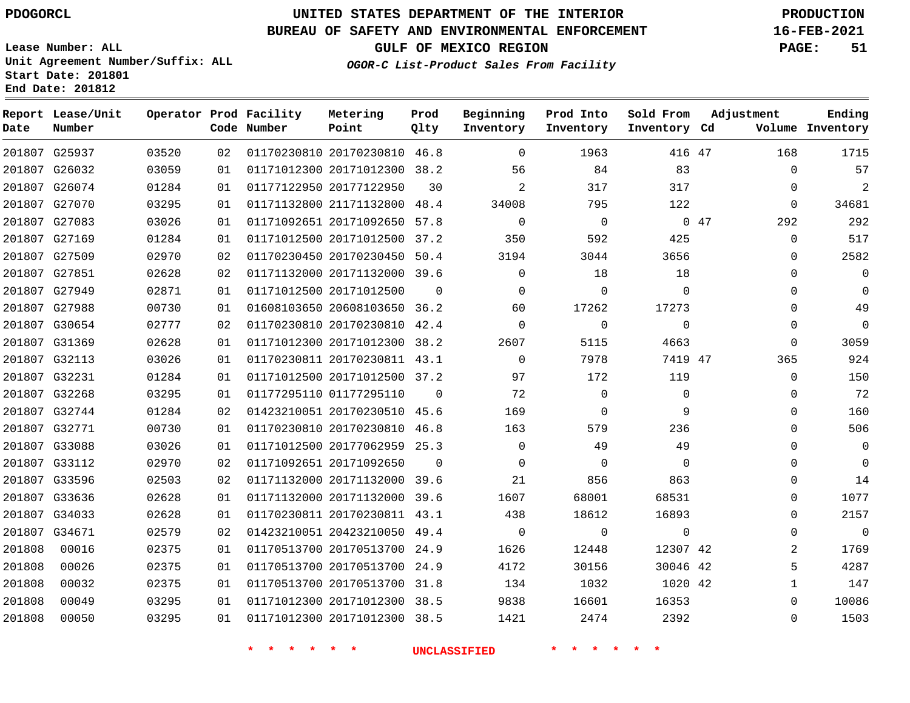PDOGORCL

Lease Number: ALL
Unit Agreement Number/Suffix: ALL
Start Date: 201801
End Date: 201812

# UNITED STATES DEPARTMENT OF THE INTERIOR
## BUREAU OF SAFETY AND ENVIRONMENTAL ENFORCEMENT
### GULF OF MEXICO REGION
*OGOR-C List-Product Sales From Facility*

PRODUCTION
16-FEB-2021

| Report Date | Lease/Unit Number | Operator | Prod Code | Facility Number | Metering Point | Prod Qlty | Beginning Inventory | Prod Into Inventory | Sold From Inventory | Adjustment Cd | Volume | Ending Inventory |
|---|---|---|---|---|---|---|---|---|---|---|---|---|
| 201807 | G25937 | 03520 | 02 | 01170230810 | 20170230810 | 46.8 | 0 | 1963 | 416 | 47 | 168 | 1715 |
| 201807 | G26032 | 03059 | 01 | 01171012300 | 20171012300 | 38.2 | 56 | 84 | 83 | | 0 | 57 |
| 201807 | G26074 | 01284 | 01 | 01177122950 | 20177122950 | 30 | 2 | 317 | 317 | | 0 | 2 |
| 201807 | G27070 | 03295 | 01 | 01171132800 | 21171132800 | 48.4 | 34008 | 795 | 122 | | 0 | 34681 |
| 201807 | G27083 | 03026 | 01 | 01171092651 | 20171092650 | 57.8 | 0 | 0 | 0 | 47 | 292 | 292 |
| 201807 | G27169 | 01284 | 01 | 01171012500 | 20171012500 | 37.2 | 350 | 592 | 425 | | 0 | 517 |
| 201807 | G27509 | 02970 | 02 | 01170230450 | 20170230450 | 50.4 | 3194 | 3044 | 3656 | | 0 | 2582 |
| 201807 | G27851 | 02628 | 02 | 01171132000 | 20171132000 | 39.6 | 0 | 18 | 18 | | 0 | 0 |
| 201807 | G27949 | 02871 | 01 | 01171012500 | 20171012500 | 0 | 0 | 0 | 0 | | 0 | 0 |
| 201807 | G27988 | 00730 | 01 | 01608103650 | 20608103650 | 36.2 | 60 | 17262 | 17273 | | 0 | 49 |
| 201807 | G30654 | 02777 | 02 | 01170230810 | 20170230810 | 42.4 | 0 | 0 | 0 | | 0 | 0 |
| 201807 | G31369 | 02628 | 01 | 01171012300 | 20171012300 | 38.2 | 2607 | 5115 | 4663 | | 0 | 3059 |
| 201807 | G32113 | 03026 | 01 | 01170230811 | 20170230811 | 43.1 | 0 | 7978 | 7419 | 47 | 365 | 924 |
| 201807 | G32231 | 01284 | 01 | 01171012500 | 20171012500 | 37.2 | 97 | 172 | 119 | | 0 | 150 |
| 201807 | G32268 | 03295 | 01 | 01177295110 | 01177295110 | 0 | 72 | 0 | 0 | | 0 | 72 |
| 201807 | G32744 | 01284 | 02 | 01423210051 | 20170230510 | 45.6 | 169 | 0 | 9 | | 0 | 160 |
| 201807 | G32771 | 00730 | 01 | 01170230810 | 20170230810 | 46.8 | 163 | 579 | 236 | | 0 | 506 |
| 201807 | G33088 | 03026 | 01 | 01171012500 | 20177062959 | 25.3 | 0 | 49 | 49 | | 0 | 0 |
| 201807 | G33112 | 02970 | 02 | 01171092651 | 20171092650 | 0 | 0 | 0 | 0 | | 0 | 0 |
| 201807 | G33596 | 02503 | 02 | 01171132000 | 20171132000 | 39.6 | 21 | 856 | 863 | | 0 | 14 |
| 201807 | G33636 | 02628 | 01 | 01171132000 | 20171132000 | 39.6 | 1607 | 68001 | 68531 | | 0 | 1077 |
| 201807 | G34033 | 02628 | 01 | 01170230811 | 20170230811 | 43.1 | 438 | 18612 | 16893 | | 0 | 2157 |
| 201807 | G34671 | 02579 | 02 | 01423210051 | 20423210050 | 49.4 | 0 | 0 | 0 | | 0 | 0 |
| 201808 | 00016 | 02375 | 01 | 01170513700 | 20170513700 | 24.9 | 1626 | 12448 | 12307 | 42 | 2 | 1769 |
| 201808 | 00026 | 02375 | 01 | 01170513700 | 20170513700 | 24.9 | 4172 | 30156 | 30046 | 42 | 5 | 4287 |
| 201808 | 00032 | 02375 | 01 | 01170513700 | 20170513700 | 31.8 | 134 | 1032 | 1020 | 42 | 1 | 147 |
| 201808 | 00049 | 03295 | 01 | 01171012300 | 20171012300 | 38.5 | 9838 | 16601 | 16353 | | 0 | 10086 |
| 201808 | 00050 | 03295 | 01 | 01171012300 | 20171012300 | 38.5 | 1421 | 2474 | 2392 | | 0 | 1503 |

* * * * * * UNCLASSIFIED * * * * * *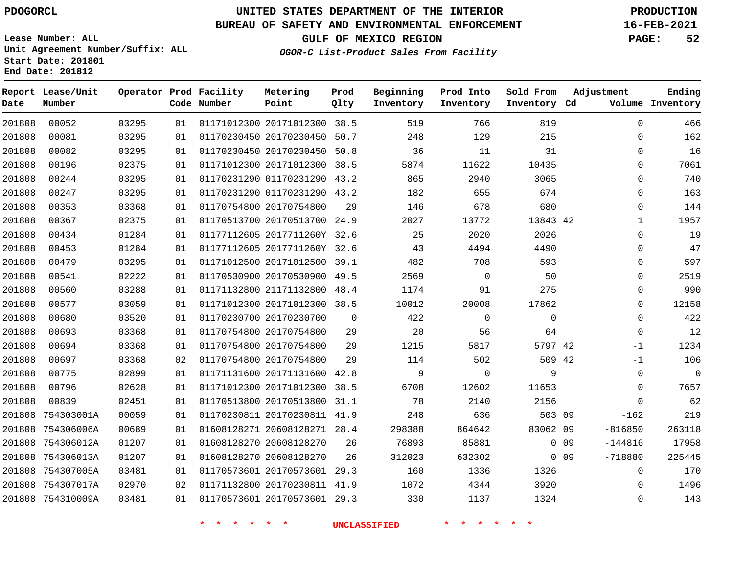PDOGORCL

# UNITED STATES DEPARTMENT OF THE INTERIOR
## BUREAU OF SAFETY AND ENVIRONMENTAL ENFORCEMENT
### GULF OF MEXICO REGION
*OGOR-C List-Product Sales From Facility*

PRODUCTION
16-FEB-2021

Lease Number: ALL
Unit Agreement Number/Suffix: ALL
Start Date: 201801
End Date: 201812

| Report Date | Lease/Unit Number | Operator | Prod Code | Facility Number | Metering Point | Prod Qlty | Beginning Inventory | Prod Into Inventory | Sold From Inventory | Adjustment Cd | Adjustment Volume | Ending Inventory |
|---|---|---|---|---|---|---|---|---|---|---|---|---|
| 201808 | 00052 | 03295 | 01 | 01171012300 | 20171012300 | 38.5 | 519 | 766 | 819 | | 0 | 466 |
| 201808 | 00081 | 03295 | 01 | 01170230450 | 20170230450 | 50.7 | 248 | 129 | 215 | | 0 | 162 |
| 201808 | 00082 | 03295 | 01 | 01170230450 | 20170230450 | 50.8 | 36 | 11 | 31 | | 0 | 16 |
| 201808 | 00196 | 02375 | 01 | 01171012300 | 20171012300 | 38.5 | 5874 | 11622 | 10435 | | 0 | 7061 |
| 201808 | 00244 | 03295 | 01 | 01170231290 | 01170231290 | 43.2 | 865 | 2940 | 3065 | | 0 | 740 |
| 201808 | 00247 | 03295 | 01 | 01170231290 | 01170231290 | 43.2 | 182 | 655 | 674 | | 0 | 163 |
| 201808 | 00353 | 03368 | 01 | 01170754800 | 20170754800 | 29 | 146 | 678 | 680 | | 0 | 144 |
| 201808 | 00367 | 02375 | 01 | 01170513700 | 20170513700 | 24.9 | 2027 | 13772 | 13843 | 42 | 1 | 1957 |
| 201808 | 00434 | 01284 | 01 | 01177112605 | 2017711260Y | 32.6 | 25 | 2020 | 2026 | | 0 | 19 |
| 201808 | 00453 | 01284 | 01 | 01177112605 | 2017711260Y | 32.6 | 43 | 4494 | 4490 | | 0 | 47 |
| 201808 | 00479 | 03295 | 01 | 01171012500 | 20171012500 | 39.1 | 482 | 708 | 593 | | 0 | 597 |
| 201808 | 00541 | 02222 | 01 | 01170530900 | 20170530900 | 49.5 | 2569 | 0 | 50 | | 0 | 2519 |
| 201808 | 00560 | 03288 | 01 | 01171132800 | 21171132800 | 48.4 | 1174 | 91 | 275 | | 0 | 990 |
| 201808 | 00577 | 03059 | 01 | 01171012300 | 20171012300 | 38.5 | 10012 | 20008 | 17862 | | 0 | 12158 |
| 201808 | 00680 | 03520 | 01 | 01170230700 | 20170230700 | 0 | 422 | 0 | 0 | | 0 | 422 |
| 201808 | 00693 | 03368 | 01 | 01170754800 | 20170754800 | 29 | 20 | 56 | 64 | | 0 | 12 |
| 201808 | 00694 | 03368 | 01 | 01170754800 | 20170754800 | 29 | 1215 | 5817 | 5797 | 42 | -1 | 1234 |
| 201808 | 00697 | 03368 | 02 | 01170754800 | 20170754800 | 29 | 114 | 502 | 509 | 42 | -1 | 106 |
| 201808 | 00775 | 02899 | 01 | 01171131600 | 20171131600 | 42.8 | 9 | 0 | 9 | | 0 | 0 |
| 201808 | 00796 | 02628 | 01 | 01171012300 | 20171012300 | 38.5 | 6708 | 12602 | 11653 | | 0 | 7657 |
| 201808 | 00839 | 02451 | 01 | 01170513800 | 20170513800 | 31.1 | 78 | 2140 | 2156 | | 0 | 62 |
| 201808 | 754303001A | 00059 | 01 | 01170230811 | 20170230811 | 41.9 | 248 | 636 | 503 | 09 | -162 | 219 |
| 201808 | 754306006A | 00689 | 01 | 01608128271 | 20608128271 | 28.4 | 298388 | 864642 | 83062 | 09 | -816850 | 263118 |
| 201808 | 754306012A | 01207 | 01 | 01608128270 | 20608128270 | 26 | 76893 | 85881 | 0 | 09 | -144816 | 17958 |
| 201808 | 754306013A | 01207 | 01 | 01608128270 | 20608128270 | 26 | 312023 | 632302 | 0 | 09 | -718880 | 225445 |
| 201808 | 754307005A | 03481 | 01 | 01170573601 | 20170573601 | 29.3 | 160 | 1336 | 1326 | | 0 | 170 |
| 201808 | 754307017A | 02970 | 02 | 01171132800 | 20170230811 | 41.9 | 1072 | 4344 | 3920 | | 0 | 1496 |
| 201808 | 754310009A | 03481 | 01 | 01170573601 | 20170573601 | 29.3 | 330 | 1137 | 1324 | | 0 | 143 |

\* \* \* \* \* \* UNCLASSIFIED \* \* \* \* \* \*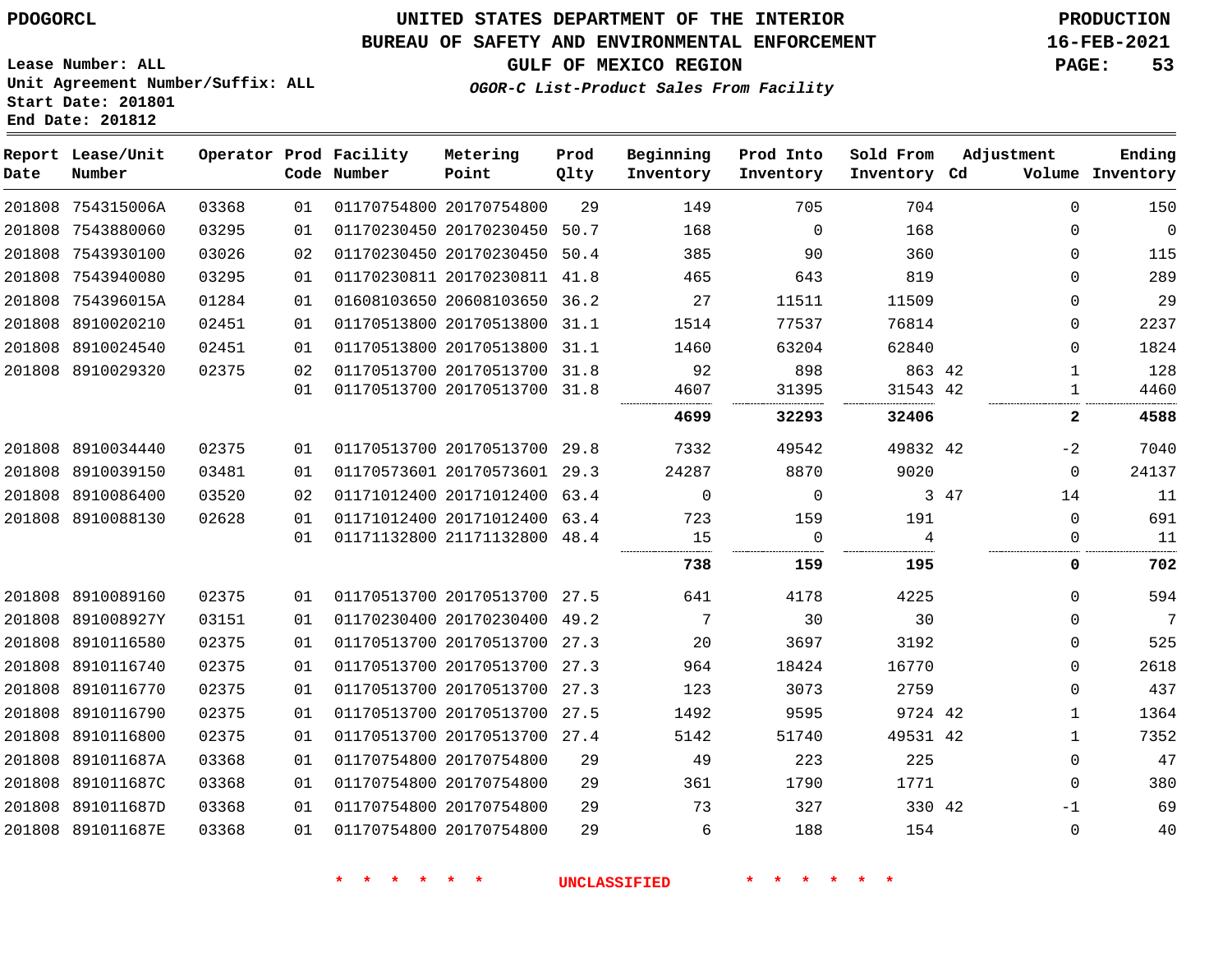PDOGORCL

# UNITED STATES DEPARTMENT OF THE INTERIOR
## BUREAU OF SAFETY AND ENVIRONMENTAL ENFORCEMENT
### GULF OF MEXICO REGION
*OGOR-C List-Product Sales From Facility*

PRODUCTION
16-FEB-2021

Lease Number: ALL
Unit Agreement Number/Suffix: ALL
Start Date: 201801
End Date: 201812

| Report Date | Lease/Unit Number | Operator | Prod Code | Facility Number | Metering Point | Prod Qlty | Beginning Inventory | Prod Into Inventory | Sold From Inventory | Adjustment Cd | Volume | Ending Inventory |
|---|---|---|---|---|---|---|---|---|---|---|---|---|
| 201808 | 754315006A | 03368 | 01 | 01170754800 | 20170754800 | 29 | 149 | 705 | 704 | | 0 | 150 |
| 201808 | 7543880060 | 03295 | 01 | 01170230450 | 20170230450 | 50.7 | 168 | 0 | 168 | | 0 | 0 |
| 201808 | 7543930100 | 03026 | 02 | 01170230450 | 20170230450 | 50.4 | 385 | 90 | 360 | | 0 | 115 |
| 201808 | 7543940080 | 03295 | 01 | 01170230811 | 20170230811 | 41.8 | 465 | 643 | 819 | | 0 | 289 |
| 201808 | 754396015A | 01284 | 01 | 01608103650 | 20608103650 | 36.2 | 27 | 11511 | 11509 | | 0 | 29 |
| 201808 | 8910020210 | 02451 | 01 | 01170513800 | 20170513800 | 31.1 | 1514 | 77537 | 76814 | | 0 | 2237 |
| 201808 | 8910024540 | 02451 | 01 | 01170513800 | 20170513800 | 31.1 | 1460 | 63204 | 62840 | | 0 | 1824 |
| 201808 | 8910029320 | 02375 | 02 | 01170513700 | 20170513700 | 31.8 | 92 | 898 | 863 | 42 | 1 | 128 |
| | | | 01 | 01170513700 | 20170513700 | 31.8 | 4607 | 31395 | 31543 | 42 | 1 | 4460 |
| | | | | | | | **4699** | **32293** | **32406** | | **2** | **4588** |
| 201808 | 8910034440 | 02375 | 01 | 01170513700 | 20170513700 | 29.8 | 7332 | 49542 | 49832 | 42 | -2 | 7040 |
| 201808 | 8910039150 | 03481 | 01 | 01170573601 | 20170573601 | 29.3 | 24287 | 8870 | 9020 | | 0 | 24137 |
| 201808 | 8910086400 | 03520 | 02 | 01171012400 | 20171012400 | 63.4 | 0 | 0 | 3 | 47 | 14 | 11 |
| 201808 | 8910088130 | 02628 | 01 | 01171012400 | 20171012400 | 63.4 | 723 | 159 | 191 | | 0 | 691 |
| | | | 01 | 01171132800 | 21171132800 | 48.4 | 15 | 0 | 4 | | 0 | 11 |
| | | | | | | | **738** | **159** | **195** | | **0** | **702** |
| 201808 | 8910089160 | 02375 | 01 | 01170513700 | 20170513700 | 27.5 | 641 | 4178 | 4225 | | 0 | 594 |
| 201808 | 891008927Y | 03151 | 01 | 01170230400 | 20170230400 | 49.2 | 7 | 30 | 30 | | 0 | 7 |
| 201808 | 8910116580 | 02375 | 01 | 01170513700 | 20170513700 | 27.3 | 20 | 3697 | 3192 | | 0 | 525 |
| 201808 | 8910116740 | 02375 | 01 | 01170513700 | 20170513700 | 27.3 | 964 | 18424 | 16770 | | 0 | 2618 |
| 201808 | 8910116770 | 02375 | 01 | 01170513700 | 20170513700 | 27.3 | 123 | 3073 | 2759 | | 0 | 437 |
| 201808 | 8910116790 | 02375 | 01 | 01170513700 | 20170513700 | 27.5 | 1492 | 9595 | 9724 | 42 | 1 | 1364 |
| 201808 | 8910116800 | 02375 | 01 | 01170513700 | 20170513700 | 27.4 | 5142 | 51740 | 49531 | 42 | 1 | 7352 |
| 201808 | 891011687A | 03368 | 01 | 01170754800 | 20170754800 | 29 | 49 | 223 | 225 | | 0 | 47 |
| 201808 | 891011687C | 03368 | 01 | 01170754800 | 20170754800 | 29 | 361 | 1790 | 1771 | | 0 | 380 |
| 201808 | 891011687D | 03368 | 01 | 01170754800 | 20170754800 | 29 | 73 | 327 | 330 | 42 | -1 | 69 |
| 201808 | 891011687E | 03368 | 01 | 01170754800 | 20170754800 | 29 | 6 | 188 | 154 | | 0 | 40 |

* * * * * * UNCLASSIFIED * * * * * *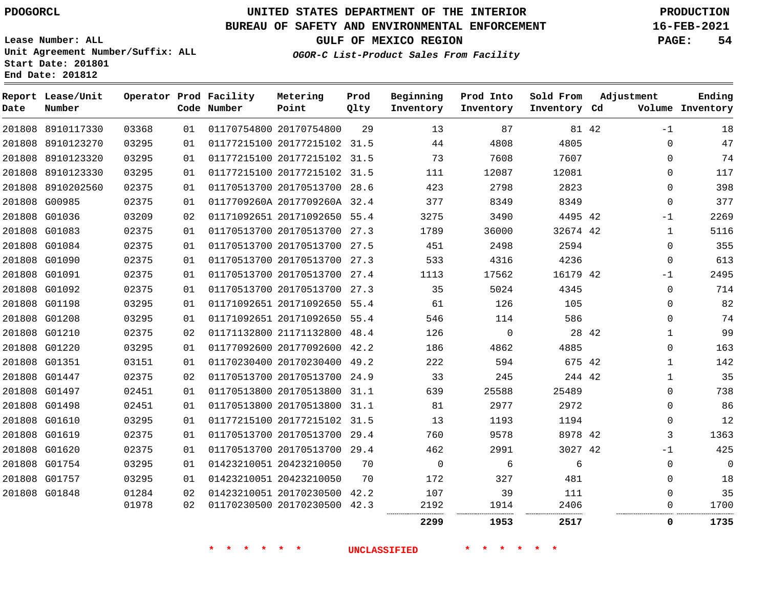PDOGORCL

# UNITED STATES DEPARTMENT OF THE INTERIOR
## BUREAU OF SAFETY AND ENVIRONMENTAL ENFORCEMENT
### GULF OF MEXICO REGION

*OGOR-C List-Product Sales From Facility*

PRODUCTION
16-FEB-2021

Lease Number: ALL
Unit Agreement Number/Suffix: ALL
Start Date: 201801
End Date: 201812

| Report Date | Lease/Unit Number | Operator | Prod Code | Facility Number | Metering Point | Prod Qlty | Beginning Inventory | Prod Into Inventory | Sold From Inventory | Adjustment Cd | Adjustment Volume | Ending Inventory |
|---|---|---|---|---|---|---|---|---|---|---|---|---|
| 201808 | 8910117330 | 03368 | 01 | 01170754800 | 20170754800 | 29 | 13 | 87 | 81 | 42 | -1 | 18 |
| 201808 | 8910123270 | 03295 | 01 | 01177215100 | 20177215102 | 31.5 | 44 | 4808 | 4805 | | 0 | 47 |
| 201808 | 8910123320 | 03295 | 01 | 01177215100 | 20177215102 | 31.5 | 73 | 7608 | 7607 | | 0 | 74 |
| 201808 | 8910123330 | 03295 | 01 | 01177215100 | 20177215102 | 31.5 | 111 | 12087 | 12081 | | 0 | 117 |
| 201808 | 8910202560 | 02375 | 01 | 01170513700 | 20170513700 | 28.6 | 423 | 2798 | 2823 | | 0 | 398 |
| 201808 | G00985 | 02375 | 01 | 0117709260A | 2017709260A | 32.4 | 377 | 8349 | 8349 | | 0 | 377 |
| 201808 | G01036 | 03209 | 02 | 01171092651 | 20171092650 | 55.4 | 3275 | 3490 | 4495 | 42 | -1 | 2269 |
| 201808 | G01083 | 02375 | 01 | 01170513700 | 20170513700 | 27.3 | 1789 | 36000 | 32674 | 42 | 1 | 5116 |
| 201808 | G01084 | 02375 | 01 | 01170513700 | 20170513700 | 27.5 | 451 | 2498 | 2594 | | 0 | 355 |
| 201808 | G01090 | 02375 | 01 | 01170513700 | 20170513700 | 27.3 | 533 | 4316 | 4236 | | 0 | 613 |
| 201808 | G01091 | 02375 | 01 | 01170513700 | 20170513700 | 27.4 | 1113 | 17562 | 16179 | 42 | -1 | 2495 |
| 201808 | G01092 | 02375 | 01 | 01170513700 | 20170513700 | 27.3 | 35 | 5024 | 4345 | | 0 | 714 |
| 201808 | G01198 | 03295 | 01 | 01171092651 | 20171092650 | 55.4 | 61 | 126 | 105 | | 0 | 82 |
| 201808 | G01208 | 03295 | 01 | 01171092651 | 20171092650 | 55.4 | 546 | 114 | 586 | | 0 | 74 |
| 201808 | G01210 | 02375 | 02 | 01171132800 | 21171132800 | 48.4 | 126 | 0 | 28 | 42 | 1 | 99 |
| 201808 | G01220 | 03295 | 01 | 01177092600 | 20177092600 | 42.2 | 186 | 4862 | 4885 | | 0 | 163 |
| 201808 | G01351 | 03151 | 01 | 01170230400 | 20170230400 | 49.2 | 222 | 594 | 675 | 42 | 1 | 142 |
| 201808 | G01447 | 02375 | 02 | 01170513700 | 20170513700 | 24.9 | 33 | 245 | 244 | 42 | 1 | 35 |
| 201808 | G01497 | 02451 | 01 | 01170513800 | 20170513800 | 31.1 | 639 | 25588 | 25489 | | 0 | 738 |
| 201808 | G01498 | 02451 | 01 | 01170513800 | 20170513800 | 31.1 | 81 | 2977 | 2972 | | 0 | 86 |
| 201808 | G01610 | 03295 | 01 | 01177215100 | 20177215102 | 31.5 | 13 | 1193 | 1194 | | 0 | 12 |
| 201808 | G01619 | 02375 | 01 | 01170513700 | 20170513700 | 29.4 | 760 | 9578 | 8978 | 42 | 3 | 1363 |
| 201808 | G01620 | 02375 | 01 | 01170513700 | 20170513700 | 29.4 | 462 | 2991 | 3027 | 42 | -1 | 425 |
| 201808 | G01754 | 03295 | 01 | 01423210051 | 20423210050 | 70 | 0 | 6 | 6 | | 0 | 0 |
| 201808 | G01757 | 03295 | 01 | 01423210051 | 20423210050 | 70 | 172 | 327 | 481 | | 0 | 18 |
| 201808 | G01848 | 01284 | 02 | 01423210051 | 20170230500 | 42.2 | 107 | 39 | 111 | | 0 | 35 |
| | | 01978 | 02 | 01170230500 | 20170230500 | 42.3 | 2192 | 1914 | 2406 | | 0 | 1700 |
| | | | | | | | **2299** | **1953** | **2517** | | **0** | **1735** |

\* \* \* \* \* \* UNCLASSIFIED \* \* \* \* \* \*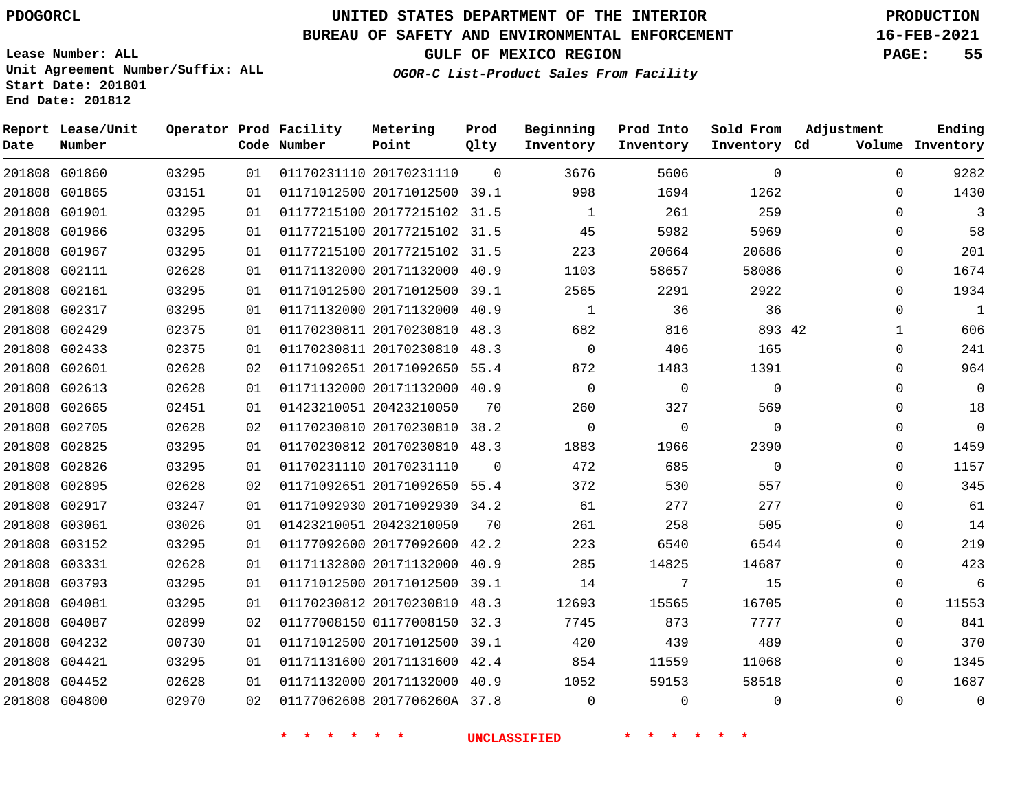PDOGORCL

# UNITED STATES DEPARTMENT OF THE INTERIOR
## BUREAU OF SAFETY AND ENVIRONMENTAL ENFORCEMENT
### GULF OF MEXICO REGION

PRODUCTION
16-FEB-2021

Lease Number: ALL
Unit Agreement Number/Suffix: ALL
Start Date: 201801
End Date: 201812

*OGOR-C List-Product Sales From Facility*

| Report Date | Lease/Unit Number | Operator | Prod Code | Facility Number | Metering Point | Prod Qlty | Beginning Inventory | Prod Into Inventory | Sold From Inventory | Adjustment Cd | Volume | Ending Inventory |
|---|---|---|---|---|---|---|---|---|---|---|---|---|
| 201808 | G01860 | 03295 | 01 | 01170231110 | 20170231110 | 0 | 3676 | 5606 | 0 | | 0 | 9282 |
| 201808 | G01865 | 03151 | 01 | 01171012500 | 20171012500 | 39.1 | 998 | 1694 | 1262 | | 0 | 1430 |
| 201808 | G01901 | 03295 | 01 | 01177215100 | 20177215102 | 31.5 | 1 | 261 | 259 | | 0 | 3 |
| 201808 | G01966 | 03295 | 01 | 01177215100 | 20177215102 | 31.5 | 45 | 5982 | 5969 | | 0 | 58 |
| 201808 | G01967 | 03295 | 01 | 01177215100 | 20177215102 | 31.5 | 223 | 20664 | 20686 | | 0 | 201 |
| 201808 | G02111 | 02628 | 01 | 01171132000 | 20171132000 | 40.9 | 1103 | 58657 | 58086 | | 0 | 1674 |
| 201808 | G02161 | 03295 | 01 | 01171012500 | 20171012500 | 39.1 | 2565 | 2291 | 2922 | | 0 | 1934 |
| 201808 | G02317 | 03295 | 01 | 01171132000 | 20171132000 | 40.9 | 1 | 36 | 36 | | 0 | 1 |
| 201808 | G02429 | 02375 | 01 | 01170230811 | 20170230810 | 48.3 | 682 | 816 | 893 | 42 | 1 | 606 |
| 201808 | G02433 | 02375 | 01 | 01170230811 | 20170230810 | 48.3 | 0 | 406 | 165 | | 0 | 241 |
| 201808 | G02601 | 02628 | 02 | 01171092651 | 20171092650 | 55.4 | 872 | 1483 | 1391 | | 0 | 964 |
| 201808 | G02613 | 02628 | 01 | 01171132000 | 20171132000 | 40.9 | 0 | 0 | 0 | | 0 | 0 |
| 201808 | G02665 | 02451 | 01 | 01423210051 | 20423210050 | 70 | 260 | 327 | 569 | | 0 | 18 |
| 201808 | G02705 | 02628 | 02 | 01170230810 | 20170230810 | 38.2 | 0 | 0 | 0 | | 0 | 0 |
| 201808 | G02825 | 03295 | 01 | 01170230812 | 20170230810 | 48.3 | 1883 | 1966 | 2390 | | 0 | 1459 |
| 201808 | G02826 | 03295 | 01 | 01170231110 | 20170231110 | 0 | 472 | 685 | 0 | | 0 | 1157 |
| 201808 | G02895 | 02628 | 02 | 01171092651 | 20171092650 | 55.4 | 372 | 530 | 557 | | 0 | 345 |
| 201808 | G02917 | 03247 | 01 | 01171092930 | 20171092930 | 34.2 | 61 | 277 | 277 | | 0 | 61 |
| 201808 | G03061 | 03026 | 01 | 01423210051 | 20423210050 | 70 | 261 | 258 | 505 | | 0 | 14 |
| 201808 | G03152 | 03295 | 01 | 01177092600 | 20177092600 | 42.2 | 223 | 6540 | 6544 | | 0 | 219 |
| 201808 | G03331 | 02628 | 01 | 01171132800 | 20171132000 | 40.9 | 285 | 14825 | 14687 | | 0 | 423 |
| 201808 | G03793 | 03295 | 01 | 01171012500 | 20171012500 | 39.1 | 14 | 7 | 15 | | 0 | 6 |
| 201808 | G04081 | 03295 | 01 | 01170230812 | 20170230810 | 48.3 | 12693 | 15565 | 16705 | | 0 | 11553 |
| 201808 | G04087 | 02899 | 02 | 01177008150 | 01177008150 | 32.3 | 7745 | 873 | 7777 | | 0 | 841 |
| 201808 | G04232 | 00730 | 01 | 01171012500 | 20171012500 | 39.1 | 420 | 439 | 489 | | 0 | 370 |
| 201808 | G04421 | 03295 | 01 | 01171131600 | 20171131600 | 42.4 | 854 | 11559 | 11068 | | 0 | 1345 |
| 201808 | G04452 | 02628 | 01 | 01171132000 | 20171132000 | 40.9 | 1052 | 59153 | 58518 | | 0 | 1687 |
| 201808 | G04800 | 02970 | 02 | 01177062608 | 2017706260A | 37.8 | 0 | 0 | 0 | | 0 | 0 |

\* \* \* \* \* \* UNCLASSIFIED \* \* \* \* \* \*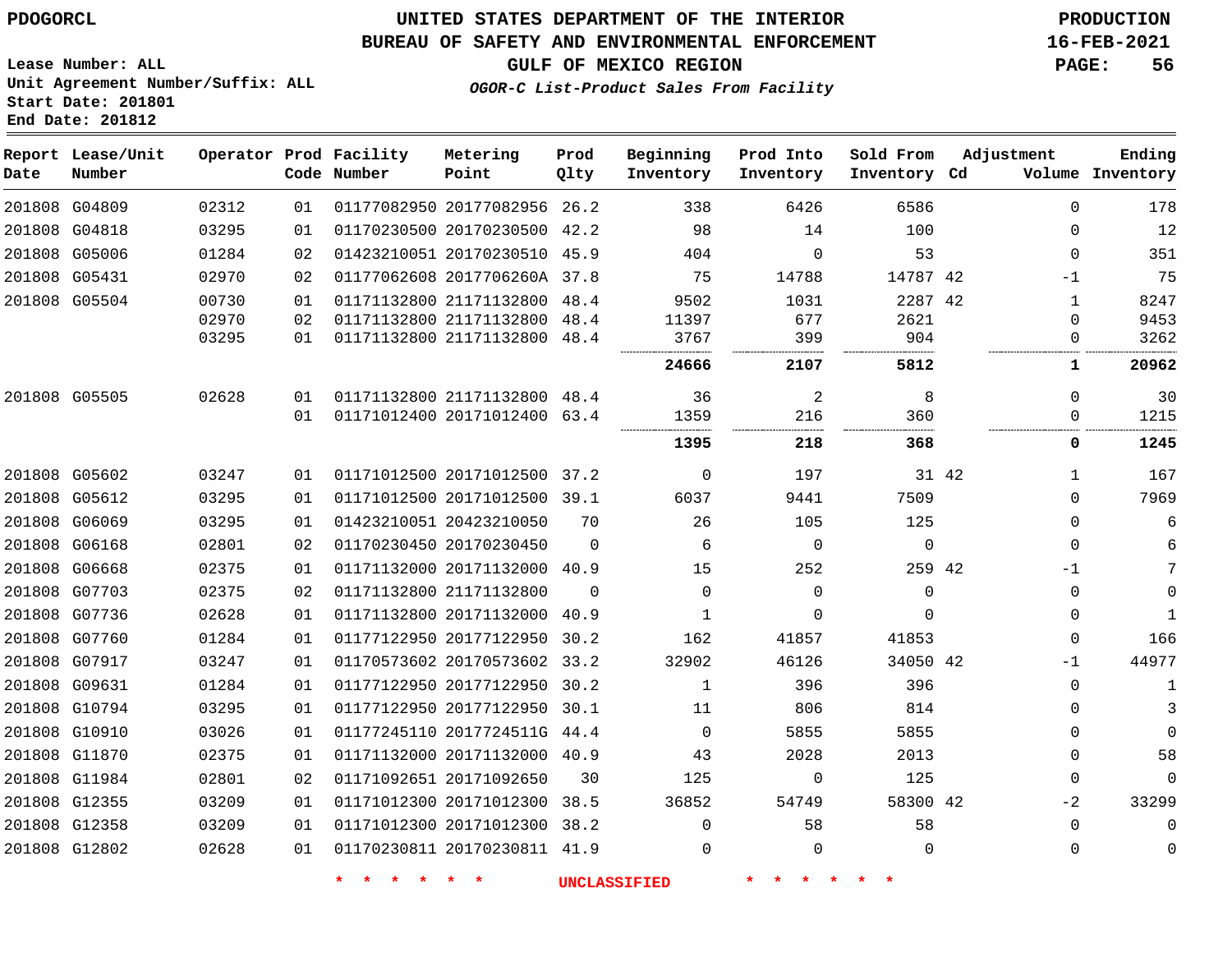PDOGORCL

# UNITED STATES DEPARTMENT OF THE INTERIOR
## BUREAU OF SAFETY AND ENVIRONMENTAL ENFORCEMENT
### GULF OF MEXICO REGION
*OGOR-C List-Product Sales From Facility*

PRODUCTION
16-FEB-2021

Lease Number: ALL
Unit Agreement Number/Suffix: ALL
Start Date: 201801
End Date: 201812

| Report Date | Lease/Unit Number | Operator | Prod Code | Facility Number | Metering Point | Prod Qlty | Beginning Inventory | Prod Into Inventory | Sold From Inventory | Adjustment Cd | Volume | Ending Inventory |
|---|---|---|---|---|---|---|---|---|---|---|---|---|
| 201808 | G04809 | 02312 | 01 | 01177082950 | 20177082956 | 26.2 | 338 | 6426 | 6586 | | 0 | 178 |
| 201808 | G04818 | 03295 | 01 | 01170230500 | 20170230500 | 42.2 | 98 | 14 | 100 | | 0 | 12 |
| 201808 | G05006 | 01284 | 02 | 01423210051 | 20170230510 | 45.9 | 404 | 0 | 53 | | 0 | 351 |
| 201808 | G05431 | 02970 | 02 | 01177062608 | 2017706260A | 37.8 | 75 | 14788 | 14787 | 42 | -1 | 75 |
| 201808 | G05504 | 00730 | 01 | 01171132800 | 21171132800 | 48.4 | 9502 | 1031 | 2287 | 42 | 1 | 8247 |
| | | 02970 | 02 | 01171132800 | 21171132800 | 48.4 | 11397 | 677 | 2621 | | 0 | 9453 |
| | | 03295 | 01 | 01171132800 | 21171132800 | 48.4 | 3767 | 399 | 904 | | 0 | 3262 |
| | | | | | | | **24666** | **2107** | **5812** | | **1** | **20962** |
| 201808 | G05505 | 02628 | 01 | 01171132800 | 21171132800 | 48.4 | 36 | 2 | 8 | | 0 | 30 |
| | | | 01 | 01171012400 | 20171012400 | 63.4 | 1359 | 216 | 360 | | 0 | 1215 |
| | | | | | | | **1395** | **218** | **368** | | **0** | **1245** |
| 201808 | G05602 | 03247 | 01 | 01171012500 | 20171012500 | 37.2 | 0 | 197 | 31 | 42 | 1 | 167 |
| 201808 | G05612 | 03295 | 01 | 01171012500 | 20171012500 | 39.1 | 6037 | 9441 | 7509 | | 0 | 7969 |
| 201808 | G06069 | 03295 | 01 | 01423210051 | 20423210050 | 70 | 26 | 105 | 125 | | 0 | 6 |
| 201808 | G06168 | 02801 | 02 | 01170230450 | 20170230450 | 0 | 6 | 0 | 0 | | 0 | 6 |
| 201808 | G06668 | 02375 | 01 | 01171132000 | 20171132000 | 40.9 | 15 | 252 | 259 | 42 | -1 | 7 |
| 201808 | G07703 | 02375 | 02 | 01171132800 | 21171132800 | 0 | 0 | 0 | 0 | | 0 | 0 |
| 201808 | G07736 | 02628 | 01 | 01171132800 | 20171132000 | 40.9 | 1 | 0 | 0 | | 0 | 1 |
| 201808 | G07760 | 01284 | 01 | 01177122950 | 20177122950 | 30.2 | 162 | 41857 | 41853 | | 0 | 166 |
| 201808 | G07917 | 03247 | 01 | 01170573602 | 20170573602 | 33.2 | 32902 | 46126 | 34050 | 42 | -1 | 44977 |
| 201808 | G09631 | 01284 | 01 | 01177122950 | 20177122950 | 30.2 | 1 | 396 | 396 | | 0 | 1 |
| 201808 | G10794 | 03295 | 01 | 01177122950 | 20177122950 | 30.1 | 11 | 806 | 814 | | 0 | 3 |
| 201808 | G10910 | 03026 | 01 | 01177245110 | 2017724511G | 44.4 | 0 | 5855 | 5855 | | 0 | 0 |
| 201808 | G11870 | 02375 | 01 | 01171132000 | 20171132000 | 40.9 | 43 | 2028 | 2013 | | 0 | 58 |
| 201808 | G11984 | 02801 | 02 | 01171092651 | 20171092650 | 30 | 125 | 0 | 125 | | 0 | 0 |
| 201808 | G12355 | 03209 | 01 | 01171012300 | 20171012300 | 38.5 | 36852 | 54749 | 58300 | 42 | -2 | 33299 |
| 201808 | G12358 | 03209 | 01 | 01171012300 | 20171012300 | 38.2 | 0 | 58 | 58 | | 0 | 0 |
| 201808 | G12802 | 02628 | 01 | 01170230811 | 20170230811 | 41.9 | 0 | 0 | 0 | | 0 | 0 |

* * * * * * UNCLASSIFIED * * * * * *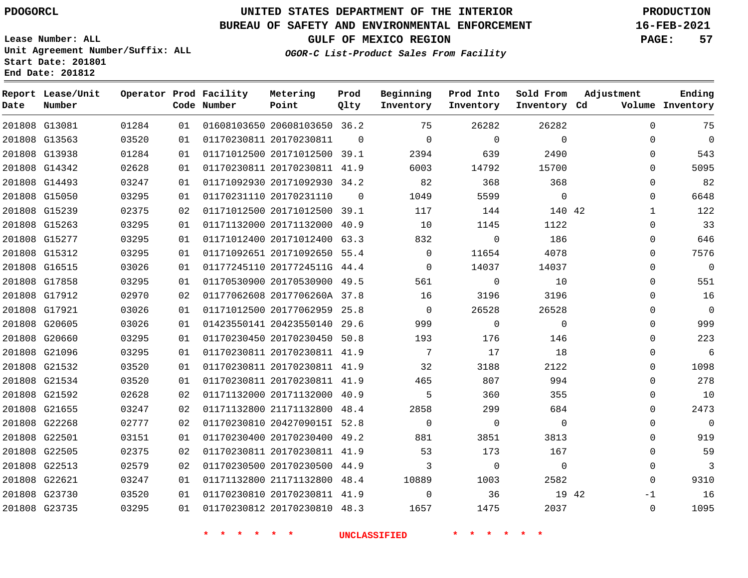PDOGORCL

# UNITED STATES DEPARTMENT OF THE INTERIOR
## BUREAU OF SAFETY AND ENVIRONMENTAL ENFORCEMENT
### GULF OF MEXICO REGION
*OGOR-C List-Product Sales From Facility*

PRODUCTION
16-FEB-2021

Lease Number: ALL
Unit Agreement Number/Suffix: ALL
Start Date: 201801
End Date: 201812

| Report Date | Lease/Unit Number | Operator | Prod Code | Facility Number | Metering Point | Prod Qlty | Beginning Inventory | Prod Into Inventory | Sold From Inventory | Adjustment Cd | Adjustment Volume | Ending Inventory |
|---|---|---|---|---|---|---|---|---|---|---|---|---|
| 201808 | G13081 | 01284 | 01 | 01608103650 | 20608103650 | 36.2 | 75 | 26282 | 26282 | | 0 | 75 |
| 201808 | G13563 | 03520 | 01 | 01170230811 | 20170230811 | 0 | 0 | 0 | 0 | | 0 | 0 |
| 201808 | G13938 | 01284 | 01 | 01171012500 | 20171012500 | 39.1 | 2394 | 639 | 2490 | | 0 | 543 |
| 201808 | G14342 | 02628 | 01 | 01170230811 | 20170230811 | 41.9 | 6003 | 14792 | 15700 | | 0 | 5095 |
| 201808 | G14493 | 03247 | 01 | 01171092930 | 20171092930 | 34.2 | 82 | 368 | 368 | | 0 | 82 |
| 201808 | G15050 | 03295 | 01 | 01170231110 | 20170231110 | 0 | 1049 | 5599 | 0 | | 0 | 6648 |
| 201808 | G15239 | 02375 | 02 | 01171012500 | 20171012500 | 39.1 | 117 | 144 | 140 | 42 | 1 | 122 |
| 201808 | G15263 | 03295 | 01 | 01171132000 | 20171132000 | 40.9 | 10 | 1145 | 1122 | | 0 | 33 |
| 201808 | G15277 | 03295 | 01 | 01171012400 | 20171012400 | 63.3 | 832 | 0 | 186 | | 0 | 646 |
| 201808 | G15312 | 03295 | 01 | 01171092651 | 20171092650 | 55.4 | 0 | 11654 | 4078 | | 0 | 7576 |
| 201808 | G16515 | 03026 | 01 | 01177245110 | 2017724511G | 44.4 | 0 | 14037 | 14037 | | 0 | 0 |
| 201808 | G17858 | 03295 | 01 | 01170530900 | 20170530900 | 49.5 | 561 | 0 | 10 | | 0 | 551 |
| 201808 | G17912 | 02970 | 02 | 01177062608 | 2017706260A | 37.8 | 16 | 3196 | 3196 | | 0 | 16 |
| 201808 | G17921 | 03026 | 01 | 01171012500 | 20177062959 | 25.8 | 0 | 26528 | 26528 | | 0 | 0 |
| 201808 | G20605 | 03026 | 01 | 01423550141 | 20423550140 | 29.6 | 999 | 0 | 0 | | 0 | 999 |
| 201808 | G20660 | 03295 | 01 | 01170230450 | 20170230450 | 50.8 | 193 | 176 | 146 | | 0 | 223 |
| 201808 | G21096 | 03295 | 01 | 01170230811 | 20170230811 | 41.9 | 7 | 17 | 18 | | 0 | 6 |
| 201808 | G21532 | 03520 | 01 | 01170230811 | 20170230811 | 41.9 | 32 | 3188 | 2122 | | 0 | 1098 |
| 201808 | G21534 | 03520 | 01 | 01170230811 | 20170230811 | 41.9 | 465 | 807 | 994 | | 0 | 278 |
| 201808 | G21592 | 02628 | 02 | 01171132000 | 20171132000 | 40.9 | 5 | 360 | 355 | | 0 | 10 |
| 201808 | G21655 | 03247 | 02 | 01171132800 | 21171132800 | 48.4 | 2858 | 299 | 684 | | 0 | 2473 |
| 201808 | G22268 | 02777 | 02 | 01170230810 | 2042709015I | 52.8 | 0 | 0 | 0 | | 0 | 0 |
| 201808 | G22501 | 03151 | 01 | 01170230400 | 20170230400 | 49.2 | 881 | 3851 | 3813 | | 0 | 919 |
| 201808 | G22505 | 02375 | 02 | 01170230811 | 20170230811 | 41.9 | 53 | 173 | 167 | | 0 | 59 |
| 201808 | G22513 | 02579 | 02 | 01170230500 | 20170230500 | 44.9 | 3 | 0 | 0 | | 0 | 3 |
| 201808 | G22621 | 03247 | 01 | 01171132800 | 21171132800 | 48.4 | 10889 | 1003 | 2582 | | 0 | 9310 |
| 201808 | G23730 | 03520 | 01 | 01170230810 | 20170230811 | 41.9 | 0 | 36 | 19 | 42 | -1 | 16 |
| 201808 | G23735 | 03295 | 01 | 01170230812 | 20170230810 | 48.3 | 1657 | 1475 | 2037 | | 0 | 1095 |

* * * * * * UNCLASSIFIED * * * * * *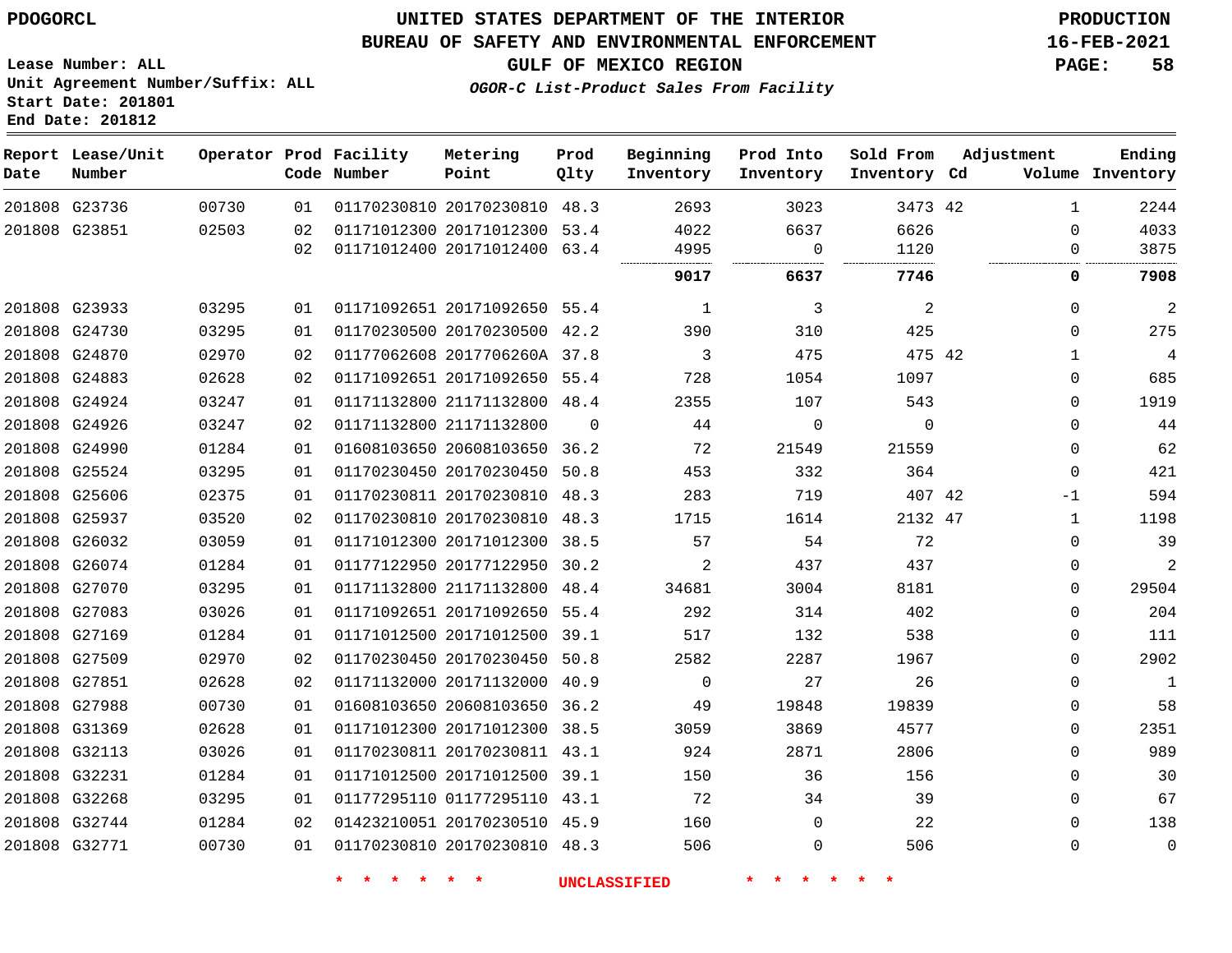PDOGORCL

# UNITED STATES DEPARTMENT OF THE INTERIOR
## BUREAU OF SAFETY AND ENVIRONMENTAL ENFORCEMENT
### GULF OF MEXICO REGION
*OGOR-C List-Product Sales From Facility*

PRODUCTION
16-FEB-2021

Lease Number: ALL
Unit Agreement Number/Suffix: ALL
Start Date: 201801
End Date: 201812

| Report Date | Lease/Unit Number | Operator | Prod Code | Facility Number | Metering Point | Prod Qlty | Beginning Inventory | Prod Into Inventory | Sold From Inventory | Adjustment Cd | Adjustment Volume | Ending Inventory |
|---|---|---|---|---|---|---|---|---|---|---|---|---|
| 201808 | G23736 | 00730 | 01 | 01170230810 | 20170230810 | 48.3 | 2693 | 3023 | 3473 | 42 | 1 | 2244 |
| 201808 | G23851 | 02503 | 02 | 01171012300 | 20171012300 | 53.4 | 4022 | 6637 | 6626 | | 0 | 4033 |
| | | | 02 | 01171012400 | 20171012400 | 63.4 | 4995 | 0 | 1120 | | 0 | 3875 |
| | | | | | | | **9017** | **6637** | **7746** | | **0** | **7908** |
| 201808 | G23933 | 03295 | 01 | 01171092651 | 20171092650 | 55.4 | 1 | 3 | 2 | | 0 | 2 |
| 201808 | G24730 | 03295 | 01 | 01170230500 | 20170230500 | 42.2 | 390 | 310 | 425 | | 0 | 275 |
| 201808 | G24870 | 02970 | 02 | 01177062608 | 2017706260A | 37.8 | 3 | 475 | 475 | 42 | 1 | 4 |
| 201808 | G24883 | 02628 | 02 | 01171092651 | 20171092650 | 55.4 | 728 | 1054 | 1097 | | 0 | 685 |
| 201808 | G24924 | 03247 | 01 | 01171132800 | 21171132800 | 48.4 | 2355 | 107 | 543 | | 0 | 1919 |
| 201808 | G24926 | 03247 | 02 | 01171132800 | 21171132800 | 0 | 44 | 0 | 0 | | 0 | 44 |
| 201808 | G24990 | 01284 | 01 | 01608103650 | 20608103650 | 36.2 | 72 | 21549 | 21559 | | 0 | 62 |
| 201808 | G25524 | 03295 | 01 | 01170230450 | 20170230450 | 50.8 | 453 | 332 | 364 | | 0 | 421 |
| 201808 | G25606 | 02375 | 01 | 01170230811 | 20170230810 | 48.3 | 283 | 719 | 407 | 42 | -1 | 594 |
| 201808 | G25937 | 03520 | 02 | 01170230810 | 20170230810 | 48.3 | 1715 | 1614 | 2132 | 47 | 1 | 1198 |
| 201808 | G26032 | 03059 | 01 | 01171012300 | 20171012300 | 38.5 | 57 | 54 | 72 | | 0 | 39 |
| 201808 | G26074 | 01284 | 01 | 01177122950 | 20177122950 | 30.2 | 2 | 437 | 437 | | 0 | 2 |
| 201808 | G27070 | 03295 | 01 | 01171132800 | 21171132800 | 48.4 | 34681 | 3004 | 8181 | | 0 | 29504 |
| 201808 | G27083 | 03026 | 01 | 01171092651 | 20171092650 | 55.4 | 292 | 314 | 402 | | 0 | 204 |
| 201808 | G27169 | 01284 | 01 | 01171012500 | 20171012500 | 39.1 | 517 | 132 | 538 | | 0 | 111 |
| 201808 | G27509 | 02970 | 02 | 01170230450 | 20170230450 | 50.8 | 2582 | 2287 | 1967 | | 0 | 2902 |
| 201808 | G27851 | 02628 | 02 | 01171132000 | 20171132000 | 40.9 | 0 | 27 | 26 | | 0 | 1 |
| 201808 | G27988 | 00730 | 01 | 01608103650 | 20608103650 | 36.2 | 49 | 19848 | 19839 | | 0 | 58 |
| 201808 | G31369 | 02628 | 01 | 01171012300 | 20171012300 | 38.5 | 3059 | 3869 | 4577 | | 0 | 2351 |
| 201808 | G32113 | 03026 | 01 | 01170230811 | 20170230811 | 43.1 | 924 | 2871 | 2806 | | 0 | 989 |
| 201808 | G32231 | 01284 | 01 | 01171012500 | 20171012500 | 39.1 | 150 | 36 | 156 | | 0 | 30 |
| 201808 | G32268 | 03295 | 01 | 01177295110 | 01177295110 | 43.1 | 72 | 34 | 39 | | 0 | 67 |
| 201808 | G32744 | 01284 | 02 | 01423210051 | 20170230510 | 45.9 | 160 | 0 | 22 | | 0 | 138 |
| 201808 | G32771 | 00730 | 01 | 01170230810 | 20170230810 | 48.3 | 506 | 0 | 506 | | 0 | 0 |

* * * * * * UNCLASSIFIED * * * * * *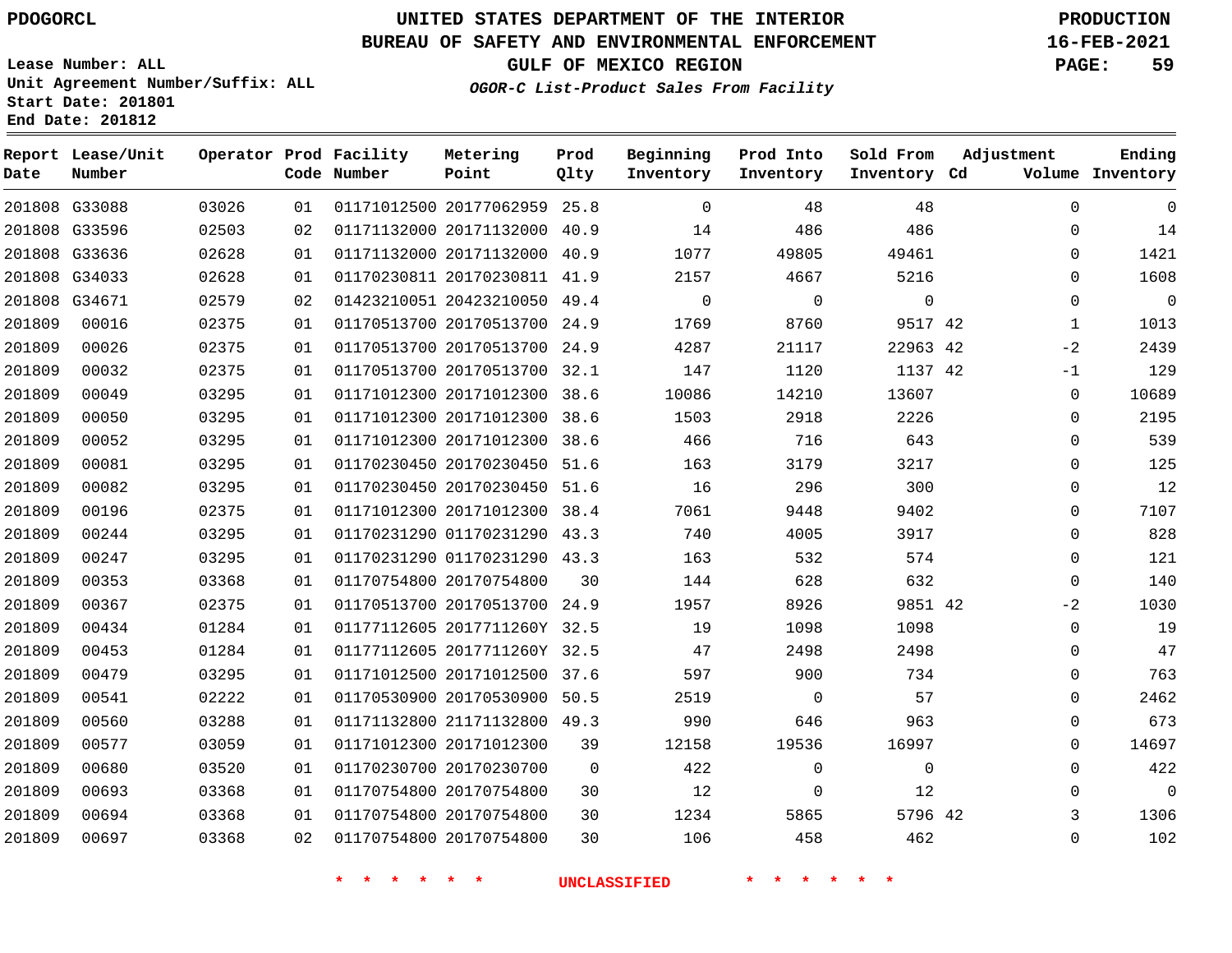PDOGORCL

Lease Number: ALL
Unit Agreement Number/Suffix: ALL
Start Date: 201801
End Date: 201812

# UNITED STATES DEPARTMENT OF THE INTERIOR
## BUREAU OF SAFETY AND ENVIRONMENTAL ENFORCEMENT
### GULF OF MEXICO REGION
*OGOR-C List-Product Sales From Facility*

PRODUCTION
16-FEB-2021

| Report Date | Lease/Unit Number | Operator | Prod Code | Facility Number | Metering Point | Prod Qlty | Beginning Inventory | Prod Into Inventory | Sold From Inventory | Adjustment Cd | Adjustment Volume | Ending Inventory |
|---|---|---|---|---|---|---|---|---|---|---|---|---|
| 201808 | G33088 | 03026 | 01 | 01171012500 | 20177062959 | 25.8 | 0 | 48 | 48 | | 0 | 0 |
| 201808 | G33596 | 02503 | 02 | 01171132000 | 20171132000 | 40.9 | 14 | 486 | 486 | | 0 | 14 |
| 201808 | G33636 | 02628 | 01 | 01171132000 | 20171132000 | 40.9 | 1077 | 49805 | 49461 | | 0 | 1421 |
| 201808 | G34033 | 02628 | 01 | 01170230811 | 20170230811 | 41.9 | 2157 | 4667 | 5216 | | 0 | 1608 |
| 201808 | G34671 | 02579 | 02 | 01423210051 | 20423210050 | 49.4 | 0 | 0 | 0 | | 0 | 0 |
| 201809 | 00016 | 02375 | 01 | 01170513700 | 20170513700 | 24.9 | 1769 | 8760 | 9517 | 42 | 1 | 1013 |
| 201809 | 00026 | 02375 | 01 | 01170513700 | 20170513700 | 24.9 | 4287 | 21117 | 22963 | 42 | -2 | 2439 |
| 201809 | 00032 | 02375 | 01 | 01170513700 | 20170513700 | 32.1 | 147 | 1120 | 1137 | 42 | -1 | 129 |
| 201809 | 00049 | 03295 | 01 | 01171012300 | 20171012300 | 38.6 | 10086 | 14210 | 13607 | | 0 | 10689 |
| 201809 | 00050 | 03295 | 01 | 01171012300 | 20171012300 | 38.6 | 1503 | 2918 | 2226 | | 0 | 2195 |
| 201809 | 00052 | 03295 | 01 | 01171012300 | 20171012300 | 38.6 | 466 | 716 | 643 | | 0 | 539 |
| 201809 | 00081 | 03295 | 01 | 01170230450 | 20170230450 | 51.6 | 163 | 3179 | 3217 | | 0 | 125 |
| 201809 | 00082 | 03295 | 01 | 01170230450 | 20170230450 | 51.6 | 16 | 296 | 300 | | 0 | 12 |
| 201809 | 00196 | 02375 | 01 | 01171012300 | 20171012300 | 38.4 | 7061 | 9448 | 9402 | | 0 | 7107 |
| 201809 | 00244 | 03295 | 01 | 01170231290 | 01170231290 | 43.3 | 740 | 4005 | 3917 | | 0 | 828 |
| 201809 | 00247 | 03295 | 01 | 01170231290 | 01170231290 | 43.3 | 163 | 532 | 574 | | 0 | 121 |
| 201809 | 00353 | 03368 | 01 | 01170754800 | 20170754800 | 30 | 144 | 628 | 632 | | 0 | 140 |
| 201809 | 00367 | 02375 | 01 | 01170513700 | 20170513700 | 24.9 | 1957 | 8926 | 9851 | 42 | -2 | 1030 |
| 201809 | 00434 | 01284 | 01 | 01177112605 | 2017711260Y | 32.5 | 19 | 1098 | 1098 | | 0 | 19 |
| 201809 | 00453 | 01284 | 01 | 01177112605 | 2017711260Y | 32.5 | 47 | 2498 | 2498 | | 0 | 47 |
| 201809 | 00479 | 03295 | 01 | 01171012500 | 20171012500 | 37.6 | 597 | 900 | 734 | | 0 | 763 |
| 201809 | 00541 | 02222 | 01 | 01170530900 | 20170530900 | 50.5 | 2519 | 0 | 57 | | 0 | 2462 |
| 201809 | 00560 | 03288 | 01 | 01171132800 | 21171132800 | 49.3 | 990 | 646 | 963 | | 0 | 673 |
| 201809 | 00577 | 03059 | 01 | 01171012300 | 20171012300 | 39 | 12158 | 19536 | 16997 | | 0 | 14697 |
| 201809 | 00680 | 03520 | 01 | 01170230700 | 20170230700 | 0 | 422 | 0 | 0 | | 0 | 422 |
| 201809 | 00693 | 03368 | 01 | 01170754800 | 20170754800 | 30 | 12 | 0 | 12 | | 0 | 0 |
| 201809 | 00694 | 03368 | 01 | 01170754800 | 20170754800 | 30 | 1234 | 5865 | 5796 | 42 | 3 | 1306 |
| 201809 | 00697 | 03368 | 02 | 01170754800 | 20170754800 | 30 | 106 | 458 | 462 | | 0 | 102 |

\* \* \* \* \* \* UNCLASSIFIED \* \* \* \* \* \*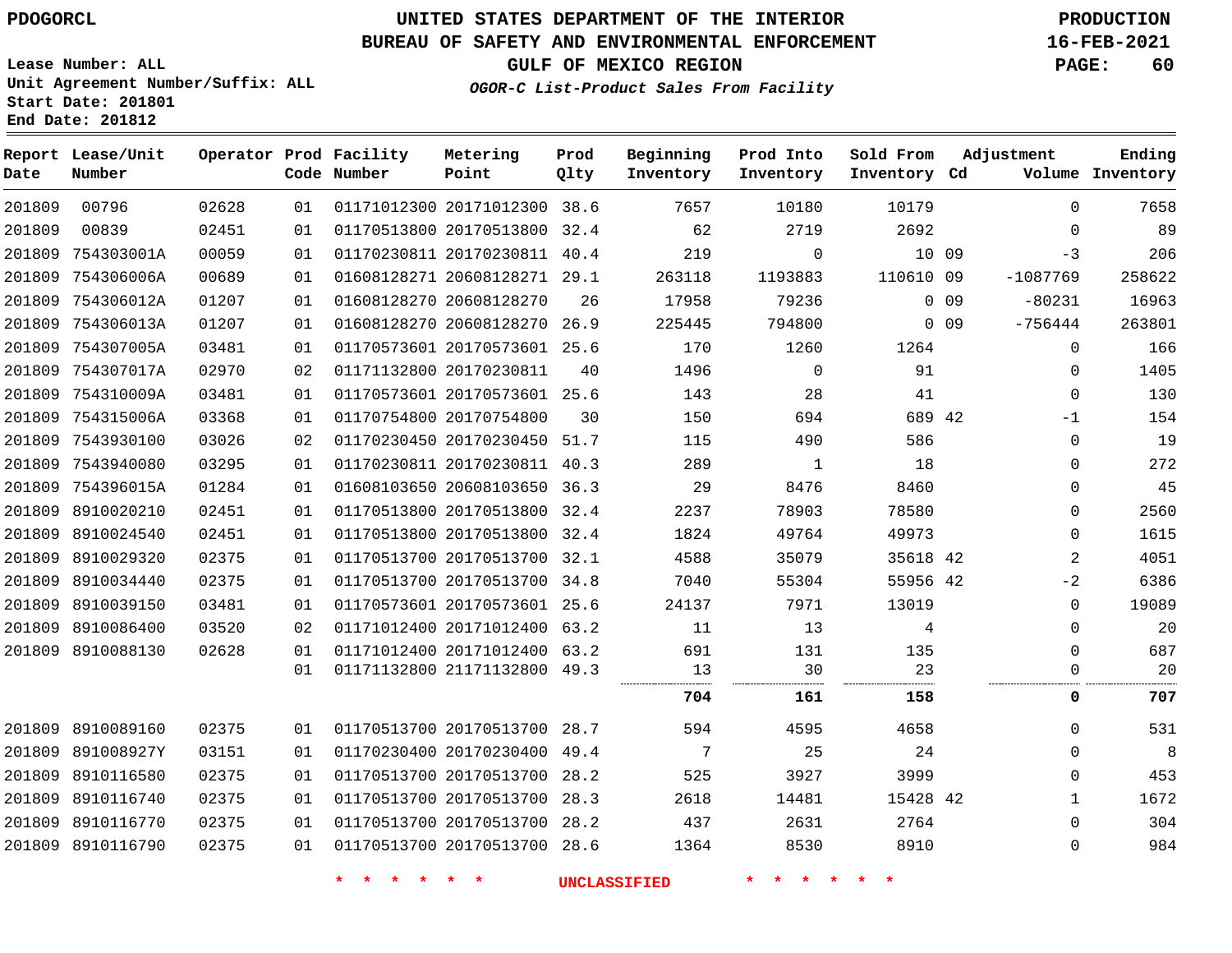PDOGORCL

# UNITED STATES DEPARTMENT OF THE INTERIOR
## BUREAU OF SAFETY AND ENVIRONMENTAL ENFORCEMENT
### GULF OF MEXICO REGION

PRODUCTION
16-FEB-2021

Lease Number: ALL
Unit Agreement Number/Suffix: ALL
Start Date: 201801
End Date: 201812

*OGOR-C List-Product Sales From Facility*

| Report Date | Lease/Unit Number | Operator | Prod Code | Facility Number | Metering Point | Prod Qlty | Beginning Inventory | Prod Into Inventory | Sold From Inventory | Adjustment Cd | Volume | Ending Inventory |
|---|---|---|---|---|---|---|---|---|---|---|---|---|
| 201809 | 00796 | 02628 | 01 | 01171012300 | 20171012300 | 38.6 | 7657 | 10180 | 10179 | | 0 | 7658 |
| 201809 | 00839 | 02451 | 01 | 01170513800 | 20170513800 | 32.4 | 62 | 2719 | 2692 | | 0 | 89 |
| 201809 | 754303001A | 00059 | 01 | 01170230811 | 20170230811 | 40.4 | 219 | 0 | 10 | 09 | -3 | 206 |
| 201809 | 754306006A | 00689 | 01 | 01608128271 | 20608128271 | 29.1 | 263118 | 1193883 | 110610 | 09 | -1087769 | 258622 |
| 201809 | 754306012A | 01207 | 01 | 01608128270 | 20608128270 | 26 | 17958 | 79236 | 0 | 09 | -80231 | 16963 |
| 201809 | 754306013A | 01207 | 01 | 01608128270 | 20608128270 | 26.9 | 225445 | 794800 | 0 | 09 | -756444 | 263801 |
| 201809 | 754307005A | 03481 | 01 | 01170573601 | 20170573601 | 25.6 | 170 | 1260 | 1264 | | 0 | 166 |
| 201809 | 754307017A | 02970 | 02 | 01171132800 | 20170230811 | 40 | 1496 | 0 | 91 | | 0 | 1405 |
| 201809 | 754310009A | 03481 | 01 | 01170573601 | 20170573601 | 25.6 | 143 | 28 | 41 | | 0 | 130 |
| 201809 | 754315006A | 03368 | 01 | 01170754800 | 20170754800 | 30 | 150 | 694 | 689 | 42 | -1 | 154 |
| 201809 | 7543930100 | 03026 | 02 | 01170230450 | 20170230450 | 51.7 | 115 | 490 | 586 | | 0 | 19 |
| 201809 | 7543940080 | 03295 | 01 | 01170230811 | 20170230811 | 40.3 | 289 | 1 | 18 | | 0 | 272 |
| 201809 | 754396015A | 01284 | 01 | 01608103650 | 20608103650 | 36.3 | 29 | 8476 | 8460 | | 0 | 45 |
| 201809 | 8910020210 | 02451 | 01 | 01170513800 | 20170513800 | 32.4 | 2237 | 78903 | 78580 | | 0 | 2560 |
| 201809 | 8910024540 | 02451 | 01 | 01170513800 | 20170513800 | 32.4 | 1824 | 49764 | 49973 | | 0 | 1615 |
| 201809 | 8910029320 | 02375 | 01 | 01170513700 | 20170513700 | 32.1 | 4588 | 35079 | 35618 | 42 | 2 | 4051 |
| 201809 | 8910034440 | 02375 | 01 | 01170513700 | 20170513700 | 34.8 | 7040 | 55304 | 55956 | 42 | -2 | 6386 |
| 201809 | 8910039150 | 03481 | 01 | 01170573601 | 20170573601 | 25.6 | 24137 | 7971 | 13019 | | 0 | 19089 |
| 201809 | 8910086400 | 03520 | 02 | 01171012400 | 20171012400 | 63.2 | 11 | 13 | 4 | | 0 | 20 |
| 201809 | 8910088130 | 02628 | 01 | 01171012400 | 20171012400 | 63.2 | 691 | 131 | 135 | | 0 | 687 |
| | | | 01 | 01171132800 | 21171132800 | 49.3 | 13 | 30 | 23 | | 0 | 20 |
| | | | | | | | **704** | **161** | **158** | | **0** | **707** |
| 201809 | 8910089160 | 02375 | 01 | 01170513700 | 20170513700 | 28.7 | 594 | 4595 | 4658 | | 0 | 531 |
| 201809 | 891008927Y | 03151 | 01 | 01170230400 | 20170230400 | 49.4 | 7 | 25 | 24 | | 0 | 8 |
| 201809 | 8910116580 | 02375 | 01 | 01170513700 | 20170513700 | 28.2 | 525 | 3927 | 3999 | | 0 | 453 |
| 201809 | 8910116740 | 02375 | 01 | 01170513700 | 20170513700 | 28.3 | 2618 | 14481 | 15428 | 42 | 1 | 1672 |
| 201809 | 8910116770 | 02375 | 01 | 01170513700 | 20170513700 | 28.2 | 437 | 2631 | 2764 | | 0 | 304 |
| 201809 | 8910116790 | 02375 | 01 | 01170513700 | 20170513700 | 28.6 | 1364 | 8530 | 8910 | | 0 | 984 |

* * * * * * UNCLASSIFIED * * * * * *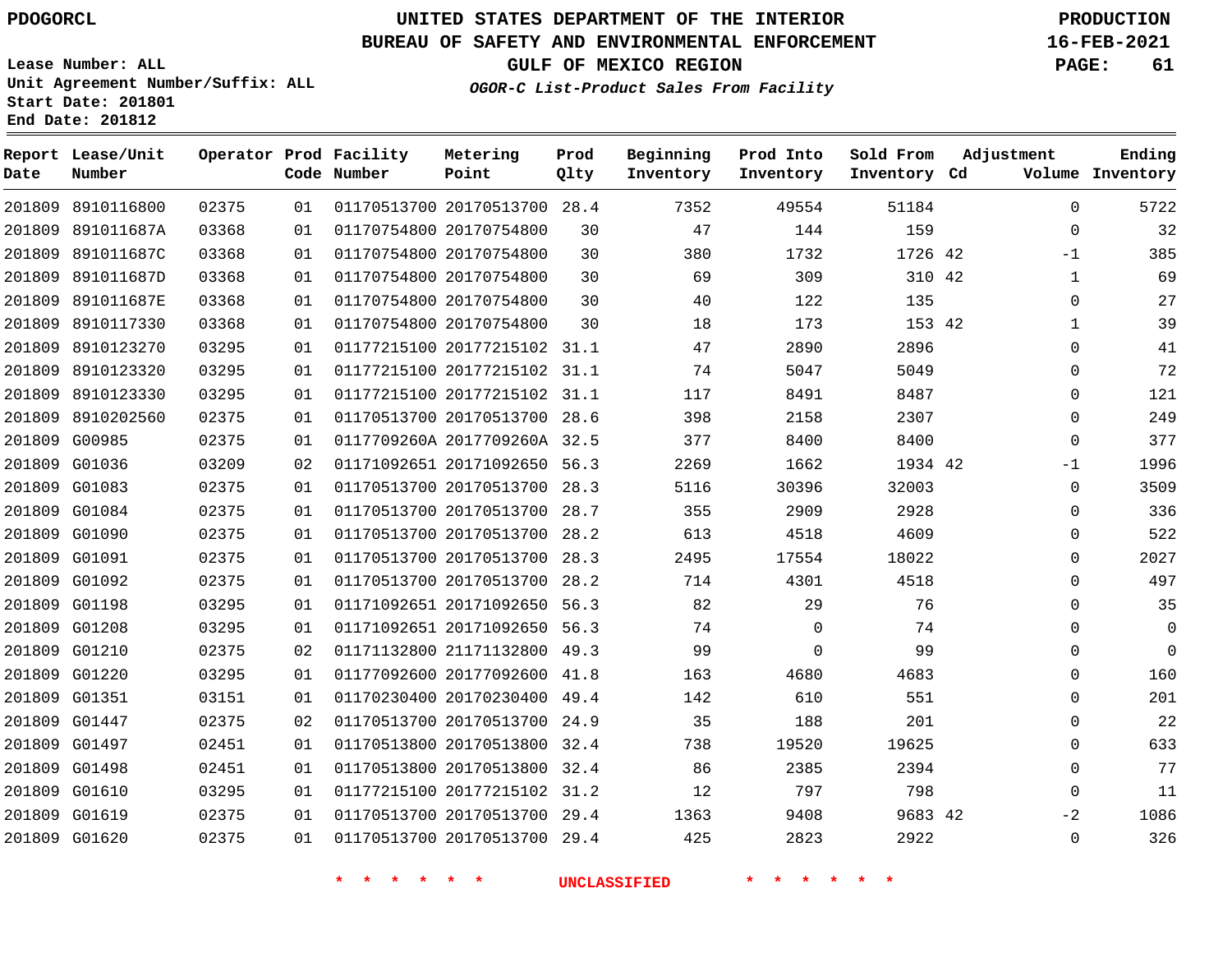PDOGORCL

Lease Number: ALL
Unit Agreement Number/Suffix: ALL
Start Date: 201801
End Date: 201812

# UNITED STATES DEPARTMENT OF THE INTERIOR
## BUREAU OF SAFETY AND ENVIRONMENTAL ENFORCEMENT
### GULF OF MEXICO REGION
*OGOR-C List-Product Sales From Facility*

PRODUCTION
16-FEB-2021

| Report Date | Lease/Unit Number | Operator | Prod Code | Facility Number | Metering Point | Prod Qlty | Beginning Inventory | Prod Into Inventory | Sold From Inventory | Adjustment Cd | Adjustment Volume | Ending Inventory |
|---|---|---|---|---|---|---|---|---|---|---|---|---|
| 201809 | 8910116800 | 02375 | 01 | 01170513700 | 20170513700 | 28.4 | 7352 | 49554 | 51184 | | 0 | 5722 |
| 201809 | 891011687A | 03368 | 01 | 01170754800 | 20170754800 | 30 | 47 | 144 | 159 | | 0 | 32 |
| 201809 | 891011687C | 03368 | 01 | 01170754800 | 20170754800 | 30 | 380 | 1732 | 1726 | 42 | -1 | 385 |
| 201809 | 891011687D | 03368 | 01 | 01170754800 | 20170754800 | 30 | 69 | 309 | 310 | 42 | 1 | 69 |
| 201809 | 891011687E | 03368 | 01 | 01170754800 | 20170754800 | 30 | 40 | 122 | 135 | | 0 | 27 |
| 201809 | 8910117330 | 03368 | 01 | 01170754800 | 20170754800 | 30 | 18 | 173 | 153 | 42 | 1 | 39 |
| 201809 | 8910123270 | 03295 | 01 | 01177215100 | 20177215102 | 31.1 | 47 | 2890 | 2896 | | 0 | 41 |
| 201809 | 8910123320 | 03295 | 01 | 01177215100 | 20177215102 | 31.1 | 74 | 5047 | 5049 | | 0 | 72 |
| 201809 | 8910123330 | 03295 | 01 | 01177215100 | 20177215102 | 31.1 | 117 | 8491 | 8487 | | 0 | 121 |
| 201809 | 8910202560 | 02375 | 01 | 01170513700 | 20170513700 | 28.6 | 398 | 2158 | 2307 | | 0 | 249 |
| 201809 | G00985 | 02375 | 01 | 0117709260A | 2017709260A | 32.5 | 377 | 8400 | 8400 | | 0 | 377 |
| 201809 | G01036 | 03209 | 02 | 01171092651 | 20171092650 | 56.3 | 2269 | 1662 | 1934 | 42 | -1 | 1996 |
| 201809 | G01083 | 02375 | 01 | 01170513700 | 20170513700 | 28.3 | 5116 | 30396 | 32003 | | 0 | 3509 |
| 201809 | G01084 | 02375 | 01 | 01170513700 | 20170513700 | 28.7 | 355 | 2909 | 2928 | | 0 | 336 |
| 201809 | G01090 | 02375 | 01 | 01170513700 | 20170513700 | 28.2 | 613 | 4518 | 4609 | | 0 | 522 |
| 201809 | G01091 | 02375 | 01 | 01170513700 | 20170513700 | 28.3 | 2495 | 17554 | 18022 | | 0 | 2027 |
| 201809 | G01092 | 02375 | 01 | 01170513700 | 20170513700 | 28.2 | 714 | 4301 | 4518 | | 0 | 497 |
| 201809 | G01198 | 03295 | 01 | 01171092651 | 20171092650 | 56.3 | 82 | 29 | 76 | | 0 | 35 |
| 201809 | G01208 | 03295 | 01 | 01171092651 | 20171092650 | 56.3 | 74 | 0 | 74 | | 0 | 0 |
| 201809 | G01210 | 02375 | 02 | 01171132800 | 21171132800 | 49.3 | 99 | 0 | 99 | | 0 | 0 |
| 201809 | G01220 | 03295 | 01 | 01177092600 | 20177092600 | 41.8 | 163 | 4680 | 4683 | | 0 | 160 |
| 201809 | G01351 | 03151 | 01 | 01170230400 | 20170230400 | 49.4 | 142 | 610 | 551 | | 0 | 201 |
| 201809 | G01447 | 02375 | 02 | 01170513700 | 20170513700 | 24.9 | 35 | 188 | 201 | | 0 | 22 |
| 201809 | G01497 | 02451 | 01 | 01170513800 | 20170513800 | 32.4 | 738 | 19520 | 19625 | | 0 | 633 |
| 201809 | G01498 | 02451 | 01 | 01170513800 | 20170513800 | 32.4 | 86 | 2385 | 2394 | | 0 | 77 |
| 201809 | G01610 | 03295 | 01 | 01177215100 | 20177215102 | 31.2 | 12 | 797 | 798 | | 0 | 11 |
| 201809 | G01619 | 02375 | 01 | 01170513700 | 20170513700 | 29.4 | 1363 | 9408 | 9683 | 42 | -2 | 1086 |
| 201809 | G01620 | 02375 | 01 | 01170513700 | 20170513700 | 29.4 | 425 | 2823 | 2922 | | 0 | 326 |

\* \* \* \* \* \* UNCLASSIFIED \* \* \* \* \* \*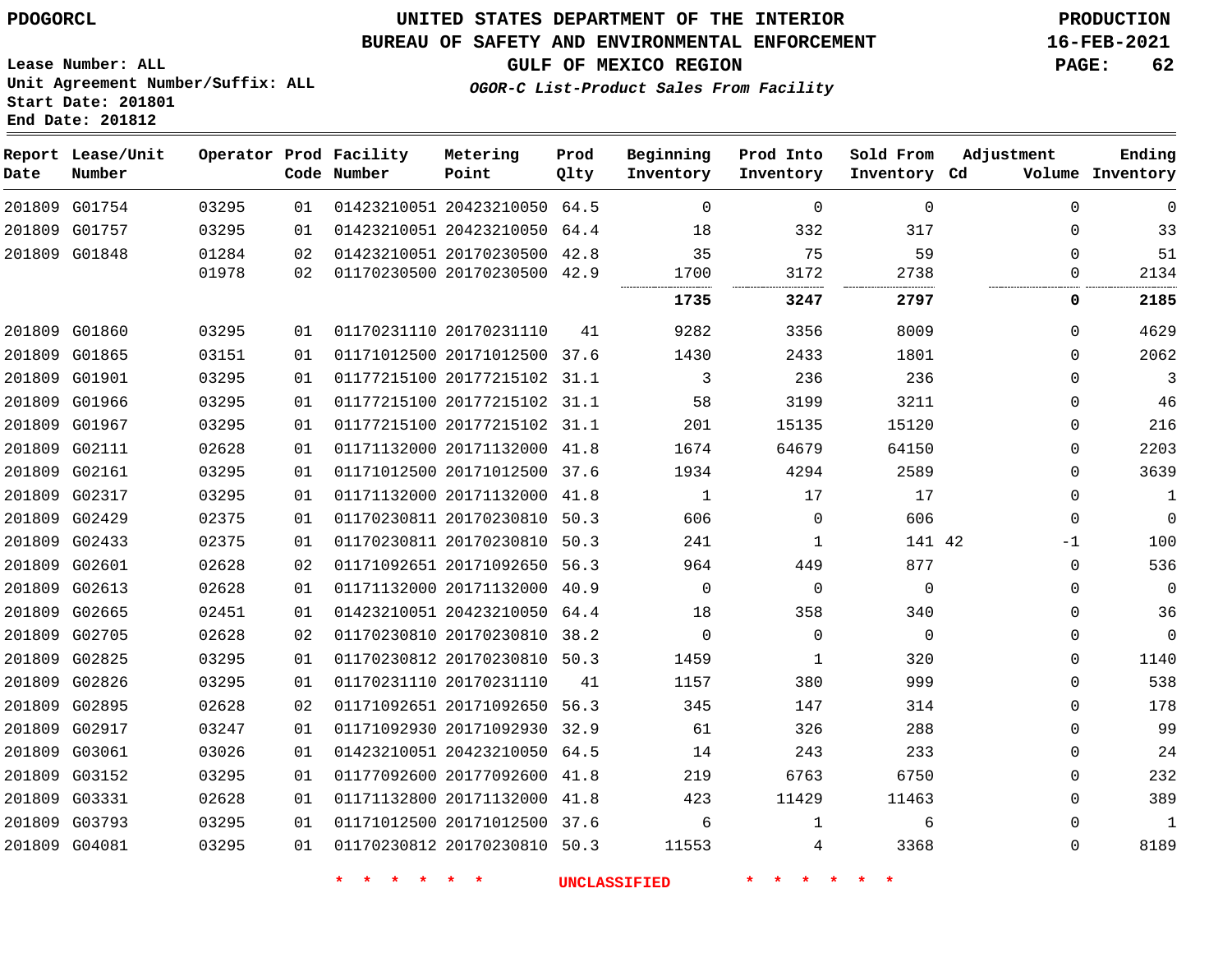PDOGORCL

# UNITED STATES DEPARTMENT OF THE INTERIOR
## BUREAU OF SAFETY AND ENVIRONMENTAL ENFORCEMENT
### GULF OF MEXICO REGION

*OGOR-C List-Product Sales From Facility*

PRODUCTION
16-FEB-2021

Lease Number: ALL
Unit Agreement Number/Suffix: ALL
Start Date: 201801
End Date: 201812

| Report Date | Lease/Unit Number | Operator | Prod Code | Facility Number | Metering Point | Prod Qlty | Beginning Inventory | Prod Into Inventory | Sold From Inventory | Adjustment Cd | Adjustment Volume | Ending Inventory |
|---|---|---|---|---|---|---|---|---|---|---|---|---|
| 201809 | G01754 | 03295 | 01 | 01423210051 | 20423210050 | 64.5 | 0 | 0 | 0 | | 0 | 0 |
| 201809 | G01757 | 03295 | 01 | 01423210051 | 20423210050 | 64.4 | 18 | 332 | 317 | | 0 | 33 |
| 201809 | G01848 | 01284 | 02 | 01423210051 | 20170230500 | 42.8 | 35 | 75 | 59 | | 0 | 51 |
| | | 01978 | 02 | 01170230500 | 20170230500 | 42.9 | 1700 | 3172 | 2738 | | 0 | 2134 |
| | | | | | | | **1735** | **3247** | **2797** | | **0** | **2185** |
| 201809 | G01860 | 03295 | 01 | 01170231110 | 20170231110 | 41 | 9282 | 3356 | 8009 | | 0 | 4629 |
| 201809 | G01865 | 03151 | 01 | 01171012500 | 20171012500 | 37.6 | 1430 | 2433 | 1801 | | 0 | 2062 |
| 201809 | G01901 | 03295 | 01 | 01177215100 | 20177215102 | 31.1 | 3 | 236 | 236 | | 0 | 3 |
| 201809 | G01966 | 03295 | 01 | 01177215100 | 20177215102 | 31.1 | 58 | 3199 | 3211 | | 0 | 46 |
| 201809 | G01967 | 03295 | 01 | 01177215100 | 20177215102 | 31.1 | 201 | 15135 | 15120 | | 0 | 216 |
| 201809 | G02111 | 02628 | 01 | 01171132000 | 20171132000 | 41.8 | 1674 | 64679 | 64150 | | 0 | 2203 |
| 201809 | G02161 | 03295 | 01 | 01171012500 | 20171012500 | 37.6 | 1934 | 4294 | 2589 | | 0 | 3639 |
| 201809 | G02317 | 03295 | 01 | 01171132000 | 20171132000 | 41.8 | 1 | 17 | 17 | | 0 | 1 |
| 201809 | G02429 | 02375 | 01 | 01170230811 | 20170230810 | 50.3 | 606 | 0 | 606 | | 0 | 0 |
| 201809 | G02433 | 02375 | 01 | 01170230811 | 20170230810 | 50.3 | 241 | 1 | 141 | 42 | -1 | 100 |
| 201809 | G02601 | 02628 | 02 | 01171092651 | 20171092650 | 56.3 | 964 | 449 | 877 | | 0 | 536 |
| 201809 | G02613 | 02628 | 01 | 01171132000 | 20171132000 | 40.9 | 0 | 0 | 0 | | 0 | 0 |
| 201809 | G02665 | 02451 | 01 | 01423210051 | 20423210050 | 64.4 | 18 | 358 | 340 | | 0 | 36 |
| 201809 | G02705 | 02628 | 02 | 01170230810 | 20170230810 | 38.2 | 0 | 0 | 0 | | 0 | 0 |
| 201809 | G02825 | 03295 | 01 | 01170230812 | 20170230810 | 50.3 | 1459 | 1 | 320 | | 0 | 1140 |
| 201809 | G02826 | 03295 | 01 | 01170231110 | 20170231110 | 41 | 1157 | 380 | 999 | | 0 | 538 |
| 201809 | G02895 | 02628 | 02 | 01171092651 | 20171092650 | 56.3 | 345 | 147 | 314 | | 0 | 178 |
| 201809 | G02917 | 03247 | 01 | 01171092930 | 20171092930 | 32.9 | 61 | 326 | 288 | | 0 | 99 |
| 201809 | G03061 | 03026 | 01 | 01423210051 | 20423210050 | 64.5 | 14 | 243 | 233 | | 0 | 24 |
| 201809 | G03152 | 03295 | 01 | 01177092600 | 20177092600 | 41.8 | 219 | 6763 | 6750 | | 0 | 232 |
| 201809 | G03331 | 02628 | 01 | 01171132800 | 20171132000 | 41.8 | 423 | 11429 | 11463 | | 0 | 389 |
| 201809 | G03793 | 03295 | 01 | 01171012500 | 20171012500 | 37.6 | 6 | 1 | 6 | | 0 | 1 |
| 201809 | G04081 | 03295 | 01 | 01170230812 | 20170230810 | 50.3 | 11553 | 4 | 3368 | | 0 | 8189 |

* * * * * * UNCLASSIFIED * * * * * *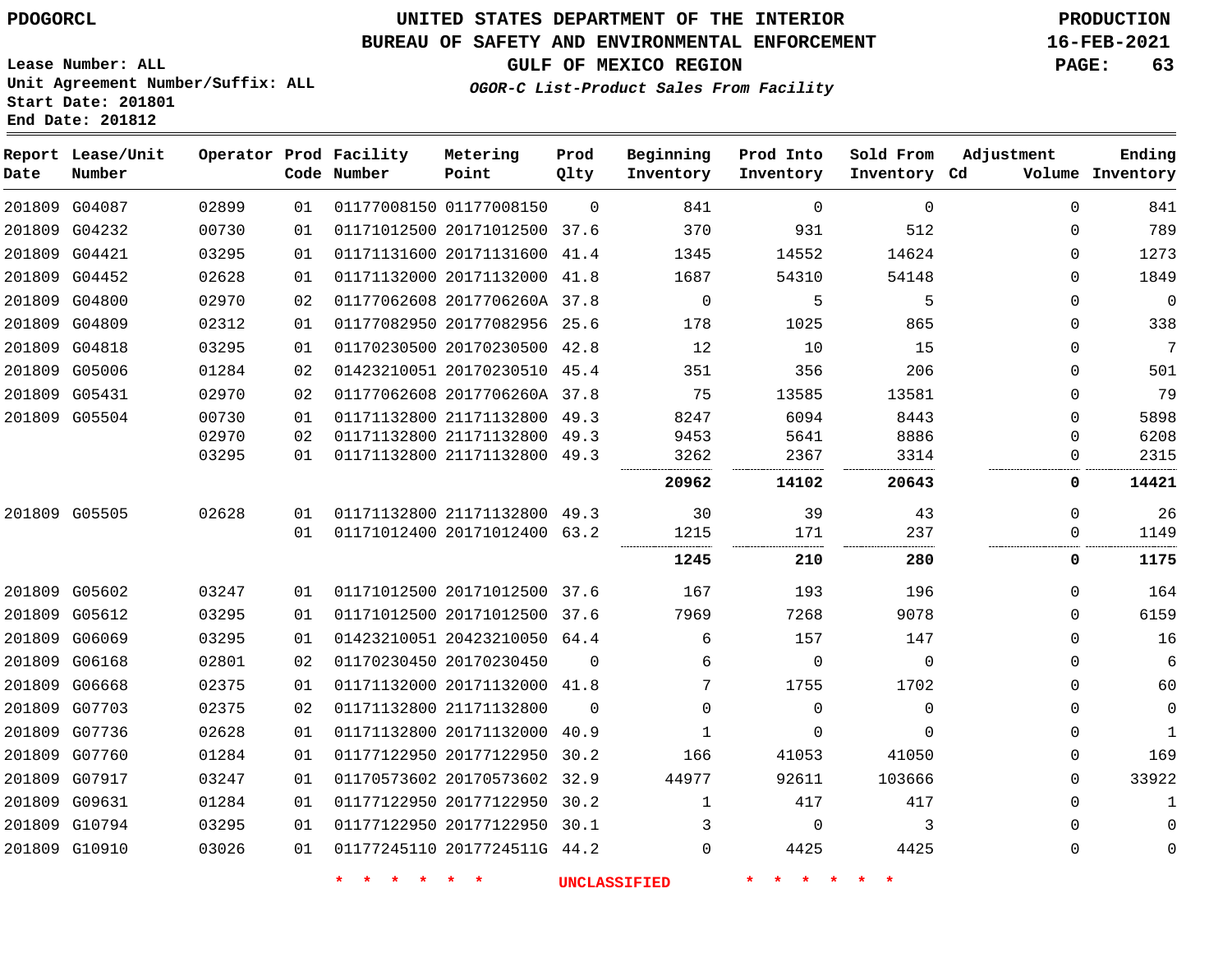# UNITED STATES DEPARTMENT OF THE INTERIOR
## BUREAU OF SAFETY AND ENVIRONMENTAL ENFORCEMENT
## GULF OF MEXICO REGION
### *OGOR-C List-Product Sales From Facility*

PDOGORCL

Lease Number: ALL
Unit Agreement Number/Suffix: ALL
Start Date: 201801
End Date: 201812

PRODUCTION
16-FEB-2021

| Report Date | Lease/Unit Number | Operator | Prod Code | Facility Number | Metering Point | Prod Qlty | Beginning Inventory | Prod Into Inventory | Sold From Inventory | Adjustment Cd | Volume | Ending Inventory |
|---|---|---|---|---|---|---|---|---|---|---|---|---|
| 201809 | G04087 | 02899 | 01 | 01177008150 | 01177008150 | 0 | 841 | 0 | 0 | | 0 | 841 |
| 201809 | G04232 | 00730 | 01 | 01171012500 | 20171012500 | 37.6 | 370 | 931 | 512 | | 0 | 789 |
| 201809 | G04421 | 03295 | 01 | 01171131600 | 20171131600 | 41.4 | 1345 | 14552 | 14624 | | 0 | 1273 |
| 201809 | G04452 | 02628 | 01 | 01171132000 | 20171132000 | 41.8 | 1687 | 54310 | 54148 | | 0 | 1849 |
| 201809 | G04800 | 02970 | 02 | 01177062608 | 2017706260A | 37.8 | 0 | 5 | 5 | | 0 | 0 |
| 201809 | G04809 | 02312 | 01 | 01177082950 | 20177082956 | 25.6 | 178 | 1025 | 865 | | 0 | 338 |
| 201809 | G04818 | 03295 | 01 | 01170230500 | 20170230500 | 42.8 | 12 | 10 | 15 | | 0 | 7 |
| 201809 | G05006 | 01284 | 02 | 01423210051 | 20170230510 | 45.4 | 351 | 356 | 206 | | 0 | 501 |
| 201809 | G05431 | 02970 | 02 | 01177062608 | 2017706260A | 37.8 | 75 | 13585 | 13581 | | 0 | 79 |
| 201809 | G05504 | 00730 | 01 | 01171132800 | 21171132800 | 49.3 | 8247 | 6094 | 8443 | | 0 | 5898 |
| | | 02970 | 02 | 01171132800 | 21171132800 | 49.3 | 9453 | 5641 | 8886 | | 0 | 6208 |
| | | 03295 | 01 | 01171132800 | 21171132800 | 49.3 | 3262 | 2367 | 3314 | | 0 | 2315 |
| | | | | | | | **20962** | **14102** | **20643** | | **0** | **14421** |
| 201809 | G05505 | 02628 | 01 | 01171132800 | 21171132800 | 49.3 | 30 | 39 | 43 | | 0 | 26 |
| | | | 01 | 01171012400 | 20171012400 | 63.2 | 1215 | 171 | 237 | | 0 | 1149 |
| | | | | | | | **1245** | **210** | **280** | | **0** | **1175** |
| 201809 | G05602 | 03247 | 01 | 01171012500 | 20171012500 | 37.6 | 167 | 193 | 196 | | 0 | 164 |
| 201809 | G05612 | 03295 | 01 | 01171012500 | 20171012500 | 37.6 | 7969 | 7268 | 9078 | | 0 | 6159 |
| 201809 | G06069 | 03295 | 01 | 01423210051 | 20423210050 | 64.4 | 6 | 157 | 147 | | 0 | 16 |
| 201809 | G06168 | 02801 | 02 | 01170230450 | 20170230450 | 0 | 6 | 0 | 0 | | 0 | 6 |
| 201809 | G06668 | 02375 | 01 | 01171132000 | 20171132000 | 41.8 | 7 | 1755 | 1702 | | 0 | 60 |
| 201809 | G07703 | 02375 | 02 | 01171132800 | 21171132800 | 0 | 0 | 0 | 0 | | 0 | 0 |
| 201809 | G07736 | 02628 | 01 | 01171132800 | 20171132000 | 40.9 | 1 | 0 | 0 | | 0 | 1 |
| 201809 | G07760 | 01284 | 01 | 01177122950 | 20177122950 | 30.2 | 166 | 41053 | 41050 | | 0 | 169 |
| 201809 | G07917 | 03247 | 01 | 01170573602 | 20170573602 | 32.9 | 44977 | 92611 | 103666 | | 0 | 33922 |
| 201809 | G09631 | 01284 | 01 | 01177122950 | 20177122950 | 30.2 | 1 | 417 | 417 | | 0 | 1 |
| 201809 | G10794 | 03295 | 01 | 01177122950 | 20177122950 | 30.1 | 3 | 0 | 3 | | 0 | 0 |
| 201809 | G10910 | 03026 | 01 | 01177245110 | 2017724511G | 44.2 | 0 | 4425 | 4425 | | 0 | 0 |

* * * * * * UNCLASSIFIED * * * * * *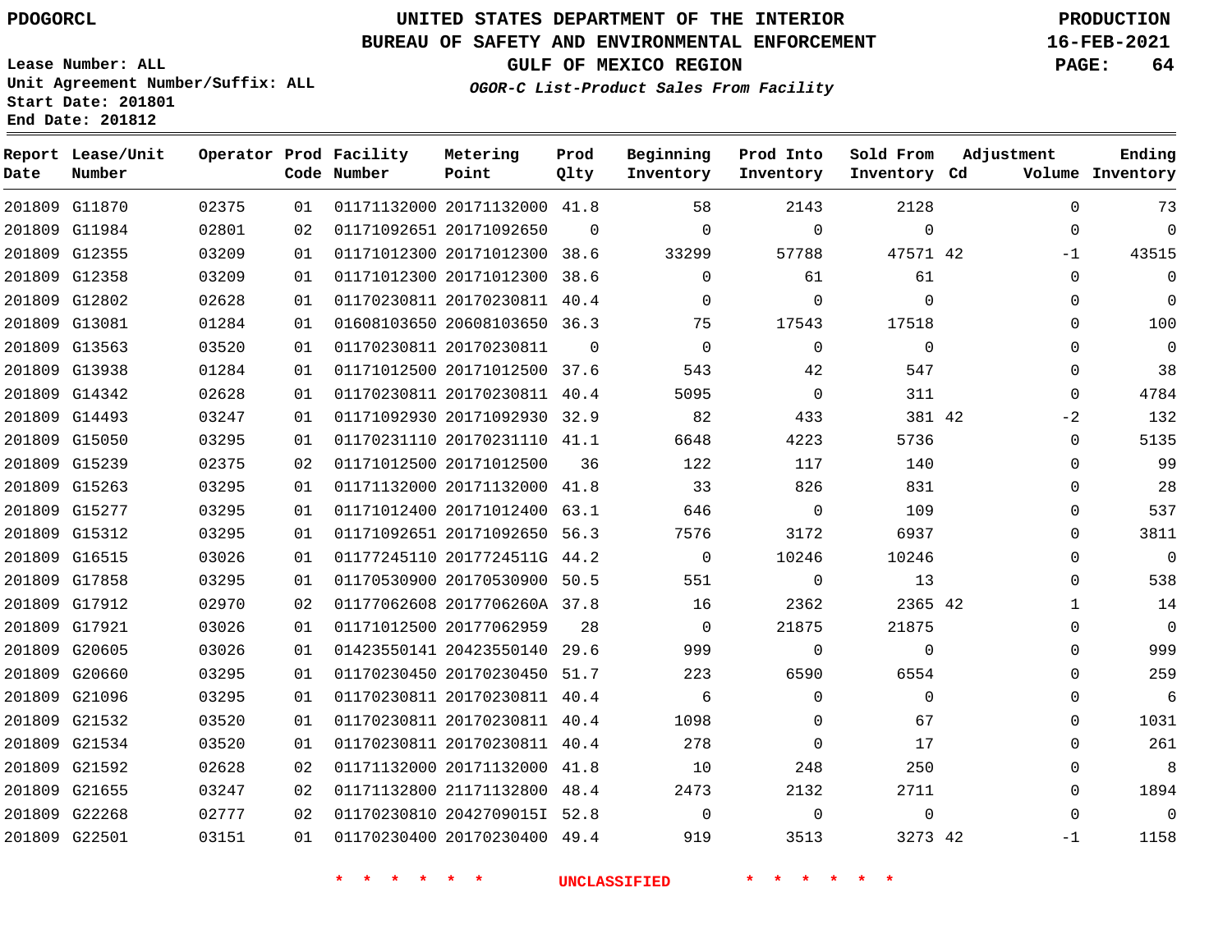PDOGORCL

Lease Number: ALL
Unit Agreement Number/Suffix: ALL
Start Date: 201801
End Date: 201812

# UNITED STATES DEPARTMENT OF THE INTERIOR
## BUREAU OF SAFETY AND ENVIRONMENTAL ENFORCEMENT
## GULF OF MEXICO REGION
### *OGOR-C List-Product Sales From Facility*

PRODUCTION
16-FEB-2021

| Report Date | Lease/Unit Number | Operator | Prod Code | Facility Number | Metering Point | Prod Qlty | Beginning Inventory | Prod Into Inventory | Sold From Inventory | Adjustment Cd | Adjustment Volume | Ending Inventory |
|---|---|---|---|---|---|---|---|---|---|---|---|---|
| 201809 | G11870 | 02375 | 01 | 01171132000 | 20171132000 | 41.8 | 58 | 2143 | 2128 | | 0 | 73 |
| 201809 | G11984 | 02801 | 02 | 01171092651 | 20171092650 | 0 | 0 | 0 | 0 | | 0 | 0 |
| 201809 | G12355 | 03209 | 01 | 01171012300 | 20171012300 | 38.6 | 33299 | 57788 | 47571 | 42 | -1 | 43515 |
| 201809 | G12358 | 03209 | 01 | 01171012300 | 20171012300 | 38.6 | 0 | 61 | 61 | | 0 | 0 |
| 201809 | G12802 | 02628 | 01 | 01170230811 | 20170230811 | 40.4 | 0 | 0 | 0 | | 0 | 0 |
| 201809 | G13081 | 01284 | 01 | 01608103650 | 20608103650 | 36.3 | 75 | 17543 | 17518 | | 0 | 100 |
| 201809 | G13563 | 03520 | 01 | 01170230811 | 20170230811 | 0 | 0 | 0 | 0 | | 0 | 0 |
| 201809 | G13938 | 01284 | 01 | 01171012500 | 20171012500 | 37.6 | 543 | 42 | 547 | | 0 | 38 |
| 201809 | G14342 | 02628 | 01 | 01170230811 | 20170230811 | 40.4 | 5095 | 0 | 311 | | 0 | 4784 |
| 201809 | G14493 | 03247 | 01 | 01171092930 | 20171092930 | 32.9 | 82 | 433 | 381 | 42 | -2 | 132 |
| 201809 | G15050 | 03295 | 01 | 01170231110 | 20170231110 | 41.1 | 6648 | 4223 | 5736 | | 0 | 5135 |
| 201809 | G15239 | 02375 | 02 | 01171012500 | 20171012500 | 36 | 122 | 117 | 140 | | 0 | 99 |
| 201809 | G15263 | 03295 | 01 | 01171132000 | 20171132000 | 41.8 | 33 | 826 | 831 | | 0 | 28 |
| 201809 | G15277 | 03295 | 01 | 01171012400 | 20171012400 | 63.1 | 646 | 0 | 109 | | 0 | 537 |
| 201809 | G15312 | 03295 | 01 | 01171092651 | 20171092650 | 56.3 | 7576 | 3172 | 6937 | | 0 | 3811 |
| 201809 | G16515 | 03026 | 01 | 01177245110 | 2017724511G | 44.2 | 0 | 10246 | 10246 | | 0 | 0 |
| 201809 | G17858 | 03295 | 01 | 01170530900 | 20170530900 | 50.5 | 551 | 0 | 13 | | 0 | 538 |
| 201809 | G17912 | 02970 | 02 | 01177062608 | 2017706260A | 37.8 | 16 | 2362 | 2365 | 42 | 1 | 14 |
| 201809 | G17921 | 03026 | 01 | 01171012500 | 20177062959 | 28 | 0 | 21875 | 21875 | | 0 | 0 |
| 201809 | G20605 | 03026 | 01 | 01423550141 | 20423550140 | 29.6 | 999 | 0 | 0 | | 0 | 999 |
| 201809 | G20660 | 03295 | 01 | 01170230450 | 20170230450 | 51.7 | 223 | 6590 | 6554 | | 0 | 259 |
| 201809 | G21096 | 03295 | 01 | 01170230811 | 20170230811 | 40.4 | 6 | 0 | 0 | | 0 | 6 |
| 201809 | G21532 | 03520 | 01 | 01170230811 | 20170230811 | 40.4 | 1098 | 0 | 67 | | 0 | 1031 |
| 201809 | G21534 | 03520 | 01 | 01170230811 | 20170230811 | 40.4 | 278 | 0 | 17 | | 0 | 261 |
| 201809 | G21592 | 02628 | 02 | 01171132000 | 20171132000 | 41.8 | 10 | 248 | 250 | | 0 | 8 |
| 201809 | G21655 | 03247 | 02 | 01171132800 | 21171132800 | 48.4 | 2473 | 2132 | 2711 | | 0 | 1894 |
| 201809 | G22268 | 02777 | 02 | 01170230810 | 2042709015I | 52.8 | 0 | 0 | 0 | | 0 | 0 |
| 201809 | G22501 | 03151 | 01 | 01170230400 | 20170230400 | 49.4 | 919 | 3513 | 3273 | 42 | -1 | 1158 |

* * * * * * UNCLASSIFIED * * * * * *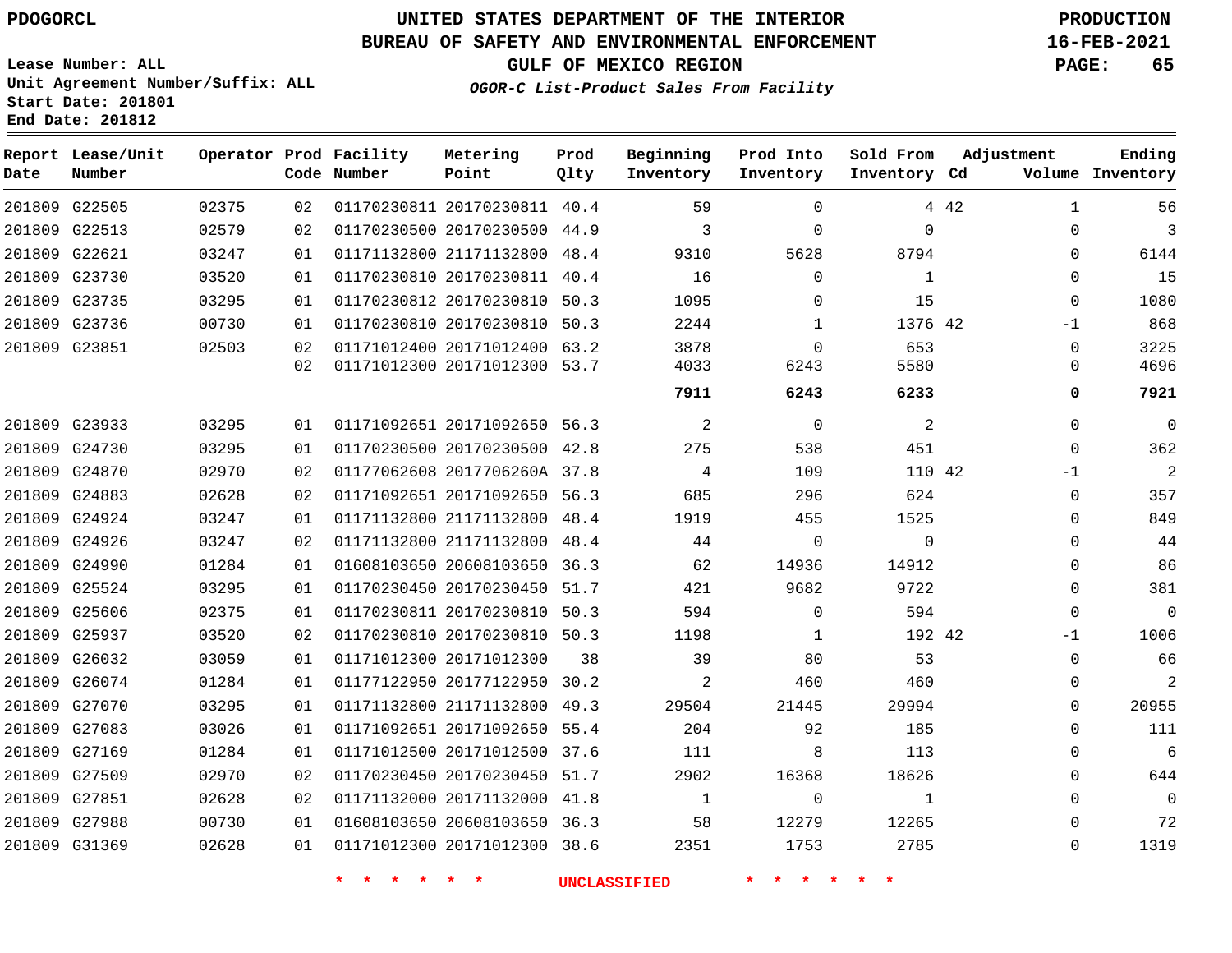PDOGORCL

# UNITED STATES DEPARTMENT OF THE INTERIOR
## BUREAU OF SAFETY AND ENVIRONMENTAL ENFORCEMENT
### GULF OF MEXICO REGION
*OGOR-C List-Product Sales From Facility*

PRODUCTION
16-FEB-2021

Lease Number: ALL
Unit Agreement Number/Suffix: ALL
Start Date: 201801
End Date: 201812

| Report Date | Lease/Unit Number | Operator | Prod Code | Facility Number | Metering Point | Prod Qlty | Beginning Inventory | Prod Into Inventory | Sold From Inventory | Adjustment Cd | Adjustment Volume | Ending Inventory |
|---|---|---|---|---|---|---|---|---|---|---|---|---|
| 201809 | G22505 | 02375 | 02 | 01170230811 | 20170230811 | 40.4 | 59 | 0 | 4 | 42 | 1 | 56 |
| 201809 | G22513 | 02579 | 02 | 01170230500 | 20170230500 | 44.9 | 3 | 0 | 0 | | 0 | 3 |
| 201809 | G22621 | 03247 | 01 | 01171132800 | 21171132800 | 48.4 | 9310 | 5628 | 8794 | | 0 | 6144 |
| 201809 | G23730 | 03520 | 01 | 01170230810 | 20170230811 | 40.4 | 16 | 0 | 1 | | 0 | 15 |
| 201809 | G23735 | 03295 | 01 | 01170230812 | 20170230810 | 50.3 | 1095 | 0 | 15 | | 0 | 1080 |
| 201809 | G23736 | 00730 | 01 | 01170230810 | 20170230810 | 50.3 | 2244 | 1 | 1376 | 42 | -1 | 868 |
| 201809 | G23851 | 02503 | 02 | 01171012400 | 20171012400 | 63.2 | 3878 | 0 | 653 | | 0 | 3225 |
| | | | 02 | 01171012300 | 20171012300 | 53.7 | 4033 | 6243 | 5580 | | 0 | 4696 |
| | | | | | | | **7911** | **6243** | **6233** | | **0** | **7921** |
| 201809 | G23933 | 03295 | 01 | 01171092651 | 20171092650 | 56.3 | 2 | 0 | 2 | | 0 | 0 |
| 201809 | G24730 | 03295 | 01 | 01170230500 | 20170230500 | 42.8 | 275 | 538 | 451 | | 0 | 362 |
| 201809 | G24870 | 02970 | 02 | 01177062608 | 2017706260A | 37.8 | 4 | 109 | 110 | 42 | -1 | 2 |
| 201809 | G24883 | 02628 | 02 | 01171092651 | 20171092650 | 56.3 | 685 | 296 | 624 | | 0 | 357 |
| 201809 | G24924 | 03247 | 01 | 01171132800 | 21171132800 | 48.4 | 1919 | 455 | 1525 | | 0 | 849 |
| 201809 | G24926 | 03247 | 02 | 01171132800 | 21171132800 | 48.4 | 44 | 0 | 0 | | 0 | 44 |
| 201809 | G24990 | 01284 | 01 | 01608103650 | 20608103650 | 36.3 | 62 | 14936 | 14912 | | 0 | 86 |
| 201809 | G25524 | 03295 | 01 | 01170230450 | 20170230450 | 51.7 | 421 | 9682 | 9722 | | 0 | 381 |
| 201809 | G25606 | 02375 | 01 | 01170230811 | 20170230810 | 50.3 | 594 | 0 | 594 | | 0 | 0 |
| 201809 | G25937 | 03520 | 02 | 01170230810 | 20170230810 | 50.3 | 1198 | 1 | 192 | 42 | -1 | 1006 |
| 201809 | G26032 | 03059 | 01 | 01171012300 | 20171012300 | 38 | 39 | 80 | 53 | | 0 | 66 |
| 201809 | G26074 | 01284 | 01 | 01177122950 | 20177122950 | 30.2 | 2 | 460 | 460 | | 0 | 2 |
| 201809 | G27070 | 03295 | 01 | 01171132800 | 21171132800 | 49.3 | 29504 | 21445 | 29994 | | 0 | 20955 |
| 201809 | G27083 | 03026 | 01 | 01171092651 | 20171092650 | 55.4 | 204 | 92 | 185 | | 0 | 111 |
| 201809 | G27169 | 01284 | 01 | 01171012500 | 20171012500 | 37.6 | 111 | 8 | 113 | | 0 | 6 |
| 201809 | G27509 | 02970 | 02 | 01170230450 | 20170230450 | 51.7 | 2902 | 16368 | 18626 | | 0 | 644 |
| 201809 | G27851 | 02628 | 02 | 01171132000 | 20171132000 | 41.8 | 1 | 0 | 1 | | 0 | 0 |
| 201809 | G27988 | 00730 | 01 | 01608103650 | 20608103650 | 36.3 | 58 | 12279 | 12265 | | 0 | 72 |
| 201809 | G31369 | 02628 | 01 | 01171012300 | 20171012300 | 38.6 | 2351 | 1753 | 2785 | | 0 | 1319 |

* * * * * * UNCLASSIFIED * * * * * *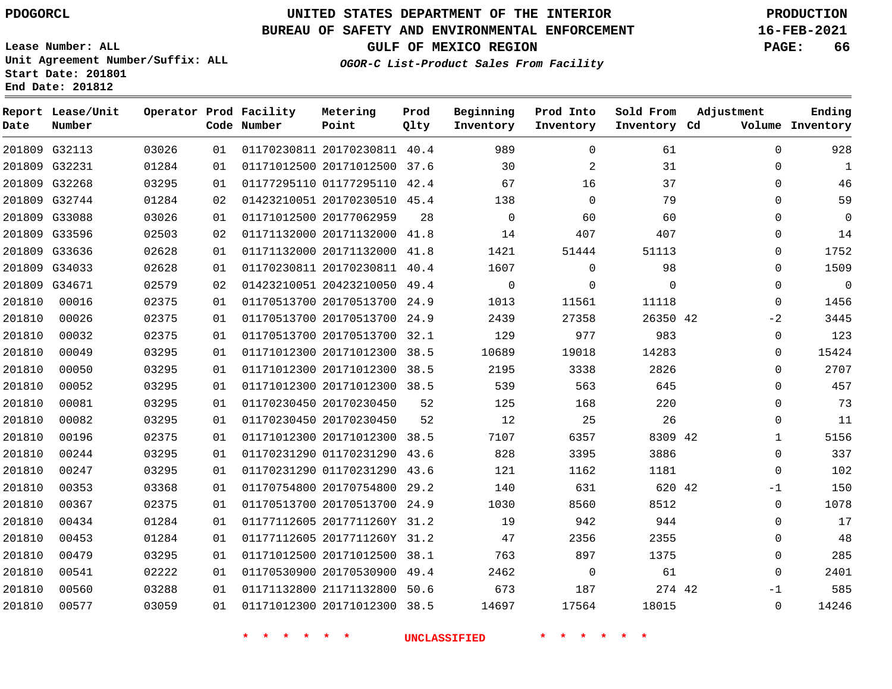PDOGORCL

# UNITED STATES DEPARTMENT OF THE INTERIOR
## BUREAU OF SAFETY AND ENVIRONMENTAL ENFORCEMENT
### GULF OF MEXICO REGION

*OGOR-C List-Product Sales From Facility*

PRODUCTION
16-FEB-2021

Lease Number: ALL
Unit Agreement Number/Suffix: ALL
Start Date: 201801
End Date: 201812

| Report Date | Lease/Unit Number | Operator | Prod Code | Facility Number | Metering Point | Prod Qlty | Beginning Inventory | Prod Into Inventory | Sold From Inventory | Adjustment Cd | Volume | Ending Inventory |
|---|---|---|---|---|---|---|---|---|---|---|---|---|
| 201809 | G32113 | 03026 | 01 | 01170230811 | 20170230811 | 40.4 | 989 | 0 | 61 | | 0 | 928 |
| 201809 | G32231 | 01284 | 01 | 01171012500 | 20171012500 | 37.6 | 30 | 2 | 31 | | 0 | 1 |
| 201809 | G32268 | 03295 | 01 | 01177295110 | 01177295110 | 42.4 | 67 | 16 | 37 | | 0 | 46 |
| 201809 | G32744 | 01284 | 02 | 01423210051 | 20170230510 | 45.4 | 138 | 0 | 79 | | 0 | 59 |
| 201809 | G33088 | 03026 | 01 | 01171012500 | 20177062959 | 28 | 0 | 60 | 60 | | 0 | 0 |
| 201809 | G33596 | 02503 | 02 | 01171132000 | 20171132000 | 41.8 | 14 | 407 | 407 | | 0 | 14 |
| 201809 | G33636 | 02628 | 01 | 01171132000 | 20171132000 | 41.8 | 1421 | 51444 | 51113 | | 0 | 1752 |
| 201809 | G34033 | 02628 | 01 | 01170230811 | 20170230811 | 40.4 | 1607 | 0 | 98 | | 0 | 1509 |
| 201809 | G34671 | 02579 | 02 | 01423210051 | 20423210050 | 49.4 | 0 | 0 | 0 | | 0 | 0 |
| 201810 | 00016 | 02375 | 01 | 01170513700 | 20170513700 | 24.9 | 1013 | 11561 | 11118 | | 0 | 1456 |
| 201810 | 00026 | 02375 | 01 | 01170513700 | 20170513700 | 24.9 | 2439 | 27358 | 26350 | 42 | -2 | 3445 |
| 201810 | 00032 | 02375 | 01 | 01170513700 | 20170513700 | 32.1 | 129 | 977 | 983 | | 0 | 123 |
| 201810 | 00049 | 03295 | 01 | 01171012300 | 20171012300 | 38.5 | 10689 | 19018 | 14283 | | 0 | 15424 |
| 201810 | 00050 | 03295 | 01 | 01171012300 | 20171012300 | 38.5 | 2195 | 3338 | 2826 | | 0 | 2707 |
| 201810 | 00052 | 03295 | 01 | 01171012300 | 20171012300 | 38.5 | 539 | 563 | 645 | | 0 | 457 |
| 201810 | 00081 | 03295 | 01 | 01170230450 | 20170230450 | 52 | 125 | 168 | 220 | | 0 | 73 |
| 201810 | 00082 | 03295 | 01 | 01170230450 | 20170230450 | 52 | 12 | 25 | 26 | | 0 | 11 |
| 201810 | 00196 | 02375 | 01 | 01171012300 | 20171012300 | 38.5 | 7107 | 6357 | 8309 | 42 | 1 | 5156 |
| 201810 | 00244 | 03295 | 01 | 01170231290 | 01170231290 | 43.6 | 828 | 3395 | 3886 | | 0 | 337 |
| 201810 | 00247 | 03295 | 01 | 01170231290 | 01170231290 | 43.6 | 121 | 1162 | 1181 | | 0 | 102 |
| 201810 | 00353 | 03368 | 01 | 01170754800 | 20170754800 | 29.2 | 140 | 631 | 620 | 42 | -1 | 150 |
| 201810 | 00367 | 02375 | 01 | 01170513700 | 20170513700 | 24.9 | 1030 | 8560 | 8512 | | 0 | 1078 |
| 201810 | 00434 | 01284 | 01 | 01177112605 | 2017711260Y | 31.2 | 19 | 942 | 944 | | 0 | 17 |
| 201810 | 00453 | 01284 | 01 | 01177112605 | 2017711260Y | 31.2 | 47 | 2356 | 2355 | | 0 | 48 |
| 201810 | 00479 | 03295 | 01 | 01171012500 | 20171012500 | 38.1 | 763 | 897 | 1375 | | 0 | 285 |
| 201810 | 00541 | 02222 | 01 | 01170530900 | 20170530900 | 49.4 | 2462 | 0 | 61 | | 0 | 2401 |
| 201810 | 00560 | 03288 | 01 | 01171132800 | 21171132800 | 50.6 | 673 | 187 | 274 | 42 | -1 | 585 |
| 201810 | 00577 | 03059 | 01 | 01171012300 | 20171012300 | 38.5 | 14697 | 17564 | 18015 | | 0 | 14246 |

* * * * * * UNCLASSIFIED * * * * * *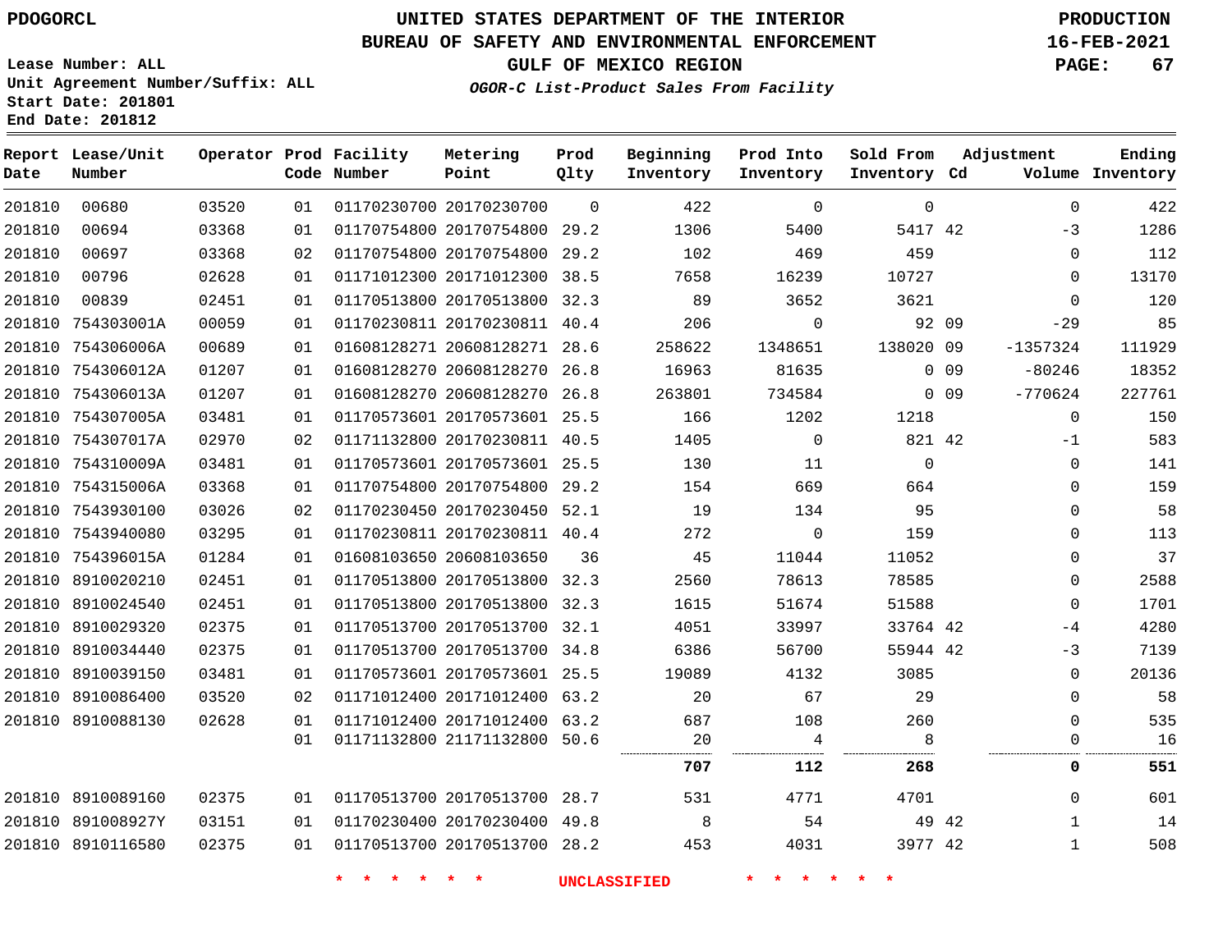PDOGORCL

# UNITED STATES DEPARTMENT OF THE INTERIOR
## BUREAU OF SAFETY AND ENVIRONMENTAL ENFORCEMENT
### GULF OF MEXICO REGION
*OGOR-C List-Product Sales From Facility*

PRODUCTION
16-FEB-2021

Lease Number: ALL
Unit Agreement Number/Suffix: ALL
Start Date: 201801
End Date: 201812

| Report Date | Lease/Unit Number | Operator | Prod Code | Facility Number | Metering Point | Prod Qlty | Beginning Inventory | Prod Into Inventory | Sold From Inventory | Adjustment Cd | Adjustment Volume | Ending Inventory |
|---|---|---|---|---|---|---|---|---|---|---|---|---|
| 201810 | 00680 | 03520 | 01 | 01170230700 | 20170230700 | 0 | 422 | 0 | 0 | | 0 | 422 |
| 201810 | 00694 | 03368 | 01 | 01170754800 | 20170754800 | 29.2 | 1306 | 5400 | 5417 | 42 | -3 | 1286 |
| 201810 | 00697 | 03368 | 02 | 01170754800 | 20170754800 | 29.2 | 102 | 469 | 459 | | 0 | 112 |
| 201810 | 00796 | 02628 | 01 | 01171012300 | 20171012300 | 38.5 | 7658 | 16239 | 10727 | | 0 | 13170 |
| 201810 | 00839 | 02451 | 01 | 01170513800 | 20170513800 | 32.3 | 89 | 3652 | 3621 | | 0 | 120 |
| 201810 | 754303001A | 00059 | 01 | 01170230811 | 20170230811 | 40.4 | 206 | 0 | 92 | 09 | -29 | 85 |
| 201810 | 754306006A | 00689 | 01 | 01608128271 | 20608128271 | 28.6 | 258622 | 1348651 | 138020 | 09 | -1357324 | 111929 |
| 201810 | 754306012A | 01207 | 01 | 01608128270 | 20608128270 | 26.8 | 16963 | 81635 | 0 | 09 | -80246 | 18352 |
| 201810 | 754306013A | 01207 | 01 | 01608128270 | 20608128270 | 26.8 | 263801 | 734584 | 0 | 09 | -770624 | 227761 |
| 201810 | 754307005A | 03481 | 01 | 01170573601 | 20170573601 | 25.5 | 166 | 1202 | 1218 | | 0 | 150 |
| 201810 | 754307017A | 02970 | 02 | 01171132800 | 20170230811 | 40.5 | 1405 | 0 | 821 | 42 | -1 | 583 |
| 201810 | 754310009A | 03481 | 01 | 01170573601 | 20170573601 | 25.5 | 130 | 11 | 0 | | 0 | 141 |
| 201810 | 754315006A | 03368 | 01 | 01170754800 | 20170754800 | 29.2 | 154 | 669 | 664 | | 0 | 159 |
| 201810 | 7543930100 | 03026 | 02 | 01170230450 | 20170230450 | 52.1 | 19 | 134 | 95 | | 0 | 58 |
| 201810 | 7543940080 | 03295 | 01 | 01170230811 | 20170230811 | 40.4 | 272 | 0 | 159 | | 0 | 113 |
| 201810 | 754396015A | 01284 | 01 | 01608103650 | 20608103650 | 36 | 45 | 11044 | 11052 | | 0 | 37 |
| 201810 | 8910020210 | 02451 | 01 | 01170513800 | 20170513800 | 32.3 | 2560 | 78613 | 78585 | | 0 | 2588 |
| 201810 | 8910024540 | 02451 | 01 | 01170513800 | 20170513800 | 32.3 | 1615 | 51674 | 51588 | | 0 | 1701 |
| 201810 | 8910029320 | 02375 | 01 | 01170513700 | 20170513700 | 32.1 | 4051 | 33997 | 33764 | 42 | -4 | 4280 |
| 201810 | 8910034440 | 02375 | 01 | 01170513700 | 20170513700 | 34.8 | 6386 | 56700 | 55944 | 42 | -3 | 7139 |
| 201810 | 8910039150 | 03481 | 01 | 01170573601 | 20170573601 | 25.5 | 19089 | 4132 | 3085 | | 0 | 20136 |
| 201810 | 8910086400 | 03520 | 02 | 01171012400 | 20171012400 | 63.2 | 20 | 67 | 29 | | 0 | 58 |
| 201810 | 8910088130 | 02628 | 01 | 01171012400 | 20171012400 | 63.2 | 687 | 108 | 260 | | 0 | 535 |
| | | | 01 | 01171132800 | 21171132800 | 50.6 | 20 | 4 | 8 | | 0 | 16 |
| | | | | | | | **707** | **112** | **268** | | **0** | **551** |
| 201810 | 8910089160 | 02375 | 01 | 01170513700 | 20170513700 | 28.7 | 531 | 4771 | 4701 | | 0 | 601 |
| 201810 | 891008927Y | 03151 | 01 | 01170230400 | 20170230400 | 49.8 | 8 | 54 | 49 | 42 | 1 | 14 |
| 201810 | 8910116580 | 02375 | 01 | 01170513700 | 20170513700 | 28.2 | 453 | 4031 | 3977 | 42 | 1 | 508 |

* * * * * * UNCLASSIFIED * * * * * *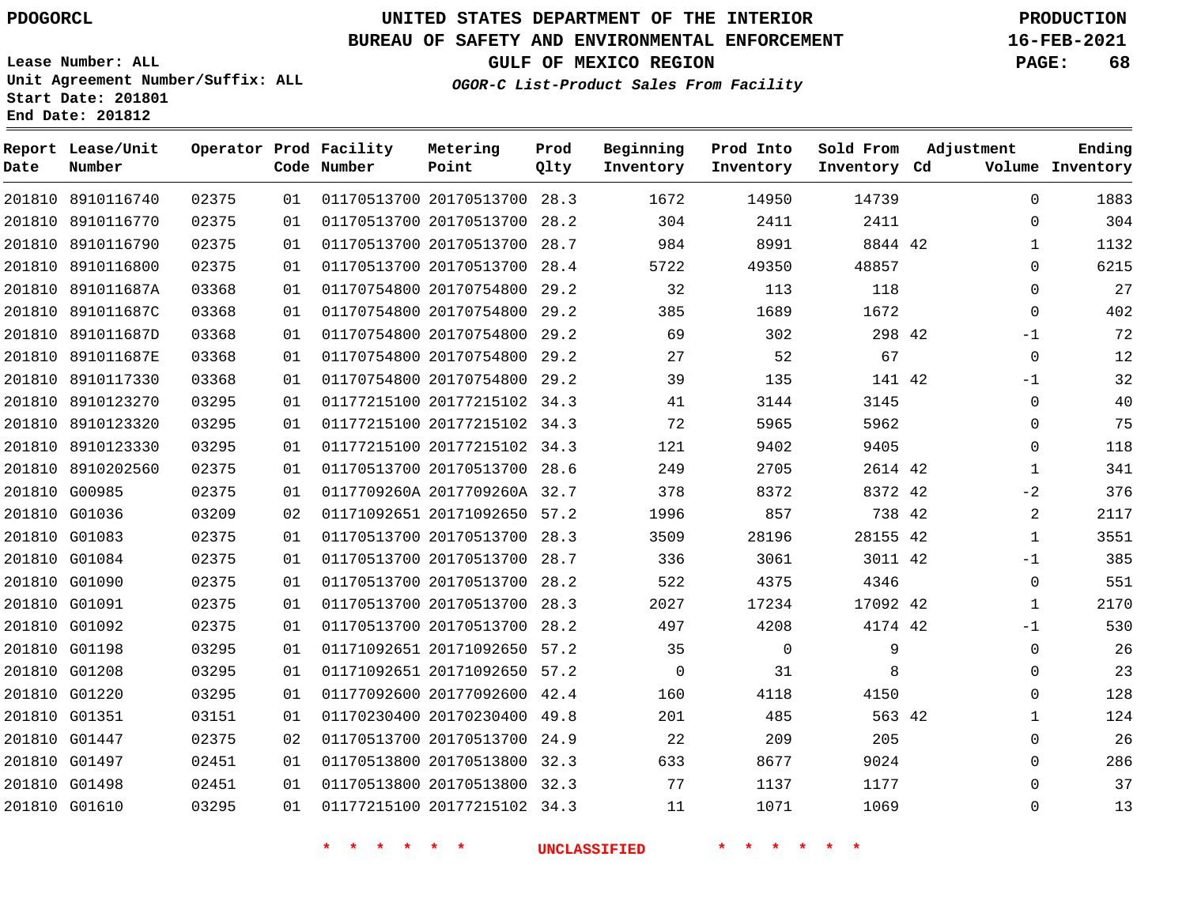PDOGORCL

# UNITED STATES DEPARTMENT OF THE INTERIOR
## BUREAU OF SAFETY AND ENVIRONMENTAL ENFORCEMENT
## GULF OF MEXICO REGION
### *OGOR-C List-Product Sales From Facility*

PRODUCTION
16-FEB-2021

Lease Number: ALL
Unit Agreement Number/Suffix: ALL
Start Date: 201801
End Date: 201812

| Report Date | Lease/Unit Number | Operator | Prod Code | Facility Number | Metering Point | Prod Qlty | Beginning Inventory | Prod Into Inventory | Sold From Inventory | Adjustment Cd | Adjustment Volume | Ending Inventory |
|---|---|---|---|---|---|---|---|---|---|---|---|---|
| 201810 | 8910116740 | 02375 | 01 | 01170513700 | 20170513700 | 28.3 | 1672 | 14950 | 14739 | | 0 | 1883 |
| 201810 | 8910116770 | 02375 | 01 | 01170513700 | 20170513700 | 28.2 | 304 | 2411 | 2411 | | 0 | 304 |
| 201810 | 8910116790 | 02375 | 01 | 01170513700 | 20170513700 | 28.7 | 984 | 8991 | 8844 | 42 | 1 | 1132 |
| 201810 | 8910116800 | 02375 | 01 | 01170513700 | 20170513700 | 28.4 | 5722 | 49350 | 48857 | | 0 | 6215 |
| 201810 | 891011687A | 03368 | 01 | 01170754800 | 20170754800 | 29.2 | 32 | 113 | 118 | | 0 | 27 |
| 201810 | 891011687C | 03368 | 01 | 01170754800 | 20170754800 | 29.2 | 385 | 1689 | 1672 | | 0 | 402 |
| 201810 | 891011687D | 03368 | 01 | 01170754800 | 20170754800 | 29.2 | 69 | 302 | 298 | 42 | -1 | 72 |
| 201810 | 891011687E | 03368 | 01 | 01170754800 | 20170754800 | 29.2 | 27 | 52 | 67 | | 0 | 12 |
| 201810 | 8910117330 | 03368 | 01 | 01170754800 | 20170754800 | 29.2 | 39 | 135 | 141 | 42 | -1 | 32 |
| 201810 | 8910123270 | 03295 | 01 | 01177215100 | 20177215102 | 34.3 | 41 | 3144 | 3145 | | 0 | 40 |
| 201810 | 8910123320 | 03295 | 01 | 01177215100 | 20177215102 | 34.3 | 72 | 5965 | 5962 | | 0 | 75 |
| 201810 | 8910123330 | 03295 | 01 | 01177215100 | 20177215102 | 34.3 | 121 | 9402 | 9405 | | 0 | 118 |
| 201810 | 8910202560 | 02375 | 01 | 01170513700 | 20170513700 | 28.6 | 249 | 2705 | 2614 | 42 | 1 | 341 |
| 201810 | G00985 | 02375 | 01 | 0117709260A | 2017709260A | 32.7 | 378 | 8372 | 8372 | 42 | -2 | 376 |
| 201810 | G01036 | 03209 | 02 | 01171092651 | 20171092650 | 57.2 | 1996 | 857 | 738 | 42 | 2 | 2117 |
| 201810 | G01083 | 02375 | 01 | 01170513700 | 20170513700 | 28.3 | 3509 | 28196 | 28155 | 42 | 1 | 3551 |
| 201810 | G01084 | 02375 | 01 | 01170513700 | 20170513700 | 28.7 | 336 | 3061 | 3011 | 42 | -1 | 385 |
| 201810 | G01090 | 02375 | 01 | 01170513700 | 20170513700 | 28.2 | 522 | 4375 | 4346 | | 0 | 551 |
| 201810 | G01091 | 02375 | 01 | 01170513700 | 20170513700 | 28.3 | 2027 | 17234 | 17092 | 42 | 1 | 2170 |
| 201810 | G01092 | 02375 | 01 | 01170513700 | 20170513700 | 28.2 | 497 | 4208 | 4174 | 42 | -1 | 530 |
| 201810 | G01198 | 03295 | 01 | 01171092651 | 20171092650 | 57.2 | 35 | 0 | 9 | | 0 | 26 |
| 201810 | G01208 | 03295 | 01 | 01171092651 | 20171092650 | 57.2 | 0 | 31 | 8 | | 0 | 23 |
| 201810 | G01220 | 03295 | 01 | 01177092600 | 20177092600 | 42.4 | 160 | 4118 | 4150 | | 0 | 128 |
| 201810 | G01351 | 03151 | 01 | 01170230400 | 20170230400 | 49.8 | 201 | 485 | 563 | 42 | 1 | 124 |
| 201810 | G01447 | 02375 | 02 | 01170513700 | 20170513700 | 24.9 | 22 | 209 | 205 | | 0 | 26 |
| 201810 | G01497 | 02451 | 01 | 01170513800 | 20170513800 | 32.3 | 633 | 8677 | 9024 | | 0 | 286 |
| 201810 | G01498 | 02451 | 01 | 01170513800 | 20170513800 | 32.3 | 77 | 1137 | 1177 | | 0 | 37 |
| 201810 | G01610 | 03295 | 01 | 01177215100 | 20177215102 | 34.3 | 11 | 1071 | 1069 | | 0 | 13 |

* * * * * * UNCLASSIFIED * * * * * *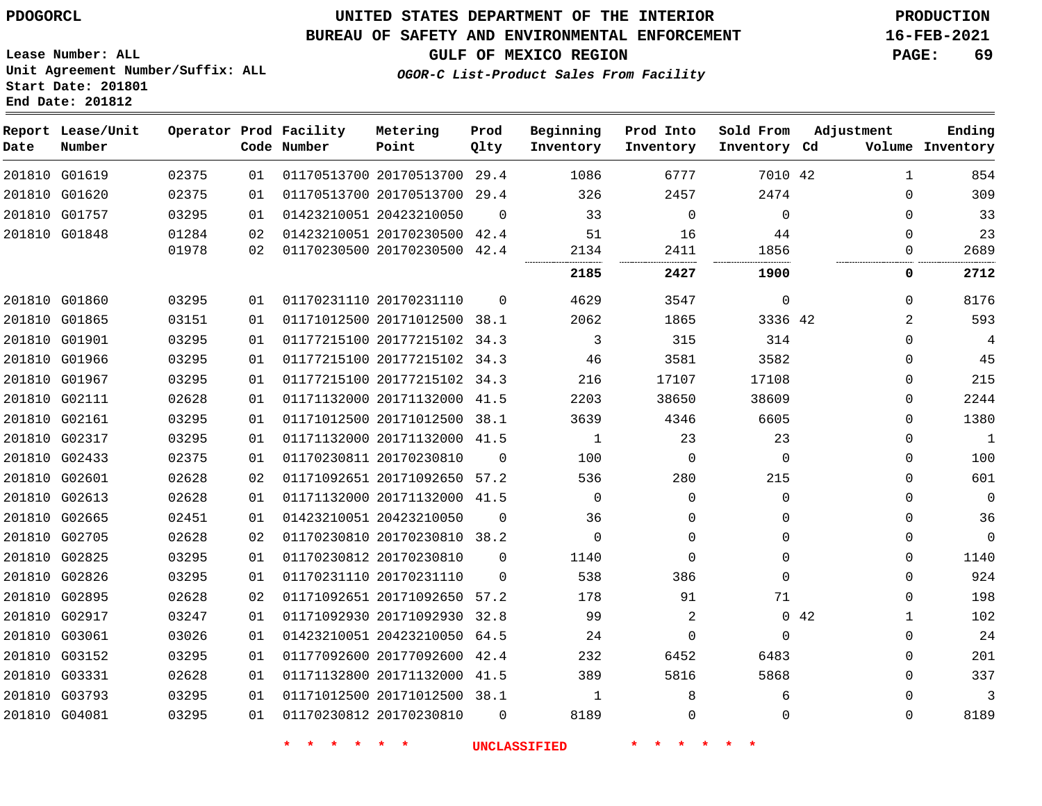PDOGORCL

# UNITED STATES DEPARTMENT OF THE INTERIOR
## BUREAU OF SAFETY AND ENVIRONMENTAL ENFORCEMENT
### GULF OF MEXICO REGION

PRODUCTION
16-FEB-2021

Lease Number: ALL
Unit Agreement Number/Suffix: ALL
Start Date: 201801
End Date: 201812

*OGOR-C List-Product Sales From Facility*

| Report Date | Lease/Unit Number | Operator | Prod Code | Facility Number | Metering Point | Prod Qlty | Beginning Inventory | Prod Into Inventory | Sold From Inventory | Adjustment Cd | Adjustment Volume | Ending Inventory |
|---|---|---|---|---|---|---|---|---|---|---|---|---|
| 201810 | G01619 | 02375 | 01 | 01170513700 | 20170513700 | 29.4 | 1086 | 6777 | 7010 | 42 | 1 | 854 |
| 201810 | G01620 | 02375 | 01 | 01170513700 | 20170513700 | 29.4 | 326 | 2457 | 2474 | | 0 | 309 |
| 201810 | G01757 | 03295 | 01 | 01423210051 | 20423210050 | 0 | 33 | 0 | 0 | | 0 | 33 |
| 201810 | G01848 | 01284 | 02 | 01423210051 | 20170230500 | 42.4 | 51 | 16 | 44 | | 0 | 23 |
| | | 01978 | 02 | 01170230500 | 20170230500 | 42.4 | 2134 | 2411 | 1856 | | 0 | 2689 |
| | | | | | | | **2185** | **2427** | **1900** | | **0** | **2712** |
| 201810 | G01860 | 03295 | 01 | 01170231110 | 20170231110 | 0 | 4629 | 3547 | 0 | | 0 | 8176 |
| 201810 | G01865 | 03151 | 01 | 01171012500 | 20171012500 | 38.1 | 2062 | 1865 | 3336 | 42 | 2 | 593 |
| 201810 | G01901 | 03295 | 01 | 01177215100 | 20177215102 | 34.3 | 3 | 315 | 314 | | 0 | 4 |
| 201810 | G01966 | 03295 | 01 | 01177215100 | 20177215102 | 34.3 | 46 | 3581 | 3582 | | 0 | 45 |
| 201810 | G01967 | 03295 | 01 | 01177215100 | 20177215102 | 34.3 | 216 | 17107 | 17108 | | 0 | 215 |
| 201810 | G02111 | 02628 | 01 | 01171132000 | 20171132000 | 41.5 | 2203 | 38650 | 38609 | | 0 | 2244 |
| 201810 | G02161 | 03295 | 01 | 01171012500 | 20171012500 | 38.1 | 3639 | 4346 | 6605 | | 0 | 1380 |
| 201810 | G02317 | 03295 | 01 | 01171132000 | 20171132000 | 41.5 | 1 | 23 | 23 | | 0 | 1 |
| 201810 | G02433 | 02375 | 01 | 01170230811 | 20170230810 | 0 | 100 | 0 | 0 | | 0 | 100 |
| 201810 | G02601 | 02628 | 02 | 01171092651 | 20171092650 | 57.2 | 536 | 280 | 215 | | 0 | 601 |
| 201810 | G02613 | 02628 | 01 | 01171132000 | 20171132000 | 41.5 | 0 | 0 | 0 | | 0 | 0 |
| 201810 | G02665 | 02451 | 01 | 01423210051 | 20423210050 | 0 | 36 | 0 | 0 | | 0 | 36 |
| 201810 | G02705 | 02628 | 02 | 01170230810 | 20170230810 | 38.2 | 0 | 0 | 0 | | 0 | 0 |
| 201810 | G02825 | 03295 | 01 | 01170230812 | 20170230810 | 0 | 1140 | 0 | 0 | | 0 | 1140 |
| 201810 | G02826 | 03295 | 01 | 01170231110 | 20170231110 | 0 | 538 | 386 | 0 | | 0 | 924 |
| 201810 | G02895 | 02628 | 02 | 01171092651 | 20171092650 | 57.2 | 178 | 91 | 71 | | 0 | 198 |
| 201810 | G02917 | 03247 | 01 | 01171092930 | 20171092930 | 32.8 | 99 | 2 | 0 | 42 | 1 | 102 |
| 201810 | G03061 | 03026 | 01 | 01423210051 | 20423210050 | 64.5 | 24 | 0 | 0 | | 0 | 24 |
| 201810 | G03152 | 03295 | 01 | 01177092600 | 20177092600 | 42.4 | 232 | 6452 | 6483 | | 0 | 201 |
| 201810 | G03331 | 02628 | 01 | 01171132800 | 20171132000 | 41.5 | 389 | 5816 | 5868 | | 0 | 337 |
| 201810 | G03793 | 03295 | 01 | 01171012500 | 20171012500 | 38.1 | 1 | 8 | 6 | | 0 | 3 |
| 201810 | G04081 | 03295 | 01 | 01170230812 | 20170230810 | 0 | 8189 | 0 | 0 | | 0 | 8189 |

* * * * * * UNCLASSIFIED * * * * * *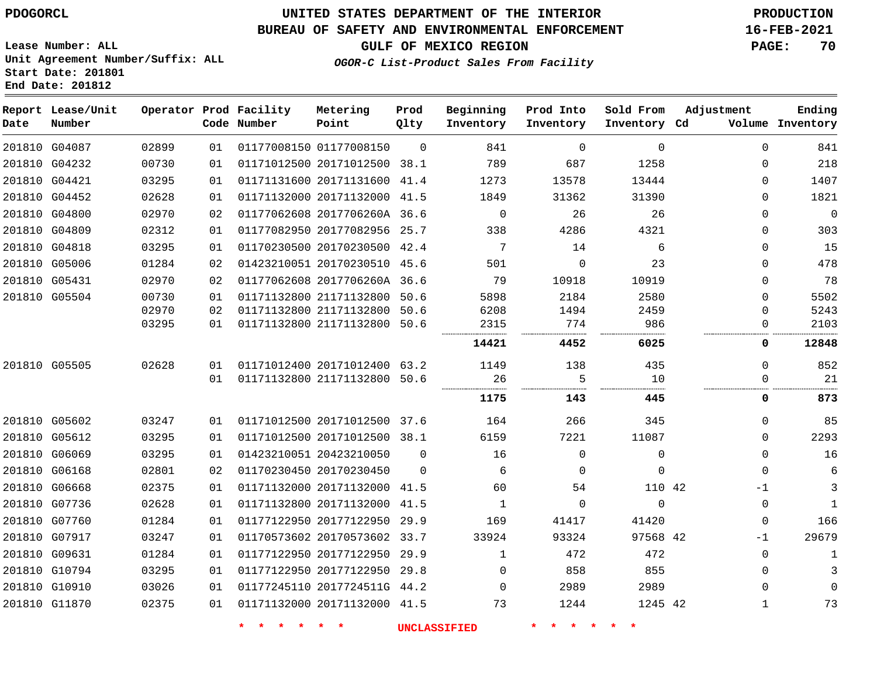PDOGORCL

# UNITED STATES DEPARTMENT OF THE INTERIOR
## BUREAU OF SAFETY AND ENVIRONMENTAL ENFORCEMENT
## GULF OF MEXICO REGION
### *OGOR-C List-Product Sales From Facility*

PRODUCTION
16-FEB-2021

Lease Number: ALL
Unit Agreement Number/Suffix: ALL
Start Date: 201801
End Date: 201812

| Report Date | Lease/Unit Number | Operator | Prod Code | Facility Number | Metering Point | Prod Qlty | Beginning Inventory | Prod Into Inventory | Sold From Inventory | Adjustment Cd | Adjustment Volume | Ending Inventory |
|---|---|---|---|---|---|---|---|---|---|---|---|---|
| 201810 | G04087 | 02899 | 01 | 01177008150 | 01177008150 | 0 | 841 | 0 | 0 | | 0 | 841 |
| 201810 | G04232 | 00730 | 01 | 01171012500 | 20171012500 | 38.1 | 789 | 687 | 1258 | | 0 | 218 |
| 201810 | G04421 | 03295 | 01 | 01171131600 | 20171131600 | 41.4 | 1273 | 13578 | 13444 | | 0 | 1407 |
| 201810 | G04452 | 02628 | 01 | 01171132000 | 20171132000 | 41.5 | 1849 | 31362 | 31390 | | 0 | 1821 |
| 201810 | G04800 | 02970 | 02 | 01177062608 | 2017706260A | 36.6 | 0 | 26 | 26 | | 0 | 0 |
| 201810 | G04809 | 02312 | 01 | 01177082950 | 20177082956 | 25.7 | 338 | 4286 | 4321 | | 0 | 303 |
| 201810 | G04818 | 03295 | 01 | 01170230500 | 20170230500 | 42.4 | 7 | 14 | 6 | | 0 | 15 |
| 201810 | G05006 | 01284 | 02 | 01423210051 | 20170230510 | 45.6 | 501 | 0 | 23 | | 0 | 478 |
| 201810 | G05431 | 02970 | 02 | 01177062608 | 2017706260A | 36.6 | 79 | 10918 | 10919 | | 0 | 78 |
| 201810 | G05504 | 00730 | 01 | 01171132800 | 21171132800 | 50.6 | 5898 | 2184 | 2580 | | 0 | 5502 |
| | | 02970 | 02 | 01171132800 | 21171132800 | 50.6 | 6208 | 1494 | 2459 | | 0 | 5243 |
| | | 03295 | 01 | 01171132800 | 21171132800 | 50.6 | 2315 | 774 | 986 | | 0 | 2103 |
| | | | | | | | **14421** | **4452** | **6025** | | **0** | **12848** |
| 201810 | G05505 | 02628 | 01 | 01171012400 | 20171012400 | 63.2 | 1149 | 138 | 435 | | 0 | 852 |
| | | | 01 | 01171132800 | 21171132800 | 50.6 | 26 | 5 | 10 | | 0 | 21 |
| | | | | | | | **1175** | **143** | **445** | | **0** | **873** |
| 201810 | G05602 | 03247 | 01 | 01171012500 | 20171012500 | 37.6 | 164 | 266 | 345 | | 0 | 85 |
| 201810 | G05612 | 03295 | 01 | 01171012500 | 20171012500 | 38.1 | 6159 | 7221 | 11087 | | 0 | 2293 |
| 201810 | G06069 | 03295 | 01 | 01423210051 | 20423210050 | 0 | 16 | 0 | 0 | | 0 | 16 |
| 201810 | G06168 | 02801 | 02 | 01170230450 | 20170230450 | 0 | 6 | 0 | 0 | | 0 | 6 |
| 201810 | G06668 | 02375 | 01 | 01171132000 | 20171132000 | 41.5 | 60 | 54 | 110 | 42 | -1 | 3 |
| 201810 | G07736 | 02628 | 01 | 01171132800 | 20171132000 | 41.5 | 1 | 0 | 0 | | 0 | 1 |
| 201810 | G07760 | 01284 | 01 | 01177122950 | 20177122950 | 29.9 | 169 | 41417 | 41420 | | 0 | 166 |
| 201810 | G07917 | 03247 | 01 | 01170573602 | 20170573602 | 33.7 | 33924 | 93324 | 97568 | 42 | -1 | 29679 |
| 201810 | G09631 | 01284 | 01 | 01177122950 | 20177122950 | 29.9 | 1 | 472 | 472 | | 0 | 1 |
| 201810 | G10794 | 03295 | 01 | 01177122950 | 20177122950 | 29.8 | 0 | 858 | 855 | | 0 | 3 |
| 201810 | G10910 | 03026 | 01 | 01177245110 | 2017724511G | 44.2 | 0 | 2989 | 2989 | | 0 | 0 |
| 201810 | G11870 | 02375 | 01 | 01171132000 | 20171132000 | 41.5 | 73 | 1244 | 1245 | 42 | 1 | 73 |

* * * * * * UNCLASSIFIED * * * * * *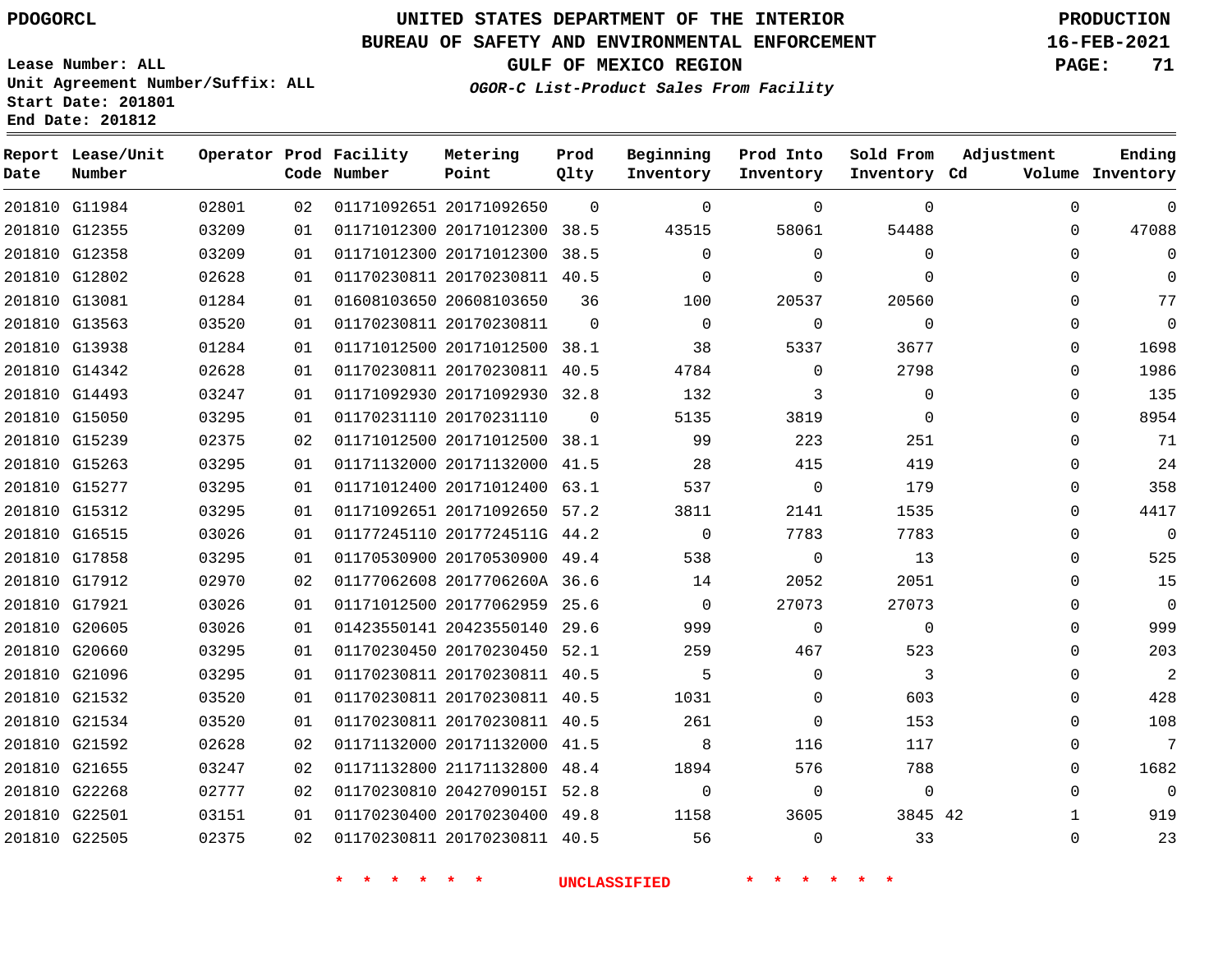PDOGORCL

# UNITED STATES DEPARTMENT OF THE INTERIOR
## BUREAU OF SAFETY AND ENVIRONMENTAL ENFORCEMENT
## GULF OF MEXICO REGION
### *OGOR-C List-Product Sales From Facility*

PRODUCTION
16-FEB-2021

Lease Number: ALL
Unit Agreement Number/Suffix: ALL
Start Date: 201801
End Date: 201812

| Report Date | Lease/Unit Number | Operator | Prod Code | Facility Number | Metering Point | Prod Qlty | Beginning Inventory | Prod Into Inventory | Sold From Inventory | Adjustment Cd | Adjustment Volume | Ending Inventory |
|---|---|---|---|---|---|---|---|---|---|---|---|---|
| 201810 | G11984 | 02801 | 02 | 01171092651 | 20171092650 | 0 | 0 | 0 | 0 | | 0 | 0 |
| 201810 | G12355 | 03209 | 01 | 01171012300 | 20171012300 | 38.5 | 43515 | 58061 | 54488 | | 0 | 47088 |
| 201810 | G12358 | 03209 | 01 | 01171012300 | 20171012300 | 38.5 | 0 | 0 | 0 | | 0 | 0 |
| 201810 | G12802 | 02628 | 01 | 01170230811 | 20170230811 | 40.5 | 0 | 0 | 0 | | 0 | 0 |
| 201810 | G13081 | 01284 | 01 | 01608103650 | 20608103650 | 36 | 100 | 20537 | 20560 | | 0 | 77 |
| 201810 | G13563 | 03520 | 01 | 01170230811 | 20170230811 | 0 | 0 | 0 | 0 | | 0 | 0 |
| 201810 | G13938 | 01284 | 01 | 01171012500 | 20171012500 | 38.1 | 38 | 5337 | 3677 | | 0 | 1698 |
| 201810 | G14342 | 02628 | 01 | 01170230811 | 20170230811 | 40.5 | 4784 | 0 | 2798 | | 0 | 1986 |
| 201810 | G14493 | 03247 | 01 | 01171092930 | 20171092930 | 32.8 | 132 | 3 | 0 | | 0 | 135 |
| 201810 | G15050 | 03295 | 01 | 01170231110 | 20170231110 | 0 | 5135 | 3819 | 0 | | 0 | 8954 |
| 201810 | G15239 | 02375 | 02 | 01171012500 | 20171012500 | 38.1 | 99 | 223 | 251 | | 0 | 71 |
| 201810 | G15263 | 03295 | 01 | 01171132000 | 20171132000 | 41.5 | 28 | 415 | 419 | | 0 | 24 |
| 201810 | G15277 | 03295 | 01 | 01171012400 | 20171012400 | 63.1 | 537 | 0 | 179 | | 0 | 358 |
| 201810 | G15312 | 03295 | 01 | 01171092651 | 20171092650 | 57.2 | 3811 | 2141 | 1535 | | 0 | 4417 |
| 201810 | G16515 | 03026 | 01 | 01177245110 | 2017724511G | 44.2 | 0 | 7783 | 7783 | | 0 | 0 |
| 201810 | G17858 | 03295 | 01 | 01170530900 | 20170530900 | 49.4 | 538 | 0 | 13 | | 0 | 525 |
| 201810 | G17912 | 02970 | 02 | 01177062608 | 2017706260A | 36.6 | 14 | 2052 | 2051 | | 0 | 15 |
| 201810 | G17921 | 03026 | 01 | 01171012500 | 20177062959 | 25.6 | 0 | 27073 | 27073 | | 0 | 0 |
| 201810 | G20605 | 03026 | 01 | 01423550141 | 20423550140 | 29.6 | 999 | 0 | 0 | | 0 | 999 |
| 201810 | G20660 | 03295 | 01 | 01170230450 | 20170230450 | 52.1 | 259 | 467 | 523 | | 0 | 203 |
| 201810 | G21096 | 03295 | 01 | 01170230811 | 20170230811 | 40.5 | 5 | 0 | 3 | | 0 | 2 |
| 201810 | G21532 | 03520 | 01 | 01170230811 | 20170230811 | 40.5 | 1031 | 0 | 603 | | 0 | 428 |
| 201810 | G21534 | 03520 | 01 | 01170230811 | 20170230811 | 40.5 | 261 | 0 | 153 | | 0 | 108 |
| 201810 | G21592 | 02628 | 02 | 01171132000 | 20171132000 | 41.5 | 8 | 116 | 117 | | 0 | 7 |
| 201810 | G21655 | 03247 | 02 | 01171132800 | 21171132800 | 48.4 | 1894 | 576 | 788 | | 0 | 1682 |
| 201810 | G22268 | 02777 | 02 | 01170230810 | 2042709015I | 52.8 | 0 | 0 | 0 | | 0 | 0 |
| 201810 | G22501 | 03151 | 01 | 01170230400 | 20170230400 | 49.8 | 1158 | 3605 | 3845 | 42 | 1 | 919 |
| 201810 | G22505 | 02375 | 02 | 01170230811 | 20170230811 | 40.5 | 56 | 0 | 33 | | 0 | 23 |

* * * * * * UNCLASSIFIED * * * * * *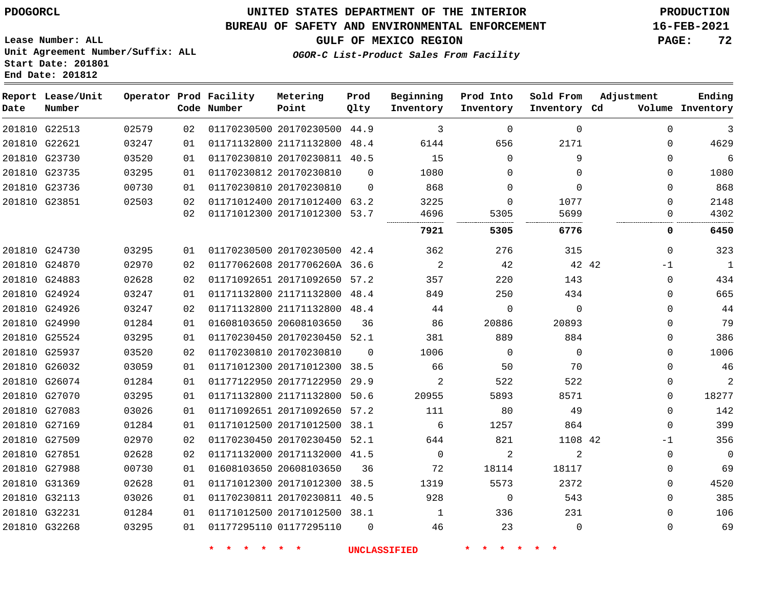PDOGORCL

# UNITED STATES DEPARTMENT OF THE INTERIOR
## BUREAU OF SAFETY AND ENVIRONMENTAL ENFORCEMENT
### GULF OF MEXICO REGION
*OGOR-C List-Product Sales From Facility*

PRODUCTION
16-FEB-2021

Lease Number: ALL
Unit Agreement Number/Suffix: ALL
Start Date: 201801
End Date: 201812

| Report Date | Lease/Unit Number | Operator | Prod Code | Facility Number | Metering Point | Prod Qlty | Beginning Inventory | Prod Into Inventory | Sold From Inventory | Adjustment Cd | Adjustment Volume | Ending Inventory |
|---|---|---|---|---|---|---|---|---|---|---|---|---|
| 201810 | G22513 | 02579 | 02 | 01170230500 | 20170230500 | 44.9 | 3 | 0 | 0 | | 0 | 3 |
| 201810 | G22621 | 03247 | 01 | 01171132800 | 21171132800 | 48.4 | 6144 | 656 | 2171 | | 0 | 4629 |
| 201810 | G23730 | 03520 | 01 | 01170230810 | 20170230811 | 40.5 | 15 | 0 | 9 | | 0 | 6 |
| 201810 | G23735 | 03295 | 01 | 01170230812 | 20170230810 | 0 | 1080 | 0 | 0 | | 0 | 1080 |
| 201810 | G23736 | 00730 | 01 | 01170230810 | 20170230810 | 0 | 868 | 0 | 0 | | 0 | 868 |
| 201810 | G23851 | 02503 | 02 | 01171012400 | 20171012400 | 63.2 | 3225 | 0 | 1077 | | 0 | 2148 |
| | | | 02 | 01171012300 | 20171012300 | 53.7 | 4696 | 5305 | 5699 | | 0 | 4302 |
| | | | | | | | **7921** | **5305** | **6776** | | **0** | **6450** |
| 201810 | G24730 | 03295 | 01 | 01170230500 | 20170230500 | 42.4 | 362 | 276 | 315 | | 0 | 323 |
| 201810 | G24870 | 02970 | 02 | 01177062608 | 2017706260A | 36.6 | 2 | 42 | 42 | 42 | -1 | 1 |
| 201810 | G24883 | 02628 | 02 | 01171092651 | 20171092650 | 57.2 | 357 | 220 | 143 | | 0 | 434 |
| 201810 | G24924 | 03247 | 01 | 01171132800 | 21171132800 | 48.4 | 849 | 250 | 434 | | 0 | 665 |
| 201810 | G24926 | 03247 | 02 | 01171132800 | 21171132800 | 48.4 | 44 | 0 | 0 | | 0 | 44 |
| 201810 | G24990 | 01284 | 01 | 01608103650 | 20608103650 | 36 | 86 | 20886 | 20893 | | 0 | 79 |
| 201810 | G25524 | 03295 | 01 | 01170230450 | 20170230450 | 52.1 | 381 | 889 | 884 | | 0 | 386 |
| 201810 | G25937 | 03520 | 02 | 01170230810 | 20170230810 | 0 | 1006 | 0 | 0 | | 0 | 1006 |
| 201810 | G26032 | 03059 | 01 | 01171012300 | 20171012300 | 38.5 | 66 | 50 | 70 | | 0 | 46 |
| 201810 | G26074 | 01284 | 01 | 01177122950 | 20177122950 | 29.9 | 2 | 522 | 522 | | 0 | 2 |
| 201810 | G27070 | 03295 | 01 | 01171132800 | 21171132800 | 50.6 | 20955 | 5893 | 8571 | | 0 | 18277 |
| 201810 | G27083 | 03026 | 01 | 01171092651 | 20171092650 | 57.2 | 111 | 80 | 49 | | 0 | 142 |
| 201810 | G27169 | 01284 | 01 | 01171012500 | 20171012500 | 38.1 | 6 | 1257 | 864 | | 0 | 399 |
| 201810 | G27509 | 02970 | 02 | 01170230450 | 20170230450 | 52.1 | 644 | 821 | 1108 | 42 | -1 | 356 |
| 201810 | G27851 | 02628 | 02 | 01171132000 | 20171132000 | 41.5 | 0 | 2 | 2 | | 0 | 0 |
| 201810 | G27988 | 00730 | 01 | 01608103650 | 20608103650 | 36 | 72 | 18114 | 18117 | | 0 | 69 |
| 201810 | G31369 | 02628 | 01 | 01171012300 | 20171012300 | 38.5 | 1319 | 5573 | 2372 | | 0 | 4520 |
| 201810 | G32113 | 03026 | 01 | 01170230811 | 20170230811 | 40.5 | 928 | 0 | 543 | | 0 | 385 |
| 201810 | G32231 | 01284 | 01 | 01171012500 | 20171012500 | 38.1 | 1 | 336 | 231 | | 0 | 106 |
| 201810 | G32268 | 03295 | 01 | 01177295110 | 01177295110 | 0 | 46 | 23 | 0 | | 0 | 69 |

* * * * * * UNCLASSIFIED * * * * * *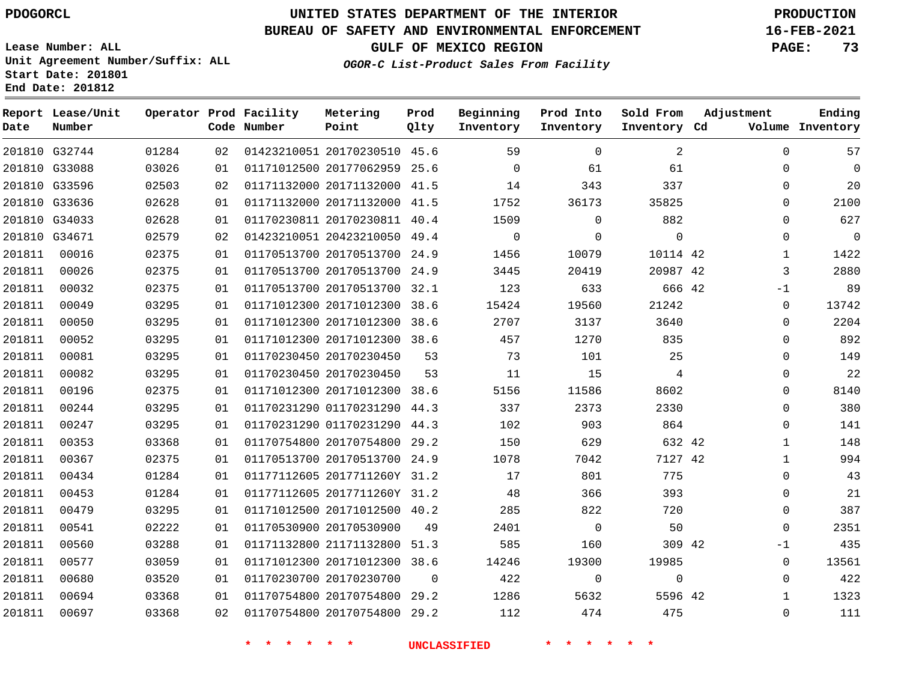PDOGORCL

# UNITED STATES DEPARTMENT OF THE INTERIOR
## BUREAU OF SAFETY AND ENVIRONMENTAL ENFORCEMENT
### GULF OF MEXICO REGION
*OGOR-C List-Product Sales From Facility*

PRODUCTION
16-FEB-2021

Lease Number: ALL
Unit Agreement Number/Suffix: ALL
Start Date: 201801
End Date: 201812

| Report Date | Lease/Unit Number | Operator | Prod Code | Facility Number | Metering Point | Prod Qlty | Beginning Inventory | Prod Into Inventory | Sold From Inventory | Adjustment Cd | Adjustment Volume | Ending Inventory |
|---|---|---|---|---|---|---|---|---|---|---|---|---|
| 201810 | G32744 | 01284 | 02 | 01423210051 | 20170230510 | 45.6 | 59 | 0 | 2 | | 0 | 57 |
| 201810 | G33088 | 03026 | 01 | 01171012500 | 20177062959 | 25.6 | 0 | 61 | 61 | | 0 | 0 |
| 201810 | G33596 | 02503 | 02 | 01171132000 | 20171132000 | 41.5 | 14 | 343 | 337 | | 0 | 20 |
| 201810 | G33636 | 02628 | 01 | 01171132000 | 20171132000 | 41.5 | 1752 | 36173 | 35825 | | 0 | 2100 |
| 201810 | G34033 | 02628 | 01 | 01170230811 | 20170230811 | 40.4 | 1509 | 0 | 882 | | 0 | 627 |
| 201810 | G34671 | 02579 | 02 | 01423210051 | 20423210050 | 49.4 | 0 | 0 | 0 | | 0 | 0 |
| 201811 | 00016 | 02375 | 01 | 01170513700 | 20170513700 | 24.9 | 1456 | 10079 | 10114 | 42 | 1 | 1422 |
| 201811 | 00026 | 02375 | 01 | 01170513700 | 20170513700 | 24.9 | 3445 | 20419 | 20987 | 42 | 3 | 2880 |
| 201811 | 00032 | 02375 | 01 | 01170513700 | 20170513700 | 32.1 | 123 | 633 | 666 | 42 | -1 | 89 |
| 201811 | 00049 | 03295 | 01 | 01171012300 | 20171012300 | 38.6 | 15424 | 19560 | 21242 | | 0 | 13742 |
| 201811 | 00050 | 03295 | 01 | 01171012300 | 20171012300 | 38.6 | 2707 | 3137 | 3640 | | 0 | 2204 |
| 201811 | 00052 | 03295 | 01 | 01171012300 | 20171012300 | 38.6 | 457 | 1270 | 835 | | 0 | 892 |
| 201811 | 00081 | 03295 | 01 | 01170230450 | 20170230450 | 53 | 73 | 101 | 25 | | 0 | 149 |
| 201811 | 00082 | 03295 | 01 | 01170230450 | 20170230450 | 53 | 11 | 15 | 4 | | 0 | 22 |
| 201811 | 00196 | 02375 | 01 | 01171012300 | 20171012300 | 38.6 | 5156 | 11586 | 8602 | | 0 | 8140 |
| 201811 | 00244 | 03295 | 01 | 01170231290 | 01170231290 | 44.3 | 337 | 2373 | 2330 | | 0 | 380 |
| 201811 | 00247 | 03295 | 01 | 01170231290 | 01170231290 | 44.3 | 102 | 903 | 864 | | 0 | 141 |
| 201811 | 00353 | 03368 | 01 | 01170754800 | 20170754800 | 29.2 | 150 | 629 | 632 | 42 | 1 | 148 |
| 201811 | 00367 | 02375 | 01 | 01170513700 | 20170513700 | 24.9 | 1078 | 7042 | 7127 | 42 | 1 | 994 |
| 201811 | 00434 | 01284 | 01 | 01177112605 | 2017711260Y | 31.2 | 17 | 801 | 775 | | 0 | 43 |
| 201811 | 00453 | 01284 | 01 | 01177112605 | 2017711260Y | 31.2 | 48 | 366 | 393 | | 0 | 21 |
| 201811 | 00479 | 03295 | 01 | 01171012500 | 20171012500 | 40.2 | 285 | 822 | 720 | | 0 | 387 |
| 201811 | 00541 | 02222 | 01 | 01170530900 | 20170530900 | 49 | 2401 | 0 | 50 | | 0 | 2351 |
| 201811 | 00560 | 03288 | 01 | 01171132800 | 21171132800 | 51.3 | 585 | 160 | 309 | 42 | -1 | 435 |
| 201811 | 00577 | 03059 | 01 | 01171012300 | 20171012300 | 38.6 | 14246 | 19300 | 19985 | | 0 | 13561 |
| 201811 | 00680 | 03520 | 01 | 01170230700 | 20170230700 | 0 | 422 | 0 | 0 | | 0 | 422 |
| 201811 | 00694 | 03368 | 01 | 01170754800 | 20170754800 | 29.2 | 1286 | 5632 | 5596 | 42 | 1 | 1323 |
| 201811 | 00697 | 03368 | 02 | 01170754800 | 20170754800 | 29.2 | 112 | 474 | 475 | | 0 | 111 |

* * * * * * UNCLASSIFIED * * * * * *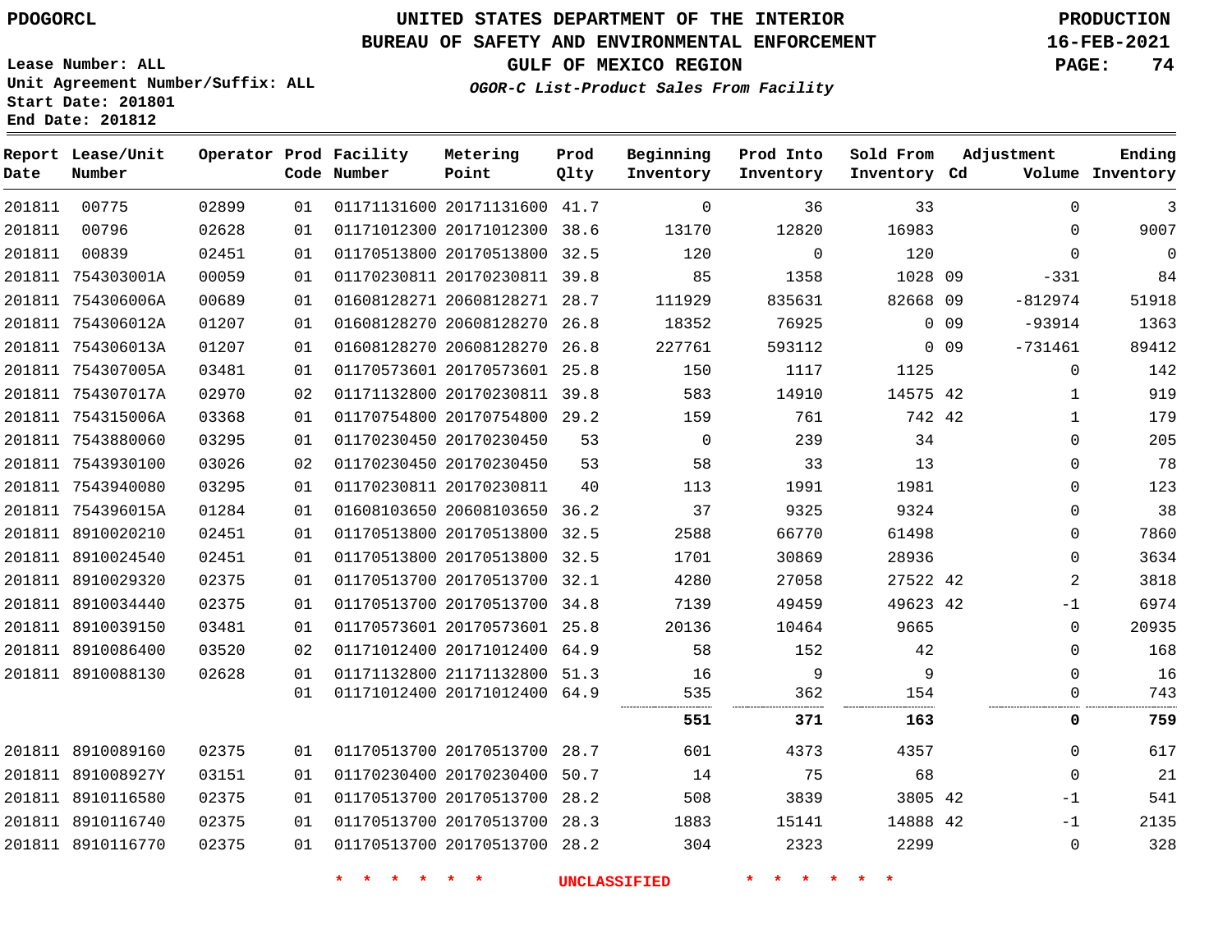PDOGORCL

# UNITED STATES DEPARTMENT OF THE INTERIOR
## BUREAU OF SAFETY AND ENVIRONMENTAL ENFORCEMENT
## GULF OF MEXICO REGION
### *OGOR-C List-Product Sales From Facility*

PRODUCTION
16-FEB-2021

Lease Number: ALL
Unit Agreement Number/Suffix: ALL
Start Date: 201801
End Date: 201812

| Report Date | Lease/Unit Number | Operator | Prod Code | Facility Number | Metering Point | Prod Qlty | Beginning Inventory | Prod Into Inventory | Sold From Inventory | Adjustment Cd | Adjustment Volume | Ending Inventory |
|---|---|---|---|---|---|---|---|---|---|---|---|---|
| 201811 | 00775 | 02899 | 01 | 01171131600 | 20171131600 | 41.7 | 0 | 36 | 33 | | 0 | 3 |
| 201811 | 00796 | 02628 | 01 | 01171012300 | 20171012300 | 38.6 | 13170 | 12820 | 16983 | | 0 | 9007 |
| 201811 | 00839 | 02451 | 01 | 01170513800 | 20170513800 | 32.5 | 120 | 0 | 120 | | 0 | 0 |
| 201811 | 754303001A | 00059 | 01 | 01170230811 | 20170230811 | 39.8 | 85 | 1358 | 1028 | 09 | -331 | 84 |
| 201811 | 754306006A | 00689 | 01 | 01608128271 | 20608128271 | 28.7 | 111929 | 835631 | 82668 | 09 | -812974 | 51918 |
| 201811 | 754306012A | 01207 | 01 | 01608128270 | 20608128270 | 26.8 | 18352 | 76925 | 0 | 09 | -93914 | 1363 |
| 201811 | 754306013A | 01207 | 01 | 01608128270 | 20608128270 | 26.8 | 227761 | 593112 | 0 | 09 | -731461 | 89412 |
| 201811 | 754307005A | 03481 | 01 | 01170573601 | 20170573601 | 25.8 | 150 | 1117 | 1125 | | 0 | 142 |
| 201811 | 754307017A | 02970 | 02 | 01171132800 | 20170230811 | 39.8 | 583 | 14910 | 14575 | 42 | 1 | 919 |
| 201811 | 754315006A | 03368 | 01 | 01170754800 | 20170754800 | 29.2 | 159 | 761 | 742 | 42 | 1 | 179 |
| 201811 | 7543880060 | 03295 | 01 | 01170230450 | 20170230450 | 53 | 0 | 239 | 34 | | 0 | 205 |
| 201811 | 7543930100 | 03026 | 02 | 01170230450 | 20170230450 | 53 | 58 | 33 | 13 | | 0 | 78 |
| 201811 | 7543940080 | 03295 | 01 | 01170230811 | 20170230811 | 40 | 113 | 1991 | 1981 | | 0 | 123 |
| 201811 | 754396015A | 01284 | 01 | 01608103650 | 20608103650 | 36.2 | 37 | 9325 | 9324 | | 0 | 38 |
| 201811 | 8910020210 | 02451 | 01 | 01170513800 | 20170513800 | 32.5 | 2588 | 66770 | 61498 | | 0 | 7860 |
| 201811 | 8910024540 | 02451 | 01 | 01170513800 | 20170513800 | 32.5 | 1701 | 30869 | 28936 | | 0 | 3634 |
| 201811 | 8910029320 | 02375 | 01 | 01170513700 | 20170513700 | 32.1 | 4280 | 27058 | 27522 | 42 | 2 | 3818 |
| 201811 | 8910034440 | 02375 | 01 | 01170513700 | 20170513700 | 34.8 | 7139 | 49459 | 49623 | 42 | -1 | 6974 |
| 201811 | 8910039150 | 03481 | 01 | 01170573601 | 20170573601 | 25.8 | 20136 | 10464 | 9665 | | 0 | 20935 |
| 201811 | 8910086400 | 03520 | 02 | 01171012400 | 20171012400 | 64.9 | 58 | 152 | 42 | | 0 | 168 |
| 201811 | 8910088130 | 02628 | 01 | 01171132800 | 21171132800 | 51.3 | 16 | 9 | 9 | | 0 | 16 |
| | | | 01 | 01171012400 | 20171012400 | 64.9 | 535 | 362 | 154 | | 0 | 743 |
| | | | | | | | **551** | **371** | **163** | | **0** | **759** |
| 201811 | 8910089160 | 02375 | 01 | 01170513700 | 20170513700 | 28.7 | 601 | 4373 | 4357 | | 0 | 617 |
| 201811 | 891008927Y | 03151 | 01 | 01170230400 | 20170230400 | 50.7 | 14 | 75 | 68 | | 0 | 21 |
| 201811 | 8910116580 | 02375 | 01 | 01170513700 | 20170513700 | 28.2 | 508 | 3839 | 3805 | 42 | -1 | 541 |
| 201811 | 8910116740 | 02375 | 01 | 01170513700 | 20170513700 | 28.3 | 1883 | 15141 | 14888 | 42 | -1 | 2135 |
| 201811 | 8910116770 | 02375 | 01 | 01170513700 | 20170513700 | 28.2 | 304 | 2323 | 2299 | | 0 | 328 |

* * * * * * UNCLASSIFIED * * * * * *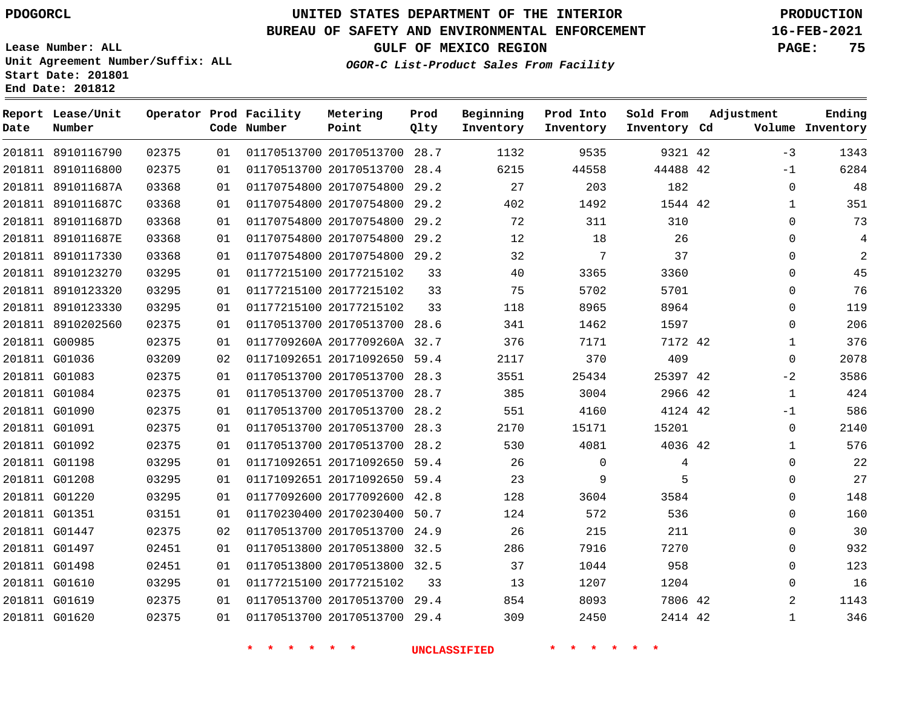PDOGORCL

# UNITED STATES DEPARTMENT OF THE INTERIOR
## BUREAU OF SAFETY AND ENVIRONMENTAL ENFORCEMENT
### GULF OF MEXICO REGION
*OGOR-C List-Product Sales From Facility*

PRODUCTION
16-FEB-2021

Lease Number: ALL
Unit Agreement Number/Suffix: ALL
Start Date: 201801
End Date: 201812

| Report Date | Lease/Unit Number | Operator | Prod Code | Facility Number | Metering Point | Prod Qlty | Beginning Inventory | Prod Into Inventory | Sold From Inventory | Adjustment Cd | Volume | Ending Inventory |
|---|---|---|---|---|---|---|---|---|---|---|---|---|
| 201811 | 8910116790 | 02375 | 01 | 01170513700 | 20170513700 | 28.7 | 1132 | 9535 | 9321 | 42 | -3 | 1343 |
| 201811 | 8910116800 | 02375 | 01 | 01170513700 | 20170513700 | 28.4 | 6215 | 44558 | 44488 | 42 | -1 | 6284 |
| 201811 | 891011687A | 03368 | 01 | 01170754800 | 20170754800 | 29.2 | 27 | 203 | 182 | | 0 | 48 |
| 201811 | 891011687C | 03368 | 01 | 01170754800 | 20170754800 | 29.2 | 402 | 1492 | 1544 | 42 | 1 | 351 |
| 201811 | 891011687D | 03368 | 01 | 01170754800 | 20170754800 | 29.2 | 72 | 311 | 310 | | 0 | 73 |
| 201811 | 891011687E | 03368 | 01 | 01170754800 | 20170754800 | 29.2 | 12 | 18 | 26 | | 0 | 4 |
| 201811 | 8910117330 | 03368 | 01 | 01170754800 | 20170754800 | 29.2 | 32 | 7 | 37 | | 0 | 2 |
| 201811 | 8910123270 | 03295 | 01 | 01177215100 | 20177215102 | 33 | 40 | 3365 | 3360 | | 0 | 45 |
| 201811 | 8910123320 | 03295 | 01 | 01177215100 | 20177215102 | 33 | 75 | 5702 | 5701 | | 0 | 76 |
| 201811 | 8910123330 | 03295 | 01 | 01177215100 | 20177215102 | 33 | 118 | 8965 | 8964 | | 0 | 119 |
| 201811 | 8910202560 | 02375 | 01 | 01170513700 | 20170513700 | 28.6 | 341 | 1462 | 1597 | | 0 | 206 |
| 201811 | G00985 | 02375 | 01 | 0117709260A | 2017709260A | 32.7 | 376 | 7171 | 7172 | 42 | 1 | 376 |
| 201811 | G01036 | 03209 | 02 | 01171092651 | 20171092650 | 59.4 | 2117 | 370 | 409 | | 0 | 2078 |
| 201811 | G01083 | 02375 | 01 | 01170513700 | 20170513700 | 28.3 | 3551 | 25434 | 25397 | 42 | -2 | 3586 |
| 201811 | G01084 | 02375 | 01 | 01170513700 | 20170513700 | 28.7 | 385 | 3004 | 2966 | 42 | 1 | 424 |
| 201811 | G01090 | 02375 | 01 | 01170513700 | 20170513700 | 28.2 | 551 | 4160 | 4124 | 42 | -1 | 586 |
| 201811 | G01091 | 02375 | 01 | 01170513700 | 20170513700 | 28.3 | 2170 | 15171 | 15201 | | 0 | 2140 |
| 201811 | G01092 | 02375 | 01 | 01170513700 | 20170513700 | 28.2 | 530 | 4081 | 4036 | 42 | 1 | 576 |
| 201811 | G01198 | 03295 | 01 | 01171092651 | 20171092650 | 59.4 | 26 | 0 | 4 | | 0 | 22 |
| 201811 | G01208 | 03295 | 01 | 01171092651 | 20171092650 | 59.4 | 23 | 9 | 5 | | 0 | 27 |
| 201811 | G01220 | 03295 | 01 | 01177092600 | 20177092600 | 42.8 | 128 | 3604 | 3584 | | 0 | 148 |
| 201811 | G01351 | 03151 | 01 | 01170230400 | 20170230400 | 50.7 | 124 | 572 | 536 | | 0 | 160 |
| 201811 | G01447 | 02375 | 02 | 01170513700 | 20170513700 | 24.9 | 26 | 215 | 211 | | 0 | 30 |
| 201811 | G01497 | 02451 | 01 | 01170513800 | 20170513800 | 32.5 | 286 | 7916 | 7270 | | 0 | 932 |
| 201811 | G01498 | 02451 | 01 | 01170513800 | 20170513800 | 32.5 | 37 | 1044 | 958 | | 0 | 123 |
| 201811 | G01610 | 03295 | 01 | 01177215100 | 20177215102 | 33 | 13 | 1207 | 1204 | | 0 | 16 |
| 201811 | G01619 | 02375 | 01 | 01170513700 | 20170513700 | 29.4 | 854 | 8093 | 7806 | 42 | 2 | 1143 |
| 201811 | G01620 | 02375 | 01 | 01170513700 | 20170513700 | 29.4 | 309 | 2450 | 2414 | 42 | 1 | 346 |

* * * * * * UNCLASSIFIED * * * * * *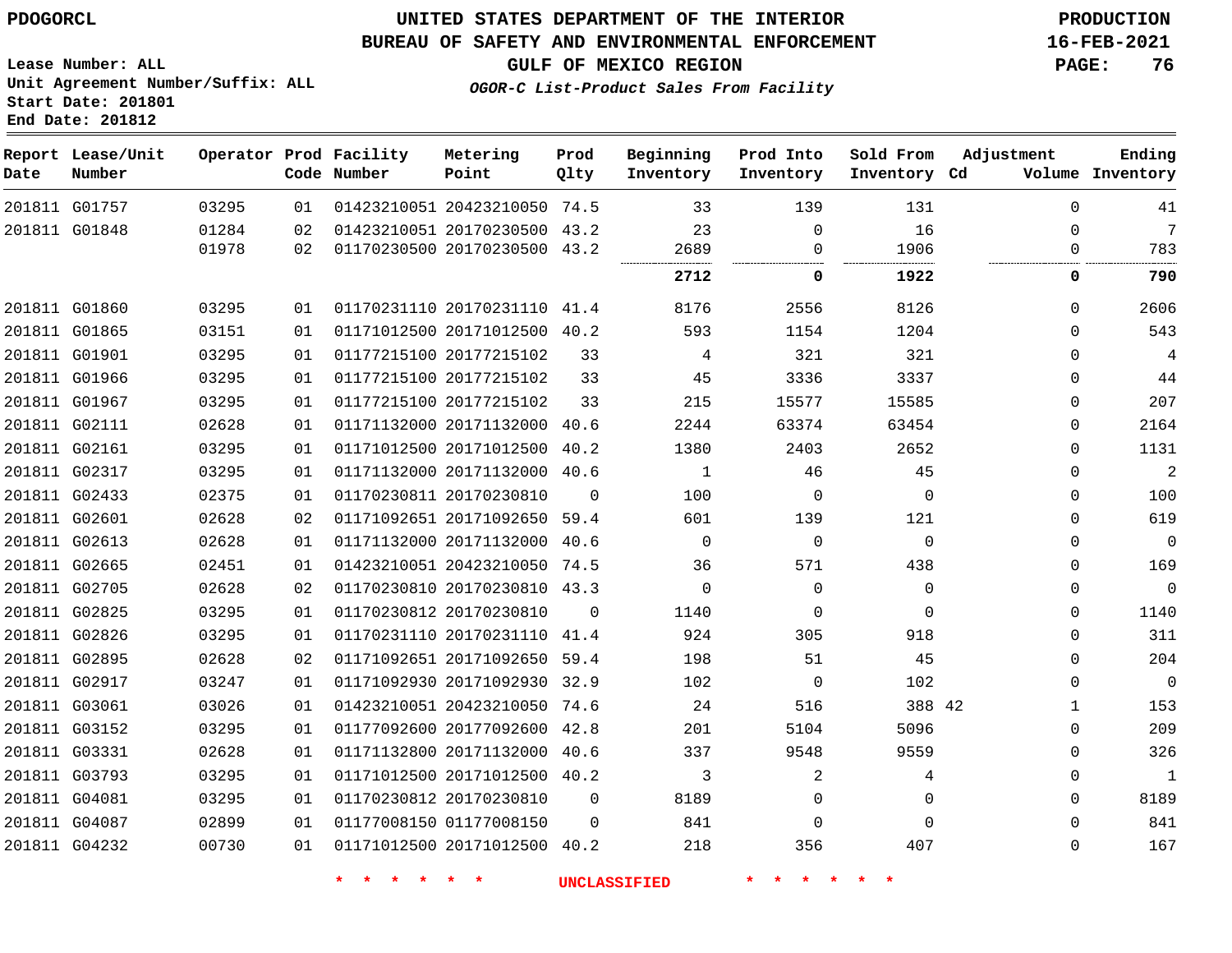PDOGORCL

# UNITED STATES DEPARTMENT OF THE INTERIOR
## BUREAU OF SAFETY AND ENVIRONMENTAL ENFORCEMENT
### GULF OF MEXICO REGION
*OGOR-C List-Product Sales From Facility*

PRODUCTION
16-FEB-2021

Lease Number: ALL
Unit Agreement Number/Suffix: ALL
Start Date: 201801
End Date: 201812

| Report Date | Lease/Unit Number | Operator | Prod Code | Facility Number | Metering Point | Prod Qlty | Beginning Inventory | Prod Into Inventory | Sold From Inventory | Adjustment Cd | Adjustment Volume | Ending Inventory |
|---|---|---|---|---|---|---|---|---|---|---|---|---|
| 201811 | G01757 | 03295 | 01 | 01423210051 | 20423210050 | 74.5 | 33 | 139 | 131 | | 0 | 41 |
| 201811 | G01848 | 01284 | 02 | 01423210051 | 20170230500 | 43.2 | 23 | 0 | 16 | | 0 | 7 |
| | | 01978 | 02 | 01170230500 | 20170230500 | 43.2 | 2689 | 0 | 1906 | | 0 | 783 |
| | | | | | | | **2712** | **0** | **1922** | | **0** | **790** |
| 201811 | G01860 | 03295 | 01 | 01170231110 | 20170231110 | 41.4 | 8176 | 2556 | 8126 | | 0 | 2606 |
| 201811 | G01865 | 03151 | 01 | 01171012500 | 20171012500 | 40.2 | 593 | 1154 | 1204 | | 0 | 543 |
| 201811 | G01901 | 03295 | 01 | 01177215100 | 20177215102 | 33 | 4 | 321 | 321 | | 0 | 4 |
| 201811 | G01966 | 03295 | 01 | 01177215100 | 20177215102 | 33 | 45 | 3336 | 3337 | | 0 | 44 |
| 201811 | G01967 | 03295 | 01 | 01177215100 | 20177215102 | 33 | 215 | 15577 | 15585 | | 0 | 207 |
| 201811 | G02111 | 02628 | 01 | 01171132000 | 20171132000 | 40.6 | 2244 | 63374 | 63454 | | 0 | 2164 |
| 201811 | G02161 | 03295 | 01 | 01171012500 | 20171012500 | 40.2 | 1380 | 2403 | 2652 | | 0 | 1131 |
| 201811 | G02317 | 03295 | 01 | 01171132000 | 20171132000 | 40.6 | 1 | 46 | 45 | | 0 | 2 |
| 201811 | G02433 | 02375 | 01 | 01170230811 | 20170230810 | 0 | 100 | 0 | 0 | | 0 | 100 |
| 201811 | G02601 | 02628 | 02 | 01171092651 | 20171092650 | 59.4 | 601 | 139 | 121 | | 0 | 619 |
| 201811 | G02613 | 02628 | 01 | 01171132000 | 20171132000 | 40.6 | 0 | 0 | 0 | | 0 | 0 |
| 201811 | G02665 | 02451 | 01 | 01423210051 | 20423210050 | 74.5 | 36 | 571 | 438 | | 0 | 169 |
| 201811 | G02705 | 02628 | 02 | 01170230810 | 20170230810 | 43.3 | 0 | 0 | 0 | | 0 | 0 |
| 201811 | G02825 | 03295 | 01 | 01170230812 | 20170230810 | 0 | 1140 | 0 | 0 | | 0 | 1140 |
| 201811 | G02826 | 03295 | 01 | 01170231110 | 20170231110 | 41.4 | 924 | 305 | 918 | | 0 | 311 |
| 201811 | G02895 | 02628 | 02 | 01171092651 | 20171092650 | 59.4 | 198 | 51 | 45 | | 0 | 204 |
| 201811 | G02917 | 03247 | 01 | 01171092930 | 20171092930 | 32.9 | 102 | 0 | 102 | | 0 | 0 |
| 201811 | G03061 | 03026 | 01 | 01423210051 | 20423210050 | 74.6 | 24 | 516 | 388 | 42 | 1 | 153 |
| 201811 | G03152 | 03295 | 01 | 01177092600 | 20177092600 | 42.8 | 201 | 5104 | 5096 | | 0 | 209 |
| 201811 | G03331 | 02628 | 01 | 01171132800 | 20171132000 | 40.6 | 337 | 9548 | 9559 | | 0 | 326 |
| 201811 | G03793 | 03295 | 01 | 01171012500 | 20171012500 | 40.2 | 3 | 2 | 4 | | 0 | 1 |
| 201811 | G04081 | 03295 | 01 | 01170230812 | 20170230810 | 0 | 8189 | 0 | 0 | | 0 | 8189 |
| 201811 | G04087 | 02899 | 01 | 01177008150 | 01177008150 | 0 | 841 | 0 | 0 | | 0 | 841 |
| 201811 | G04232 | 00730 | 01 | 01171012500 | 20171012500 | 40.2 | 218 | 356 | 407 | | 0 | 167 |

* * * * * * UNCLASSIFIED * * * * * *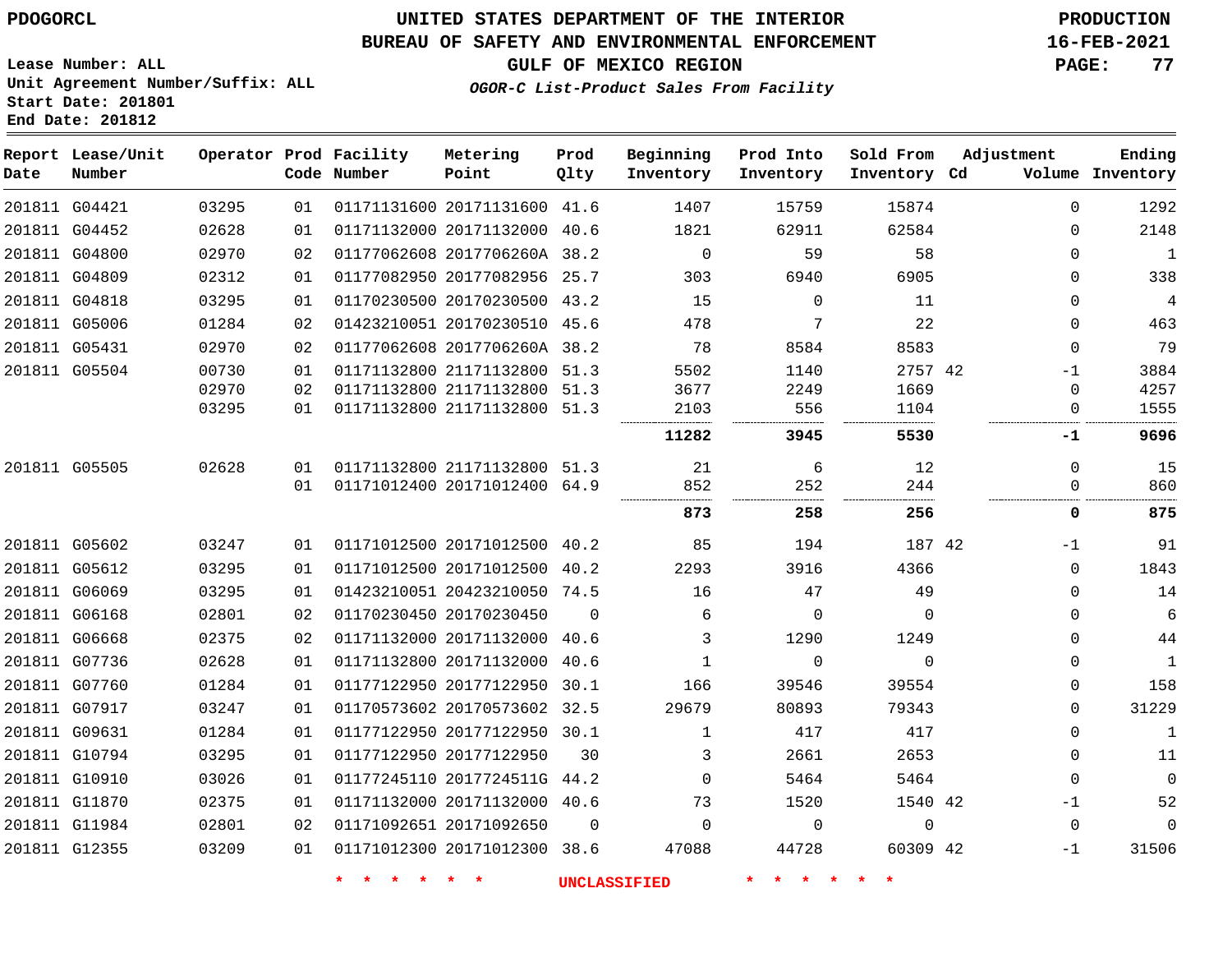PDOGORCL

# UNITED STATES DEPARTMENT OF THE INTERIOR
## BUREAU OF SAFETY AND ENVIRONMENTAL ENFORCEMENT
### GULF OF MEXICO REGION
*OGOR-C List-Product Sales From Facility*

PRODUCTION
16-FEB-2021

Lease Number: ALL
Unit Agreement Number/Suffix: ALL
Start Date: 201801
End Date: 201812

| Report Date | Lease/Unit Number | Operator | Prod Code | Facility Number | Metering Point | Prod Qlty | Beginning Inventory | Prod Into Inventory | Sold From Inventory | Adjustment Cd | Volume | Ending Inventory |
|---|---|---|---|---|---|---|---|---|---|---|---|---|
| 201811 | G04421 | 03295 | 01 | 01171131600 | 20171131600 | 41.6 | 1407 | 15759 | 15874 | | 0 | 1292 |
| 201811 | G04452 | 02628 | 01 | 01171132000 | 20171132000 | 40.6 | 1821 | 62911 | 62584 | | 0 | 2148 |
| 201811 | G04800 | 02970 | 02 | 01177062608 | 2017706260A | 38.2 | 0 | 59 | 58 | | 0 | 1 |
| 201811 | G04809 | 02312 | 01 | 01177082950 | 20177082956 | 25.7 | 303 | 6940 | 6905 | | 0 | 338 |
| 201811 | G04818 | 03295 | 01 | 01170230500 | 20170230500 | 43.2 | 15 | 0 | 11 | | 0 | 4 |
| 201811 | G05006 | 01284 | 02 | 01423210051 | 20170230510 | 45.6 | 478 | 7 | 22 | | 0 | 463 |
| 201811 | G05431 | 02970 | 02 | 01177062608 | 2017706260A | 38.2 | 78 | 8584 | 8583 | | 0 | 79 |
| 201811 | G05504 | 00730 | 01 | 01171132800 | 21171132800 | 51.3 | 5502 | 1140 | 2757 | 42 | -1 | 3884 |
| | | 02970 | 02 | 01171132800 | 21171132800 | 51.3 | 3677 | 2249 | 1669 | | 0 | 4257 |
| | | 03295 | 01 | 01171132800 | 21171132800 | 51.3 | 2103 | 556 | 1104 | | 0 | 1555 |
| | | | | | | | **11282** | **3945** | **5530** | | **-1** | **9696** |
| 201811 | G05505 | 02628 | 01 | 01171132800 | 21171132800 | 51.3 | 21 | 6 | 12 | | 0 | 15 |
| | | | 01 | 01171012400 | 20171012400 | 64.9 | 852 | 252 | 244 | | 0 | 860 |
| | | | | | | | **873** | **258** | **256** | | **0** | **875** |
| 201811 | G05602 | 03247 | 01 | 01171012500 | 20171012500 | 40.2 | 85 | 194 | 187 | 42 | -1 | 91 |
| 201811 | G05612 | 03295 | 01 | 01171012500 | 20171012500 | 40.2 | 2293 | 3916 | 4366 | | 0 | 1843 |
| 201811 | G06069 | 03295 | 01 | 01423210051 | 20423210050 | 74.5 | 16 | 47 | 49 | | 0 | 14 |
| 201811 | G06168 | 02801 | 02 | 01170230450 | 20170230450 | 0 | 6 | 0 | 0 | | 0 | 6 |
| 201811 | G06668 | 02375 | 02 | 01171132000 | 20171132000 | 40.6 | 3 | 1290 | 1249 | | 0 | 44 |
| 201811 | G07736 | 02628 | 01 | 01171132800 | 20171132000 | 40.6 | 1 | 0 | 0 | | 0 | 1 |
| 201811 | G07760 | 01284 | 01 | 01177122950 | 20177122950 | 30.1 | 166 | 39546 | 39554 | | 0 | 158 |
| 201811 | G07917 | 03247 | 01 | 01170573602 | 20170573602 | 32.5 | 29679 | 80893 | 79343 | | 0 | 31229 |
| 201811 | G09631 | 01284 | 01 | 01177122950 | 20177122950 | 30.1 | 1 | 417 | 417 | | 0 | 1 |
| 201811 | G10794 | 03295 | 01 | 01177122950 | 20177122950 | 30 | 3 | 2661 | 2653 | | 0 | 11 |
| 201811 | G10910 | 03026 | 01 | 01177245110 | 2017724511G | 44.2 | 0 | 5464 | 5464 | | 0 | 0 |
| 201811 | G11870 | 02375 | 01 | 01171132000 | 20171132000 | 40.6 | 73 | 1520 | 1540 | 42 | -1 | 52 |
| 201811 | G11984 | 02801 | 02 | 01171092651 | 20171092650 | 0 | 0 | 0 | 0 | | 0 | 0 |
| 201811 | G12355 | 03209 | 01 | 01171012300 | 20171012300 | 38.6 | 47088 | 44728 | 60309 | 42 | -1 | 31506 |

* * * * * * UNCLASSIFIED * * * * * *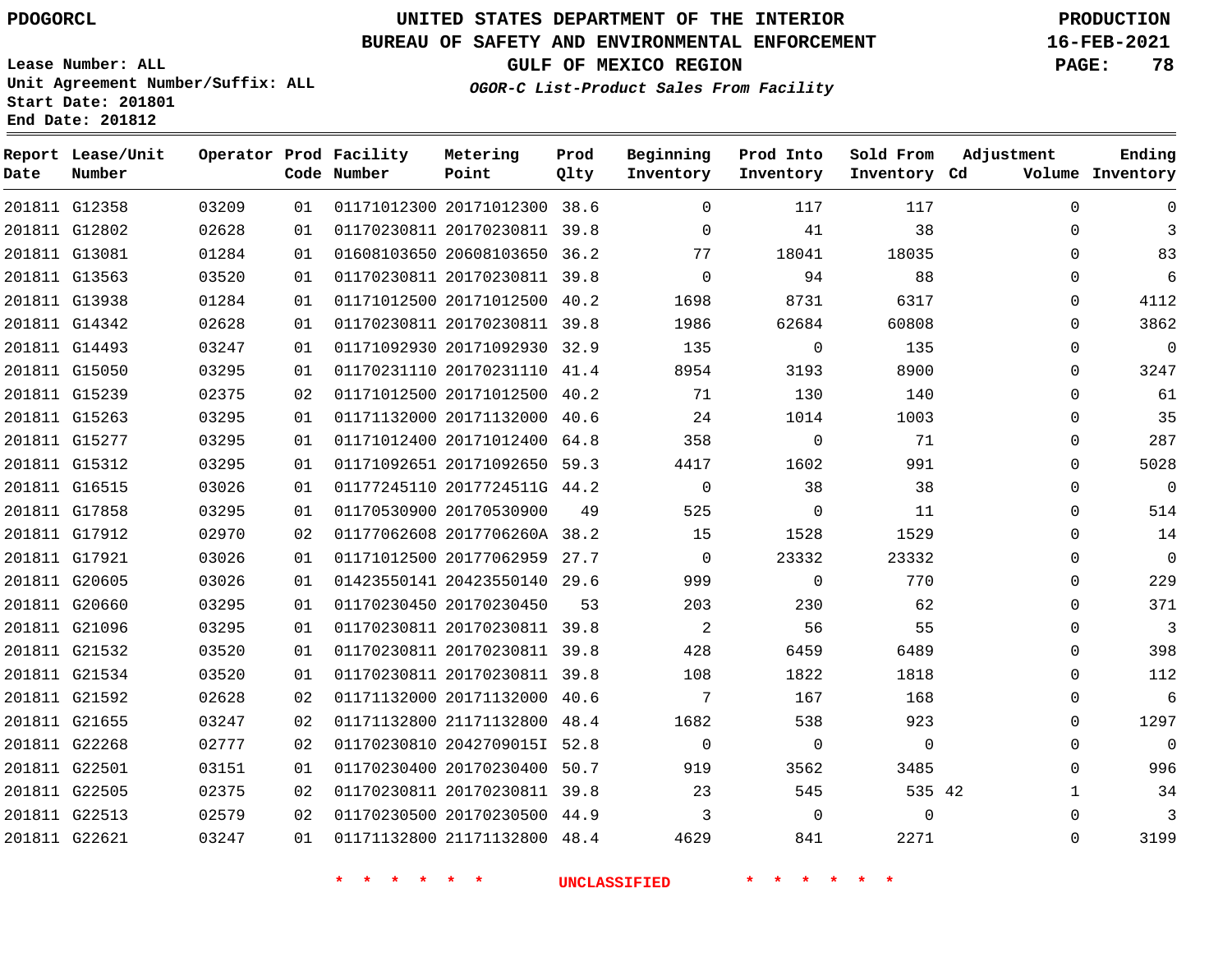PDOGORCL

# UNITED STATES DEPARTMENT OF THE INTERIOR
## BUREAU OF SAFETY AND ENVIRONMENTAL ENFORCEMENT
### GULF OF MEXICO REGION
*OGOR-C List-Product Sales From Facility*

PRODUCTION
16-FEB-2021

Lease Number: ALL
Unit Agreement Number/Suffix: ALL
Start Date: 201801
End Date: 201812

| Report Date | Lease/Unit Number | Operator | Prod Code | Facility Number | Metering Point | Prod Qlty | Beginning Inventory | Prod Into Inventory | Sold From Inventory | Adjustment Cd | Adjustment Volume | Ending Inventory |
|---|---|---|---|---|---|---|---|---|---|---|---|---|
| 201811 | G12358 | 03209 | 01 | 01171012300 | 20171012300 | 38.6 | 0 | 117 | 117 | | 0 | 0 |
| 201811 | G12802 | 02628 | 01 | 01170230811 | 20170230811 | 39.8 | 0 | 41 | 38 | | 0 | 3 |
| 201811 | G13081 | 01284 | 01 | 01608103650 | 20608103650 | 36.2 | 77 | 18041 | 18035 | | 0 | 83 |
| 201811 | G13563 | 03520 | 01 | 01170230811 | 20170230811 | 39.8 | 0 | 94 | 88 | | 0 | 6 |
| 201811 | G13938 | 01284 | 01 | 01171012500 | 20171012500 | 40.2 | 1698 | 8731 | 6317 | | 0 | 4112 |
| 201811 | G14342 | 02628 | 01 | 01170230811 | 20170230811 | 39.8 | 1986 | 62684 | 60808 | | 0 | 3862 |
| 201811 | G14493 | 03247 | 01 | 01171092930 | 20171092930 | 32.9 | 135 | 0 | 135 | | 0 | 0 |
| 201811 | G15050 | 03295 | 01 | 01170231110 | 20170231110 | 41.4 | 8954 | 3193 | 8900 | | 0 | 3247 |
| 201811 | G15239 | 02375 | 02 | 01171012500 | 20171012500 | 40.2 | 71 | 130 | 140 | | 0 | 61 |
| 201811 | G15263 | 03295 | 01 | 01171132000 | 20171132000 | 40.6 | 24 | 1014 | 1003 | | 0 | 35 |
| 201811 | G15277 | 03295 | 01 | 01171012400 | 20171012400 | 64.8 | 358 | 0 | 71 | | 0 | 287 |
| 201811 | G15312 | 03295 | 01 | 01171092651 | 20171092650 | 59.3 | 4417 | 1602 | 991 | | 0 | 5028 |
| 201811 | G16515 | 03026 | 01 | 01177245110 | 2017724511G | 44.2 | 0 | 38 | 38 | | 0 | 0 |
| 201811 | G17858 | 03295 | 01 | 01170530900 | 20170530900 | 49 | 525 | 0 | 11 | | 0 | 514 |
| 201811 | G17912 | 02970 | 02 | 01177062608 | 2017706260A | 38.2 | 15 | 1528 | 1529 | | 0 | 14 |
| 201811 | G17921 | 03026 | 01 | 01171012500 | 20177062959 | 27.7 | 0 | 23332 | 23332 | | 0 | 0 |
| 201811 | G20605 | 03026 | 01 | 01423550141 | 20423550140 | 29.6 | 999 | 0 | 770 | | 0 | 229 |
| 201811 | G20660 | 03295 | 01 | 01170230450 | 20170230450 | 53 | 203 | 230 | 62 | | 0 | 371 |
| 201811 | G21096 | 03295 | 01 | 01170230811 | 20170230811 | 39.8 | 2 | 56 | 55 | | 0 | 3 |
| 201811 | G21532 | 03520 | 01 | 01170230811 | 20170230811 | 39.8 | 428 | 6459 | 6489 | | 0 | 398 |
| 201811 | G21534 | 03520 | 01 | 01170230811 | 20170230811 | 39.8 | 108 | 1822 | 1818 | | 0 | 112 |
| 201811 | G21592 | 02628 | 02 | 01171132000 | 20171132000 | 40.6 | 7 | 167 | 168 | | 0 | 6 |
| 201811 | G21655 | 03247 | 02 | 01171132800 | 21171132800 | 48.4 | 1682 | 538 | 923 | | 0 | 1297 |
| 201811 | G22268 | 02777 | 02 | 01170230810 | 2042709015I | 52.8 | 0 | 0 | 0 | | 0 | 0 |
| 201811 | G22501 | 03151 | 01 | 01170230400 | 20170230400 | 50.7 | 919 | 3562 | 3485 | | 0 | 996 |
| 201811 | G22505 | 02375 | 02 | 01170230811 | 20170230811 | 39.8 | 23 | 545 | 535 | 42 | 1 | 34 |
| 201811 | G22513 | 02579 | 02 | 01170230500 | 20170230500 | 44.9 | 3 | 0 | 0 | | 0 | 3 |
| 201811 | G22621 | 03247 | 01 | 01171132800 | 21171132800 | 48.4 | 4629 | 841 | 2271 | | 0 | 3199 |

\* \* \* \* \* \* UNCLASSIFIED \* \* \* \* \* \*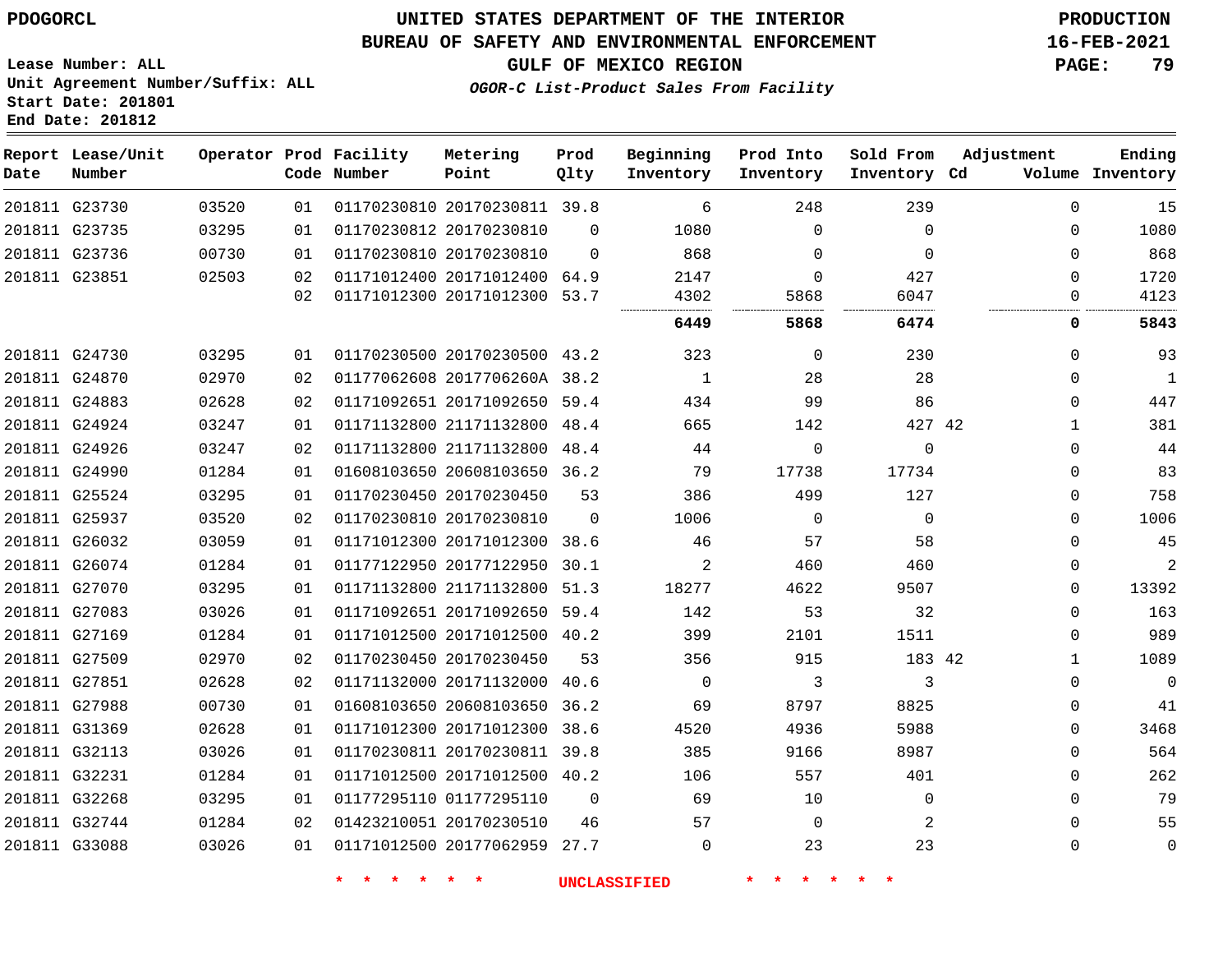PDOGORCL

# UNITED STATES DEPARTMENT OF THE INTERIOR
## BUREAU OF SAFETY AND ENVIRONMENTAL ENFORCEMENT
### GULF OF MEXICO REGION
*OGOR-C List-Product Sales From Facility*

PRODUCTION
16-FEB-2021

Lease Number: ALL
Unit Agreement Number/Suffix: ALL
Start Date: 201801
End Date: 201812

| Report Date | Lease/Unit Number | Operator | Prod Code | Facility Number | Metering Point | Prod Qlty | Beginning Inventory | Prod Into Inventory | Sold From Inventory | Adjustment Cd | Volume | Ending Inventory |
|---|---|---|---|---|---|---|---|---|---|---|---|---|
| 201811 | G23730 | 03520 | 01 | 01170230810 | 20170230811 | 39.8 | 6 | 248 | 239 | | 0 | 15 |
| 201811 | G23735 | 03295 | 01 | 01170230812 | 20170230810 | 0 | 1080 | 0 | 0 | | 0 | 1080 |
| 201811 | G23736 | 00730 | 01 | 01170230810 | 20170230810 | 0 | 868 | 0 | 0 | | 0 | 868 |
| 201811 | G23851 | 02503 | 02 | 01171012400 | 20171012400 | 64.9 | 2147 | 0 | 427 | | 0 | 1720 |
| | | | 02 | 01171012300 | 20171012300 | 53.7 | 4302 | 5868 | 6047 | | 0 | 4123 |
| | | | | | | | **6449** | **5868** | **6474** | | **0** | **5843** |
| 201811 | G24730 | 03295 | 01 | 01170230500 | 20170230500 | 43.2 | 323 | 0 | 230 | | 0 | 93 |
| 201811 | G24870 | 02970 | 02 | 01177062608 | 2017706260A | 38.2 | 1 | 28 | 28 | | 0 | 1 |
| 201811 | G24883 | 02628 | 02 | 01171092651 | 20171092650 | 59.4 | 434 | 99 | 86 | | 0 | 447 |
| 201811 | G24924 | 03247 | 01 | 01171132800 | 21171132800 | 48.4 | 665 | 142 | 427 | 42 | 1 | 381 |
| 201811 | G24926 | 03247 | 02 | 01171132800 | 21171132800 | 48.4 | 44 | 0 | 0 | | 0 | 44 |
| 201811 | G24990 | 01284 | 01 | 01608103650 | 20608103650 | 36.2 | 79 | 17738 | 17734 | | 0 | 83 |
| 201811 | G25524 | 03295 | 01 | 01170230450 | 20170230450 | 53 | 386 | 499 | 127 | | 0 | 758 |
| 201811 | G25937 | 03520 | 02 | 01170230810 | 20170230810 | 0 | 1006 | 0 | 0 | | 0 | 1006 |
| 201811 | G26032 | 03059 | 01 | 01171012300 | 20171012300 | 38.6 | 46 | 57 | 58 | | 0 | 45 |
| 201811 | G26074 | 01284 | 01 | 01177122950 | 20177122950 | 30.1 | 2 | 460 | 460 | | 0 | 2 |
| 201811 | G27070 | 03295 | 01 | 01171132800 | 21171132800 | 51.3 | 18277 | 4622 | 9507 | | 0 | 13392 |
| 201811 | G27083 | 03026 | 01 | 01171092651 | 20171092650 | 59.4 | 142 | 53 | 32 | | 0 | 163 |
| 201811 | G27169 | 01284 | 01 | 01171012500 | 20171012500 | 40.2 | 399 | 2101 | 1511 | | 0 | 989 |
| 201811 | G27509 | 02970 | 02 | 01170230450 | 20170230450 | 53 | 356 | 915 | 183 | 42 | 1 | 1089 |
| 201811 | G27851 | 02628 | 02 | 01171132000 | 20171132000 | 40.6 | 0 | 3 | 3 | | 0 | 0 |
| 201811 | G27988 | 00730 | 01 | 01608103650 | 20608103650 | 36.2 | 69 | 8797 | 8825 | | 0 | 41 |
| 201811 | G31369 | 02628 | 01 | 01171012300 | 20171012300 | 38.6 | 4520 | 4936 | 5988 | | 0 | 3468 |
| 201811 | G32113 | 03026 | 01 | 01170230811 | 20170230811 | 39.8 | 385 | 9166 | 8987 | | 0 | 564 |
| 201811 | G32231 | 01284 | 01 | 01171012500 | 20171012500 | 40.2 | 106 | 557 | 401 | | 0 | 262 |
| 201811 | G32268 | 03295 | 01 | 01177295110 | 01177295110 | 0 | 69 | 10 | 0 | | 0 | 79 |
| 201811 | G32744 | 01284 | 02 | 01423210051 | 20170230510 | 46 | 57 | 0 | 2 | | 0 | 55 |
| 201811 | G33088 | 03026 | 01 | 01171012500 | 20177062959 | 27.7 | 0 | 23 | 23 | | 0 | 0 |

* * * * * * UNCLASSIFIED * * * * * *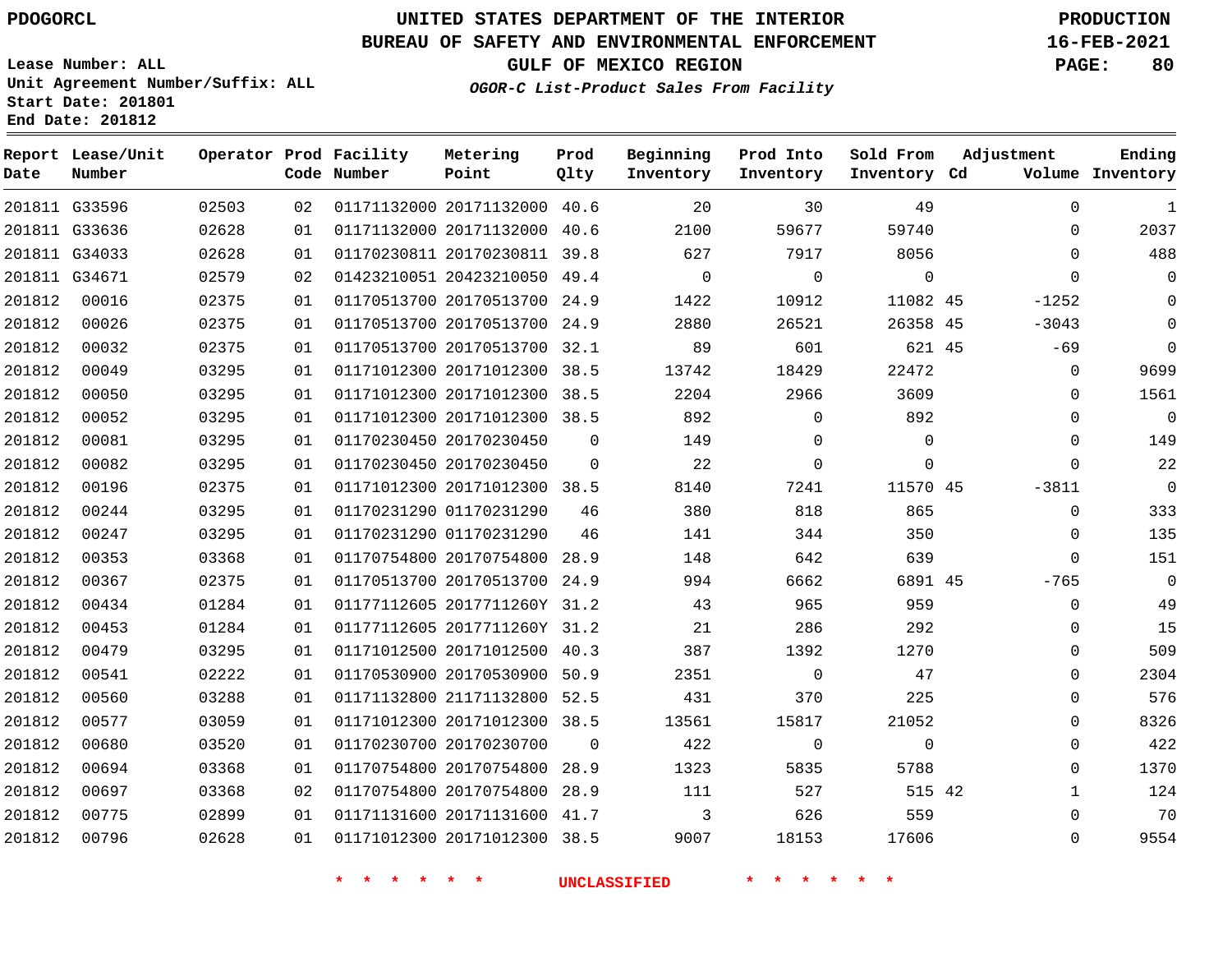PDOGORCL

# UNITED STATES DEPARTMENT OF THE INTERIOR
## BUREAU OF SAFETY AND ENVIRONMENTAL ENFORCEMENT
### GULF OF MEXICO REGION
*OGOR-C List-Product Sales From Facility*

PRODUCTION
16-FEB-2021

Lease Number: ALL
Unit Agreement Number/Suffix: ALL
Start Date: 201801
End Date: 201812

| Report Date | Lease/Unit Number | Operator | Prod Code | Facility Number | Metering Point | Prod Qlty | Beginning Inventory | Prod Into Inventory | Sold From Inventory | Adjustment Cd | Volume | Ending Inventory |
|---|---|---|---|---|---|---|---|---|---|---|---|---|
| 201811 | G33596 | 02503 | 02 | 01171132000 | 20171132000 | 40.6 | 20 | 30 | 49 | | 0 | 1 |
| 201811 | G33636 | 02628 | 01 | 01171132000 | 20171132000 | 40.6 | 2100 | 59677 | 59740 | | 0 | 2037 |
| 201811 | G34033 | 02628 | 01 | 01170230811 | 20170230811 | 39.8 | 627 | 7917 | 8056 | | 0 | 488 |
| 201811 | G34671 | 02579 | 02 | 01423210051 | 20423210050 | 49.4 | 0 | 0 | 0 | | 0 | 0 |
| 201812 | 00016 | 02375 | 01 | 01170513700 | 20170513700 | 24.9 | 1422 | 10912 | 11082 | 45 | -1252 | 0 |
| 201812 | 00026 | 02375 | 01 | 01170513700 | 20170513700 | 24.9 | 2880 | 26521 | 26358 | 45 | -3043 | 0 |
| 201812 | 00032 | 02375 | 01 | 01170513700 | 20170513700 | 32.1 | 89 | 601 | 621 | 45 | -69 | 0 |
| 201812 | 00049 | 03295 | 01 | 01171012300 | 20171012300 | 38.5 | 13742 | 18429 | 22472 | | 0 | 9699 |
| 201812 | 00050 | 03295 | 01 | 01171012300 | 20171012300 | 38.5 | 2204 | 2966 | 3609 | | 0 | 1561 |
| 201812 | 00052 | 03295 | 01 | 01171012300 | 20171012300 | 38.5 | 892 | 0 | 892 | | 0 | 0 |
| 201812 | 00081 | 03295 | 01 | 01170230450 | 20170230450 | 0 | 149 | 0 | 0 | | 0 | 149 |
| 201812 | 00082 | 03295 | 01 | 01170230450 | 20170230450 | 0 | 22 | 0 | 0 | | 0 | 22 |
| 201812 | 00196 | 02375 | 01 | 01171012300 | 20171012300 | 38.5 | 8140 | 7241 | 11570 | 45 | -3811 | 0 |
| 201812 | 00244 | 03295 | 01 | 01170231290 | 01170231290 | 46 | 380 | 818 | 865 | | 0 | 333 |
| 201812 | 00247 | 03295 | 01 | 01170231290 | 01170231290 | 46 | 141 | 344 | 350 | | 0 | 135 |
| 201812 | 00353 | 03368 | 01 | 01170754800 | 20170754800 | 28.9 | 148 | 642 | 639 | | 0 | 151 |
| 201812 | 00367 | 02375 | 01 | 01170513700 | 20170513700 | 24.9 | 994 | 6662 | 6891 | 45 | -765 | 0 |
| 201812 | 00434 | 01284 | 01 | 01177112605 | 2017711260Y | 31.2 | 43 | 965 | 959 | | 0 | 49 |
| 201812 | 00453 | 01284 | 01 | 01177112605 | 2017711260Y | 31.2 | 21 | 286 | 292 | | 0 | 15 |
| 201812 | 00479 | 03295 | 01 | 01171012500 | 20171012500 | 40.3 | 387 | 1392 | 1270 | | 0 | 509 |
| 201812 | 00541 | 02222 | 01 | 01170530900 | 20170530900 | 50.9 | 2351 | 0 | 47 | | 0 | 2304 |
| 201812 | 00560 | 03288 | 01 | 01171132800 | 21171132800 | 52.5 | 431 | 370 | 225 | | 0 | 576 |
| 201812 | 00577 | 03059 | 01 | 01171012300 | 20171012300 | 38.5 | 13561 | 15817 | 21052 | | 0 | 8326 |
| 201812 | 00680 | 03520 | 01 | 01170230700 | 20170230700 | 0 | 422 | 0 | 0 | | 0 | 422 |
| 201812 | 00694 | 03368 | 01 | 01170754800 | 20170754800 | 28.9 | 1323 | 5835 | 5788 | | 0 | 1370 |
| 201812 | 00697 | 03368 | 02 | 01170754800 | 20170754800 | 28.9 | 111 | 527 | 515 | 42 | 1 | 124 |
| 201812 | 00775 | 02899 | 01 | 01171131600 | 20171131600 | 41.7 | 3 | 626 | 559 | | 0 | 70 |
| 201812 | 00796 | 02628 | 01 | 01171012300 | 20171012300 | 38.5 | 9007 | 18153 | 17606 | | 0 | 9554 |

\* \* \* \* \* \* UNCLASSIFIED \* \* \* \* \* \*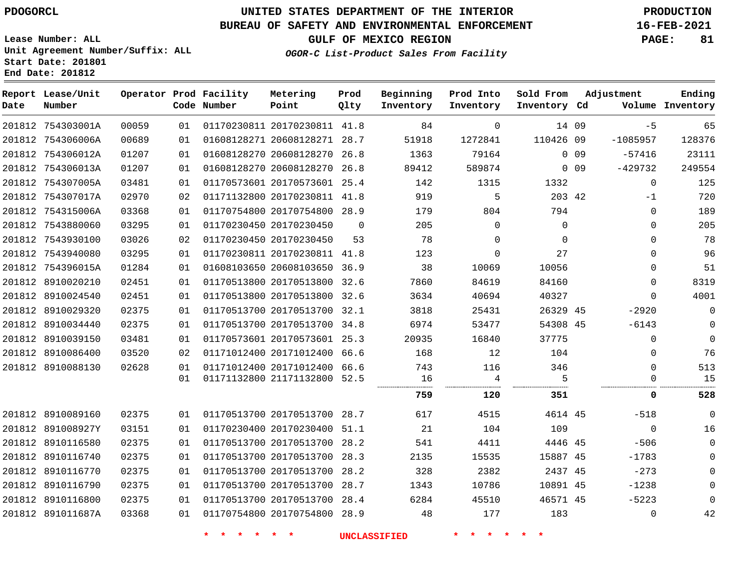PDOGORCL

# UNITED STATES DEPARTMENT OF THE INTERIOR
## BUREAU OF SAFETY AND ENVIRONMENTAL ENFORCEMENT
### GULF OF MEXICO REGION
*OGOR-C List-Product Sales From Facility*

PRODUCTION
16-FEB-2021

Lease Number: ALL
Unit Agreement Number/Suffix: ALL
Start Date: 201801
End Date: 201812

| Report Date | Lease/Unit Number | Operator | Prod Code | Facility Number | Metering Point | Prod Qlty | Beginning Inventory | Prod Into Inventory | Sold From Inventory | Adjustment Cd | Adjustment Volume | Ending Inventory |
|---|---|---|---|---|---|---|---|---|---|---|---|---|
| 201812 | 754303001A | 00059 | 01 | 01170230811 | 20170230811 | 41.8 | 84 | 0 | 14 | 09 | -5 | 65 |
| 201812 | 754306006A | 00689 | 01 | 01608128271 | 20608128271 | 28.7 | 51918 | 1272841 | 110426 | 09 | -1085957 | 128376 |
| 201812 | 754306012A | 01207 | 01 | 01608128270 | 20608128270 | 26.8 | 1363 | 79164 | 0 | 09 | -57416 | 23111 |
| 201812 | 754306013A | 01207 | 01 | 01608128270 | 20608128270 | 26.8 | 89412 | 589874 | 0 | 09 | -429732 | 249554 |
| 201812 | 754307005A | 03481 | 01 | 01170573601 | 20170573601 | 25.4 | 142 | 1315 | 1332 | | 0 | 125 |
| 201812 | 754307017A | 02970 | 02 | 01171132800 | 20170230811 | 41.8 | 919 | 5 | 203 | 42 | -1 | 720 |
| 201812 | 754315006A | 03368 | 01 | 01170754800 | 20170754800 | 28.9 | 179 | 804 | 794 | | 0 | 189 |
| 201812 | 7543880060 | 03295 | 01 | 01170230450 | 20170230450 | 0 | 205 | 0 | 0 | | 0 | 205 |
| 201812 | 7543930100 | 03026 | 02 | 01170230450 | 20170230450 | 53 | 78 | 0 | 0 | | 0 | 78 |
| 201812 | 7543940080 | 03295 | 01 | 01170230811 | 20170230811 | 41.8 | 123 | 0 | 27 | | 0 | 96 |
| 201812 | 754396015A | 01284 | 01 | 01608103650 | 20608103650 | 36.9 | 38 | 10069 | 10056 | | 0 | 51 |
| 201812 | 8910020210 | 02451 | 01 | 01170513800 | 20170513800 | 32.6 | 7860 | 84619 | 84160 | | 0 | 8319 |
| 201812 | 8910024540 | 02451 | 01 | 01170513800 | 20170513800 | 32.6 | 3634 | 40694 | 40327 | | 0 | 4001 |
| 201812 | 8910029320 | 02375 | 01 | 01170513700 | 20170513700 | 32.1 | 3818 | 25431 | 26329 | 45 | -2920 | 0 |
| 201812 | 8910034440 | 02375 | 01 | 01170513700 | 20170513700 | 34.8 | 6974 | 53477 | 54308 | 45 | -6143 | 0 |
| 201812 | 8910039150 | 03481 | 01 | 01170573601 | 20170573601 | 25.3 | 20935 | 16840 | 37775 | | 0 | 0 |
| 201812 | 8910086400 | 03520 | 02 | 01171012400 | 20171012400 | 66.6 | 168 | 12 | 104 | | 0 | 76 |
| 201812 | 8910088130 | 02628 | 01 | 01171012400 | 20171012400 | 66.6 | 743 | 116 | 346 | | 0 | 513 |
| | | | 01 | 01171132800 | 21171132800 | 52.5 | 16 | 4 | 5 | | 0 | 15 |
| | | | | | | | **759** | **120** | **351** | | **0** | **528** |
| 201812 | 8910089160 | 02375 | 01 | 01170513700 | 20170513700 | 28.7 | 617 | 4515 | 4614 | 45 | -518 | 0 |
| 201812 | 891008927Y | 03151 | 01 | 01170230400 | 20170230400 | 51.1 | 21 | 104 | 109 | | 0 | 16 |
| 201812 | 8910116580 | 02375 | 01 | 01170513700 | 20170513700 | 28.2 | 541 | 4411 | 4446 | 45 | -506 | 0 |
| 201812 | 8910116740 | 02375 | 01 | 01170513700 | 20170513700 | 28.3 | 2135 | 15535 | 15887 | 45 | -1783 | 0 |
| 201812 | 8910116770 | 02375 | 01 | 01170513700 | 20170513700 | 28.2 | 328 | 2382 | 2437 | 45 | -273 | 0 |
| 201812 | 8910116790 | 02375 | 01 | 01170513700 | 20170513700 | 28.7 | 1343 | 10786 | 10891 | 45 | -1238 | 0 |
| 201812 | 8910116800 | 02375 | 01 | 01170513700 | 20170513700 | 28.4 | 6284 | 45510 | 46571 | 45 | -5223 | 0 |
| 201812 | 891011687A | 03368 | 01 | 01170754800 | 20170754800 | 28.9 | 48 | 177 | 183 | | 0 | 42 |

* * * * * * UNCLASSIFIED * * * * * *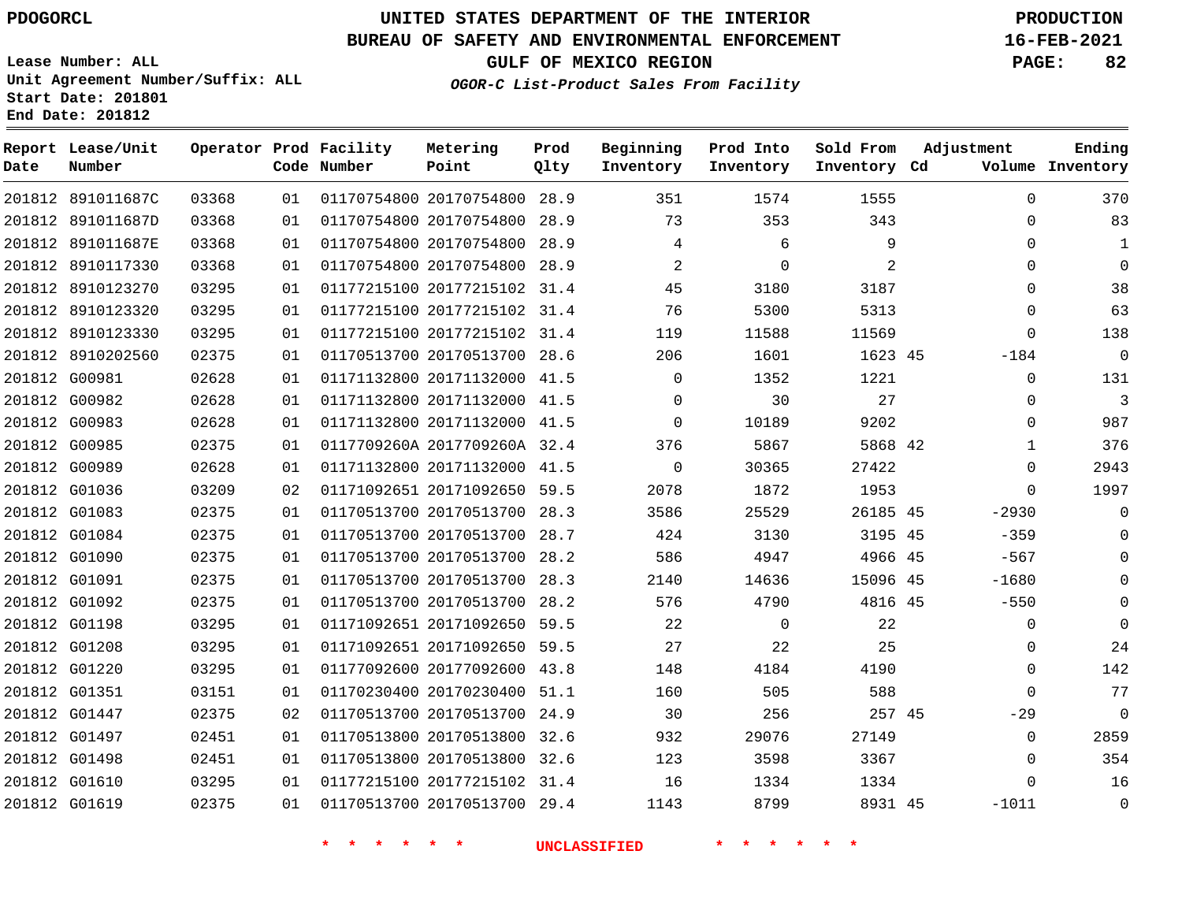PDOGORCL

# UNITED STATES DEPARTMENT OF THE INTERIOR
## BUREAU OF SAFETY AND ENVIRONMENTAL ENFORCEMENT
### GULF OF MEXICO REGION
#### *OGOR-C List-Product Sales From Facility*

PRODUCTION
16-FEB-2021

Lease Number: ALL
Unit Agreement Number/Suffix: ALL
Start Date: 201801
End Date: 201812

| Report Date | Lease/Unit Number | Operator | Prod Code | Facility Number | Metering Point | Prod Qlty | Beginning Inventory | Prod Into Inventory | Sold From Inventory | Adjustment Cd | Volume | Ending Inventory |
|---|---|---|---|---|---|---|---|---|---|---|---|---|
| 201812 | 891011687C | 03368 | 01 | 01170754800 | 20170754800 | 28.9 | 351 | 1574 | 1555 | | 0 | 370 |
| 201812 | 891011687D | 03368 | 01 | 01170754800 | 20170754800 | 28.9 | 73 | 353 | 343 | | 0 | 83 |
| 201812 | 891011687E | 03368 | 01 | 01170754800 | 20170754800 | 28.9 | 4 | 6 | 9 | | 0 | 1 |
| 201812 | 8910117330 | 03368 | 01 | 01170754800 | 20170754800 | 28.9 | 2 | 0 | 2 | | 0 | 0 |
| 201812 | 8910123270 | 03295 | 01 | 01177215100 | 20177215102 | 31.4 | 45 | 3180 | 3187 | | 0 | 38 |
| 201812 | 8910123320 | 03295 | 01 | 01177215100 | 20177215102 | 31.4 | 76 | 5300 | 5313 | | 0 | 63 |
| 201812 | 8910123330 | 03295 | 01 | 01177215100 | 20177215102 | 31.4 | 119 | 11588 | 11569 | | 0 | 138 |
| 201812 | 8910202560 | 02375 | 01 | 01170513700 | 20170513700 | 28.6 | 206 | 1601 | 1623 | 45 | -184 | 0 |
| 201812 | G00981 | 02628 | 01 | 01171132800 | 20171132000 | 41.5 | 0 | 1352 | 1221 | | 0 | 131 |
| 201812 | G00982 | 02628 | 01 | 01171132800 | 20171132000 | 41.5 | 0 | 30 | 27 | | 0 | 3 |
| 201812 | G00983 | 02628 | 01 | 01171132800 | 20171132000 | 41.5 | 0 | 10189 | 9202 | | 0 | 987 |
| 201812 | G00985 | 02375 | 01 | 0117709260A | 2017709260A | 32.4 | 376 | 5867 | 5868 | 42 | 1 | 376 |
| 201812 | G00989 | 02628 | 01 | 01171132800 | 20171132000 | 41.5 | 0 | 30365 | 27422 | | 0 | 2943 |
| 201812 | G01036 | 03209 | 02 | 01171092651 | 20171092650 | 59.5 | 2078 | 1872 | 1953 | | 0 | 1997 |
| 201812 | G01083 | 02375 | 01 | 01170513700 | 20170513700 | 28.3 | 3586 | 25529 | 26185 | 45 | -2930 | 0 |
| 201812 | G01084 | 02375 | 01 | 01170513700 | 20170513700 | 28.7 | 424 | 3130 | 3195 | 45 | -359 | 0 |
| 201812 | G01090 | 02375 | 01 | 01170513700 | 20170513700 | 28.2 | 586 | 4947 | 4966 | 45 | -567 | 0 |
| 201812 | G01091 | 02375 | 01 | 01170513700 | 20170513700 | 28.3 | 2140 | 14636 | 15096 | 45 | -1680 | 0 |
| 201812 | G01092 | 02375 | 01 | 01170513700 | 20170513700 | 28.2 | 576 | 4790 | 4816 | 45 | -550 | 0 |
| 201812 | G01198 | 03295 | 01 | 01171092651 | 20171092650 | 59.5 | 22 | 0 | 22 | | 0 | 0 |
| 201812 | G01208 | 03295 | 01 | 01171092651 | 20171092650 | 59.5 | 27 | 22 | 25 | | 0 | 24 |
| 201812 | G01220 | 03295 | 01 | 01177092600 | 20177092600 | 43.8 | 148 | 4184 | 4190 | | 0 | 142 |
| 201812 | G01351 | 03151 | 01 | 01170230400 | 20170230400 | 51.1 | 160 | 505 | 588 | | 0 | 77 |
| 201812 | G01447 | 02375 | 02 | 01170513700 | 20170513700 | 24.9 | 30 | 256 | 257 | 45 | -29 | 0 |
| 201812 | G01497 | 02451 | 01 | 01170513800 | 20170513800 | 32.6 | 932 | 29076 | 27149 | | 0 | 2859 |
| 201812 | G01498 | 02451 | 01 | 01170513800 | 20170513800 | 32.6 | 123 | 3598 | 3367 | | 0 | 354 |
| 201812 | G01610 | 03295 | 01 | 01177215100 | 20177215102 | 31.4 | 16 | 1334 | 1334 | | 0 | 16 |
| 201812 | G01619 | 02375 | 01 | 01170513700 | 20170513700 | 29.4 | 1143 | 8799 | 8931 | 45 | -1011 | 0 |

\* \* \* \* \* \* UNCLASSIFIED \* \* \* \* \* \*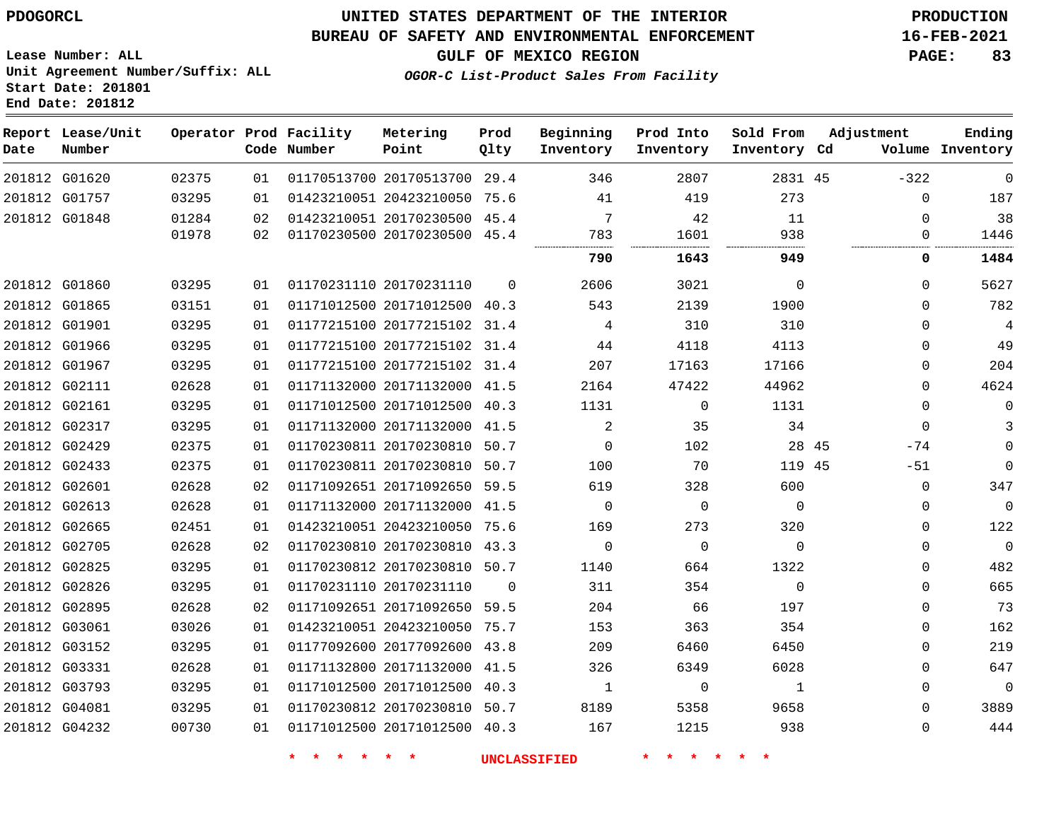PDOGORCL

# UNITED STATES DEPARTMENT OF THE INTERIOR
## BUREAU OF SAFETY AND ENVIRONMENTAL ENFORCEMENT
### GULF OF MEXICO REGION

*OGOR-C List-Product Sales From Facility*

PRODUCTION
16-FEB-2021

Lease Number: ALL
Unit Agreement Number/Suffix: ALL
Start Date: 201801
End Date: 201812

| Report Date | Lease/Unit Number | Operator | Prod Code | Facility Number | Metering Point | Prod Qlty | Beginning Inventory | Prod Into Inventory | Sold From Inventory | Adjustment Cd | Adjustment Volume | Ending Inventory |
|---|---|---|---|---|---|---|---|---|---|---|---|---|
| 201812 | G01620 | 02375 | 01 | 01170513700 | 20170513700 | 29.4 | 346 | 2807 | 2831 | 45 | -322 | 0 |
| 201812 | G01757 | 03295 | 01 | 01423210051 | 20423210050 | 75.6 | 41 | 419 | 273 | | 0 | 187 |
| 201812 | G01848 | 01284 | 02 | 01423210051 | 20170230500 | 45.4 | 7 | 42 | 11 | | 0 | 38 |
| | | 01978 | 02 | 01170230500 | 20170230500 | 45.4 | 783 | 1601 | 938 | | 0 | 1446 |
| | | | | | | | **790** | **1643** | **949** | | **0** | **1484** |
| 201812 | G01860 | 03295 | 01 | 01170231110 | 20170231110 | 0 | 2606 | 3021 | 0 | | 0 | 5627 |
| 201812 | G01865 | 03151 | 01 | 01171012500 | 20171012500 | 40.3 | 543 | 2139 | 1900 | | 0 | 782 |
| 201812 | G01901 | 03295 | 01 | 01177215100 | 20177215102 | 31.4 | 4 | 310 | 310 | | 0 | 4 |
| 201812 | G01966 | 03295 | 01 | 01177215100 | 20177215102 | 31.4 | 44 | 4118 | 4113 | | 0 | 49 |
| 201812 | G01967 | 03295 | 01 | 01177215100 | 20177215102 | 31.4 | 207 | 17163 | 17166 | | 0 | 204 |
| 201812 | G02111 | 02628 | 01 | 01171132000 | 20171132000 | 41.5 | 2164 | 47422 | 44962 | | 0 | 4624 |
| 201812 | G02161 | 03295 | 01 | 01171012500 | 20171012500 | 40.3 | 1131 | 0 | 1131 | | 0 | 0 |
| 201812 | G02317 | 03295 | 01 | 01171132000 | 20171132000 | 41.5 | 2 | 35 | 34 | | 0 | 3 |
| 201812 | G02429 | 02375 | 01 | 01170230811 | 20170230810 | 50.7 | 0 | 102 | 28 | 45 | -74 | 0 |
| 201812 | G02433 | 02375 | 01 | 01170230811 | 20170230810 | 50.7 | 100 | 70 | 119 | 45 | -51 | 0 |
| 201812 | G02601 | 02628 | 02 | 01171092651 | 20171092650 | 59.5 | 619 | 328 | 600 | | 0 | 347 |
| 201812 | G02613 | 02628 | 01 | 01171132000 | 20171132000 | 41.5 | 0 | 0 | 0 | | 0 | 0 |
| 201812 | G02665 | 02451 | 01 | 01423210051 | 20423210050 | 75.6 | 169 | 273 | 320 | | 0 | 122 |
| 201812 | G02705 | 02628 | 02 | 01170230810 | 20170230810 | 43.3 | 0 | 0 | 0 | | 0 | 0 |
| 201812 | G02825 | 03295 | 01 | 01170230812 | 20170230810 | 50.7 | 1140 | 664 | 1322 | | 0 | 482 |
| 201812 | G02826 | 03295 | 01 | 01170231110 | 20170231110 | 0 | 311 | 354 | 0 | | 0 | 665 |
| 201812 | G02895 | 02628 | 02 | 01171092651 | 20171092650 | 59.5 | 204 | 66 | 197 | | 0 | 73 |
| 201812 | G03061 | 03026 | 01 | 01423210051 | 20423210050 | 75.7 | 153 | 363 | 354 | | 0 | 162 |
| 201812 | G03152 | 03295 | 01 | 01177092600 | 20177092600 | 43.8 | 209 | 6460 | 6450 | | 0 | 219 |
| 201812 | G03331 | 02628 | 01 | 01171132800 | 20171132000 | 41.5 | 326 | 6349 | 6028 | | 0 | 647 |
| 201812 | G03793 | 03295 | 01 | 01171012500 | 20171012500 | 40.3 | 1 | 0 | 1 | | 0 | 0 |
| 201812 | G04081 | 03295 | 01 | 01170230812 | 20170230810 | 50.7 | 8189 | 5358 | 9658 | | 0 | 3889 |
| 201812 | G04232 | 00730 | 01 | 01171012500 | 20171012500 | 40.3 | 167 | 1215 | 938 | | 0 | 444 |

* * * * * * UNCLASSIFIED * * * * * *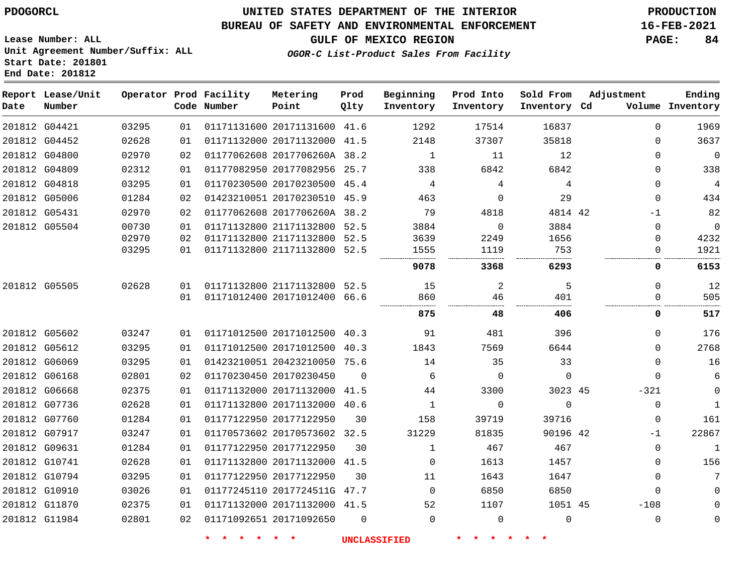PDOGORCL

# UNITED STATES DEPARTMENT OF THE INTERIOR
## BUREAU OF SAFETY AND ENVIRONMENTAL ENFORCEMENT
### GULF OF MEXICO REGION
*OGOR-C List-Product Sales From Facility*

PRODUCTION
16-FEB-2021

Lease Number: ALL
Unit Agreement Number/Suffix: ALL
Start Date: 201801
End Date: 201812

| Report Date | Lease/Unit Number | Operator | Prod Code | Facility Number | Metering Point | Prod Qlty | Beginning Inventory | Prod Into Inventory | Sold From Inventory | Adjustment Cd | Adjustment Volume | Ending Inventory |
|---|---|---|---|---|---|---|---|---|---|---|---|---|
| 201812 | G04421 | 03295 | 01 | 01171131600 | 20171131600 | 41.6 | 1292 | 17514 | 16837 | | 0 | 1969 |
| 201812 | G04452 | 02628 | 01 | 01171132000 | 20171132000 | 41.5 | 2148 | 37307 | 35818 | | 0 | 3637 |
| 201812 | G04800 | 02970 | 02 | 01177062608 | 2017706260A | 38.2 | 1 | 11 | 12 | | 0 | 0 |
| 201812 | G04809 | 02312 | 01 | 01177082950 | 20177082956 | 25.7 | 338 | 6842 | 6842 | | 0 | 338 |
| 201812 | G04818 | 03295 | 01 | 01170230500 | 20170230500 | 45.4 | 4 | 4 | 4 | | 0 | 4 |
| 201812 | G05006 | 01284 | 02 | 01423210051 | 20170230510 | 45.9 | 463 | 0 | 29 | | 0 | 434 |
| 201812 | G05431 | 02970 | 02 | 01177062608 | 2017706260A | 38.2 | 79 | 4818 | 4814 | 42 | -1 | 82 |
| 201812 | G05504 | 00730 | 01 | 01171132800 | 21171132800 | 52.5 | 3884 | 0 | 3884 | | 0 | 0 |
| | | 02970 | 02 | 01171132800 | 21171132800 | 52.5 | 3639 | 2249 | 1656 | | 0 | 4232 |
| | | 03295 | 01 | 01171132800 | 21171132800 | 52.5 | 1555 | 1119 | 753 | | 0 | 1921 |
| | | | | | | | **9078** | **3368** | **6293** | | **0** | **6153** |
| 201812 | G05505 | 02628 | 01 | 01171132800 | 21171132800 | 52.5 | 15 | 2 | 5 | | 0 | 12 |
| | | | 01 | 01171012400 | 20171012400 | 66.6 | 860 | 46 | 401 | | 0 | 505 |
| | | | | | | | **875** | **48** | **406** | | **0** | **517** |
| 201812 | G05602 | 03247 | 01 | 01171012500 | 20171012500 | 40.3 | 91 | 481 | 396 | | 0 | 176 |
| 201812 | G05612 | 03295 | 01 | 01171012500 | 20171012500 | 40.3 | 1843 | 7569 | 6644 | | 0 | 2768 |
| 201812 | G06069 | 03295 | 01 | 01423210051 | 20423210050 | 75.6 | 14 | 35 | 33 | | 0 | 16 |
| 201812 | G06168 | 02801 | 02 | 01170230450 | 20170230450 | 0 | 6 | 0 | 0 | | 0 | 6 |
| 201812 | G06668 | 02375 | 01 | 01171132000 | 20171132000 | 41.5 | 44 | 3300 | 3023 | 45 | -321 | 0 |
| 201812 | G07736 | 02628 | 01 | 01171132800 | 20171132000 | 40.6 | 1 | 0 | 0 | | 0 | 1 |
| 201812 | G07760 | 01284 | 01 | 01177122950 | 20177122950 | 30 | 158 | 39719 | 39716 | | 0 | 161 |
| 201812 | G07917 | 03247 | 01 | 01170573602 | 20170573602 | 32.5 | 31229 | 81835 | 90196 | 42 | -1 | 22867 |
| 201812 | G09631 | 01284 | 01 | 01177122950 | 20177122950 | 30 | 1 | 467 | 467 | | 0 | 1 |
| 201812 | G10741 | 02628 | 01 | 01171132800 | 20171132000 | 41.5 | 0 | 1613 | 1457 | | 0 | 156 |
| 201812 | G10794 | 03295 | 01 | 01177122950 | 20177122950 | 30 | 11 | 1643 | 1647 | | 0 | 7 |
| 201812 | G10910 | 03026 | 01 | 01177245110 | 2017724511G | 47.7 | 0 | 6850 | 6850 | | 0 | 0 |
| 201812 | G11870 | 02375 | 01 | 01171132000 | 20171132000 | 41.5 | 52 | 1107 | 1051 | 45 | -108 | 0 |
| 201812 | G11984 | 02801 | 02 | 01171092651 | 20171092650 | 0 | 0 | 0 | 0 | | 0 | 0 |

* * * * * * UNCLASSIFIED * * * * * *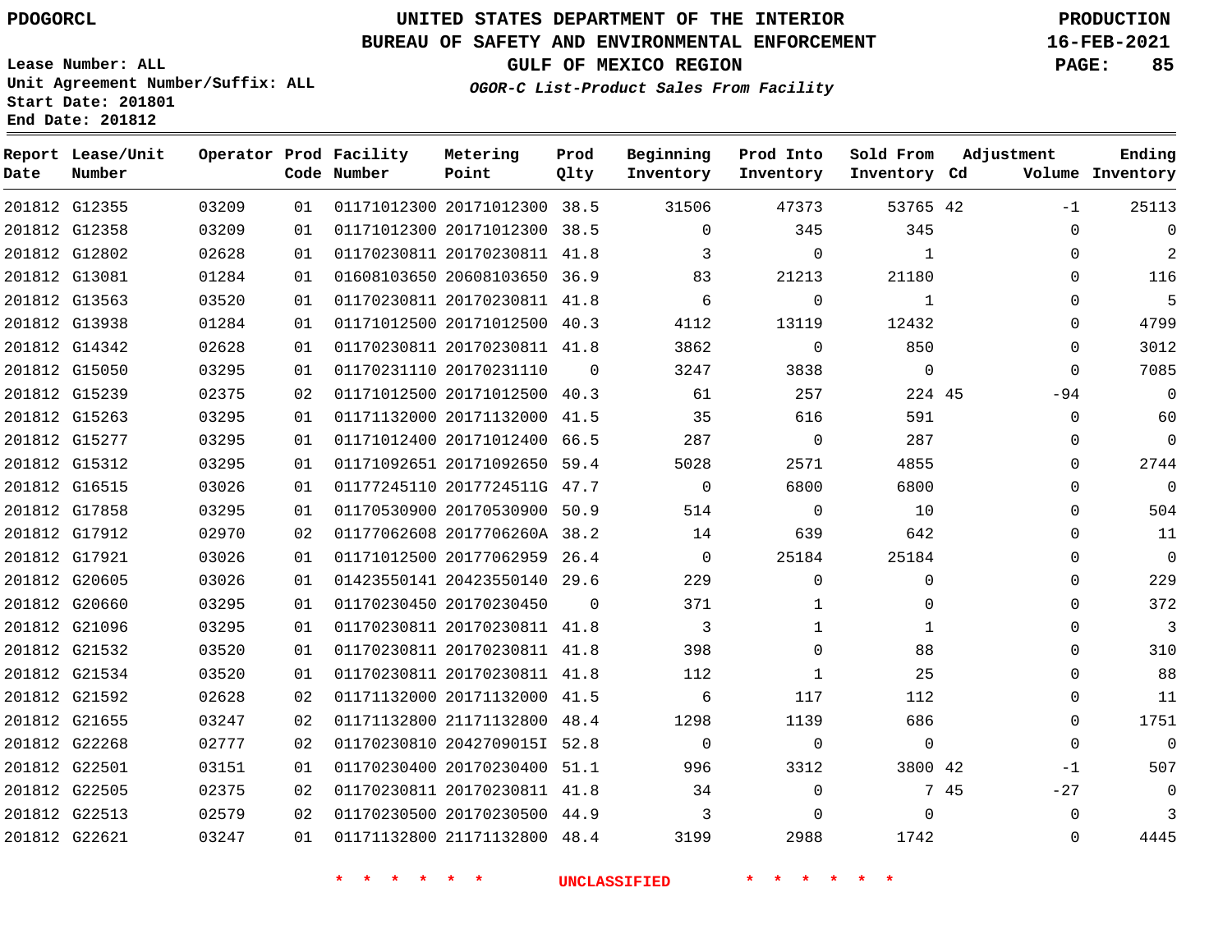PDOGORCL

# UNITED STATES DEPARTMENT OF THE INTERIOR
## BUREAU OF SAFETY AND ENVIRONMENTAL ENFORCEMENT
### GULF OF MEXICO REGION

*OGOR-C List-Product Sales From Facility*

PRODUCTION
16-FEB-2021

Lease Number: ALL
Unit Agreement Number/Suffix: ALL
Start Date: 201801
End Date: 201812

| Report Date | Lease/Unit Number | Operator | Prod Code | Facility Number | Metering Point | Prod Qlty | Beginning Inventory | Prod Into Inventory | Sold From Inventory | Adjustment Cd | Adjustment Volume | Ending Inventory |
|---|---|---|---|---|---|---|---|---|---|---|---|---|
| 201812 | G12355 | 03209 | 01 | 01171012300 | 20171012300 | 38.5 | 31506 | 47373 | 53765 | 42 | -1 | 25113 |
| 201812 | G12358 | 03209 | 01 | 01171012300 | 20171012300 | 38.5 | 0 | 345 | 345 | | 0 | 0 |
| 201812 | G12802 | 02628 | 01 | 01170230811 | 20170230811 | 41.8 | 3 | 0 | 1 | | 0 | 2 |
| 201812 | G13081 | 01284 | 01 | 01608103650 | 20608103650 | 36.9 | 83 | 21213 | 21180 | | 0 | 116 |
| 201812 | G13563 | 03520 | 01 | 01170230811 | 20170230811 | 41.8 | 6 | 0 | 1 | | 0 | 5 |
| 201812 | G13938 | 01284 | 01 | 01171012500 | 20171012500 | 40.3 | 4112 | 13119 | 12432 | | 0 | 4799 |
| 201812 | G14342 | 02628 | 01 | 01170230811 | 20170230811 | 41.8 | 3862 | 0 | 850 | | 0 | 3012 |
| 201812 | G15050 | 03295 | 01 | 01170231110 | 20170231110 | 0 | 3247 | 3838 | 0 | | 0 | 7085 |
| 201812 | G15239 | 02375 | 02 | 01171012500 | 20171012500 | 40.3 | 61 | 257 | 224 | 45 | -94 | 0 |
| 201812 | G15263 | 03295 | 01 | 01171132000 | 20171132000 | 41.5 | 35 | 616 | 591 | | 0 | 60 |
| 201812 | G15277 | 03295 | 01 | 01171012400 | 20171012400 | 66.5 | 287 | 0 | 287 | | 0 | 0 |
| 201812 | G15312 | 03295 | 01 | 01171092651 | 20171092650 | 59.4 | 5028 | 2571 | 4855 | | 0 | 2744 |
| 201812 | G16515 | 03026 | 01 | 01177245110 | 2017724511G | 47.7 | 0 | 6800 | 6800 | | 0 | 0 |
| 201812 | G17858 | 03295 | 01 | 01170530900 | 20170530900 | 50.9 | 514 | 0 | 10 | | 0 | 504 |
| 201812 | G17912 | 02970 | 02 | 01177062608 | 2017706260A | 38.2 | 14 | 639 | 642 | | 0 | 11 |
| 201812 | G17921 | 03026 | 01 | 01171012500 | 20177062959 | 26.4 | 0 | 25184 | 25184 | | 0 | 0 |
| 201812 | G20605 | 03026 | 01 | 01423550141 | 20423550140 | 29.6 | 229 | 0 | 0 | | 0 | 229 |
| 201812 | G20660 | 03295 | 01 | 01170230450 | 20170230450 | 0 | 371 | 1 | 0 | | 0 | 372 |
| 201812 | G21096 | 03295 | 01 | 01170230811 | 20170230811 | 41.8 | 3 | 1 | 1 | | 0 | 3 |
| 201812 | G21532 | 03520 | 01 | 01170230811 | 20170230811 | 41.8 | 398 | 0 | 88 | | 0 | 310 |
| 201812 | G21534 | 03520 | 01 | 01170230811 | 20170230811 | 41.8 | 112 | 1 | 25 | | 0 | 88 |
| 201812 | G21592 | 02628 | 02 | 01171132000 | 20171132000 | 41.5 | 6 | 117 | 112 | | 0 | 11 |
| 201812 | G21655 | 03247 | 02 | 01171132800 | 21171132800 | 48.4 | 1298 | 1139 | 686 | | 0 | 1751 |
| 201812 | G22268 | 02777 | 02 | 01170230810 | 2042709015I | 52.8 | 0 | 0 | 0 | | 0 | 0 |
| 201812 | G22501 | 03151 | 01 | 01170230400 | 20170230400 | 51.1 | 996 | 3312 | 3800 | 42 | -1 | 507 |
| 201812 | G22505 | 02375 | 02 | 01170230811 | 20170230811 | 41.8 | 34 | 0 | 7 | 45 | -27 | 0 |
| 201812 | G22513 | 02579 | 02 | 01170230500 | 20170230500 | 44.9 | 3 | 0 | 0 | | 0 | 3 |
| 201812 | G22621 | 03247 | 01 | 01171132800 | 21171132800 | 48.4 | 3199 | 2988 | 1742 | | 0 | 4445 |

\* \* \* \* \* \* UNCLASSIFIED \* \* \* \* \* \*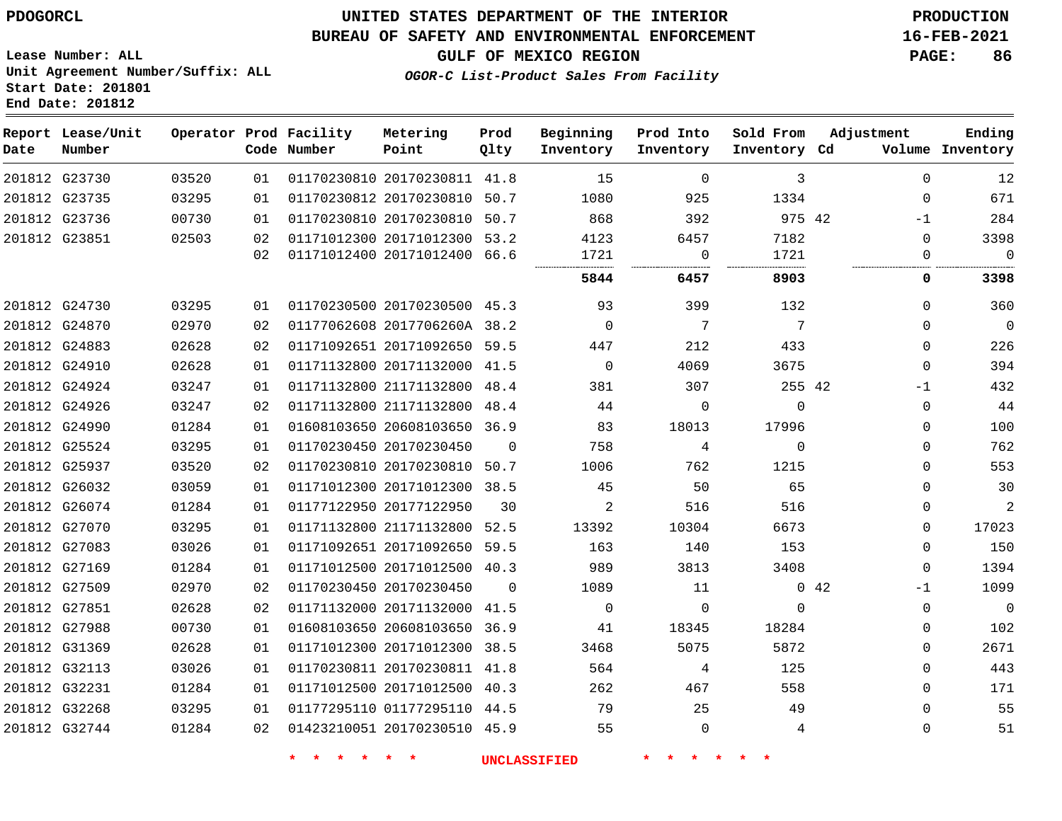PDOGORCL

# UNITED STATES DEPARTMENT OF THE INTERIOR
## BUREAU OF SAFETY AND ENVIRONMENTAL ENFORCEMENT
### GULF OF MEXICO REGION
*OGOR-C List-Product Sales From Facility*

PRODUCTION
16-FEB-2021

Lease Number: ALL
Unit Agreement Number/Suffix: ALL
Start Date: 201801
End Date: 201812

| Report Date | Lease/Unit Number | Operator | Prod Code | Facility Number | Metering Point | Prod Qlty | Beginning Inventory | Prod Into Inventory | Sold From Inventory | Adjustment Cd | Volume | Ending Inventory |
|---|---|---|---|---|---|---|---|---|---|---|---|---|
| 201812 | G23730 | 03520 | 01 | 01170230810 | 20170230811 | 41.8 | 15 | 0 | 3 | | 0 | 12 |
| 201812 | G23735 | 03295 | 01 | 01170230812 | 20170230810 | 50.7 | 1080 | 925 | 1334 | | 0 | 671 |
| 201812 | G23736 | 00730 | 01 | 01170230810 | 20170230810 | 50.7 | 868 | 392 | 975 | 42 | -1 | 284 |
| 201812 | G23851 | 02503 | 02 | 01171012300 | 20171012300 | 53.2 | 4123 | 6457 | 7182 | | 0 | 3398 |
| | | | 02 | 01171012400 | 20171012400 | 66.6 | 1721 | 0 | 1721 | | 0 | 0 |
| | | | | | | | **5844** | **6457** | **8903** | | **0** | **3398** |
| 201812 | G24730 | 03295 | 01 | 01170230500 | 20170230500 | 45.3 | 93 | 399 | 132 | | 0 | 360 |
| 201812 | G24870 | 02970 | 02 | 01177062608 | 2017706260A | 38.2 | 0 | 7 | 7 | | 0 | 0 |
| 201812 | G24883 | 02628 | 02 | 01171092651 | 20171092650 | 59.5 | 447 | 212 | 433 | | 0 | 226 |
| 201812 | G24910 | 02628 | 01 | 01171132800 | 20171132000 | 41.5 | 0 | 4069 | 3675 | | 0 | 394 |
| 201812 | G24924 | 03247 | 01 | 01171132800 | 21171132800 | 48.4 | 381 | 307 | 255 | 42 | -1 | 432 |
| 201812 | G24926 | 03247 | 02 | 01171132800 | 21171132800 | 48.4 | 44 | 0 | 0 | | 0 | 44 |
| 201812 | G24990 | 01284 | 01 | 01608103650 | 20608103650 | 36.9 | 83 | 18013 | 17996 | | 0 | 100 |
| 201812 | G25524 | 03295 | 01 | 01170230450 | 20170230450 | 0 | 758 | 4 | 0 | | 0 | 762 |
| 201812 | G25937 | 03520 | 02 | 01170230810 | 20170230810 | 50.7 | 1006 | 762 | 1215 | | 0 | 553 |
| 201812 | G26032 | 03059 | 01 | 01171012300 | 20171012300 | 38.5 | 45 | 50 | 65 | | 0 | 30 |
| 201812 | G26074 | 01284 | 01 | 01177122950 | 20177122950 | 30 | 2 | 516 | 516 | | 0 | 2 |
| 201812 | G27070 | 03295 | 01 | 01171132800 | 21171132800 | 52.5 | 13392 | 10304 | 6673 | | 0 | 17023 |
| 201812 | G27083 | 03026 | 01 | 01171092651 | 20171092650 | 59.5 | 163 | 140 | 153 | | 0 | 150 |
| 201812 | G27169 | 01284 | 01 | 01171012500 | 20171012500 | 40.3 | 989 | 3813 | 3408 | | 0 | 1394 |
| 201812 | G27509 | 02970 | 02 | 01170230450 | 20170230450 | 0 | 1089 | 11 | 0 | 42 | -1 | 1099 |
| 201812 | G27851 | 02628 | 02 | 01171132000 | 20171132000 | 41.5 | 0 | 0 | 0 | | 0 | 0 |
| 201812 | G27988 | 00730 | 01 | 01608103650 | 20608103650 | 36.9 | 41 | 18345 | 18284 | | 0 | 102 |
| 201812 | G31369 | 02628 | 01 | 01171012300 | 20171012300 | 38.5 | 3468 | 5075 | 5872 | | 0 | 2671 |
| 201812 | G32113 | 03026 | 01 | 01170230811 | 20170230811 | 41.8 | 564 | 4 | 125 | | 0 | 443 |
| 201812 | G32231 | 01284 | 01 | 01171012500 | 20171012500 | 40.3 | 262 | 467 | 558 | | 0 | 171 |
| 201812 | G32268 | 03295 | 01 | 01177295110 | 01177295110 | 44.5 | 79 | 25 | 49 | | 0 | 55 |
| 201812 | G32744 | 01284 | 02 | 01423210051 | 20170230510 | 45.9 | 55 | 0 | 4 | | 0 | 51 |

* * * * * * UNCLASSIFIED * * * * * *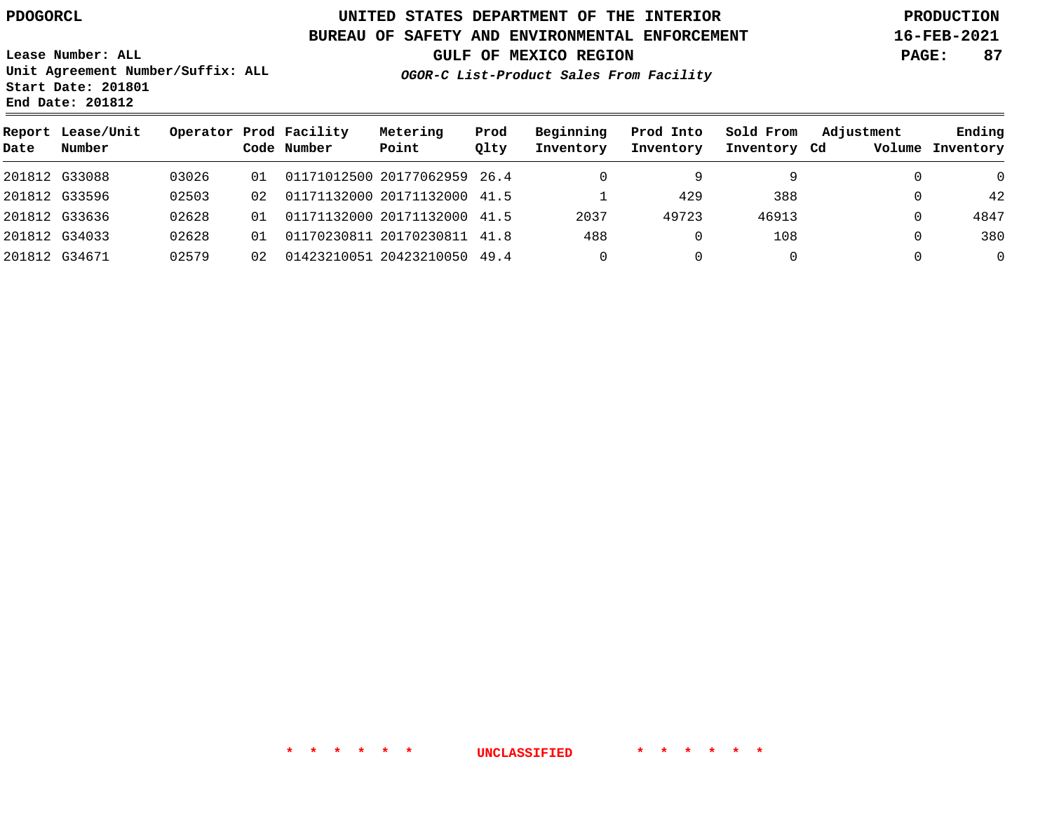PDOGORCL

UNITED STATES DEPARTMENT OF THE INTERIOR
BUREAU OF SAFETY AND ENVIRONMENTAL ENFORCEMENT
GULF OF MEXICO REGION

*OGOR-C List-Product Sales From Facility*

PRODUCTION
16-FEB-2021

Lease Number: ALL
Unit Agreement Number/Suffix: ALL
Start Date: 201801
End Date: 201812

| Report Date | Lease/Unit Number | Operator | Prod Code | Facility Number | Metering Point | Prod Qlty | Beginning Inventory | Prod Into Inventory | Sold From Inventory | Adjustment Cd | Adjustment Volume | Ending Inventory |
|---|---|---|---|---|---|---|---|---|---|---|---|---|
| 201812 | G33088 | 03026 | 01 | 01171012500 | 20177062959 | 26.4 | 0 | 9 | 9 | | 0 | 0 |
| 201812 | G33596 | 02503 | 02 | 01171132000 | 20171132000 | 41.5 | 1 | 429 | 388 | | 0 | 42 |
| 201812 | G33636 | 02628 | 01 | 01171132000 | 20171132000 | 41.5 | 2037 | 49723 | 46913 | | 0 | 4847 |
| 201812 | G34033 | 02628 | 01 | 01170230811 | 20170230811 | 41.8 | 488 | 0 | 108 | | 0 | 380 |
| 201812 | G34671 | 02579 | 02 | 01423210051 | 20423210050 | 49.4 | 0 | 0 | 0 | | 0 | 0 |

* * * * * * UNCLASSIFIED * * * * * *